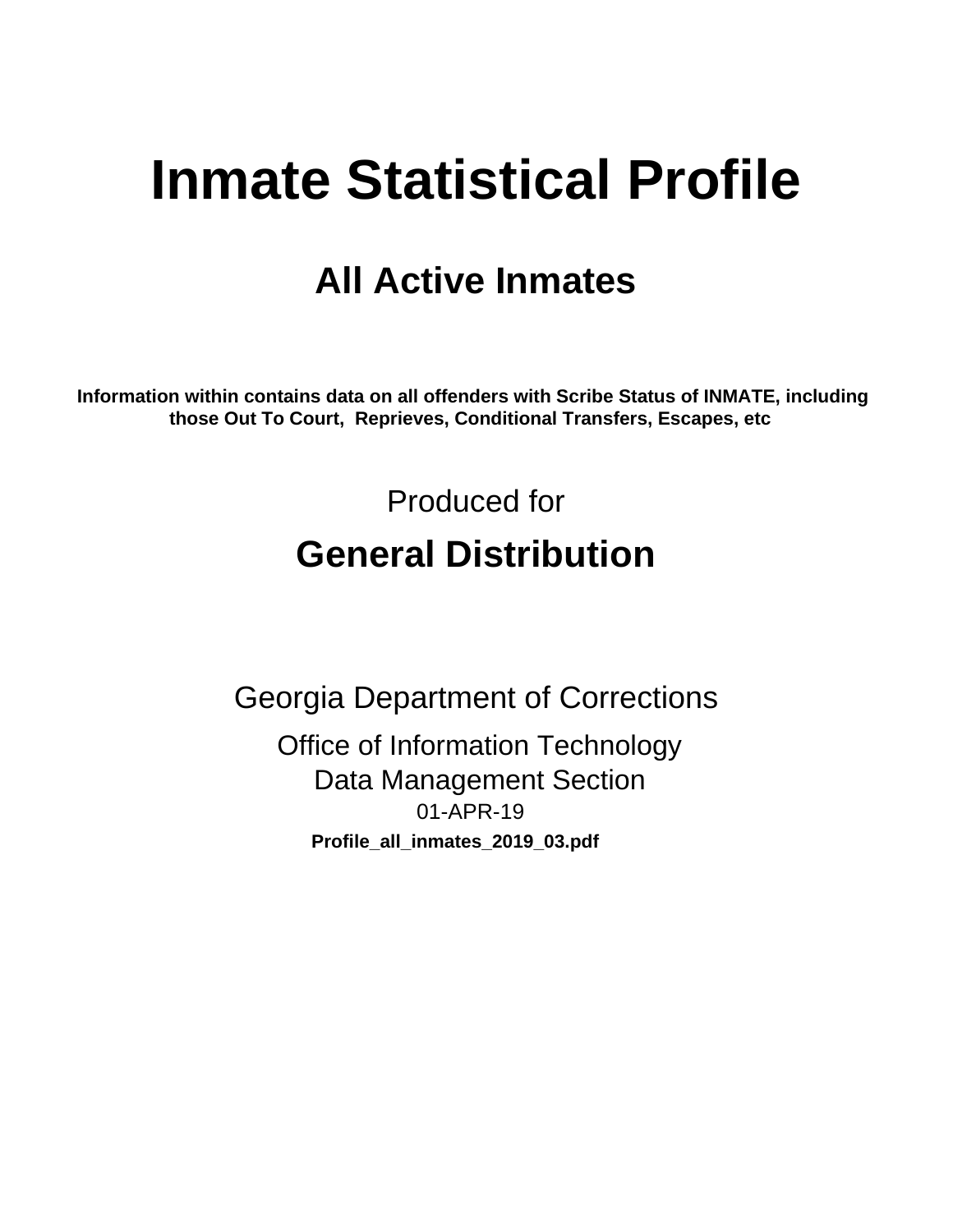# Inmate Statistical Profile

## All Active Inmates

**Information within contains data on all offenders with Scribe Status of INMATE, including those Out To Court, Reprieves, Conditional Transfers, Escapes, etc**

Produced for

## General Distribution

Georgia Department of Corrections

Office of Information Technology

Data Management Section

01-APR-19

**Profile_all_inmates_2019_03.pdf**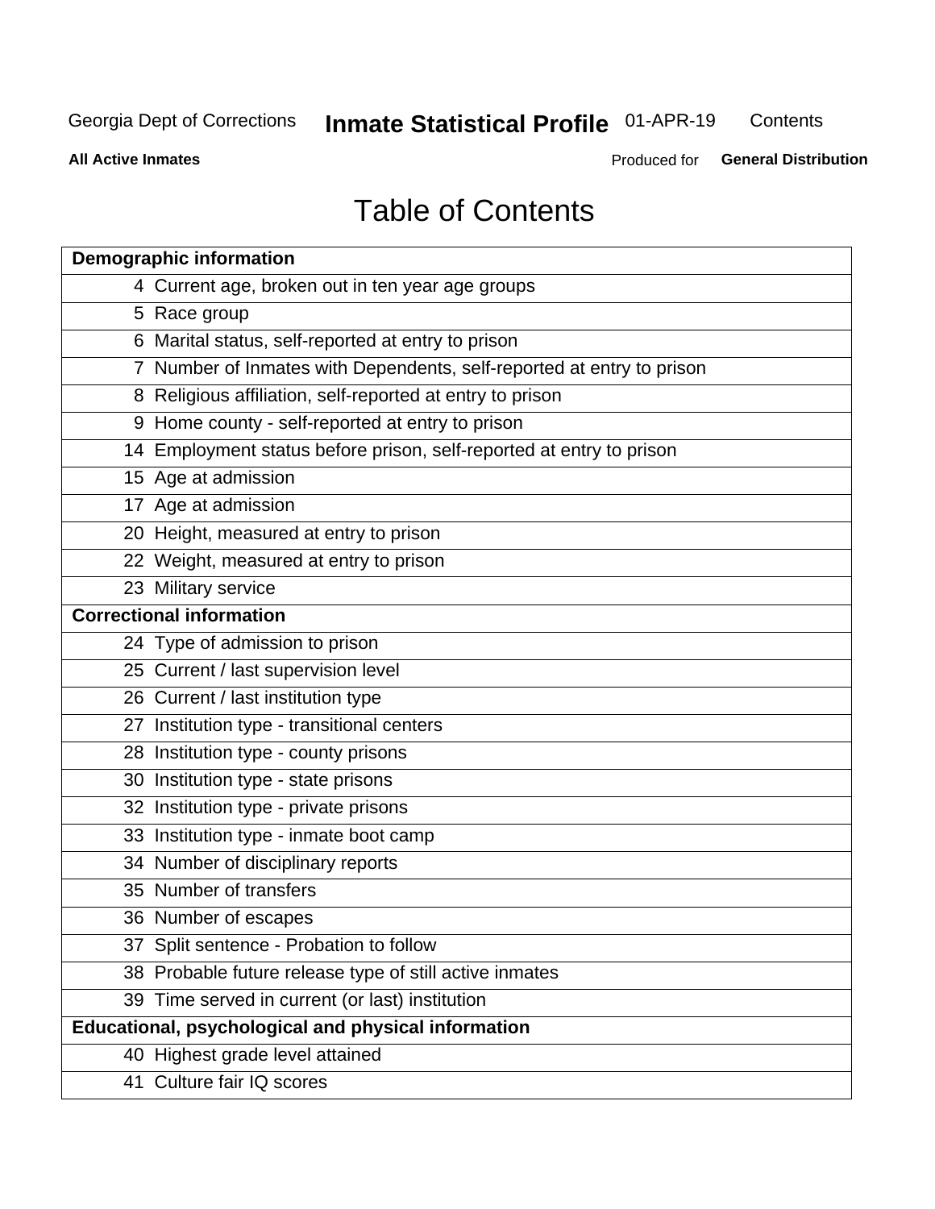# Table of Contents

| Demographic information | |
|---|---|
| 4 | Current age, broken out in ten year age groups |
| 5 | Race group |
| 6 | Marital status, self-reported at entry to prison |
| 7 | Number of Inmates with Dependents, self-reported at entry to prison |
| 8 | Religious affiliation, self-reported at entry to prison |
| 9 | Home county - self-reported at entry to prison |
| 14 | Employment status before prison, self-reported at entry to prison |
| 15 | Age at admission |
| 17 | Age at admission |
| 20 | Height, measured at entry to prison |
| 22 | Weight, measured at entry to prison |
| 23 | Military service |
| **Correctional information** | |
| 24 | Type of admission to prison |
| 25 | Current / last supervision level |
| 26 | Current / last institution type |
| 27 | Institution type - transitional centers |
| 28 | Institution type - county prisons |
| 30 | Institution type - state prisons |
| 32 | Institution type - private prisons |
| 33 | Institution type - inmate boot camp |
| 34 | Number of disciplinary reports |
| 35 | Number of transfers |
| 36 | Number of escapes |
| 37 | Split sentence - Probation to follow |
| 38 | Probable future release type of still active inmates |
| 39 | Time served in current (or last) institution |
| **Educational, psychological and physical information** | |
| 40 | Highest grade level attained |
| 41 | Culture fair IQ scores |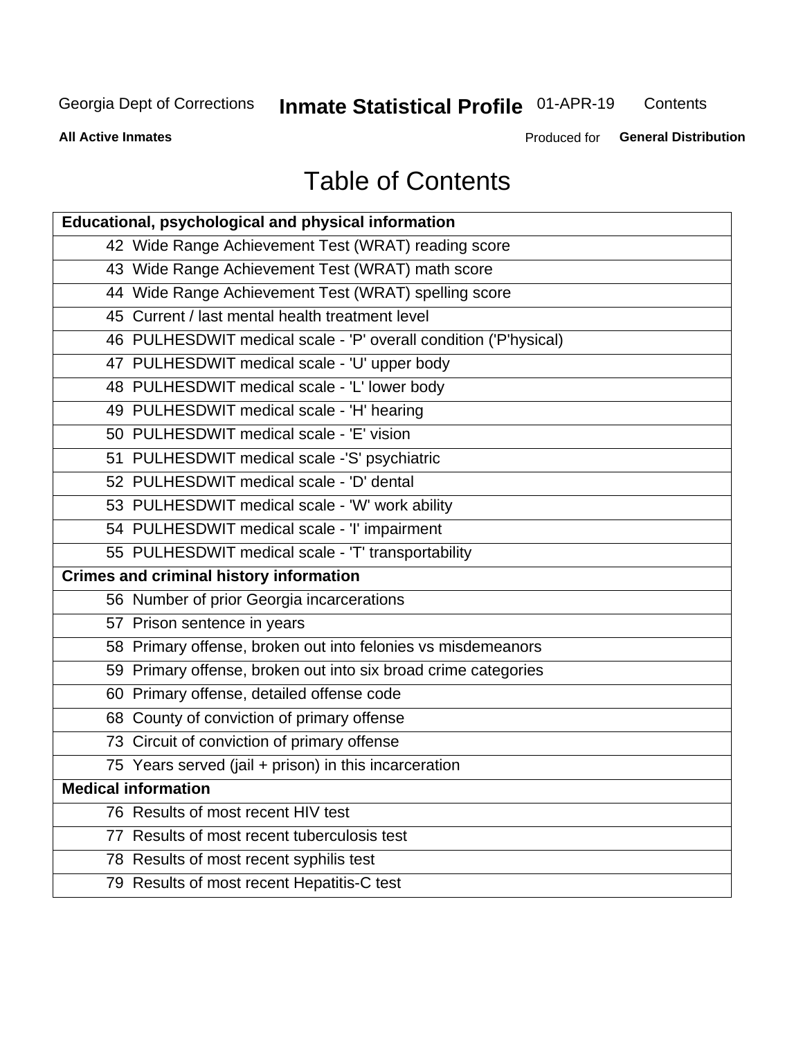# Table of Contents

| Educational, psychological and physical information | |
|---|---|
| 42 | Wide Range Achievement Test (WRAT) reading score |
| 43 | Wide Range Achievement Test (WRAT) math score |
| 44 | Wide Range Achievement Test (WRAT) spelling score |
| 45 | Current / last mental health treatment level |
| 46 | PULHESDWIT medical scale - 'P' overall condition ('P'hysical) |
| 47 | PULHESDWIT medical scale - 'U' upper body |
| 48 | PULHESDWIT medical scale - 'L' lower body |
| 49 | PULHESDWIT medical scale - 'H' hearing |
| 50 | PULHESDWIT medical scale - 'E' vision |
| 51 | PULHESDWIT medical scale -'S' psychiatric |
| 52 | PULHESDWIT medical scale - 'D' dental |
| 53 | PULHESDWIT medical scale - 'W' work ability |
| 54 | PULHESDWIT medical scale - 'I' impairment |
| 55 | PULHESDWIT medical scale - 'T' transportability |
| **Crimes and criminal history information** | |
| 56 | Number of prior Georgia incarcerations |
| 57 | Prison sentence in years |
| 58 | Primary offense, broken out into felonies vs misdemeanors |
| 59 | Primary offense, broken out into six broad crime categories |
| 60 | Primary offense, detailed offense code |
| 68 | County of conviction of primary offense |
| 73 | Circuit of conviction of primary offense |
| 75 | Years served (jail + prison) in this incarceration |
| **Medical information** | |
| 76 | Results of most recent HIV test |
| 77 | Results of most recent tuberculosis test |
| 78 | Results of most recent syphilis test |
| 79 | Results of most recent Hepatitis-C test |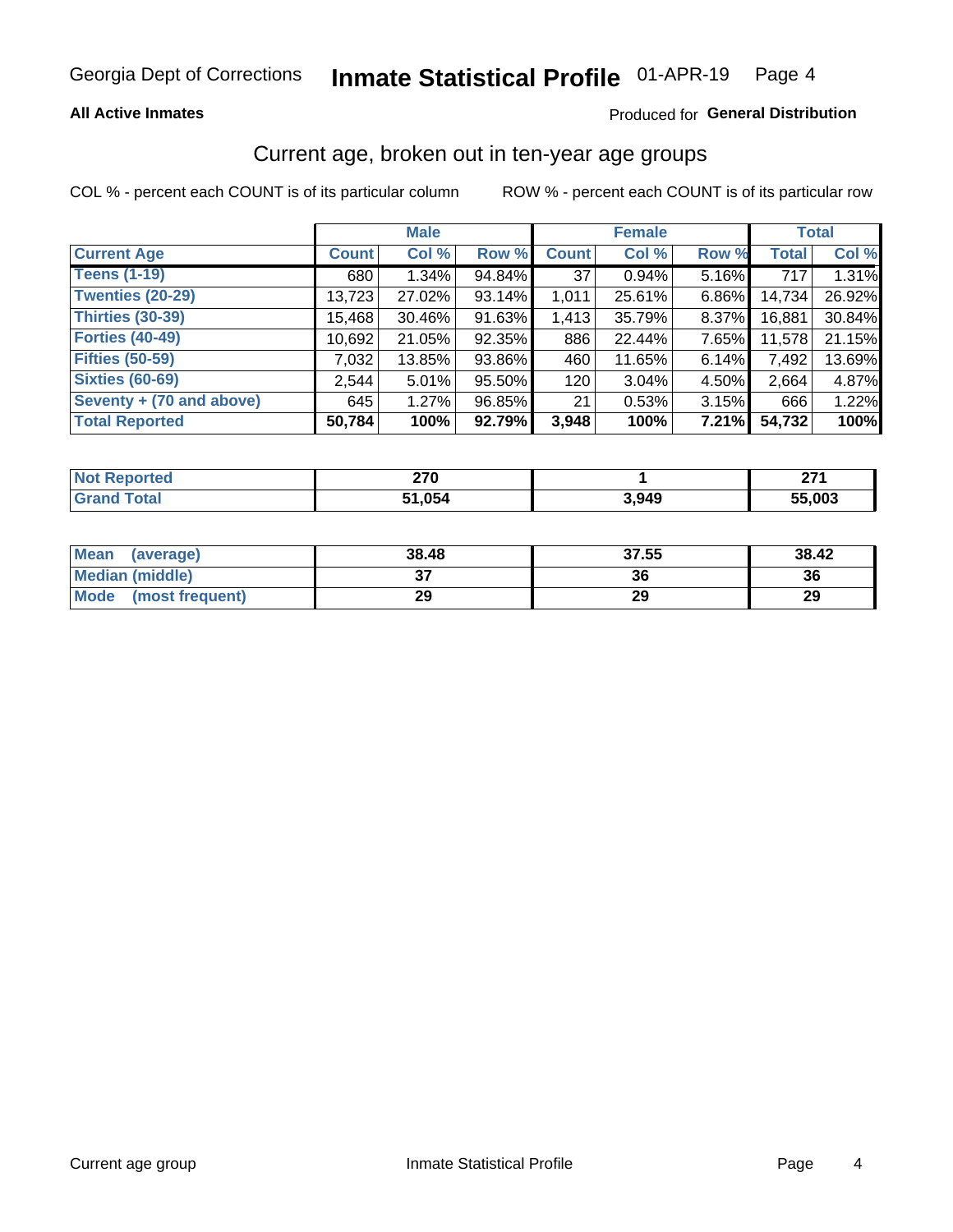Georgia Dept of Corrections **Inmate Statistical Profile** 01-APR-19

**All Active Inmates**

Produced for **General Distribution**

## Current age, broken out in ten-year age groups

COL % - percent each COUNT is of its particular column

ROW % - percent each COUNT is of its particular row

| | Male | | | Female | | | Total | |
|---|---|---|---|---|---|---|---|---|
| **Current Age** | **Count** | **Col %** | **Row %** | **Count** | **Col %** | **Row %** | **Total** | **Col %** |
| Teens (1-19) | 680 | 1.34% | 94.84% | 37 | 0.94% | 5.16% | 717 | 1.31% |
| Twenties (20-29) | 13,723 | 27.02% | 93.14% | 1,011 | 25.61% | 6.86% | 14,734 | 26.92% |
| Thirties (30-39) | 15,468 | 30.46% | 91.63% | 1,413 | 35.79% | 8.37% | 16,881 | 30.84% |
| Forties (40-49) | 10,692 | 21.05% | 92.35% | 886 | 22.44% | 7.65% | 11,578 | 21.15% |
| Fifties (50-59) | 7,032 | 13.85% | 93.86% | 460 | 11.65% | 6.14% | 7,492 | 13.69% |
| Sixties (60-69) | 2,544 | 5.01% | 95.50% | 120 | 3.04% | 4.50% | 2,664 | 4.87% |
| Seventy + (70 and above) | 645 | 1.27% | 96.85% | 21 | 0.53% | 3.15% | 666 | 1.22% |
| **Total Reported** | **50,784** | **100%** | **92.79%** | **3,948** | **100%** | **7.21%** | **54,732** | **100%** |

| | Male | Female | Total |
|---|---|---|---|
| Not Reported | **270** | **1** | **271** |
| Grand Total | **51,054** | **3,949** | **55,003** |

| | Male | Female | Total |
|---|---|---|---|
| Mean (average) | **38.48** | **37.55** | **38.42** |
| Median (middle) | **37** | **36** | **36** |
| Mode (most frequent) | **29** | **29** | **29** |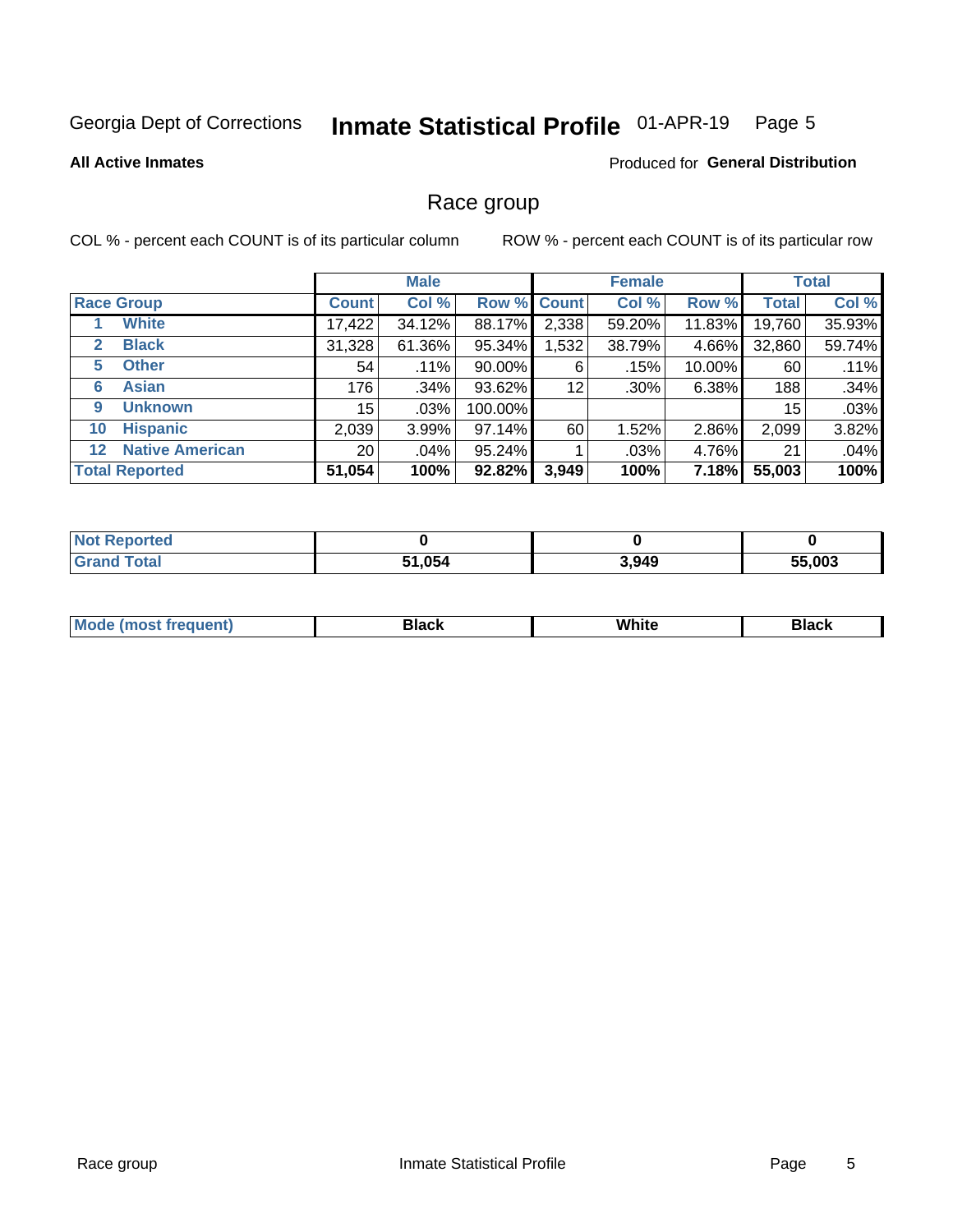Georgia Dept of Corrections **Inmate Statistical Profile** 01-APR-19

**All Active Inmates**

Produced for **General Distribution**

## Race group

COL % - percent each COUNT is of its particular column    ROW % - percent each COUNT is of its particular row

| Race Group | Male | | | Female | | | Total | |
|---|---|---|---|---|---|---|---|---|
| | Count | Col % | Row % | Count | Col % | Row % | Total | Col % |
| 1 White | 17,422 | 34.12% | 88.17% | 2,338 | 59.20% | 11.83% | 19,760 | 35.93% |
| 2 Black | 31,328 | 61.36% | 95.34% | 1,532 | 38.79% | 4.66% | 32,860 | 59.74% |
| 5 Other | 54 | .11% | 90.00% | 6 | .15% | 10.00% | 60 | .11% |
| 6 Asian | 176 | .34% | 93.62% | 12 | .30% | 6.38% | 188 | .34% |
| 9 Unknown | 15 | .03% | 100.00% | | | | 15 | .03% |
| 10 Hispanic | 2,039 | 3.99% | 97.14% | 60 | 1.52% | 2.86% | 2,099 | 3.82% |
| 12 Native American | 20 | .04% | 95.24% | 1 | .03% | 4.76% | 21 | .04% |
| **Total Reported** | **51,054** | **100%** | **92.82%** | **3,949** | **100%** | **7.18%** | **55,003** | **100%** |

| | Male | Female | Total |
|---|---|---|---|
| Not Reported | 0 | 0 | 0 |
| Grand Total | 51,054 | 3,949 | 55,003 |

| | Male | Female | Total |
|---|---|---|---|
| Mode (most frequent) | Black | White | Black |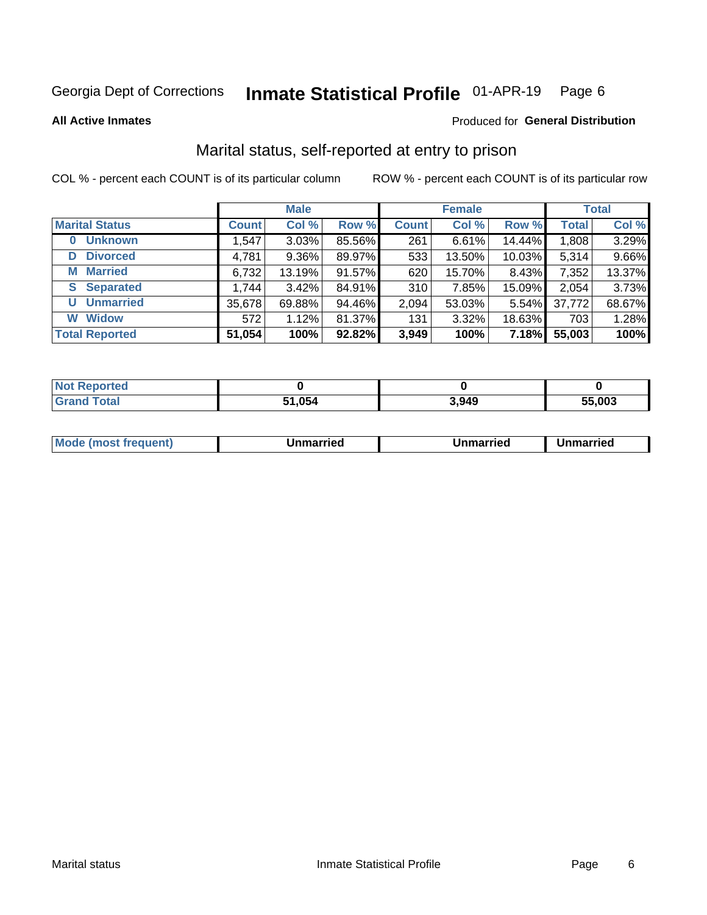Georgia Dept of Corrections **Inmate Statistical Profile** 01-APR-19

**All Active Inmates**

Produced for **General Distribution**

## Marital status, self-reported at entry to prison

COL % - percent each COUNT is of its particular column

ROW % - percent each COUNT is of its particular row

| | Male | | | Female | | | Total | |
|---|---|---|---|---|---|---|---|---|
| **Marital Status** | **Count** | **Col %** | **Row %** | **Count** | **Col %** | **Row %** | **Total** | **Col %** |
| **0 Unknown** | 1,547 | 3.03% | 85.56% | 261 | 6.61% | 14.44% | 1,808 | 3.29% |
| **D Divorced** | 4,781 | 9.36% | 89.97% | 533 | 13.50% | 10.03% | 5,314 | 9.66% |
| **M Married** | 6,732 | 13.19% | 91.57% | 620 | 15.70% | 8.43% | 7,352 | 13.37% |
| **S Separated** | 1,744 | 3.42% | 84.91% | 310 | 7.85% | 15.09% | 2,054 | 3.73% |
| **U Unmarried** | 35,678 | 69.88% | 94.46% | 2,094 | 53.03% | 5.54% | 37,772 | 68.67% |
| **W Widow** | 572 | 1.12% | 81.37% | 131 | 3.32% | 18.63% | 703 | 1.28% |
| **Total Reported** | **51,054** | **100%** | **92.82%** | **3,949** | **100%** | **7.18%** | **55,003** | **100%** |

| | Male | Female | Total |
|---|---|---|---|
| **Not Reported** | **0** | **0** | **0** |
| **Grand Total** | **51,054** | **3,949** | **55,003** |

| | Male | Female | Total |
|---|---|---|---|
| **Mode (most frequent)** | **Unmarried** | **Unmarried** | **Unmarried** |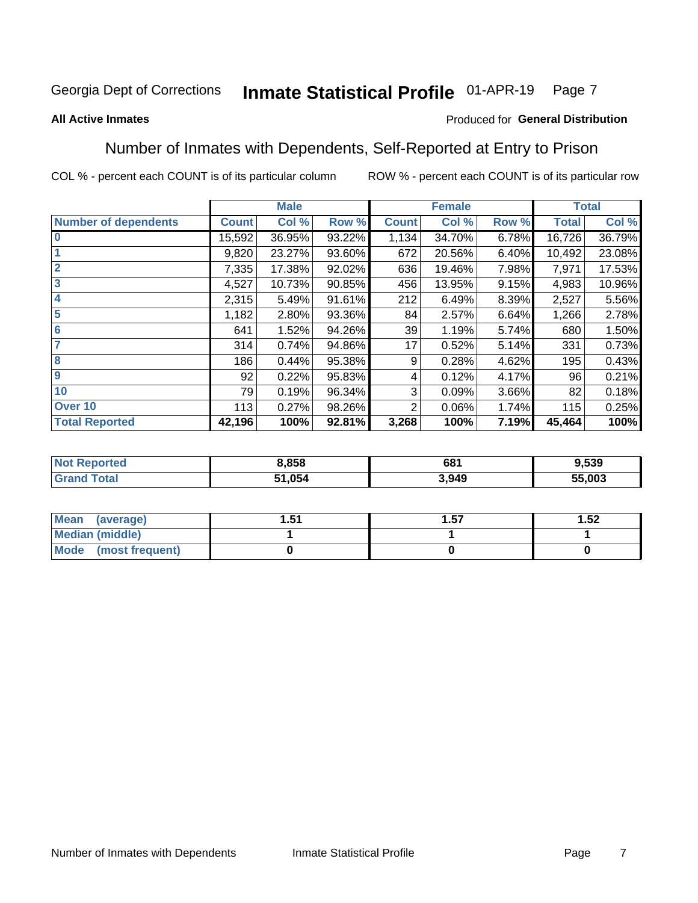Georgia Dept of Corrections **Inmate Statistical Profile** 01-APR-19

**All Active Inmates**

Produced for **General Distribution**

## Number of Inmates with Dependents, Self-Reported at Entry to Prison

COL % - percent each COUNT is of its particular column ROW % - percent each COUNT is of its particular row

| | Male | | | Female | | | Total | |
|---|---|---|---|---|---|---|---|---|
| **Number of dependents** | **Count** | **Col %** | **Row %** | **Count** | **Col %** | **Row %** | **Total** | **Col %** |
| **0** | 15,592 | 36.95% | 93.22% | 1,134 | 34.70% | 6.78% | 16,726 | 36.79% |
| **1** | 9,820 | 23.27% | 93.60% | 672 | 20.56% | 6.40% | 10,492 | 23.08% |
| **2** | 7,335 | 17.38% | 92.02% | 636 | 19.46% | 7.98% | 7,971 | 17.53% |
| **3** | 4,527 | 10.73% | 90.85% | 456 | 13.95% | 9.15% | 4,983 | 10.96% |
| **4** | 2,315 | 5.49% | 91.61% | 212 | 6.49% | 8.39% | 2,527 | 5.56% |
| **5** | 1,182 | 2.80% | 93.36% | 84 | 2.57% | 6.64% | 1,266 | 2.78% |
| **6** | 641 | 1.52% | 94.26% | 39 | 1.19% | 5.74% | 680 | 1.50% |
| **7** | 314 | 0.74% | 94.86% | 17 | 0.52% | 5.14% | 331 | 0.73% |
| **8** | 186 | 0.44% | 95.38% | 9 | 0.28% | 4.62% | 195 | 0.43% |
| **9** | 92 | 0.22% | 95.83% | 4 | 0.12% | 4.17% | 96 | 0.21% |
| **10** | 79 | 0.19% | 96.34% | 3 | 0.09% | 3.66% | 82 | 0.18% |
| **Over 10** | 113 | 0.27% | 98.26% | 2 | 0.06% | 1.74% | 115 | 0.25% |
| **Total Reported** | **42,196** | **100%** | **92.81%** | **3,268** | **100%** | **7.19%** | **45,464** | **100%** |

| | Male | Female | Total |
|---|---|---|---|
| **Not Reported** | **8,858** | **681** | **9,539** |
| **Grand Total** | **51,054** | **3,949** | **55,003** |

| | Male | Female | Total |
|---|---|---|---|
| **Mean (average)** | **1.51** | **1.57** | **1.52** |
| **Median (middle)** | **1** | **1** | **1** |
| **Mode (most frequent)** | **0** | **0** | **0** |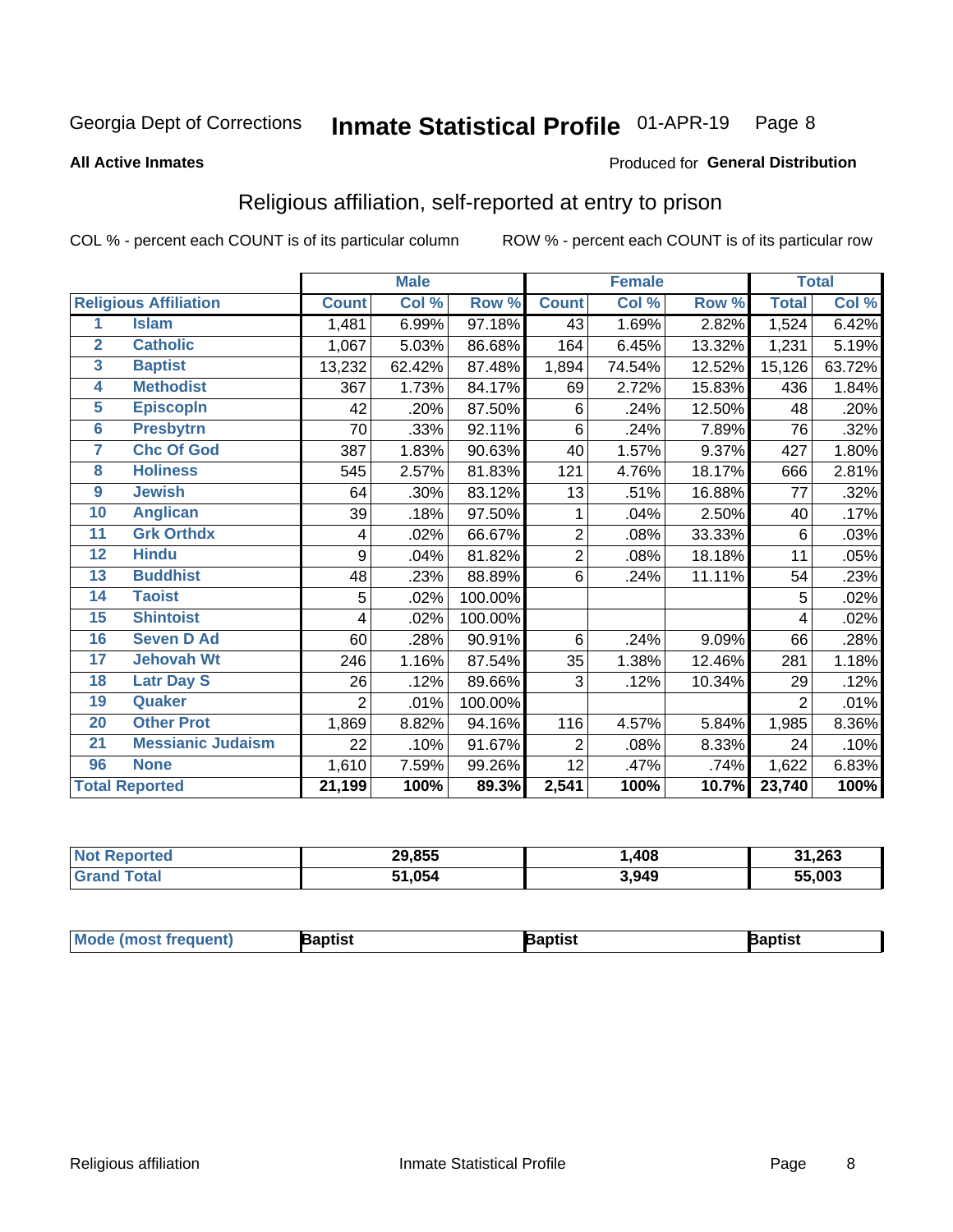Georgia Dept of Corrections **Inmate Statistical Profile** 01-APR-19

**All Active Inmates**

Produced for **General Distribution**

## Religious affiliation, self-reported at entry to prison

COL % - percent each COUNT is of its particular column ROW % - percent each COUNT is of its particular row

| | | Male | | | Female | | | Total | |
|---|---|---|---|---|---|---|---|---|---|
| **Religious Affiliation** | | **Count** | **Col %** | **Row %** | **Count** | **Col %** | **Row %** | **Total** | **Col %** |
| 1 | Islam | 1,481 | 6.99% | 97.18% | 43 | 1.69% | 2.82% | 1,524 | 6.42% |
| 2 | Catholic | 1,067 | 5.03% | 86.68% | 164 | 6.45% | 13.32% | 1,231 | 5.19% |
| 3 | Baptist | 13,232 | 62.42% | 87.48% | 1,894 | 74.54% | 12.52% | 15,126 | 63.72% |
| 4 | Methodist | 367 | 1.73% | 84.17% | 69 | 2.72% | 15.83% | 436 | 1.84% |
| 5 | Episcopln | 42 | .20% | 87.50% | 6 | .24% | 12.50% | 48 | .20% |
| 6 | Presbytrn | 70 | .33% | 92.11% | 6 | .24% | 7.89% | 76 | .32% |
| 7 | Chc Of God | 387 | 1.83% | 90.63% | 40 | 1.57% | 9.37% | 427 | 1.80% |
| 8 | Holiness | 545 | 2.57% | 81.83% | 121 | 4.76% | 18.17% | 666 | 2.81% |
| 9 | Jewish | 64 | .30% | 83.12% | 13 | .51% | 16.88% | 77 | .32% |
| 10 | Anglican | 39 | .18% | 97.50% | 1 | .04% | 2.50% | 40 | .17% |
| 11 | Grk Orthdx | 4 | .02% | 66.67% | 2 | .08% | 33.33% | 6 | .03% |
| 12 | Hindu | 9 | .04% | 81.82% | 2 | .08% | 18.18% | 11 | .05% |
| 13 | Buddhist | 48 | .23% | 88.89% | 6 | .24% | 11.11% | 54 | .23% |
| 14 | Taoist | 5 | .02% | 100.00% | | | | 5 | .02% |
| 15 | Shintoist | 4 | .02% | 100.00% | | | | 4 | .02% |
| 16 | Seven D Ad | 60 | .28% | 90.91% | 6 | .24% | 9.09% | 66 | .28% |
| 17 | Jehovah Wt | 246 | 1.16% | 87.54% | 35 | 1.38% | 12.46% | 281 | 1.18% |
| 18 | Latr Day S | 26 | .12% | 89.66% | 3 | .12% | 10.34% | 29 | .12% |
| 19 | Quaker | 2 | .01% | 100.00% | | | | 2 | .01% |
| 20 | Other Prot | 1,869 | 8.82% | 94.16% | 116 | 4.57% | 5.84% | 1,985 | 8.36% |
| 21 | Messianic Judaism | 22 | .10% | 91.67% | 2 | .08% | 8.33% | 24 | .10% |
| 96 | None | 1,610 | 7.59% | 99.26% | 12 | .47% | .74% | 1,622 | 6.83% |
| **Total Reported** | | **21,199** | **100%** | **89.3%** | **2,541** | **100%** | **10.7%** | **23,740** | **100%** |

| | Male | Female | Total |
|---|---|---|---|
| **Not Reported** | **29,855** | **1,408** | **31,263** |
| **Grand Total** | **51,054** | **3,949** | **55,003** |

| | Male | Female | Total |
|---|---|---|---|
| **Mode (most frequent)** | **Baptist** | **Baptist** | **Baptist** |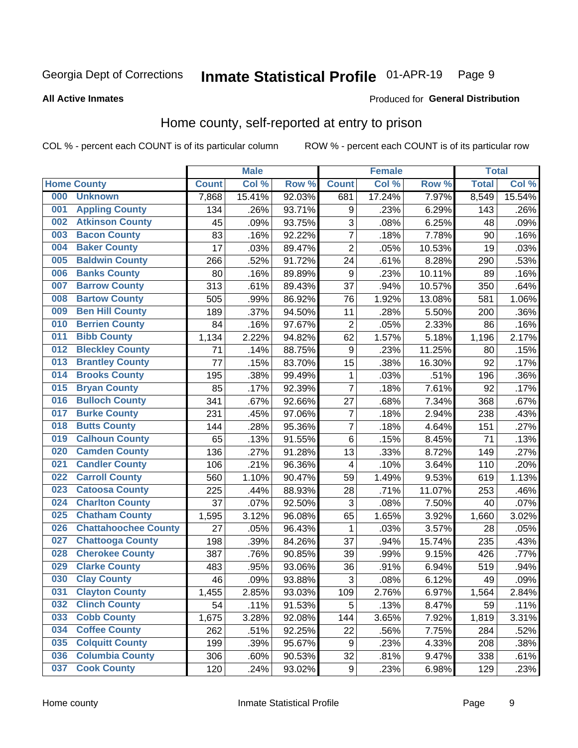Georgia Dept of Corrections **Inmate Statistical Profile** 01-APR-19

**All Active Inmates**

Produced for **General Distribution**

## Home county, self-reported at entry to prison

COL % - percent each COUNT is of its particular column ROW % - percent each COUNT is of its particular row

| Home County | | Male | | | Female | | | Total | |
|---|---|---|---|---|---|---|---|---|---|
| | | Count | Col % | Row % | Count | Col % | Row % | Total | Col % |
| 000 | Unknown | 7,868 | 15.41% | 92.03% | 681 | 17.24% | 7.97% | 8,549 | 15.54% |
| 001 | Appling County | 134 | .26% | 93.71% | 9 | .23% | 6.29% | 143 | .26% |
| 002 | Atkinson County | 45 | .09% | 93.75% | 3 | .08% | 6.25% | 48 | .09% |
| 003 | Bacon County | 83 | .16% | 92.22% | 7 | .18% | 7.78% | 90 | .16% |
| 004 | Baker County | 17 | .03% | 89.47% | 2 | .05% | 10.53% | 19 | .03% |
| 005 | Baldwin County | 266 | .52% | 91.72% | 24 | .61% | 8.28% | 290 | .53% |
| 006 | Banks County | 80 | .16% | 89.89% | 9 | .23% | 10.11% | 89 | .16% |
| 007 | Barrow County | 313 | .61% | 89.43% | 37 | .94% | 10.57% | 350 | .64% |
| 008 | Bartow County | 505 | .99% | 86.92% | 76 | 1.92% | 13.08% | 581 | 1.06% |
| 009 | Ben Hill County | 189 | .37% | 94.50% | 11 | .28% | 5.50% | 200 | .36% |
| 010 | Berrien County | 84 | .16% | 97.67% | 2 | .05% | 2.33% | 86 | .16% |
| 011 | Bibb County | 1,134 | 2.22% | 94.82% | 62 | 1.57% | 5.18% | 1,196 | 2.17% |
| 012 | Bleckley County | 71 | .14% | 88.75% | 9 | .23% | 11.25% | 80 | .15% |
| 013 | Brantley County | 77 | .15% | 83.70% | 15 | .38% | 16.30% | 92 | .17% |
| 014 | Brooks County | 195 | .38% | 99.49% | 1 | .03% | .51% | 196 | .36% |
| 015 | Bryan County | 85 | .17% | 92.39% | 7 | .18% | 7.61% | 92 | .17% |
| 016 | Bulloch County | 341 | .67% | 92.66% | 27 | .68% | 7.34% | 368 | .67% |
| 017 | Burke County | 231 | .45% | 97.06% | 7 | .18% | 2.94% | 238 | .43% |
| 018 | Butts County | 144 | .28% | 95.36% | 7 | .18% | 4.64% | 151 | .27% |
| 019 | Calhoun County | 65 | .13% | 91.55% | 6 | .15% | 8.45% | 71 | .13% |
| 020 | Camden County | 136 | .27% | 91.28% | 13 | .33% | 8.72% | 149 | .27% |
| 021 | Candler County | 106 | .21% | 96.36% | 4 | .10% | 3.64% | 110 | .20% |
| 022 | Carroll County | 560 | 1.10% | 90.47% | 59 | 1.49% | 9.53% | 619 | 1.13% |
| 023 | Catoosa County | 225 | .44% | 88.93% | 28 | .71% | 11.07% | 253 | .46% |
| 024 | Charlton County | 37 | .07% | 92.50% | 3 | .08% | 7.50% | 40 | .07% |
| 025 | Chatham County | 1,595 | 3.12% | 96.08% | 65 | 1.65% | 3.92% | 1,660 | 3.02% |
| 026 | Chattahoochee County | 27 | .05% | 96.43% | 1 | .03% | 3.57% | 28 | .05% |
| 027 | Chattooga County | 198 | .39% | 84.26% | 37 | .94% | 15.74% | 235 | .43% |
| 028 | Cherokee County | 387 | .76% | 90.85% | 39 | .99% | 9.15% | 426 | .77% |
| 029 | Clarke County | 483 | .95% | 93.06% | 36 | .91% | 6.94% | 519 | .94% |
| 030 | Clay County | 46 | .09% | 93.88% | 3 | .08% | 6.12% | 49 | .09% |
| 031 | Clayton County | 1,455 | 2.85% | 93.03% | 109 | 2.76% | 6.97% | 1,564 | 2.84% |
| 032 | Clinch County | 54 | .11% | 91.53% | 5 | .13% | 8.47% | 59 | .11% |
| 033 | Cobb County | 1,675 | 3.28% | 92.08% | 144 | 3.65% | 7.92% | 1,819 | 3.31% |
| 034 | Coffee County | 262 | .51% | 92.25% | 22 | .56% | 7.75% | 284 | .52% |
| 035 | Colquitt County | 199 | .39% | 95.67% | 9 | .23% | 4.33% | 208 | .38% |
| 036 | Columbia County | 306 | .60% | 90.53% | 32 | .81% | 9.47% | 338 | .61% |
| 037 | Cook County | 120 | .24% | 93.02% | 9 | .23% | 6.98% | 129 | .23% |

Home county Inmate Statistical Profile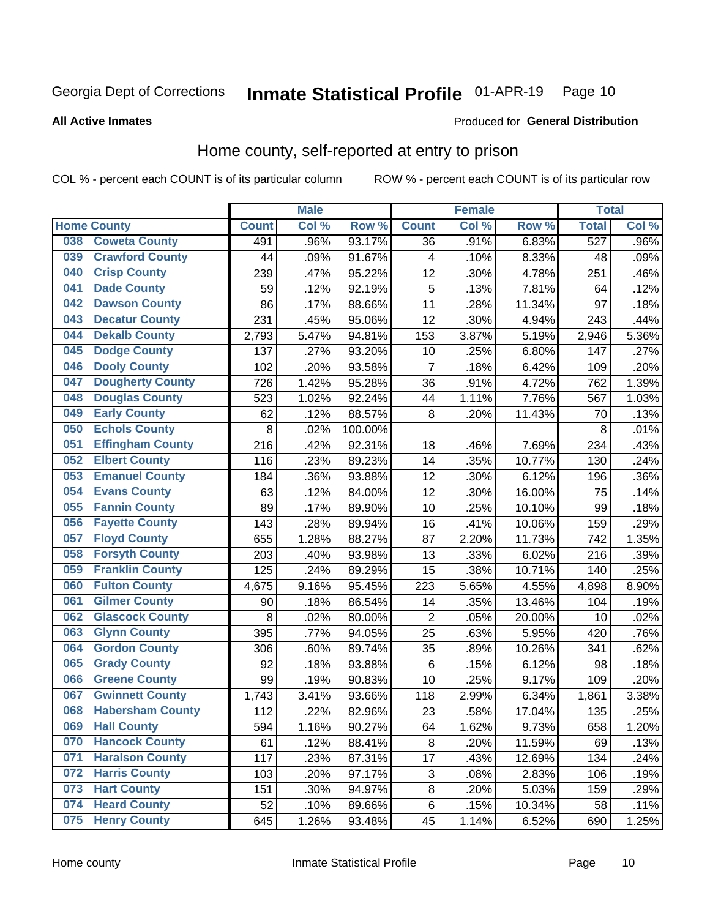Georgia Dept of Corrections **Inmate Statistical Profile** 01-APR-19 Page 10

**All Active Inmates**

Produced for **General Distribution**

## Home county, self-reported at entry to prison

COL % - percent each COUNT is of its particular column ROW % - percent each COUNT is of its particular row

| Home County | | Male | | | Female | | | Total | |
|---|---|---|---|---|---|---|---|---|---|
| | | Count | Col % | Row % | Count | Col % | Row % | Total | Col % |
| 038 | Coweta County | 491 | .96% | 93.17% | 36 | .91% | 6.83% | 527 | .96% |
| 039 | Crawford County | 44 | .09% | 91.67% | 4 | .10% | 8.33% | 48 | .09% |
| 040 | Crisp County | 239 | .47% | 95.22% | 12 | .30% | 4.78% | 251 | .46% |
| 041 | Dade County | 59 | .12% | 92.19% | 5 | .13% | 7.81% | 64 | .12% |
| 042 | Dawson County | 86 | .17% | 88.66% | 11 | .28% | 11.34% | 97 | .18% |
| 043 | Decatur County | 231 | .45% | 95.06% | 12 | .30% | 4.94% | 243 | .44% |
| 044 | Dekalb County | 2,793 | 5.47% | 94.81% | 153 | 3.87% | 5.19% | 2,946 | 5.36% |
| 045 | Dodge County | 137 | .27% | 93.20% | 10 | .25% | 6.80% | 147 | .27% |
| 046 | Dooly County | 102 | .20% | 93.58% | 7 | .18% | 6.42% | 109 | .20% |
| 047 | Dougherty County | 726 | 1.42% | 95.28% | 36 | .91% | 4.72% | 762 | 1.39% |
| 048 | Douglas County | 523 | 1.02% | 92.24% | 44 | 1.11% | 7.76% | 567 | 1.03% |
| 049 | Early County | 62 | .12% | 88.57% | 8 | .20% | 11.43% | 70 | .13% |
| 050 | Echols County | 8 | .02% | 100.00% | | | | 8 | .01% |
| 051 | Effingham County | 216 | .42% | 92.31% | 18 | .46% | 7.69% | 234 | .43% |
| 052 | Elbert County | 116 | .23% | 89.23% | 14 | .35% | 10.77% | 130 | .24% |
| 053 | Emanuel County | 184 | .36% | 93.88% | 12 | .30% | 6.12% | 196 | .36% |
| 054 | Evans County | 63 | .12% | 84.00% | 12 | .30% | 16.00% | 75 | .14% |
| 055 | Fannin County | 89 | .17% | 89.90% | 10 | .25% | 10.10% | 99 | .18% |
| 056 | Fayette County | 143 | .28% | 89.94% | 16 | .41% | 10.06% | 159 | .29% |
| 057 | Floyd County | 655 | 1.28% | 88.27% | 87 | 2.20% | 11.73% | 742 | 1.35% |
| 058 | Forsyth County | 203 | .40% | 93.98% | 13 | .33% | 6.02% | 216 | .39% |
| 059 | Franklin County | 125 | .24% | 89.29% | 15 | .38% | 10.71% | 140 | .25% |
| 060 | Fulton County | 4,675 | 9.16% | 95.45% | 223 | 5.65% | 4.55% | 4,898 | 8.90% |
| 061 | Gilmer County | 90 | .18% | 86.54% | 14 | .35% | 13.46% | 104 | .19% |
| 062 | Glascock County | 8 | .02% | 80.00% | 2 | .05% | 20.00% | 10 | .02% |
| 063 | Glynn County | 395 | .77% | 94.05% | 25 | .63% | 5.95% | 420 | .76% |
| 064 | Gordon County | 306 | .60% | 89.74% | 35 | .89% | 10.26% | 341 | .62% |
| 065 | Grady County | 92 | .18% | 93.88% | 6 | .15% | 6.12% | 98 | .18% |
| 066 | Greene County | 99 | .19% | 90.83% | 10 | .25% | 9.17% | 109 | .20% |
| 067 | Gwinnett County | 1,743 | 3.41% | 93.66% | 118 | 2.99% | 6.34% | 1,861 | 3.38% |
| 068 | Habersham County | 112 | .22% | 82.96% | 23 | .58% | 17.04% | 135 | .25% |
| 069 | Hall County | 594 | 1.16% | 90.27% | 64 | 1.62% | 9.73% | 658 | 1.20% |
| 070 | Hancock County | 61 | .12% | 88.41% | 8 | .20% | 11.59% | 69 | .13% |
| 071 | Haralson County | 117 | .23% | 87.31% | 17 | .43% | 12.69% | 134 | .24% |
| 072 | Harris County | 103 | .20% | 97.17% | 3 | .08% | 2.83% | 106 | .19% |
| 073 | Hart County | 151 | .30% | 94.97% | 8 | .20% | 5.03% | 159 | .29% |
| 074 | Heard County | 52 | .10% | 89.66% | 6 | .15% | 10.34% | 58 | .11% |
| 075 | Henry County | 645 | 1.26% | 93.48% | 45 | 1.14% | 6.52% | 690 | 1.25% |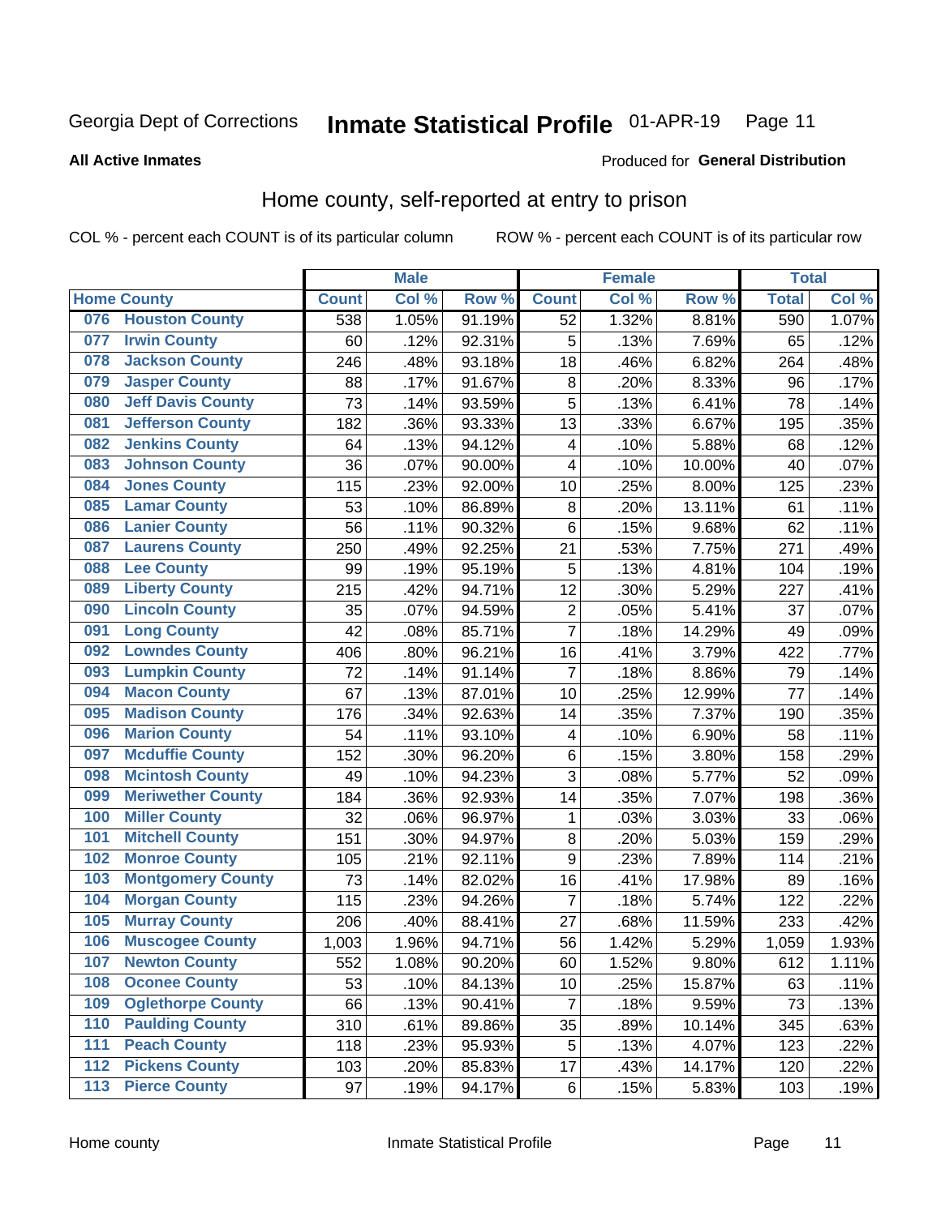Georgia Dept of Corrections **Inmate Statistical Profile** 01-APR-19

**All Active Inmates**

Produced for **General Distribution**

## Home county, self-reported at entry to prison

COL % - percent each COUNT is of its particular column ROW % - percent each COUNT is of its particular row

| Home County | | Male | | | Female | | | Total | |
|---|---|---|---|---|---|---|---|---|---|
| | | Count | Col % | Row % | Count | Col % | Row % | Total | Col % |
| 076 | Houston County | 538 | 1.05% | 91.19% | 52 | 1.32% | 8.81% | 590 | 1.07% |
| 077 | Irwin County | 60 | .12% | 92.31% | 5 | .13% | 7.69% | 65 | .12% |
| 078 | Jackson County | 246 | .48% | 93.18% | 18 | .46% | 6.82% | 264 | .48% |
| 079 | Jasper County | 88 | .17% | 91.67% | 8 | .20% | 8.33% | 96 | .17% |
| 080 | Jeff Davis County | 73 | .14% | 93.59% | 5 | .13% | 6.41% | 78 | .14% |
| 081 | Jefferson County | 182 | .36% | 93.33% | 13 | .33% | 6.67% | 195 | .35% |
| 082 | Jenkins County | 64 | .13% | 94.12% | 4 | .10% | 5.88% | 68 | .12% |
| 083 | Johnson County | 36 | .07% | 90.00% | 4 | .10% | 10.00% | 40 | .07% |
| 084 | Jones County | 115 | .23% | 92.00% | 10 | .25% | 8.00% | 125 | .23% |
| 085 | Lamar County | 53 | .10% | 86.89% | 8 | .20% | 13.11% | 61 | .11% |
| 086 | Lanier County | 56 | .11% | 90.32% | 6 | .15% | 9.68% | 62 | .11% |
| 087 | Laurens County | 250 | .49% | 92.25% | 21 | .53% | 7.75% | 271 | .49% |
| 088 | Lee County | 99 | .19% | 95.19% | 5 | .13% | 4.81% | 104 | .19% |
| 089 | Liberty County | 215 | .42% | 94.71% | 12 | .30% | 5.29% | 227 | .41% |
| 090 | Lincoln County | 35 | .07% | 94.59% | 2 | .05% | 5.41% | 37 | .07% |
| 091 | Long County | 42 | .08% | 85.71% | 7 | .18% | 14.29% | 49 | .09% |
| 092 | Lowndes County | 406 | .80% | 96.21% | 16 | .41% | 3.79% | 422 | .77% |
| 093 | Lumpkin County | 72 | .14% | 91.14% | 7 | .18% | 8.86% | 79 | .14% |
| 094 | Macon County | 67 | .13% | 87.01% | 10 | .25% | 12.99% | 77 | .14% |
| 095 | Madison County | 176 | .34% | 92.63% | 14 | .35% | 7.37% | 190 | .35% |
| 096 | Marion County | 54 | .11% | 93.10% | 4 | .10% | 6.90% | 58 | .11% |
| 097 | Mcduffie County | 152 | .30% | 96.20% | 6 | .15% | 3.80% | 158 | .29% |
| 098 | Mcintosh County | 49 | .10% | 94.23% | 3 | .08% | 5.77% | 52 | .09% |
| 099 | Meriwether County | 184 | .36% | 92.93% | 14 | .35% | 7.07% | 198 | .36% |
| 100 | Miller County | 32 | .06% | 96.97% | 1 | .03% | 3.03% | 33 | .06% |
| 101 | Mitchell County | 151 | .30% | 94.97% | 8 | .20% | 5.03% | 159 | .29% |
| 102 | Monroe County | 105 | .21% | 92.11% | 9 | .23% | 7.89% | 114 | .21% |
| 103 | Montgomery County | 73 | .14% | 82.02% | 16 | .41% | 17.98% | 89 | .16% |
| 104 | Morgan County | 115 | .23% | 94.26% | 7 | .18% | 5.74% | 122 | .22% |
| 105 | Murray County | 206 | .40% | 88.41% | 27 | .68% | 11.59% | 233 | .42% |
| 106 | Muscogee County | 1,003 | 1.96% | 94.71% | 56 | 1.42% | 5.29% | 1,059 | 1.93% |
| 107 | Newton County | 552 | 1.08% | 90.20% | 60 | 1.52% | 9.80% | 612 | 1.11% |
| 108 | Oconee County | 53 | .10% | 84.13% | 10 | .25% | 15.87% | 63 | .11% |
| 109 | Oglethorpe County | 66 | .13% | 90.41% | 7 | .18% | 9.59% | 73 | .13% |
| 110 | Paulding County | 310 | .61% | 89.86% | 35 | .89% | 10.14% | 345 | .63% |
| 111 | Peach County | 118 | .23% | 95.93% | 5 | .13% | 4.07% | 123 | .22% |
| 112 | Pickens County | 103 | .20% | 85.83% | 17 | .43% | 14.17% | 120 | .22% |
| 113 | Pierce County | 97 | .19% | 94.17% | 6 | .15% | 5.83% | 103 | .19% |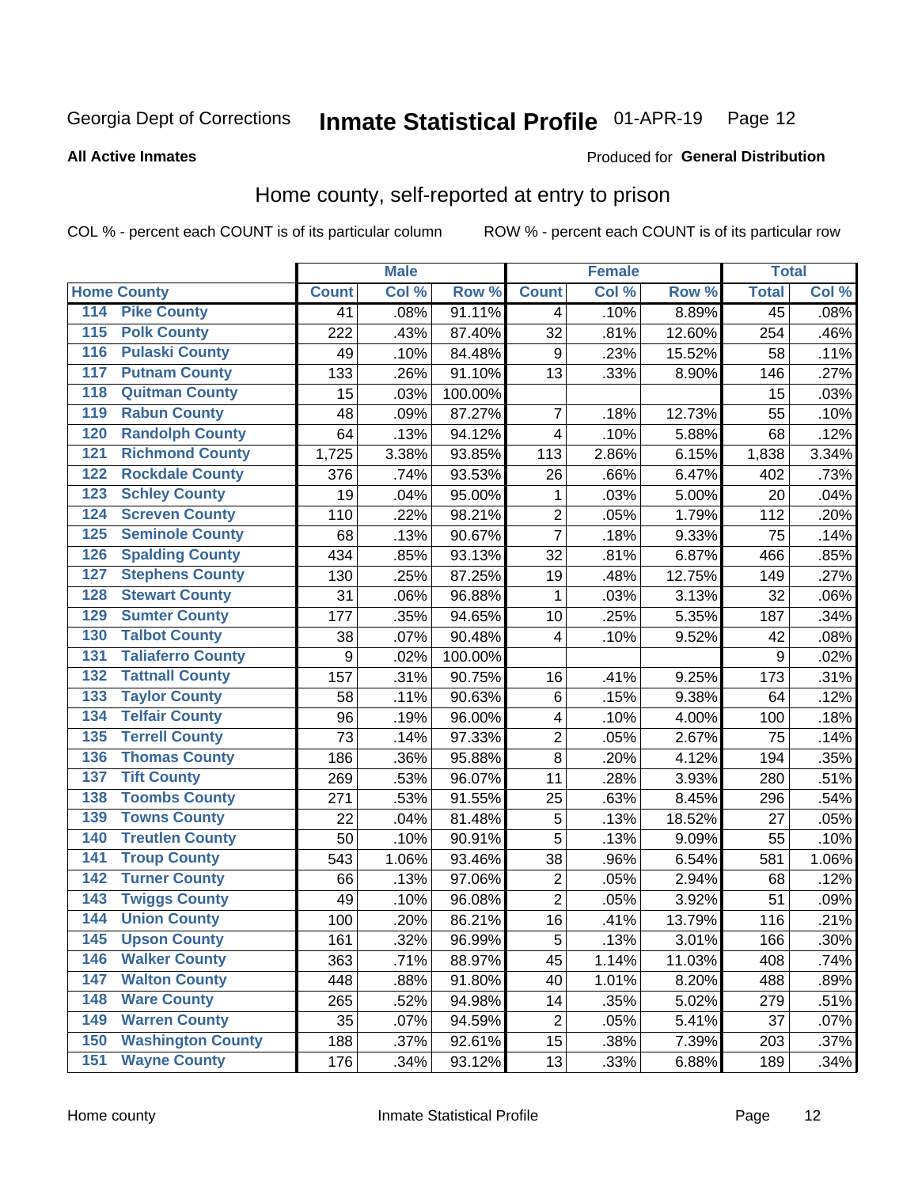Georgia Dept of Corrections **Inmate Statistical Profile** 01-APR-19

**All Active Inmates**

Produced for **General Distribution**

## Home county, self-reported at entry to prison

COL % - percent each COUNT is of its particular column ROW % - percent each COUNT is of its particular row

| Home County | | Male | | | Female | | | Total | |
|---|---|---|---|---|---|---|---|---|---|
| | | Count | Col % | Row % | Count | Col % | Row % | Total | Col % |
| 114 | Pike County | 41 | .08% | 91.11% | 4 | .10% | 8.89% | 45 | .08% |
| 115 | Polk County | 222 | .43% | 87.40% | 32 | .81% | 12.60% | 254 | .46% |
| 116 | Pulaski County | 49 | .10% | 84.48% | 9 | .23% | 15.52% | 58 | .11% |
| 117 | Putnam County | 133 | .26% | 91.10% | 13 | .33% | 8.90% | 146 | .27% |
| 118 | Quitman County | 15 | .03% | 100.00% | | | | 15 | .03% |
| 119 | Rabun County | 48 | .09% | 87.27% | 7 | .18% | 12.73% | 55 | .10% |
| 120 | Randolph County | 64 | .13% | 94.12% | 4 | .10% | 5.88% | 68 | .12% |
| 121 | Richmond County | 1,725 | 3.38% | 93.85% | 113 | 2.86% | 6.15% | 1,838 | 3.34% |
| 122 | Rockdale County | 376 | .74% | 93.53% | 26 | .66% | 6.47% | 402 | .73% |
| 123 | Schley County | 19 | .04% | 95.00% | 1 | .03% | 5.00% | 20 | .04% |
| 124 | Screven County | 110 | .22% | 98.21% | 2 | .05% | 1.79% | 112 | .20% |
| 125 | Seminole County | 68 | .13% | 90.67% | 7 | .18% | 9.33% | 75 | .14% |
| 126 | Spalding County | 434 | .85% | 93.13% | 32 | .81% | 6.87% | 466 | .85% |
| 127 | Stephens County | 130 | .25% | 87.25% | 19 | .48% | 12.75% | 149 | .27% |
| 128 | Stewart County | 31 | .06% | 96.88% | 1 | .03% | 3.13% | 32 | .06% |
| 129 | Sumter County | 177 | .35% | 94.65% | 10 | .25% | 5.35% | 187 | .34% |
| 130 | Talbot County | 38 | .07% | 90.48% | 4 | .10% | 9.52% | 42 | .08% |
| 131 | Taliaferro County | 9 | .02% | 100.00% | | | | 9 | .02% |
| 132 | Tattnall County | 157 | .31% | 90.75% | 16 | .41% | 9.25% | 173 | .31% |
| 133 | Taylor County | 58 | .11% | 90.63% | 6 | .15% | 9.38% | 64 | .12% |
| 134 | Telfair County | 96 | .19% | 96.00% | 4 | .10% | 4.00% | 100 | .18% |
| 135 | Terrell County | 73 | .14% | 97.33% | 2 | .05% | 2.67% | 75 | .14% |
| 136 | Thomas County | 186 | .36% | 95.88% | 8 | .20% | 4.12% | 194 | .35% |
| 137 | Tift County | 269 | .53% | 96.07% | 11 | .28% | 3.93% | 280 | .51% |
| 138 | Toombs County | 271 | .53% | 91.55% | 25 | .63% | 8.45% | 296 | .54% |
| 139 | Towns County | 22 | .04% | 81.48% | 5 | .13% | 18.52% | 27 | .05% |
| 140 | Treutlen County | 50 | .10% | 90.91% | 5 | .13% | 9.09% | 55 | .10% |
| 141 | Troup County | 543 | 1.06% | 93.46% | 38 | .96% | 6.54% | 581 | 1.06% |
| 142 | Turner County | 66 | .13% | 97.06% | 2 | .05% | 2.94% | 68 | .12% |
| 143 | Twiggs County | 49 | .10% | 96.08% | 2 | .05% | 3.92% | 51 | .09% |
| 144 | Union County | 100 | .20% | 86.21% | 16 | .41% | 13.79% | 116 | .21% |
| 145 | Upson County | 161 | .32% | 96.99% | 5 | .13% | 3.01% | 166 | .30% |
| 146 | Walker County | 363 | .71% | 88.97% | 45 | 1.14% | 11.03% | 408 | .74% |
| 147 | Walton County | 448 | .88% | 91.80% | 40 | 1.01% | 8.20% | 488 | .89% |
| 148 | Ware County | 265 | .52% | 94.98% | 14 | .35% | 5.02% | 279 | .51% |
| 149 | Warren County | 35 | .07% | 94.59% | 2 | .05% | 5.41% | 37 | .07% |
| 150 | Washington County | 188 | .37% | 92.61% | 15 | .38% | 7.39% | 203 | .37% |
| 151 | Wayne County | 176 | .34% | 93.12% | 13 | .33% | 6.88% | 189 | .34% |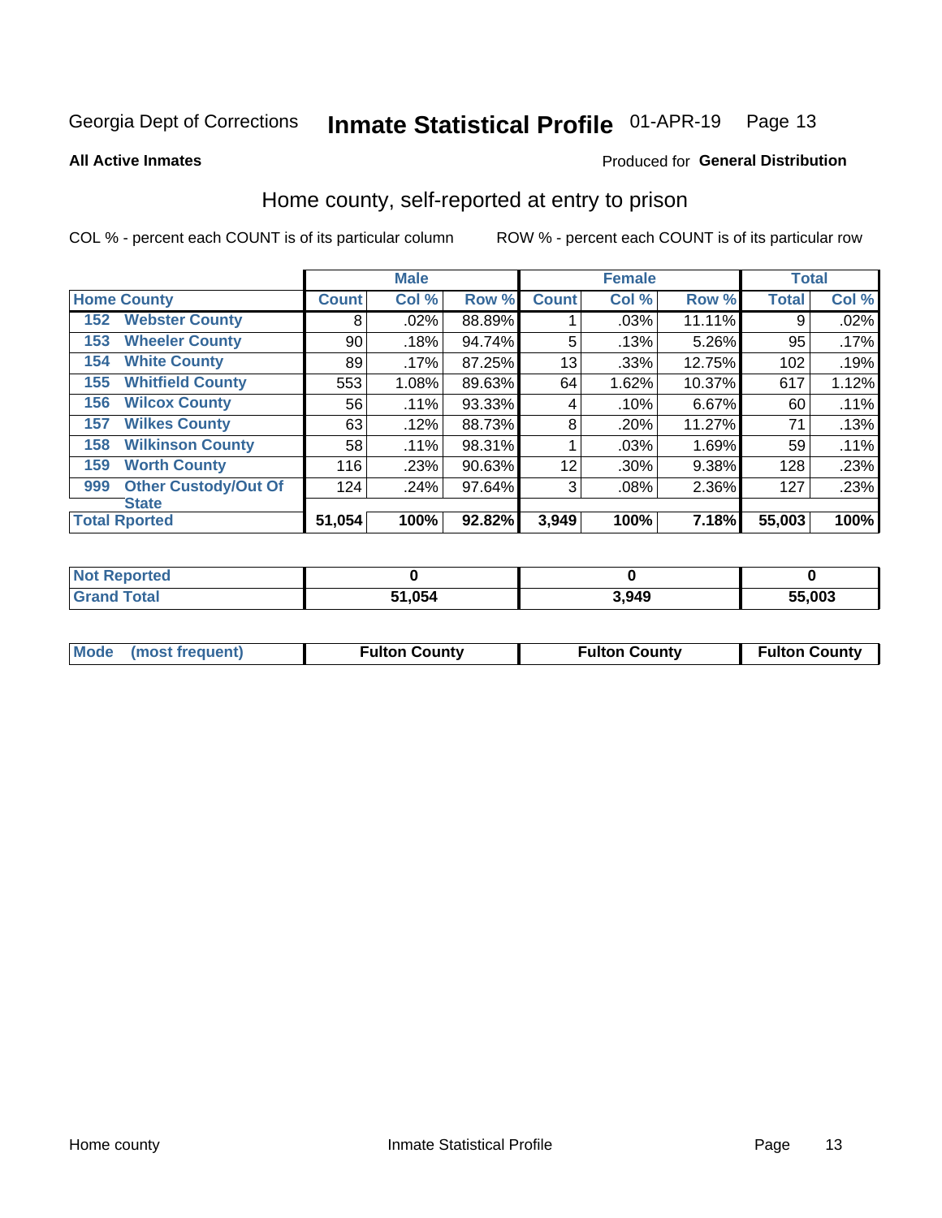Georgia Dept of Corrections **Inmate Statistical Profile** 01-APR-19

**All Active Inmates** Produced for **General Distribution**

## Home county, self-reported at entry to prison

COL % - percent each COUNT is of its particular column ROW % - percent each COUNT is of its particular row

| Home County | Male | | | Female | | | Total | |
|---|---|---|---|---|---|---|---|---|
| | Count | Col % | Row % | Count | Col % | Row % | Total | Col % |
| 152 Webster County | 8 | .02% | 88.89% | 1 | .03% | 11.11% | 9 | .02% |
| 153 Wheeler County | 90 | .18% | 94.74% | 5 | .13% | 5.26% | 95 | .17% |
| 154 White County | 89 | .17% | 87.25% | 13 | .33% | 12.75% | 102 | .19% |
| 155 Whitfield County | 553 | 1.08% | 89.63% | 64 | 1.62% | 10.37% | 617 | 1.12% |
| 156 Wilcox County | 56 | .11% | 93.33% | 4 | .10% | 6.67% | 60 | .11% |
| 157 Wilkes County | 63 | .12% | 88.73% | 8 | .20% | 11.27% | 71 | .13% |
| 158 Wilkinson County | 58 | .11% | 98.31% | 1 | .03% | 1.69% | 59 | .11% |
| 159 Worth County | 116 | .23% | 90.63% | 12 | .30% | 9.38% | 128 | .23% |
| 999 Other Custody/Out Of State | 124 | .24% | 97.64% | 3 | .08% | 2.36% | 127 | .23% |
| **Total Rported** | **51,054** | **100%** | **92.82%** | **3,949** | **100%** | **7.18%** | **55,003** | **100%** |

| | Male | Female | Total |
|---|---|---|---|
| Not Reported | 0 | 0 | 0 |
| Grand Total | 51,054 | 3,949 | 55,003 |

| | Male | Female | Total |
|---|---|---|---|
| Mode (most frequent) | Fulton County | Fulton County | Fulton County |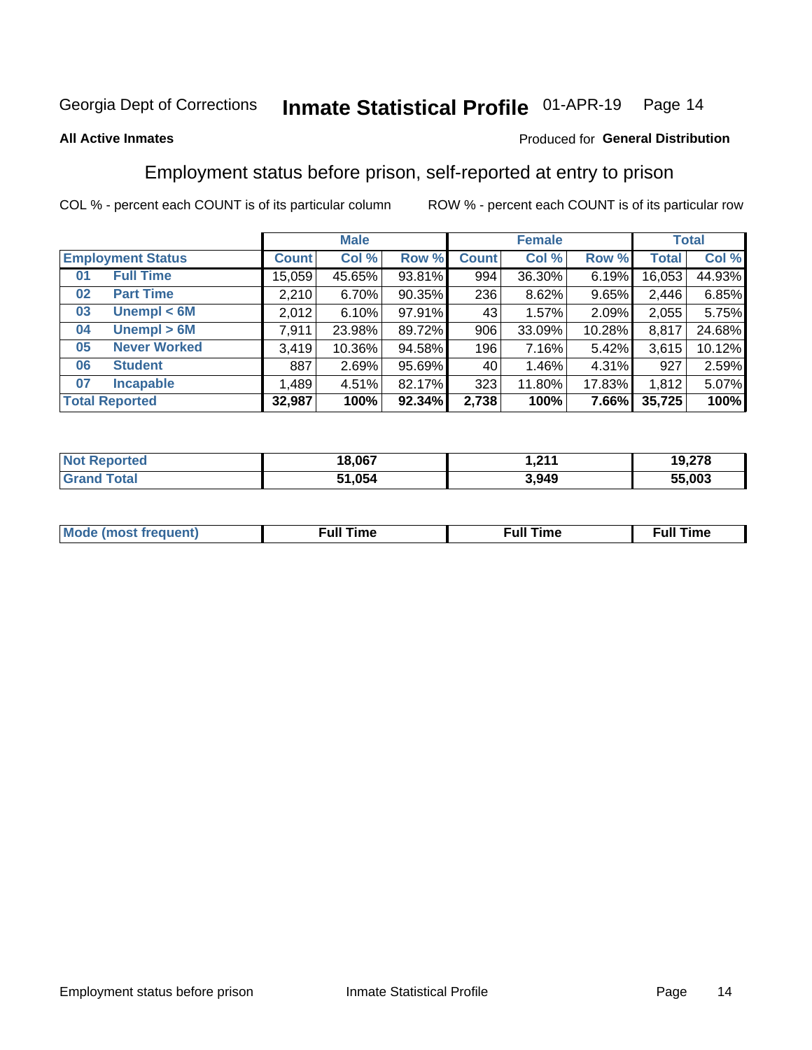Georgia Dept of Corrections **Inmate Statistical Profile** 01-APR-19

**All Active Inmates**

Produced for **General Distribution**

## Employment status before prison, self-reported at entry to prison

COL % - percent each COUNT is of its particular column ROW % - percent each COUNT is of its particular row

| Employment Status | | Male | | | Female | | | Total | |
|---|---|---|---|---|---|---|---|---|---|
| | | Count | Col % | Row % | Count | Col % | Row % | Total | Col % |
| 01 | Full Time | 15,059 | 45.65% | 93.81% | 994 | 36.30% | 6.19% | 16,053 | 44.93% |
| 02 | Part Time | 2,210 | 6.70% | 90.35% | 236 | 8.62% | 9.65% | 2,446 | 6.85% |
| 03 | Unempl < 6M | 2,012 | 6.10% | 97.91% | 43 | 1.57% | 2.09% | 2,055 | 5.75% |
| 04 | Unempl > 6M | 7,911 | 23.98% | 89.72% | 906 | 33.09% | 10.28% | 8,817 | 24.68% |
| 05 | Never Worked | 3,419 | 10.36% | 94.58% | 196 | 7.16% | 5.42% | 3,615 | 10.12% |
| 06 | Student | 887 | 2.69% | 95.69% | 40 | 1.46% | 4.31% | 927 | 2.59% |
| 07 | Incapable | 1,489 | 4.51% | 82.17% | 323 | 11.80% | 17.83% | 1,812 | 5.07% |
| **Total Reported** | | **32,987** | **100%** | **92.34%** | **2,738** | **100%** | **7.66%** | **35,725** | **100%** |

| | Male | Female | Total |
|---|---|---|---|
| Not Reported | 18,067 | 1,211 | 19,278 |
| Grand Total | 51,054 | 3,949 | 55,003 |

| | Male | Female | Total |
|---|---|---|---|
| Mode (most frequent) | Full Time | Full Time | Full Time |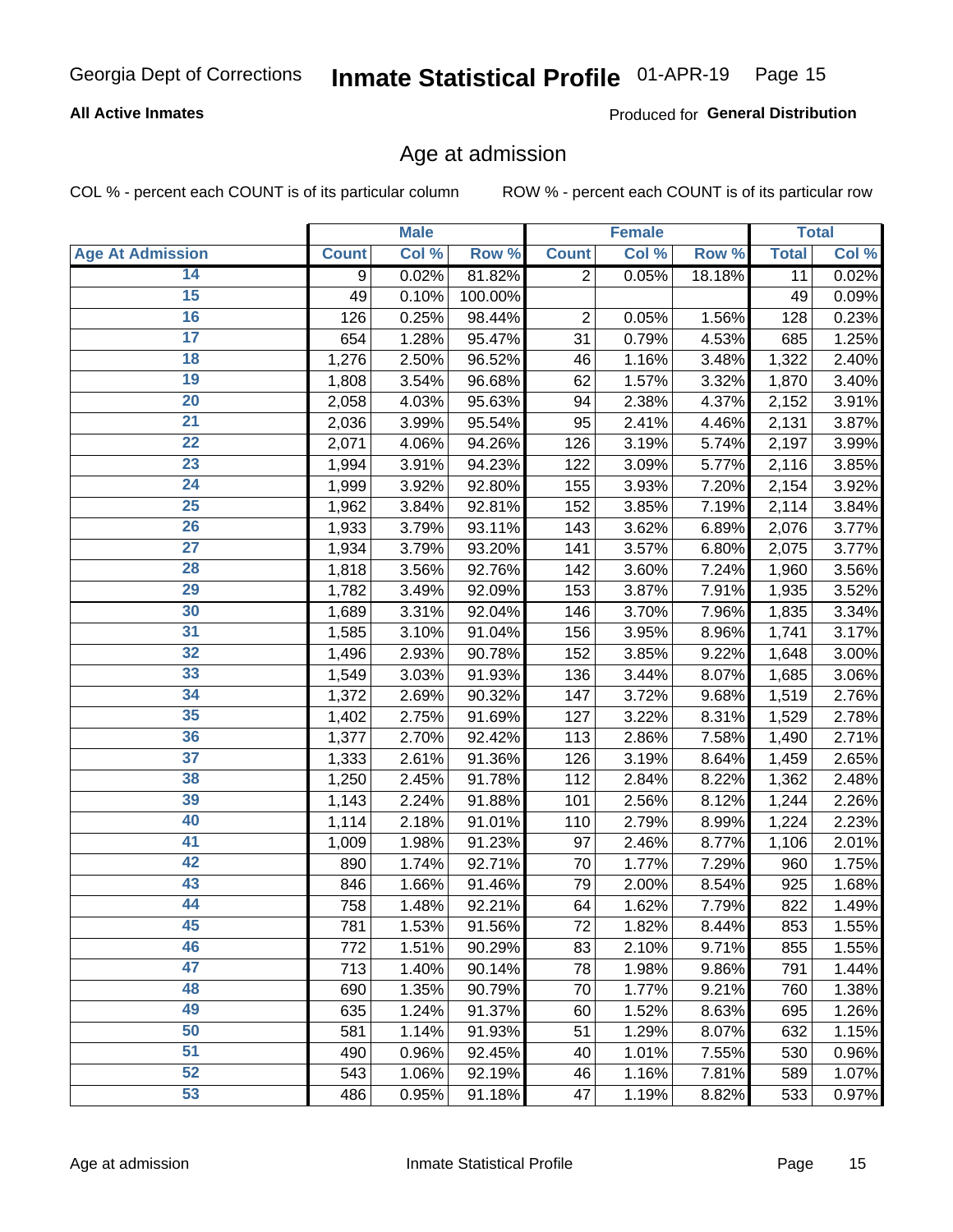Georgia Dept of Corrections **Inmate Statistical Profile** 01-APR-19

**All Active Inmates**

Produced for **General Distribution**

## Age at admission

COL % - percent each COUNT is of its particular column ROW % - percent each COUNT is of its particular row

| | Male | | | Female | | | Total | |
|---|---|---|---|---|---|---|---|---|
| **Age At Admission** | **Count** | **Col %** | **Row %** | **Count** | **Col %** | **Row %** | **Total** | **Col %** |
| 14 | 9 | 0.02% | 81.82% | 2 | 0.05% | 18.18% | 11 | 0.02% |
| 15 | 49 | 0.10% | 100.00% | | | | 49 | 0.09% |
| 16 | 126 | 0.25% | 98.44% | 2 | 0.05% | 1.56% | 128 | 0.23% |
| 17 | 654 | 1.28% | 95.47% | 31 | 0.79% | 4.53% | 685 | 1.25% |
| 18 | 1,276 | 2.50% | 96.52% | 46 | 1.16% | 3.48% | 1,322 | 2.40% |
| 19 | 1,808 | 3.54% | 96.68% | 62 | 1.57% | 3.32% | 1,870 | 3.40% |
| 20 | 2,058 | 4.03% | 95.63% | 94 | 2.38% | 4.37% | 2,152 | 3.91% |
| 21 | 2,036 | 3.99% | 95.54% | 95 | 2.41% | 4.46% | 2,131 | 3.87% |
| 22 | 2,071 | 4.06% | 94.26% | 126 | 3.19% | 5.74% | 2,197 | 3.99% |
| 23 | 1,994 | 3.91% | 94.23% | 122 | 3.09% | 5.77% | 2,116 | 3.85% |
| 24 | 1,999 | 3.92% | 92.80% | 155 | 3.93% | 7.20% | 2,154 | 3.92% |
| 25 | 1,962 | 3.84% | 92.81% | 152 | 3.85% | 7.19% | 2,114 | 3.84% |
| 26 | 1,933 | 3.79% | 93.11% | 143 | 3.62% | 6.89% | 2,076 | 3.77% |
| 27 | 1,934 | 3.79% | 93.20% | 141 | 3.57% | 6.80% | 2,075 | 3.77% |
| 28 | 1,818 | 3.56% | 92.76% | 142 | 3.60% | 7.24% | 1,960 | 3.56% |
| 29 | 1,782 | 3.49% | 92.09% | 153 | 3.87% | 7.91% | 1,935 | 3.52% |
| 30 | 1,689 | 3.31% | 92.04% | 146 | 3.70% | 7.96% | 1,835 | 3.34% |
| 31 | 1,585 | 3.10% | 91.04% | 156 | 3.95% | 8.96% | 1,741 | 3.17% |
| 32 | 1,496 | 2.93% | 90.78% | 152 | 3.85% | 9.22% | 1,648 | 3.00% |
| 33 | 1,549 | 3.03% | 91.93% | 136 | 3.44% | 8.07% | 1,685 | 3.06% |
| 34 | 1,372 | 2.69% | 90.32% | 147 | 3.72% | 9.68% | 1,519 | 2.76% |
| 35 | 1,402 | 2.75% | 91.69% | 127 | 3.22% | 8.31% | 1,529 | 2.78% |
| 36 | 1,377 | 2.70% | 92.42% | 113 | 2.86% | 7.58% | 1,490 | 2.71% |
| 37 | 1,333 | 2.61% | 91.36% | 126 | 3.19% | 8.64% | 1,459 | 2.65% |
| 38 | 1,250 | 2.45% | 91.78% | 112 | 2.84% | 8.22% | 1,362 | 2.48% |
| 39 | 1,143 | 2.24% | 91.88% | 101 | 2.56% | 8.12% | 1,244 | 2.26% |
| 40 | 1,114 | 2.18% | 91.01% | 110 | 2.79% | 8.99% | 1,224 | 2.23% |
| 41 | 1,009 | 1.98% | 91.23% | 97 | 2.46% | 8.77% | 1,106 | 2.01% |
| 42 | 890 | 1.74% | 92.71% | 70 | 1.77% | 7.29% | 960 | 1.75% |
| 43 | 846 | 1.66% | 91.46% | 79 | 2.00% | 8.54% | 925 | 1.68% |
| 44 | 758 | 1.48% | 92.21% | 64 | 1.62% | 7.79% | 822 | 1.49% |
| 45 | 781 | 1.53% | 91.56% | 72 | 1.82% | 8.44% | 853 | 1.55% |
| 46 | 772 | 1.51% | 90.29% | 83 | 2.10% | 9.71% | 855 | 1.55% |
| 47 | 713 | 1.40% | 90.14% | 78 | 1.98% | 9.86% | 791 | 1.44% |
| 48 | 690 | 1.35% | 90.79% | 70 | 1.77% | 9.21% | 760 | 1.38% |
| 49 | 635 | 1.24% | 91.37% | 60 | 1.52% | 8.63% | 695 | 1.26% |
| 50 | 581 | 1.14% | 91.93% | 51 | 1.29% | 8.07% | 632 | 1.15% |
| 51 | 490 | 0.96% | 92.45% | 40 | 1.01% | 7.55% | 530 | 0.96% |
| 52 | 543 | 1.06% | 92.19% | 46 | 1.16% | 7.81% | 589 | 1.07% |
| 53 | 486 | 0.95% | 91.18% | 47 | 1.19% | 8.82% | 533 | 0.97% |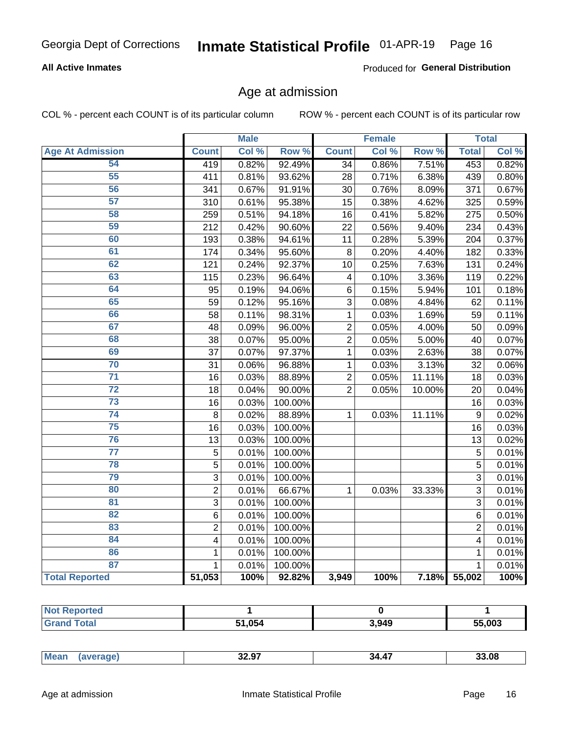Georgia Dept of Corrections **Inmate Statistical Profile** 01-APR-19

**All Active Inmates**

Produced for **General Distribution**

## Age at admission

COL % - percent each COUNT is of its particular column    ROW % - percent each COUNT is of its particular row

| | Male | | | Female | | | Total | |
|---|---|---|---|---|---|---|---|---|
| **Age At Admission** | **Count** | **Col %** | **Row %** | **Count** | **Col %** | **Row %** | **Total** | **Col %** |
| 54 | 419 | 0.82% | 92.49% | 34 | 0.86% | 7.51% | 453 | 0.82% |
| 55 | 411 | 0.81% | 93.62% | 28 | 0.71% | 6.38% | 439 | 0.80% |
| 56 | 341 | 0.67% | 91.91% | 30 | 0.76% | 8.09% | 371 | 0.67% |
| 57 | 310 | 0.61% | 95.38% | 15 | 0.38% | 4.62% | 325 | 0.59% |
| 58 | 259 | 0.51% | 94.18% | 16 | 0.41% | 5.82% | 275 | 0.50% |
| 59 | 212 | 0.42% | 90.60% | 22 | 0.56% | 9.40% | 234 | 0.43% |
| 60 | 193 | 0.38% | 94.61% | 11 | 0.28% | 5.39% | 204 | 0.37% |
| 61 | 174 | 0.34% | 95.60% | 8 | 0.20% | 4.40% | 182 | 0.33% |
| 62 | 121 | 0.24% | 92.37% | 10 | 0.25% | 7.63% | 131 | 0.24% |
| 63 | 115 | 0.23% | 96.64% | 4 | 0.10% | 3.36% | 119 | 0.22% |
| 64 | 95 | 0.19% | 94.06% | 6 | 0.15% | 5.94% | 101 | 0.18% |
| 65 | 59 | 0.12% | 95.16% | 3 | 0.08% | 4.84% | 62 | 0.11% |
| 66 | 58 | 0.11% | 98.31% | 1 | 0.03% | 1.69% | 59 | 0.11% |
| 67 | 48 | 0.09% | 96.00% | 2 | 0.05% | 4.00% | 50 | 0.09% |
| 68 | 38 | 0.07% | 95.00% | 2 | 0.05% | 5.00% | 40 | 0.07% |
| 69 | 37 | 0.07% | 97.37% | 1 | 0.03% | 2.63% | 38 | 0.07% |
| 70 | 31 | 0.06% | 96.88% | 1 | 0.03% | 3.13% | 32 | 0.06% |
| 71 | 16 | 0.03% | 88.89% | 2 | 0.05% | 11.11% | 18 | 0.03% |
| 72 | 18 | 0.04% | 90.00% | 2 | 0.05% | 10.00% | 20 | 0.04% |
| 73 | 16 | 0.03% | 100.00% | | | | 16 | 0.03% |
| 74 | 8 | 0.02% | 88.89% | 1 | 0.03% | 11.11% | 9 | 0.02% |
| 75 | 16 | 0.03% | 100.00% | | | | 16 | 0.03% |
| 76 | 13 | 0.03% | 100.00% | | | | 13 | 0.02% |
| 77 | 5 | 0.01% | 100.00% | | | | 5 | 0.01% |
| 78 | 5 | 0.01% | 100.00% | | | | 5 | 0.01% |
| 79 | 3 | 0.01% | 100.00% | | | | 3 | 0.01% |
| 80 | 2 | 0.01% | 66.67% | 1 | 0.03% | 33.33% | 3 | 0.01% |
| 81 | 3 | 0.01% | 100.00% | | | | 3 | 0.01% |
| 82 | 6 | 0.01% | 100.00% | | | | 6 | 0.01% |
| 83 | 2 | 0.01% | 100.00% | | | | 2 | 0.01% |
| 84 | 4 | 0.01% | 100.00% | | | | 4 | 0.01% |
| 86 | 1 | 0.01% | 100.00% | | | | 1 | 0.01% |
| 87 | 1 | 0.01% | 100.00% | | | | 1 | 0.01% |
| **Total Reported** | **51,053** | **100%** | **92.82%** | **3,949** | **100%** | **7.18%** | **55,002** | **100%** |

| | Male | Female | Total |
|---|---|---|---|
| **Not Reported** | **1** | **0** | **1** |
| **Grand Total** | **51,054** | **3,949** | **55,003** |

| | Male | Female | Total |
|---|---|---|---|
| **Mean (average)** | **32.97** | **34.47** | **33.08** |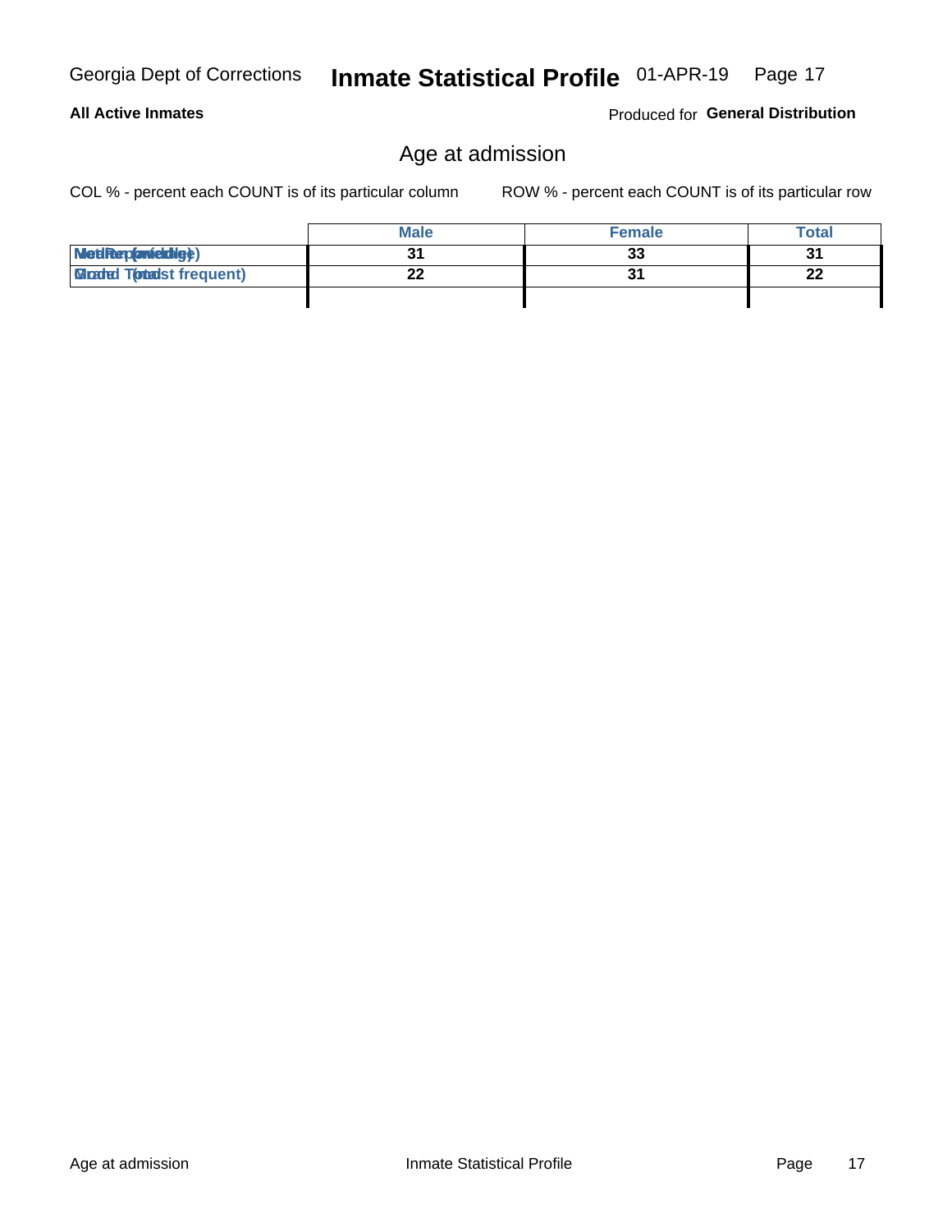## All Active Inmates

Produced for **General Distribution**

# Age at admission

COL % - percent each COUNT is of its particular column

ROW % - percent each COUNT is of its particular row

| | Male | Female | Total |
|---|---|---|---|
| Median (middle) | 31 | 33 | 31 |
| Mode (most frequent) | 22 | 31 | 22 |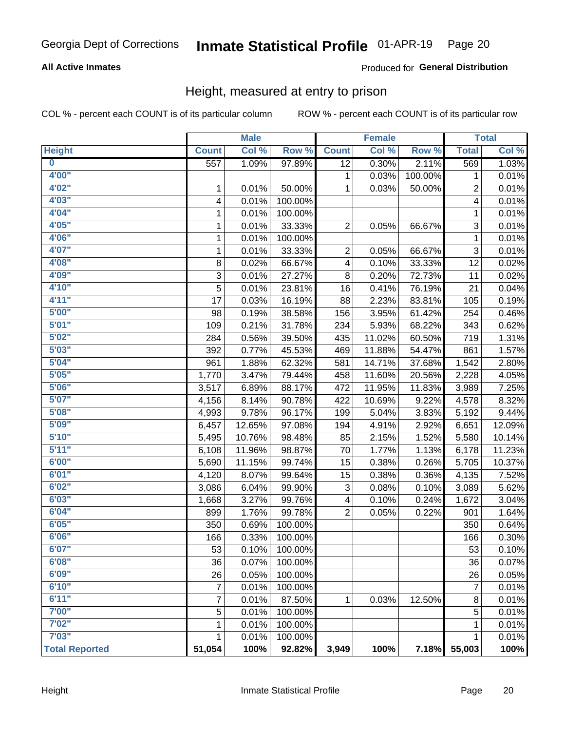Georgia Dept of Corrections **Inmate Statistical Profile** 01-APR-19

**All Active Inmates**

Produced for **General Distribution**

## Height, measured at entry to prison

COL % - percent each COUNT is of its particular column

ROW % - percent each COUNT is of its particular row

| | Male | | | Female | | | Total | |
|---|---|---|---|---|---|---|---|---|
| Height | Count | Col % | Row % | Count | Col % | Row % | Total | Col % |
| 0 | 557 | 1.09% | 97.89% | 12 | 0.30% | 2.11% | 569 | 1.03% |
| 4'00" | | | | 1 | 0.03% | 100.00% | 1 | 0.01% |
| 4'02" | 1 | 0.01% | 50.00% | 1 | 0.03% | 50.00% | 2 | 0.01% |
| 4'03" | 4 | 0.01% | 100.00% | | | | 4 | 0.01% |
| 4'04" | 1 | 0.01% | 100.00% | | | | 1 | 0.01% |
| 4'05" | 1 | 0.01% | 33.33% | 2 | 0.05% | 66.67% | 3 | 0.01% |
| 4'06" | 1 | 0.01% | 100.00% | | | | 1 | 0.01% |
| 4'07" | 1 | 0.01% | 33.33% | 2 | 0.05% | 66.67% | 3 | 0.01% |
| 4'08" | 8 | 0.02% | 66.67% | 4 | 0.10% | 33.33% | 12 | 0.02% |
| 4'09" | 3 | 0.01% | 27.27% | 8 | 0.20% | 72.73% | 11 | 0.02% |
| 4'10" | 5 | 0.01% | 23.81% | 16 | 0.41% | 76.19% | 21 | 0.04% |
| 4'11" | 17 | 0.03% | 16.19% | 88 | 2.23% | 83.81% | 105 | 0.19% |
| 5'00" | 98 | 0.19% | 38.58% | 156 | 3.95% | 61.42% | 254 | 0.46% |
| 5'01" | 109 | 0.21% | 31.78% | 234 | 5.93% | 68.22% | 343 | 0.62% |
| 5'02" | 284 | 0.56% | 39.50% | 435 | 11.02% | 60.50% | 719 | 1.31% |
| 5'03" | 392 | 0.77% | 45.53% | 469 | 11.88% | 54.47% | 861 | 1.57% |
| 5'04" | 961 | 1.88% | 62.32% | 581 | 14.71% | 37.68% | 1,542 | 2.80% |
| 5'05" | 1,770 | 3.47% | 79.44% | 458 | 11.60% | 20.56% | 2,228 | 4.05% |
| 5'06" | 3,517 | 6.89% | 88.17% | 472 | 11.95% | 11.83% | 3,989 | 7.25% |
| 5'07" | 4,156 | 8.14% | 90.78% | 422 | 10.69% | 9.22% | 4,578 | 8.32% |
| 5'08" | 4,993 | 9.78% | 96.17% | 199 | 5.04% | 3.83% | 5,192 | 9.44% |
| 5'09" | 6,457 | 12.65% | 97.08% | 194 | 4.91% | 2.92% | 6,651 | 12.09% |
| 5'10" | 5,495 | 10.76% | 98.48% | 85 | 2.15% | 1.52% | 5,580 | 10.14% |
| 5'11" | 6,108 | 11.96% | 98.87% | 70 | 1.77% | 1.13% | 6,178 | 11.23% |
| 6'00" | 5,690 | 11.15% | 99.74% | 15 | 0.38% | 0.26% | 5,705 | 10.37% |
| 6'01" | 4,120 | 8.07% | 99.64% | 15 | 0.38% | 0.36% | 4,135 | 7.52% |
| 6'02" | 3,086 | 6.04% | 99.90% | 3 | 0.08% | 0.10% | 3,089 | 5.62% |
| 6'03" | 1,668 | 3.27% | 99.76% | 4 | 0.10% | 0.24% | 1,672 | 3.04% |
| 6'04" | 899 | 1.76% | 99.78% | 2 | 0.05% | 0.22% | 901 | 1.64% |
| 6'05" | 350 | 0.69% | 100.00% | | | | 350 | 0.64% |
| 6'06" | 166 | 0.33% | 100.00% | | | | 166 | 0.30% |
| 6'07" | 53 | 0.10% | 100.00% | | | | 53 | 0.10% |
| 6'08" | 36 | 0.07% | 100.00% | | | | 36 | 0.07% |
| 6'09" | 26 | 0.05% | 100.00% | | | | 26 | 0.05% |
| 6'10" | 7 | 0.01% | 100.00% | | | | 7 | 0.01% |
| 6'11" | 7 | 0.01% | 87.50% | 1 | 0.03% | 12.50% | 8 | 0.01% |
| 7'00" | 5 | 0.01% | 100.00% | | | | 5 | 0.01% |
| 7'02" | 1 | 0.01% | 100.00% | | | | 1 | 0.01% |
| 7'03" | 1 | 0.01% | 100.00% | | | | 1 | 0.01% |
| **Total Reported** | **51,054** | **100%** | **92.82%** | **3,949** | **100%** | **7.18%** | **55,003** | **100%** |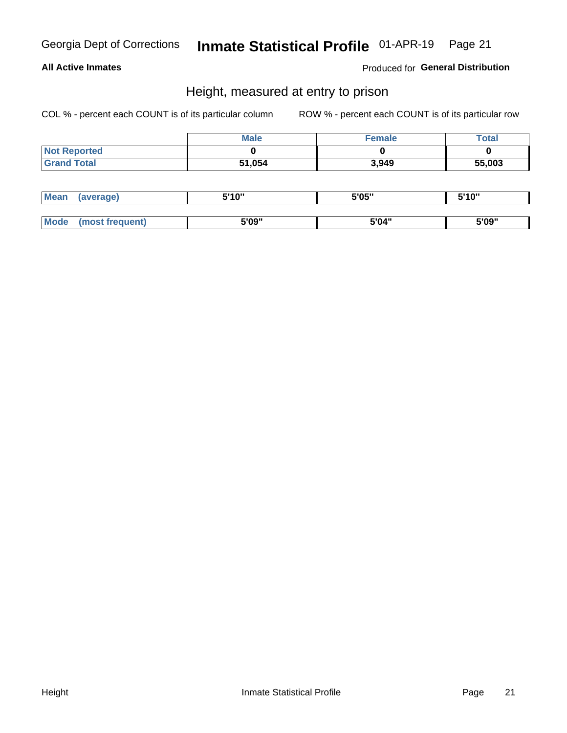## Height, measured at entry to prison

COL % - percent each COUNT is of its particular column

ROW % - percent each COUNT is of its particular row

| | Male | Female | Total |
|---|---|---|---|
| Not Reported | 0 | 0 | 0 |
| Grand Total | 51,054 | 3,949 | 55,003 |

| | Male | Female | Total |
|---|---|---|---|
| Mean (average) | 5'10" | 5'05" | 5'10" |
| Mode (most frequent) | 5'09" | 5'04" | 5'09" |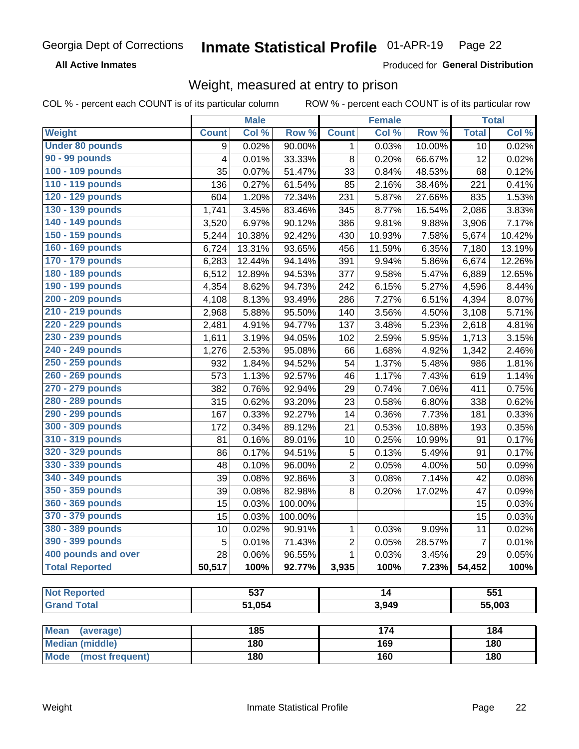Georgia Dept of Corrections **Inmate Statistical Profile** 01-APR-19

**All Active Inmates**

Produced for **General Distribution**

## Weight, measured at entry to prison

COL % - percent each COUNT is of its particular column    ROW % - percent each COUNT is of its particular row

| | Male | | | Female | | | Total | |
|---|---|---|---|---|---|---|---|---|
| **Weight** | **Count** | **Col %** | **Row %** | **Count** | **Col %** | **Row %** | **Total** | **Col %** |
| **Under 80 pounds** | 9 | 0.02% | 90.00% | 1 | 0.03% | 10.00% | 10 | 0.02% |
| **90 - 99 pounds** | 4 | 0.01% | 33.33% | 8 | 0.20% | 66.67% | 12 | 0.02% |
| **100 - 109 pounds** | 35 | 0.07% | 51.47% | 33 | 0.84% | 48.53% | 68 | 0.12% |
| **110 - 119 pounds** | 136 | 0.27% | 61.54% | 85 | 2.16% | 38.46% | 221 | 0.41% |
| **120 - 129 pounds** | 604 | 1.20% | 72.34% | 231 | 5.87% | 27.66% | 835 | 1.53% |
| **130 - 139 pounds** | 1,741 | 3.45% | 83.46% | 345 | 8.77% | 16.54% | 2,086 | 3.83% |
| **140 - 149 pounds** | 3,520 | 6.97% | 90.12% | 386 | 9.81% | 9.88% | 3,906 | 7.17% |
| **150 - 159 pounds** | 5,244 | 10.38% | 92.42% | 430 | 10.93% | 7.58% | 5,674 | 10.42% |
| **160 - 169 pounds** | 6,724 | 13.31% | 93.65% | 456 | 11.59% | 6.35% | 7,180 | 13.19% |
| **170 - 179 pounds** | 6,283 | 12.44% | 94.14% | 391 | 9.94% | 5.86% | 6,674 | 12.26% |
| **180 - 189 pounds** | 6,512 | 12.89% | 94.53% | 377 | 9.58% | 5.47% | 6,889 | 12.65% |
| **190 - 199 pounds** | 4,354 | 8.62% | 94.73% | 242 | 6.15% | 5.27% | 4,596 | 8.44% |
| **200 - 209 pounds** | 4,108 | 8.13% | 93.49% | 286 | 7.27% | 6.51% | 4,394 | 8.07% |
| **210 - 219 pounds** | 2,968 | 5.88% | 95.50% | 140 | 3.56% | 4.50% | 3,108 | 5.71% |
| **220 - 229 pounds** | 2,481 | 4.91% | 94.77% | 137 | 3.48% | 5.23% | 2,618 | 4.81% |
| **230 - 239 pounds** | 1,611 | 3.19% | 94.05% | 102 | 2.59% | 5.95% | 1,713 | 3.15% |
| **240 - 249 pounds** | 1,276 | 2.53% | 95.08% | 66 | 1.68% | 4.92% | 1,342 | 2.46% |
| **250 - 259 pounds** | 932 | 1.84% | 94.52% | 54 | 1.37% | 5.48% | 986 | 1.81% |
| **260 - 269 pounds** | 573 | 1.13% | 92.57% | 46 | 1.17% | 7.43% | 619 | 1.14% |
| **270 - 279 pounds** | 382 | 0.76% | 92.94% | 29 | 0.74% | 7.06% | 411 | 0.75% |
| **280 - 289 pounds** | 315 | 0.62% | 93.20% | 23 | 0.58% | 6.80% | 338 | 0.62% |
| **290 - 299 pounds** | 167 | 0.33% | 92.27% | 14 | 0.36% | 7.73% | 181 | 0.33% |
| **300 - 309 pounds** | 172 | 0.34% | 89.12% | 21 | 0.53% | 10.88% | 193 | 0.35% |
| **310 - 319 pounds** | 81 | 0.16% | 89.01% | 10 | 0.25% | 10.99% | 91 | 0.17% |
| **320 - 329 pounds** | 86 | 0.17% | 94.51% | 5 | 0.13% | 5.49% | 91 | 0.17% |
| **330 - 339 pounds** | 48 | 0.10% | 96.00% | 2 | 0.05% | 4.00% | 50 | 0.09% |
| **340 - 349 pounds** | 39 | 0.08% | 92.86% | 3 | 0.08% | 7.14% | 42 | 0.08% |
| **350 - 359 pounds** | 39 | 0.08% | 82.98% | 8 | 0.20% | 17.02% | 47 | 0.09% |
| **360 - 369 pounds** | 15 | 0.03% | 100.00% | | | | 15 | 0.03% |
| **370 - 379 pounds** | 15 | 0.03% | 100.00% | | | | 15 | 0.03% |
| **380 - 389 pounds** | 10 | 0.02% | 90.91% | 1 | 0.03% | 9.09% | 11 | 0.02% |
| **390 - 399 pounds** | 5 | 0.01% | 71.43% | 2 | 0.05% | 28.57% | 7 | 0.01% |
| **400 pounds and over** | 28 | 0.06% | 96.55% | 1 | 0.03% | 3.45% | 29 | 0.05% |
| **Total Reported** | **50,517** | **100%** | **92.77%** | **3,935** | **100%** | **7.23%** | **54,452** | **100%** |

| | Male | Female | Total |
|---|---|---|---|
| **Not Reported** | **537** | **14** | **551** |
| **Grand Total** | **51,054** | **3,949** | **55,003** |

| | Male | Female | Total |
|---|---|---|---|
| **Mean (average)** | **185** | **174** | **184** |
| **Median (middle)** | **180** | **169** | **180** |
| **Mode (most frequent)** | **180** | **160** | **180** |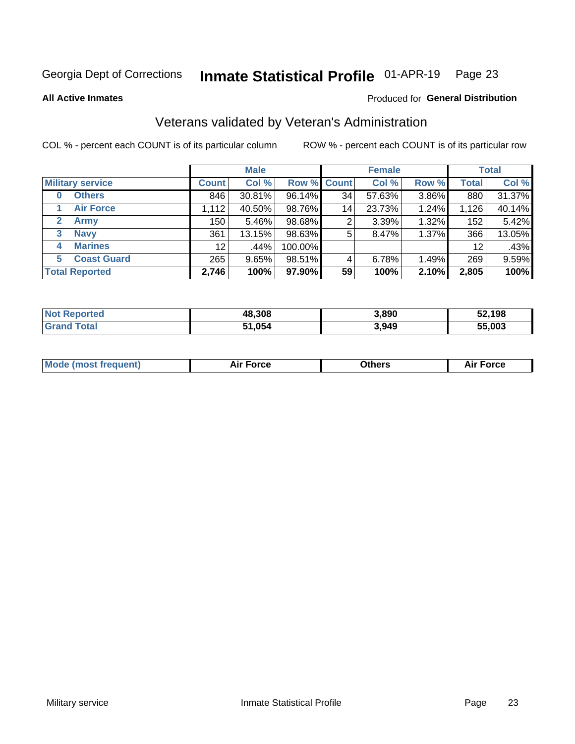Georgia Dept of Corrections **Inmate Statistical Profile** 01-APR-19

**All Active Inmates** Produced for **General Distribution**

## Veterans validated by Veteran's Administration

COL % - percent each COUNT is of its particular column ROW % - percent each COUNT is of its particular row

| | | Male | | | Female | | | Total | |
|---|---|---|---|---|---|---|---|---|---|
| **Military service** | | **Count** | **Col %** | **Row %** | **Count** | **Col %** | **Row %** | **Total** | **Col %** |
| 0 | Others | 846 | 30.81% | 96.14% | 34 | 57.63% | 3.86% | 880 | 31.37% |
| 1 | Air Force | 1,112 | 40.50% | 98.76% | 14 | 23.73% | 1.24% | 1,126 | 40.14% |
| 2 | Army | 150 | 5.46% | 98.68% | 2 | 3.39% | 1.32% | 152 | 5.42% |
| 3 | Navy | 361 | 13.15% | 98.63% | 5 | 8.47% | 1.37% | 366 | 13.05% |
| 4 | Marines | 12 | .44% | 100.00% | | | | 12 | .43% |
| 5 | Coast Guard | 265 | 9.65% | 98.51% | 4 | 6.78% | 1.49% | 269 | 9.59% |
| **Total Reported** | | **2,746** | **100%** | **97.90%** | **59** | **100%** | **2.10%** | **2,805** | **100%** |

| | Male | Female | Total |
|---|---|---|---|
| **Not Reported** | **48,308** | **3,890** | **52,198** |
| **Grand Total** | **51,054** | **3,949** | **55,003** |

| | Male | Female | Total |
|---|---|---|---|
| **Mode (most frequent)** | **Air Force** | **Others** | **Air Force** |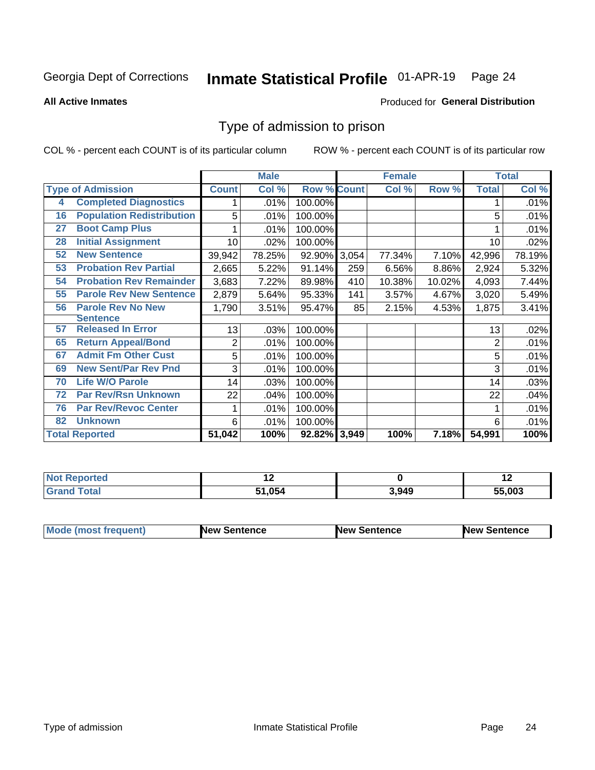Georgia Dept of Corrections **Inmate Statistical Profile** 01-APR-19

**All Active Inmates**

Produced for **General Distribution**

## Type of admission to prison

COL % - percent each COUNT is of its particular column

ROW % - percent each COUNT is of its particular row

| Type of Admission | | Male | | | Female | | | Total | |
|---|---|---|---|---|---|---|---|---|---|
| | | Count | Col % | Row % | Count | Col % | Row % | Total | Col % |
| 4 | Completed Diagnostics | 1 | .01% | 100.00% | | | | 1 | .01% |
| 16 | Population Redistribution | 5 | .01% | 100.00% | | | | 5 | .01% |
| 27 | Boot Camp Plus | 1 | .01% | 100.00% | | | | 1 | .01% |
| 28 | Initial Assignment | 10 | .02% | 100.00% | | | | 10 | .02% |
| 52 | New Sentence | 39,942 | 78.25% | 92.90% | 3,054 | 77.34% | 7.10% | 42,996 | 78.19% |
| 53 | Probation Rev Partial | 2,665 | 5.22% | 91.14% | 259 | 6.56% | 8.86% | 2,924 | 5.32% |
| 54 | Probation Rev Remainder | 3,683 | 7.22% | 89.98% | 410 | 10.38% | 10.02% | 4,093 | 7.44% |
| 55 | Parole Rev New Sentence | 2,879 | 5.64% | 95.33% | 141 | 3.57% | 4.67% | 3,020 | 5.49% |
| 56 | Parole Rev No New Sentence | 1,790 | 3.51% | 95.47% | 85 | 2.15% | 4.53% | 1,875 | 3.41% |
| 57 | Released In Error | 13 | .03% | 100.00% | | | | 13 | .02% |
| 65 | Return Appeal/Bond | 2 | .01% | 100.00% | | | | 2 | .01% |
| 67 | Admit Fm Other Cust | 5 | .01% | 100.00% | | | | 5 | .01% |
| 69 | New Sent/Par Rev Pnd | 3 | .01% | 100.00% | | | | 3 | .01% |
| 70 | Life W/O Parole | 14 | .03% | 100.00% | | | | 14 | .03% |
| 72 | Par Rev/Rsn Unknown | 22 | .04% | 100.00% | | | | 22 | .04% |
| 76 | Par Rev/Revoc Center | 1 | .01% | 100.00% | | | | 1 | .01% |
| 82 | Unknown | 6 | .01% | 100.00% | | | | 6 | .01% |
| **Total Reported** | | **51,042** | **100%** | **92.82%** | **3,949** | **100%** | **7.18%** | **54,991** | **100%** |

| | Male | Female | Total |
|---|---|---|---|
| Not Reported | 12 | 0 | 12 |
| Grand Total | 51,054 | 3,949 | 55,003 |

| | Male | Female | Total |
|---|---|---|---|
| Mode (most frequent) | New Sentence | New Sentence | New Sentence |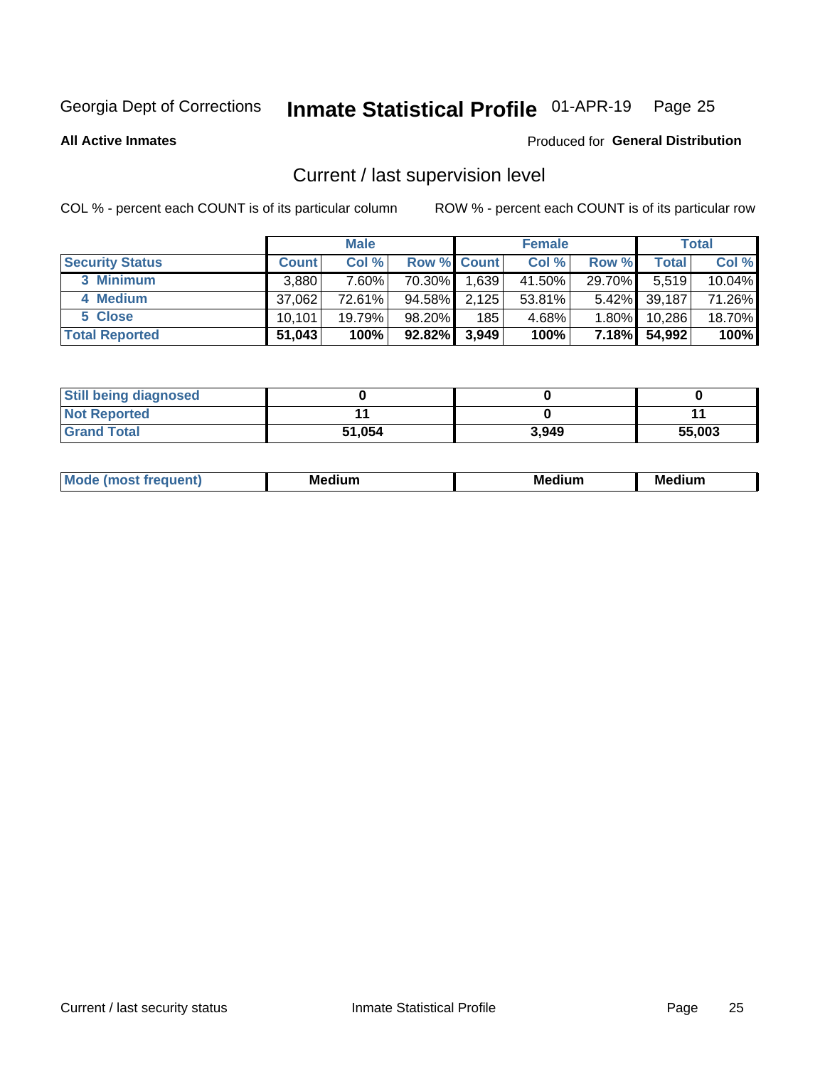Georgia Dept of Corrections **Inmate Statistical Profile** 01-APR-19

**All Active Inmates**

Produced for **General Distribution**

## Current / last supervision level

COL % - percent each COUNT is of its particular column

ROW % - percent each COUNT is of its particular row

| | Male | | | Female | | | Total | |
|---|---|---|---|---|---|---|---|---|
| **Security Status** | **Count** | **Col %** | **Row %** | **Count** | **Col %** | **Row %** | **Total** | **Col %** |
| 3 Minimum | 3,880 | 7.60% | 70.30% | 1,639 | 41.50% | 29.70% | 5,519 | 10.04% |
| 4 Medium | 37,062 | 72.61% | 94.58% | 2,125 | 53.81% | 5.42% | 39,187 | 71.26% |
| 5 Close | 10,101 | 19.79% | 98.20% | 185 | 4.68% | 1.80% | 10,286 | 18.70% |
| **Total Reported** | **51,043** | **100%** | **92.82%** | **3,949** | **100%** | **7.18%** | **54,992** | **100%** |

| | Male | Female | Total |
|---|---|---|---|
| **Still being diagnosed** | **0** | **0** | **0** |
| **Not Reported** | **11** | **0** | **11** |
| **Grand Total** | **51,054** | **3,949** | **55,003** |

| | Male | Female | Total |
|---|---|---|---|
| **Mode (most frequent)** | **Medium** | **Medium** | **Medium** |

Current / last security status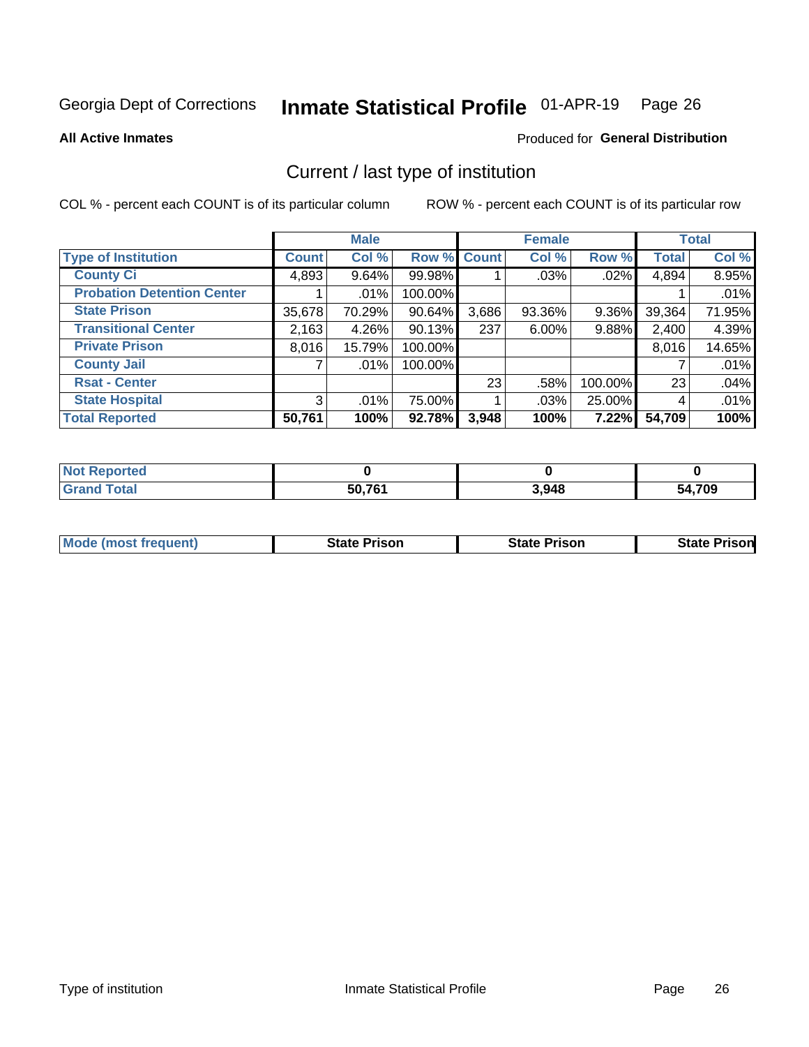Georgia Dept of Corrections **Inmate Statistical Profile** 01-APR-19

**All Active Inmates**

Produced for **General Distribution**

## Current / last type of institution

COL % - percent each COUNT is of its particular column

ROW % - percent each COUNT is of its particular row

| | Male | | | Female | | | Total | |
|---|---|---|---|---|---|---|---|---|
| **Type of Institution** | **Count** | **Col %** | **Row %** | **Count** | **Col %** | **Row %** | **Total** | **Col %** |
| **County Ci** | 4,893 | 9.64% | 99.98% | 1 | .03% | .02% | 4,894 | 8.95% |
| **Probation Detention Center** | 1 | .01% | 100.00% | | | | 1 | .01% |
| **State Prison** | 35,678 | 70.29% | 90.64% | 3,686 | 93.36% | 9.36% | 39,364 | 71.95% |
| **Transitional Center** | 2,163 | 4.26% | 90.13% | 237 | 6.00% | 9.88% | 2,400 | 4.39% |
| **Private Prison** | 8,016 | 15.79% | 100.00% | | | | 8,016 | 14.65% |
| **County Jail** | 7 | .01% | 100.00% | | | | 7 | .01% |
| **Rsat - Center** | | | | 23 | .58% | 100.00% | 23 | .04% |
| **State Hospital** | 3 | .01% | 75.00% | 1 | .03% | 25.00% | 4 | .01% |
| **Total Reported** | **50,761** | **100%** | **92.78%** | **3,948** | **100%** | **7.22%** | **54,709** | **100%** |

| | Male | Female | Total |
|---|---|---|---|
| **Not Reported** | **0** | **0** | **0** |
| **Grand Total** | **50,761** | **3,948** | **54,709** |

| | Male | Female | Total |
|---|---|---|---|
| **Mode (most frequent)** | **State Prison** | **State Prison** | **State Prison** |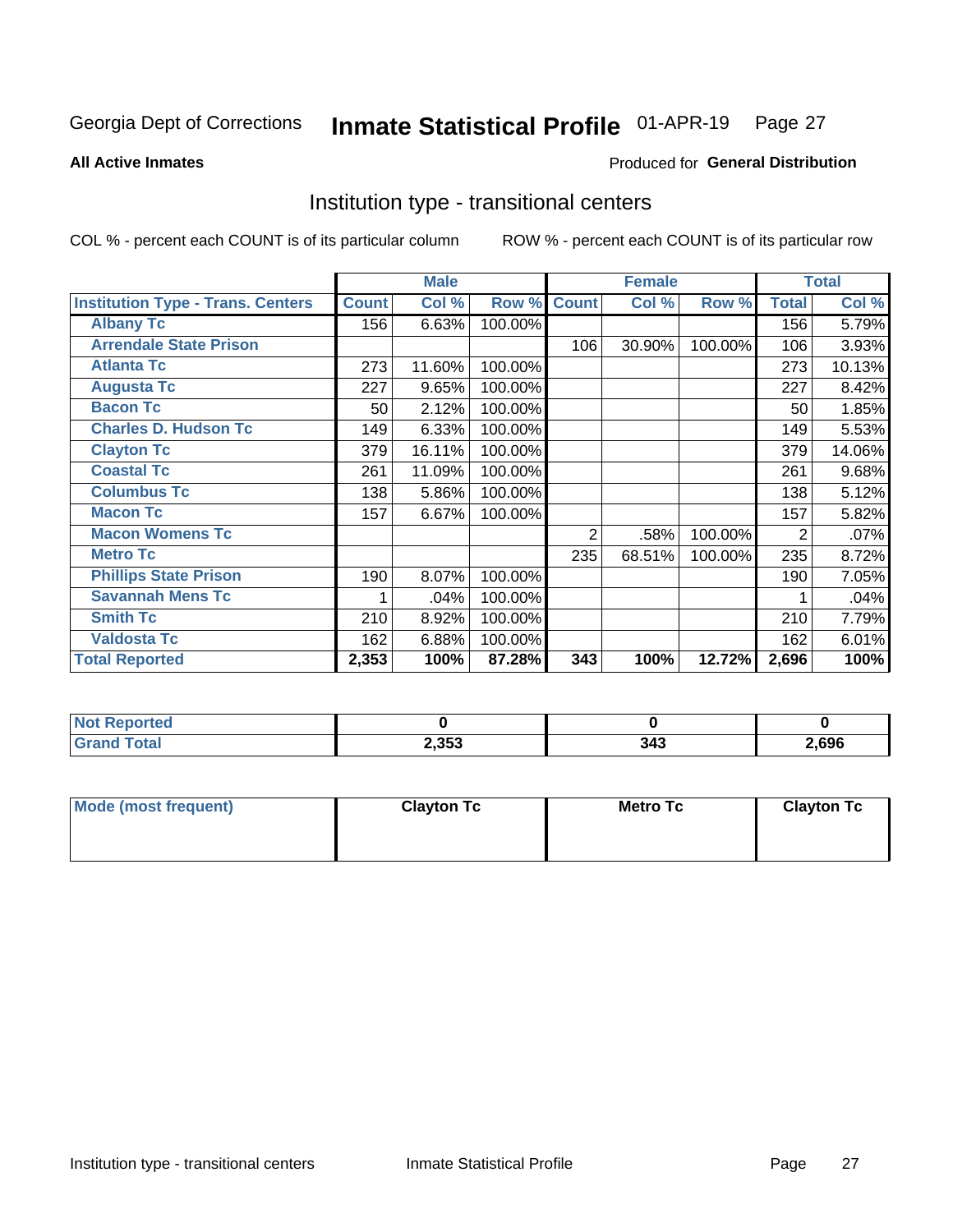Georgia Dept of Corrections **Inmate Statistical Profile** 01-APR-19

**All Active Inmates**

Produced for **General Distribution**

## Institution type - transitional centers

COL % - percent each COUNT is of its particular column

ROW % - percent each COUNT is of its particular row

| | Male | | | Female | | | Total | |
|---|---|---|---|---|---|---|---|---|
| **Institution Type - Trans. Centers** | **Count** | **Col %** | **Row %** | **Count** | **Col %** | **Row %** | **Total** | **Col %** |
| **Albany Tc** | 156 | 6.63% | 100.00% | | | | 156 | 5.79% |
| **Arrendale State Prison** | | | | 106 | 30.90% | 100.00% | 106 | 3.93% |
| **Atlanta Tc** | 273 | 11.60% | 100.00% | | | | 273 | 10.13% |
| **Augusta Tc** | 227 | 9.65% | 100.00% | | | | 227 | 8.42% |
| **Bacon Tc** | 50 | 2.12% | 100.00% | | | | 50 | 1.85% |
| **Charles D. Hudson Tc** | 149 | 6.33% | 100.00% | | | | 149 | 5.53% |
| **Clayton Tc** | 379 | 16.11% | 100.00% | | | | 379 | 14.06% |
| **Coastal Tc** | 261 | 11.09% | 100.00% | | | | 261 | 9.68% |
| **Columbus Tc** | 138 | 5.86% | 100.00% | | | | 138 | 5.12% |
| **Macon Tc** | 157 | 6.67% | 100.00% | | | | 157 | 5.82% |
| **Macon Womens Tc** | | | | 2 | .58% | 100.00% | 2 | .07% |
| **Metro Tc** | | | | 235 | 68.51% | 100.00% | 235 | 8.72% |
| **Phillips State Prison** | 190 | 8.07% | 100.00% | | | | 190 | 7.05% |
| **Savannah Mens Tc** | 1 | .04% | 100.00% | | | | 1 | .04% |
| **Smith Tc** | 210 | 8.92% | 100.00% | | | | 210 | 7.79% |
| **Valdosta Tc** | 162 | 6.88% | 100.00% | | | | 162 | 6.01% |
| **Total Reported** | **2,353** | **100%** | **87.28%** | **343** | **100%** | **12.72%** | **2,696** | **100%** |

| | Male | Female | Total |
|---|---|---|---|
| **Not Reported** | **0** | **0** | **0** |
| **Grand Total** | **2,353** | **343** | **2,696** |

| | Male | Female | Total |
|---|---|---|---|
| **Mode (most frequent)** | **Clayton Tc** | **Metro Tc** | **Clayton Tc** |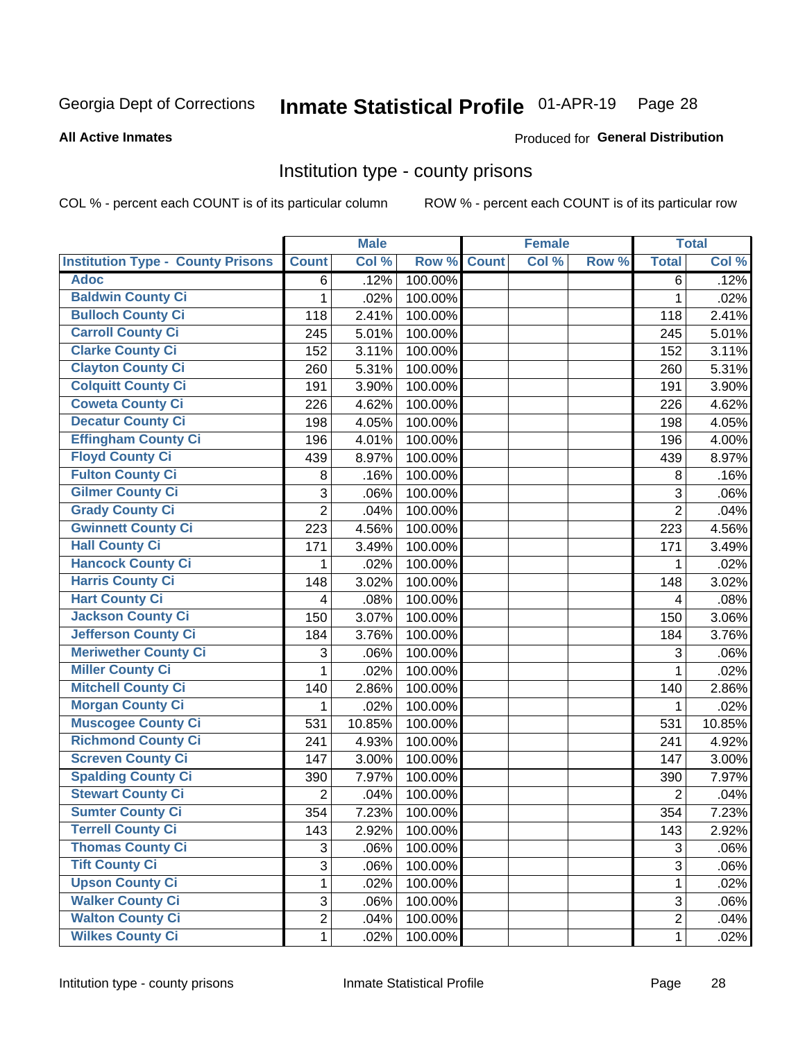Georgia Dept of Corrections **Inmate Statistical Profile** 01-APR-19

**All Active Inmates**

Produced for **General Distribution**

## Institution type - county prisons

COL % - percent each COUNT is of its particular column

ROW % - percent each COUNT is of its particular row

| Institution Type - County Prisons | Male | | | Female | | | Total | |
|---|---|---|---|---|---|---|---|---|
| | Count | Col % | Row % | Count | Col % | Row % | Total | Col % |
| Adoc | 6 | .12% | 100.00% | | | | 6 | .12% |
| Baldwin County Ci | 1 | .02% | 100.00% | | | | 1 | .02% |
| Bulloch County Ci | 118 | 2.41% | 100.00% | | | | 118 | 2.41% |
| Carroll County Ci | 245 | 5.01% | 100.00% | | | | 245 | 5.01% |
| Clarke County Ci | 152 | 3.11% | 100.00% | | | | 152 | 3.11% |
| Clayton County Ci | 260 | 5.31% | 100.00% | | | | 260 | 5.31% |
| Colquitt County Ci | 191 | 3.90% | 100.00% | | | | 191 | 3.90% |
| Coweta County Ci | 226 | 4.62% | 100.00% | | | | 226 | 4.62% |
| Decatur County Ci | 198 | 4.05% | 100.00% | | | | 198 | 4.05% |
| Effingham County Ci | 196 | 4.01% | 100.00% | | | | 196 | 4.00% |
| Floyd County Ci | 439 | 8.97% | 100.00% | | | | 439 | 8.97% |
| Fulton County Ci | 8 | .16% | 100.00% | | | | 8 | .16% |
| Gilmer County Ci | 3 | .06% | 100.00% | | | | 3 | .06% |
| Grady County Ci | 2 | .04% | 100.00% | | | | 2 | .04% |
| Gwinnett County Ci | 223 | 4.56% | 100.00% | | | | 223 | 4.56% |
| Hall County Ci | 171 | 3.49% | 100.00% | | | | 171 | 3.49% |
| Hancock County Ci | 1 | .02% | 100.00% | | | | 1 | .02% |
| Harris County Ci | 148 | 3.02% | 100.00% | | | | 148 | 3.02% |
| Hart County Ci | 4 | .08% | 100.00% | | | | 4 | .08% |
| Jackson County Ci | 150 | 3.07% | 100.00% | | | | 150 | 3.06% |
| Jefferson County Ci | 184 | 3.76% | 100.00% | | | | 184 | 3.76% |
| Meriwether County Ci | 3 | .06% | 100.00% | | | | 3 | .06% |
| Miller County Ci | 1 | .02% | 100.00% | | | | 1 | .02% |
| Mitchell County Ci | 140 | 2.86% | 100.00% | | | | 140 | 2.86% |
| Morgan County Ci | 1 | .02% | 100.00% | | | | 1 | .02% |
| Muscogee County Ci | 531 | 10.85% | 100.00% | | | | 531 | 10.85% |
| Richmond County Ci | 241 | 4.93% | 100.00% | | | | 241 | 4.92% |
| Screven County Ci | 147 | 3.00% | 100.00% | | | | 147 | 3.00% |
| Spalding County Ci | 390 | 7.97% | 100.00% | | | | 390 | 7.97% |
| Stewart County Ci | 2 | .04% | 100.00% | | | | 2 | .04% |
| Sumter County Ci | 354 | 7.23% | 100.00% | | | | 354 | 7.23% |
| Terrell County Ci | 143 | 2.92% | 100.00% | | | | 143 | 2.92% |
| Thomas County Ci | 3 | .06% | 100.00% | | | | 3 | .06% |
| Tift County Ci | 3 | .06% | 100.00% | | | | 3 | .06% |
| Upson County Ci | 1 | .02% | 100.00% | | | | 1 | .02% |
| Walker County Ci | 3 | .06% | 100.00% | | | | 3 | .06% |
| Walton County Ci | 2 | .04% | 100.00% | | | | 2 | .04% |
| Wilkes County Ci | 1 | .02% | 100.00% | | | | 1 | .02% |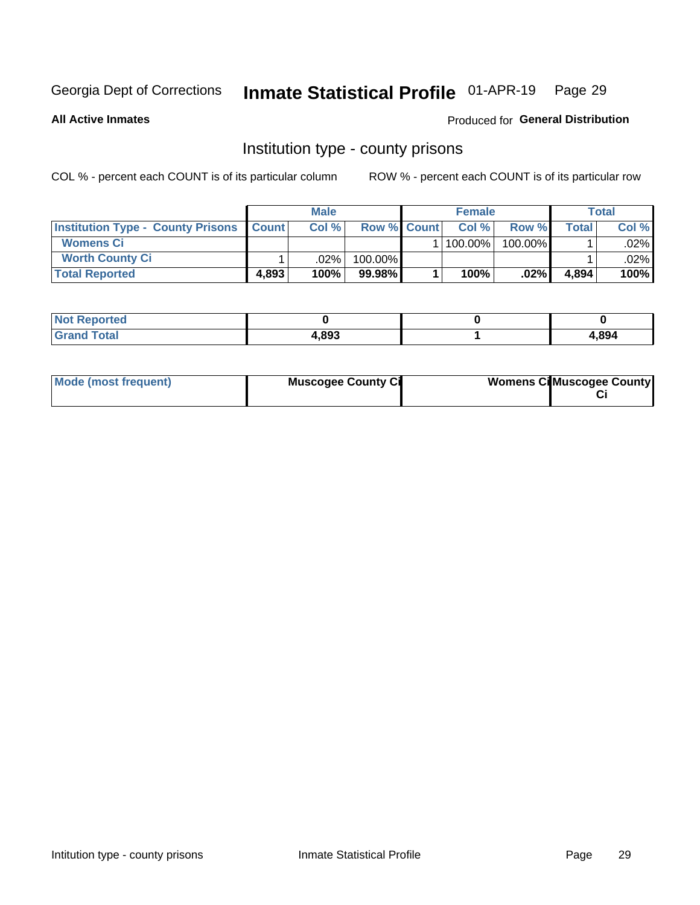Georgia Dept of Corrections **Inmate Statistical Profile** 01-APR-19

**All Active Inmates**

Produced for **General Distribution**

## Institution type - county prisons

COL % - percent each COUNT is of its particular column

ROW % - percent each COUNT is of its particular row

| | Male | | | Female | | | Total | |
|---|---|---|---|---|---|---|---|---|
| **Institution Type - County Prisons** | **Count** | **Col %** | **Row %** | **Count** | **Col %** | **Row %** | **Total** | **Col %** |
| **Womens Ci** | | | | 1 | 100.00% | 100.00% | 1 | .02% |
| **Worth County Ci** | 1 | .02% | 100.00% | | | | 1 | .02% |
| **Total Reported** | **4,893** | **100%** | **99.98%** | **1** | **100%** | **.02%** | **4,894** | **100%** |

| | Male | Female | Total |
|---|---|---|---|
| **Not Reported** | **0** | **0** | **0** |
| **Grand Total** | **4,893** | **1** | **4,894** |

| | Male | Female | Total |
|---|---|---|---|
| **Mode (most frequent)** | **Muscogee County Ci** | **Womens Ci** | **Muscogee County Ci** |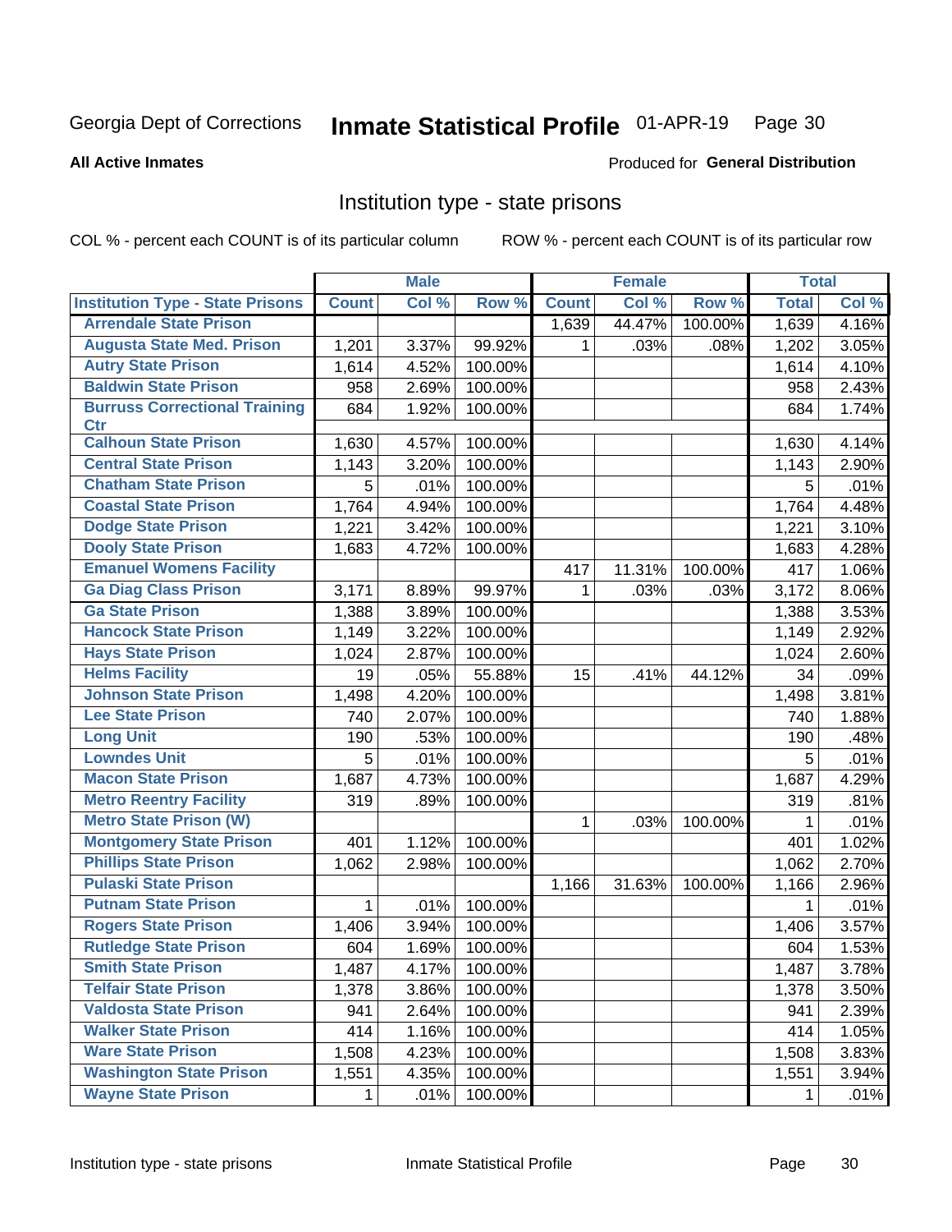Georgia Dept of Corrections **Inmate Statistical Profile** 01-APR-19

**All Active Inmates**

Produced for **General Distribution**

## Institution type - state prisons

COL % - percent each COUNT is of its particular column     ROW % - percent each COUNT is of its particular row

| | Male | | | Female | | | Total | |
|---|---|---|---|---|---|---|---|---|
| **Institution Type - State Prisons** | **Count** | **Col %** | **Row %** | **Count** | **Col %** | **Row %** | **Total** | **Col %** |
| Arrendale State Prison | | | | 1,639 | 44.47% | 100.00% | 1,639 | 4.16% |
| Augusta State Med. Prison | 1,201 | 3.37% | 99.92% | 1 | .03% | .08% | 1,202 | 3.05% |
| Autry State Prison | 1,614 | 4.52% | 100.00% | | | | 1,614 | 4.10% |
| Baldwin State Prison | 958 | 2.69% | 100.00% | | | | 958 | 2.43% |
| Burruss Correctional Training Ctr | 684 | 1.92% | 100.00% | | | | 684 | 1.74% |
| Calhoun State Prison | 1,630 | 4.57% | 100.00% | | | | 1,630 | 4.14% |
| Central State Prison | 1,143 | 3.20% | 100.00% | | | | 1,143 | 2.90% |
| Chatham State Prison | 5 | .01% | 100.00% | | | | 5 | .01% |
| Coastal State Prison | 1,764 | 4.94% | 100.00% | | | | 1,764 | 4.48% |
| Dodge State Prison | 1,221 | 3.42% | 100.00% | | | | 1,221 | 3.10% |
| Dooly State Prison | 1,683 | 4.72% | 100.00% | | | | 1,683 | 4.28% |
| Emanuel Womens Facility | | | | 417 | 11.31% | 100.00% | 417 | 1.06% |
| Ga Diag Class Prison | 3,171 | 8.89% | 99.97% | 1 | .03% | .03% | 3,172 | 8.06% |
| Ga State Prison | 1,388 | 3.89% | 100.00% | | | | 1,388 | 3.53% |
| Hancock State Prison | 1,149 | 3.22% | 100.00% | | | | 1,149 | 2.92% |
| Hays State Prison | 1,024 | 2.87% | 100.00% | | | | 1,024 | 2.60% |
| Helms Facility | 19 | .05% | 55.88% | 15 | .41% | 44.12% | 34 | .09% |
| Johnson State Prison | 1,498 | 4.20% | 100.00% | | | | 1,498 | 3.81% |
| Lee State Prison | 740 | 2.07% | 100.00% | | | | 740 | 1.88% |
| Long Unit | 190 | .53% | 100.00% | | | | 190 | .48% |
| Lowndes Unit | 5 | .01% | 100.00% | | | | 5 | .01% |
| Macon State Prison | 1,687 | 4.73% | 100.00% | | | | 1,687 | 4.29% |
| Metro Reentry Facility | 319 | .89% | 100.00% | | | | 319 | .81% |
| Metro State Prison (W) | | | | 1 | .03% | 100.00% | 1 | .01% |
| Montgomery State Prison | 401 | 1.12% | 100.00% | | | | 401 | 1.02% |
| Phillips State Prison | 1,062 | 2.98% | 100.00% | | | | 1,062 | 2.70% |
| Pulaski State Prison | | | | 1,166 | 31.63% | 100.00% | 1,166 | 2.96% |
| Putnam State Prison | 1 | .01% | 100.00% | | | | 1 | .01% |
| Rogers State Prison | 1,406 | 3.94% | 100.00% | | | | 1,406 | 3.57% |
| Rutledge State Prison | 604 | 1.69% | 100.00% | | | | 604 | 1.53% |
| Smith State Prison | 1,487 | 4.17% | 100.00% | | | | 1,487 | 3.78% |
| Telfair State Prison | 1,378 | 3.86% | 100.00% | | | | 1,378 | 3.50% |
| Valdosta State Prison | 941 | 2.64% | 100.00% | | | | 941 | 2.39% |
| Walker State Prison | 414 | 1.16% | 100.00% | | | | 414 | 1.05% |
| Ware State Prison | 1,508 | 4.23% | 100.00% | | | | 1,508 | 3.83% |
| Washington State Prison | 1,551 | 4.35% | 100.00% | | | | 1,551 | 3.94% |
| Wayne State Prison | 1 | .01% | 100.00% | | | | 1 | .01% |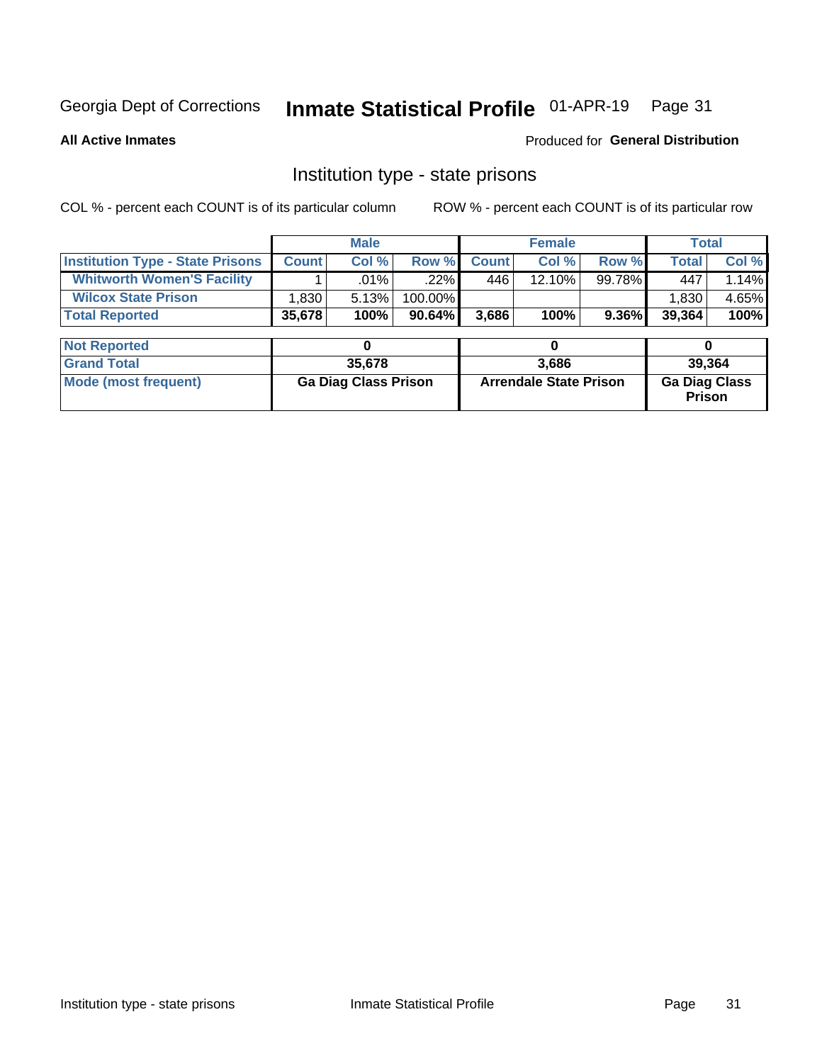Georgia Dept of Corrections **Inmate Statistical Profile** 01-APR-19

**All Active Inmates**

Produced for **General Distribution**

## Institution type - state prisons

COL % - percent each COUNT is of its particular column

ROW % - percent each COUNT is of its particular row

| | Male | | | Female | | | Total | |
|---|---|---|---|---|---|---|---|---|
| **Institution Type - State Prisons** | **Count** | **Col %** | **Row %** | **Count** | **Col %** | **Row %** | **Total** | **Col %** |
| **Whitworth Women'S Facility** | 1 | .01% | .22% | 446 | 12.10% | 99.78% | 447 | 1.14% |
| **Wilcox State Prison** | 1,830 | 5.13% | 100.00% | | | | 1,830 | 4.65% |
| **Total Reported** | **35,678** | **100%** | **90.64%** | **3,686** | **100%** | **9.36%** | **39,364** | **100%** |
| **Not Reported** | **0** | | | **0** | | | **0** | |
| **Grand Total** | **35,678** | | | **3,686** | | | **39,364** | |
| **Mode (most frequent)** | **Ga Diag Class Prison** | | | **Arrendale State Prison** | | | **Ga Diag Class Prison** | |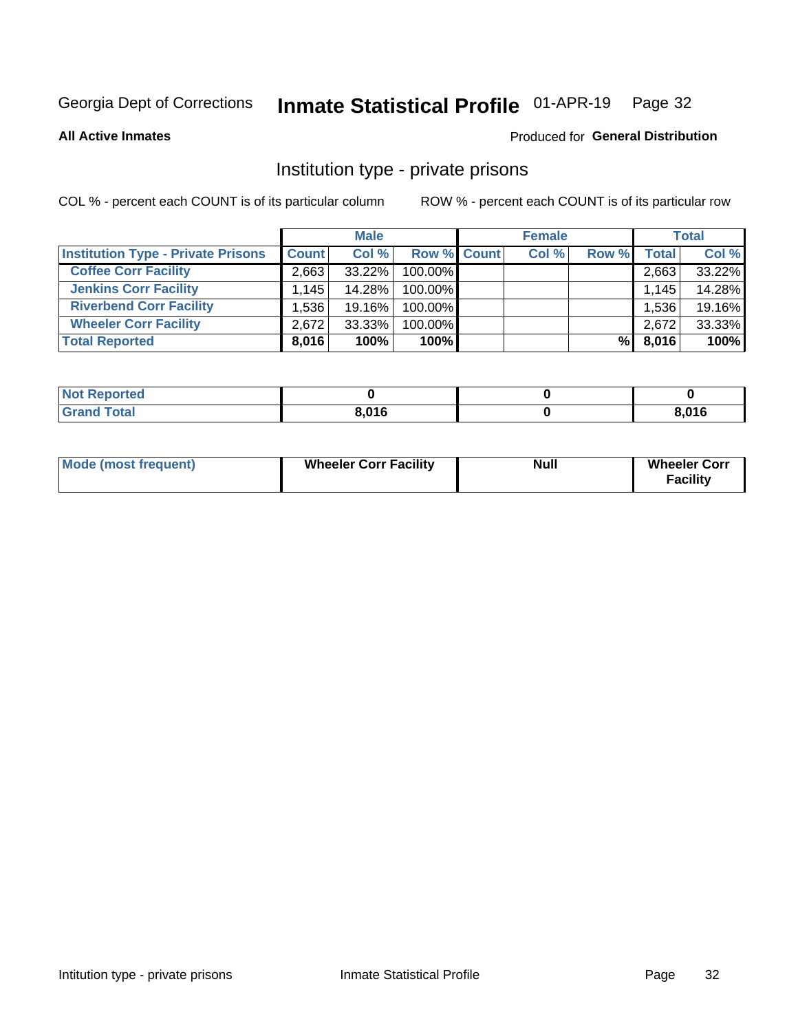Georgia Dept of Corrections **Inmate Statistical Profile** 01-APR-19

**All Active Inmates**

Produced for **General Distribution**

## Institution type - private prisons

COL % - percent each COUNT is of its particular column ROW % - percent each COUNT is of its particular row

| | Male | | | Female | | | Total | |
|---|---|---|---|---|---|---|---|---|
| **Institution Type - Private Prisons** | **Count** | **Col %** | **Row %** | **Count** | **Col %** | **Row %** | **Total** | **Col %** |
| **Coffee Corr Facility** | 2,663 | 33.22% | 100.00% | | | | 2,663 | 33.22% |
| **Jenkins Corr Facility** | 1,145 | 14.28% | 100.00% | | | | 1,145 | 14.28% |
| **Riverbend Corr Facility** | 1,536 | 19.16% | 100.00% | | | | 1,536 | 19.16% |
| **Wheeler Corr Facility** | 2,672 | 33.33% | 100.00% | | | | 2,672 | 33.33% |
| **Total Reported** | **8,016** | **100%** | **100%** | | | **%** | **8,016** | **100%** |

| | Male | Female | Total |
|---|---|---|---|
| **Not Reported** | **0** | **0** | **0** |
| **Grand Total** | **8,016** | **0** | **8,016** |

| | Male | Female | Total |
|---|---|---|---|
| **Mode (most frequent)** | **Wheeler Corr Facility** | **Null** | **Wheeler Corr Facility** |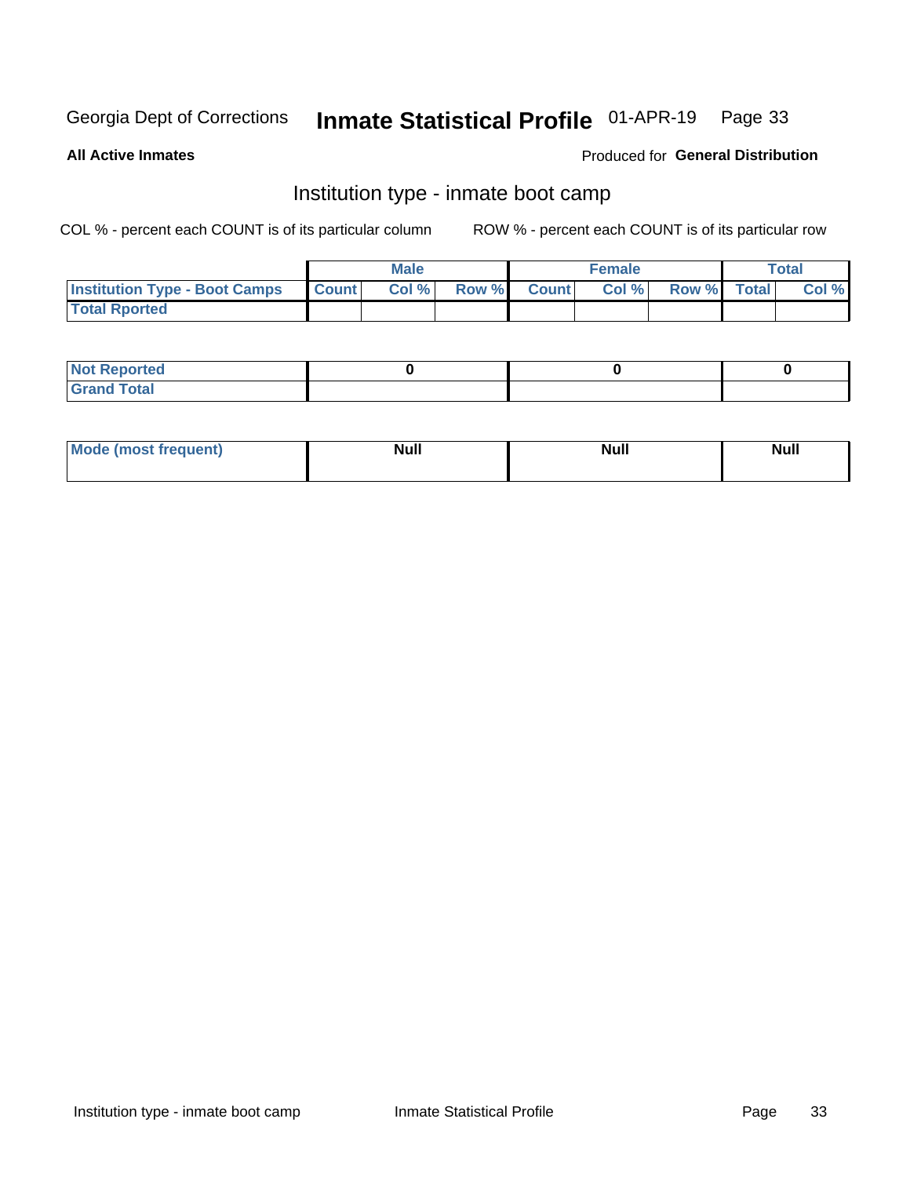Georgia Dept of Corrections **Inmate Statistical Profile** 01-APR-19

**All Active Inmates**

Produced for **General Distribution**

## Institution type - inmate boot camp

COL % - percent each COUNT is of its particular column

ROW % - percent each COUNT is of its particular row

| | Male | | | Female | | | Total | |
|---|---|---|---|---|---|---|---|---|
| **Institution Type - Boot Camps** | **Count** | **Col %** | **Row %** | **Count** | **Col %** | **Row %** | **Total** | **Col %** |
| **Total Rported** | | | | | | | | |

| | Male | Female | Total |
|---|---|---|---|
| **Not Reported** | **0** | **0** | **0** |
| **Grand Total** | | | |

| | Male | Female | Total |
|---|---|---|---|
| **Mode (most frequent)** | **Null** | **Null** | **Null** |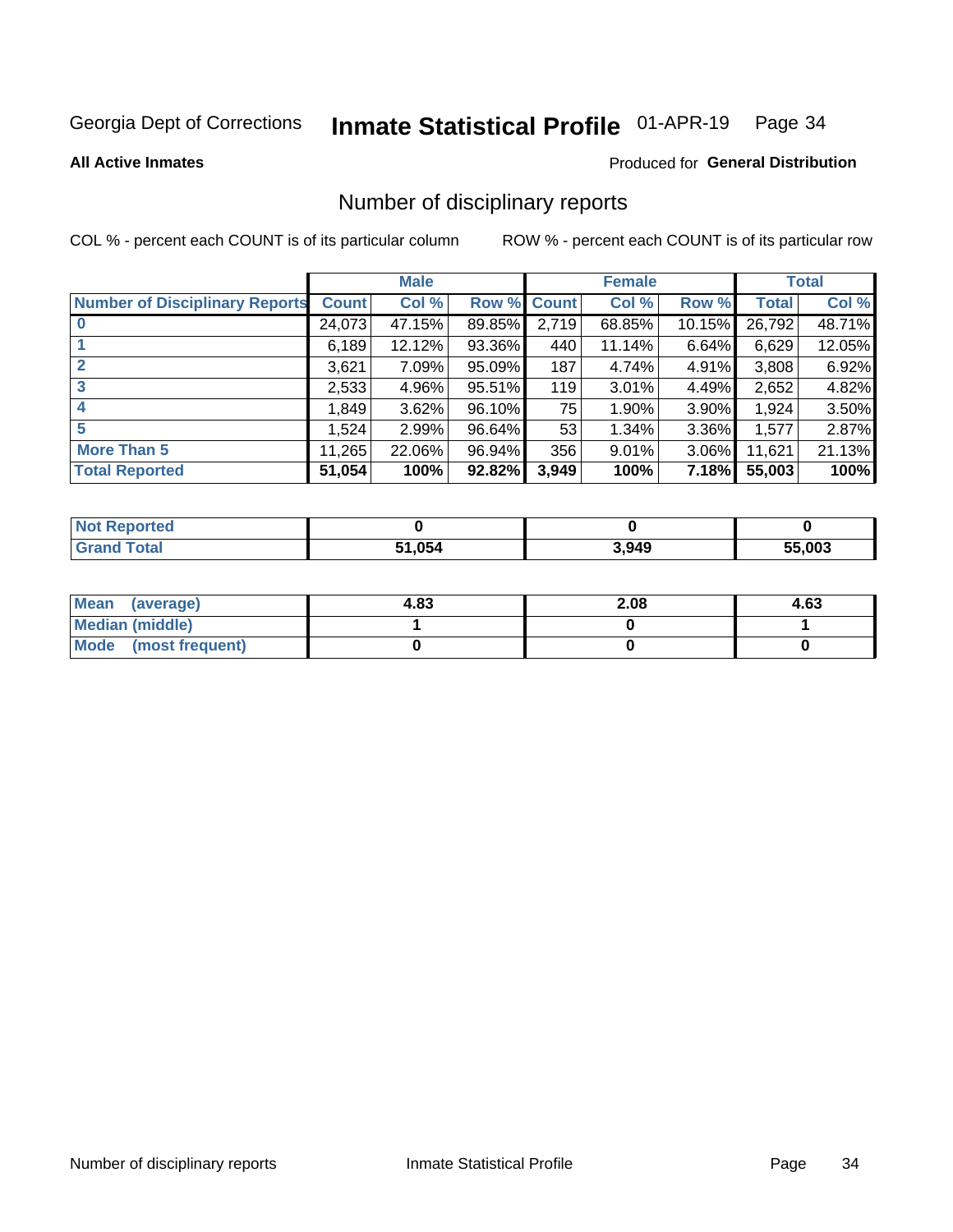Georgia Dept of Corrections **Inmate Statistical Profile** 01-APR-19

**All Active Inmates**

Produced for **General Distribution**

## Number of disciplinary reports

COL % - percent each COUNT is of its particular column    ROW % - percent each COUNT is of its particular row

| | Male | | | Female | | | Total | |
|---|---|---|---|---|---|---|---|---|
| **Number of Disciplinary Reports** | **Count** | **Col %** | **Row %** | **Count** | **Col %** | **Row %** | **Total** | **Col %** |
| **0** | 24,073 | 47.15% | 89.85% | 2,719 | 68.85% | 10.15% | 26,792 | 48.71% |
| **1** | 6,189 | 12.12% | 93.36% | 440 | 11.14% | 6.64% | 6,629 | 12.05% |
| **2** | 3,621 | 7.09% | 95.09% | 187 | 4.74% | 4.91% | 3,808 | 6.92% |
| **3** | 2,533 | 4.96% | 95.51% | 119 | 3.01% | 4.49% | 2,652 | 4.82% |
| **4** | 1,849 | 3.62% | 96.10% | 75 | 1.90% | 3.90% | 1,924 | 3.50% |
| **5** | 1,524 | 2.99% | 96.64% | 53 | 1.34% | 3.36% | 1,577 | 2.87% |
| **More Than 5** | 11,265 | 22.06% | 96.94% | 356 | 9.01% | 3.06% | 11,621 | 21.13% |
| **Total Reported** | **51,054** | **100%** | **92.82%** | **3,949** | **100%** | **7.18%** | **55,003** | **100%** |

| | Male | Female | Total |
|---|---|---|---|
| **Not Reported** | **0** | **0** | **0** |
| **Grand Total** | **51,054** | **3,949** | **55,003** |

| | Male | Female | Total |
|---|---|---|---|
| **Mean (average)** | **4.83** | **2.08** | **4.63** |
| **Median (middle)** | **1** | **0** | **1** |
| **Mode (most frequent)** | **0** | **0** | **0** |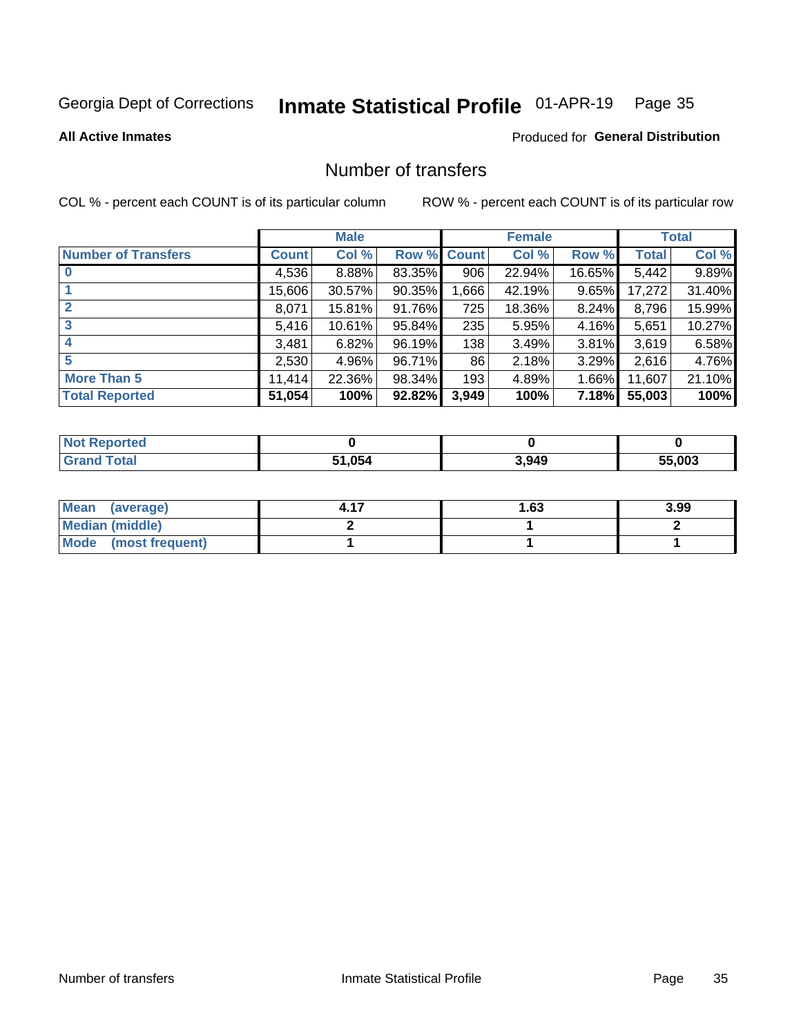Georgia Dept of Corrections **Inmate Statistical Profile** 01-APR-19

**All Active Inmates**

Produced for **General Distribution**

## Number of transfers

COL % - percent each COUNT is of its particular column     ROW % - percent each COUNT is of its particular row

| | Male | | | Female | | | Total | |
|---|---|---|---|---|---|---|---|---|
| **Number of Transfers** | **Count** | **Col %** | **Row %** | **Count** | **Col %** | **Row %** | **Total** | **Col %** |
| **0** | 4,536 | 8.88% | 83.35% | 906 | 22.94% | 16.65% | 5,442 | 9.89% |
| **1** | 15,606 | 30.57% | 90.35% | 1,666 | 42.19% | 9.65% | 17,272 | 31.40% |
| **2** | 8,071 | 15.81% | 91.76% | 725 | 18.36% | 8.24% | 8,796 | 15.99% |
| **3** | 5,416 | 10.61% | 95.84% | 235 | 5.95% | 4.16% | 5,651 | 10.27% |
| **4** | 3,481 | 6.82% | 96.19% | 138 | 3.49% | 3.81% | 3,619 | 6.58% |
| **5** | 2,530 | 4.96% | 96.71% | 86 | 2.18% | 3.29% | 2,616 | 4.76% |
| **More Than 5** | 11,414 | 22.36% | 98.34% | 193 | 4.89% | 1.66% | 11,607 | 21.10% |
| **Total Reported** | **51,054** | **100%** | **92.82%** | **3,949** | **100%** | **7.18%** | **55,003** | **100%** |

| | Male | Female | Total |
|---|---|---|---|
| **Not Reported** | **0** | **0** | **0** |
| **Grand Total** | **51,054** | **3,949** | **55,003** |

| | Male | Female | Total |
|---|---|---|---|
| **Mean (average)** | **4.17** | **1.63** | **3.99** |
| **Median (middle)** | **2** | **1** | **2** |
| **Mode (most frequent)** | **1** | **1** | **1** |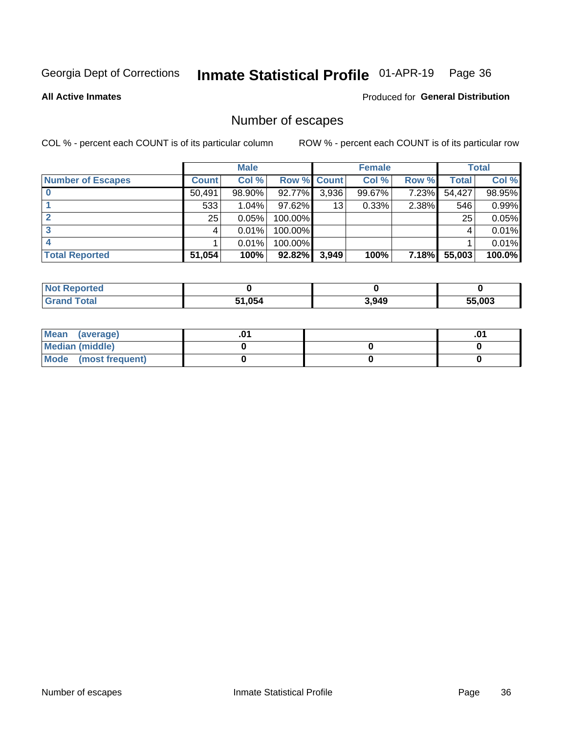Georgia Dept of Corrections **Inmate Statistical Profile** 01-APR-19

**All Active Inmates**

Produced for **General Distribution**

## Number of escapes

COL % - percent each COUNT is of its particular column ROW % - percent each COUNT is of its particular row

| | Male | | | Female | | | Total | |
|---|---|---|---|---|---|---|---|---|
| **Number of Escapes** | **Count** | **Col %** | **Row %** | **Count** | **Col %** | **Row %** | **Total** | **Col %** |
| **0** | 50,491 | 98.90% | 92.77% | 3,936 | 99.67% | 7.23% | 54,427 | 98.95% |
| **1** | 533 | 1.04% | 97.62% | 13 | 0.33% | 2.38% | 546 | 0.99% |
| **2** | 25 | 0.05% | 100.00% | | | | 25 | 0.05% |
| **3** | 4 | 0.01% | 100.00% | | | | 4 | 0.01% |
| **4** | 1 | 0.01% | 100.00% | | | | 1 | 0.01% |
| **Total Reported** | **51,054** | **100%** | **92.82%** | **3,949** | **100%** | **7.18%** | **55,003** | **100.0%** |

| | Male | Female | Total |
|---|---|---|---|
| **Not Reported** | **0** | **0** | **0** |
| **Grand Total** | **51,054** | **3,949** | **55,003** |

| | Male | Female | Total |
|---|---|---|---|
| **Mean (average)** | **.01** | | **.01** |
| **Median (middle)** | **0** | **0** | **0** |
| **Mode (most frequent)** | **0** | **0** | **0** |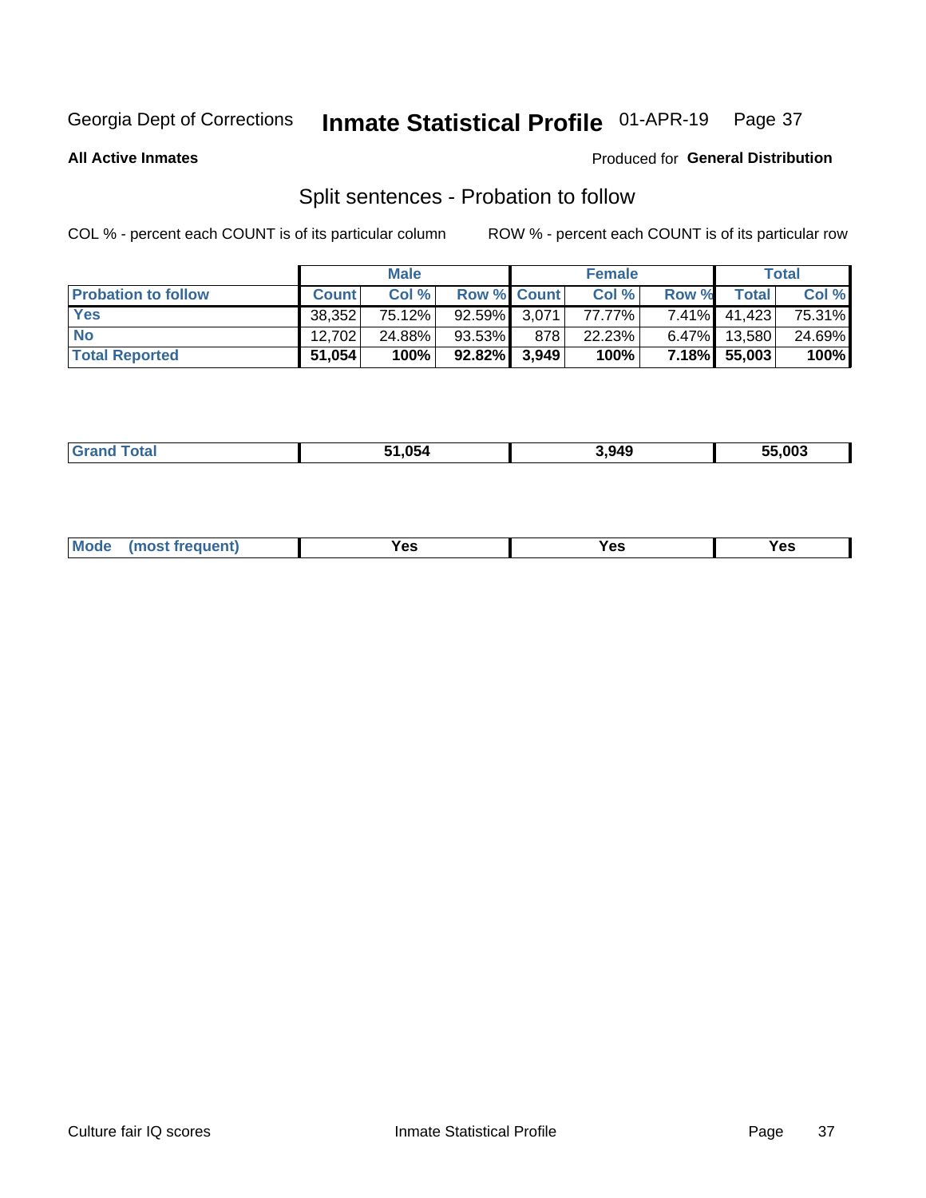Georgia Dept of Corrections **Inmate Statistical Profile** 01-APR-19

**All Active Inmates**

Produced for **General Distribution**

## Split sentences - Probation to follow

COL % - percent each COUNT is of its particular column

ROW % - percent each COUNT is of its particular row

| | Male | | | Female | | | Total | |
|---|---|---|---|---|---|---|---|---|
| **Probation to follow** | **Count** | **Col %** | **Row %** | **Count** | **Col %** | **Row %** | **Total** | **Col %** |
| **Yes** | 38,352 | 75.12% | 92.59% | 3,071 | 77.77% | 7.41% | 41,423 | 75.31% |
| **No** | 12,702 | 24.88% | 93.53% | 878 | 22.23% | 6.47% | 13,580 | 24.69% |
| **Total Reported** | **51,054** | **100%** | **92.82%** | **3,949** | **100%** | **7.18%** | **55,003** | **100%** |

| | | | |
|---|---|---|---|
| **Grand Total** | **51,054** | **3,949** | **55,003** |

| | | | |
|---|---|---|---|
| **Mode (most frequent)** | **Yes** | **Yes** | **Yes** |

Culture fair IQ scores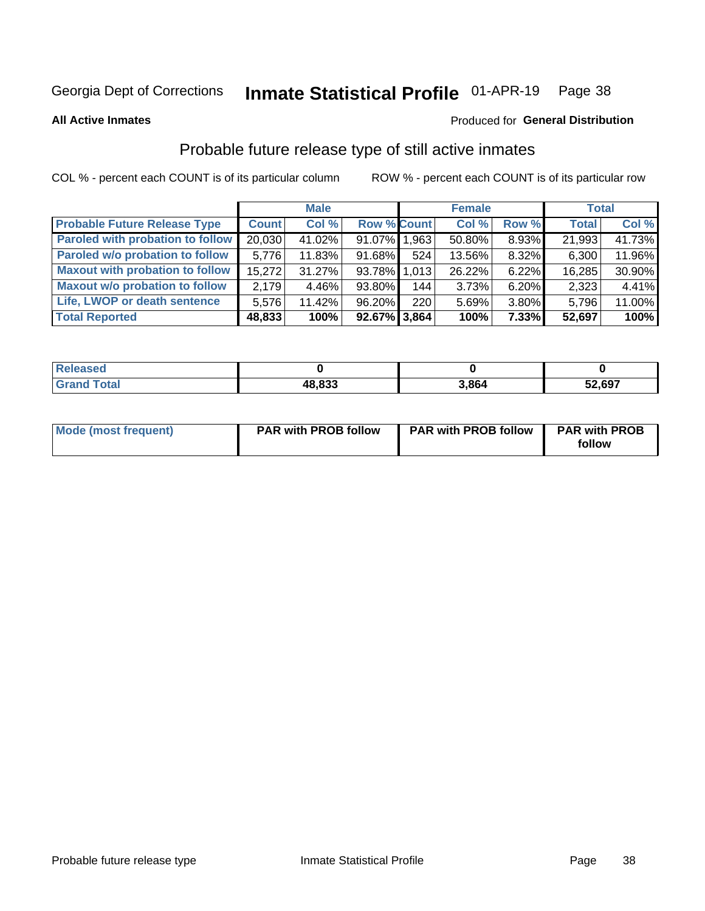Georgia Dept of Corrections **Inmate Statistical Profile** 01-APR-19

**All Active Inmates**

Produced for **General Distribution**

## Probable future release type of still active inmates

COL % - percent each COUNT is of its particular column

ROW % - percent each COUNT is of its particular row

| | Male | | | Female | | | Total | |
|---|---|---|---|---|---|---|---|---|
| **Probable Future Release Type** | **Count** | **Col %** | **Row %** | **Count** | **Col %** | **Row %** | **Total** | **Col %** |
| Paroled with probation to follow | 20,030 | 41.02% | 91.07% | 1,963 | 50.80% | 8.93% | 21,993 | 41.73% |
| Paroled w/o probation to follow | 5,776 | 11.83% | 91.68% | 524 | 13.56% | 8.32% | 6,300 | 11.96% |
| Maxout with probation to follow | 15,272 | 31.27% | 93.78% | 1,013 | 26.22% | 6.22% | 16,285 | 30.90% |
| Maxout w/o probation to follow | 2,179 | 4.46% | 93.80% | 144 | 3.73% | 6.20% | 2,323 | 4.41% |
| Life, LWOP or death sentence | 5,576 | 11.42% | 96.20% | 220 | 5.69% | 3.80% | 5,796 | 11.00% |
| **Total Reported** | **48,833** | **100%** | **92.67%** | **3,864** | **100%** | **7.33%** | **52,697** | **100%** |

| | Male | Female | Total |
|---|---|---|---|
| Released | 0 | 0 | 0 |
| Grand Total | 48,833 | 3,864 | 52,697 |

| | Male | Female | Total |
|---|---|---|---|
| Mode (most frequent) | PAR with PROB follow | PAR with PROB follow | PAR with PROB follow |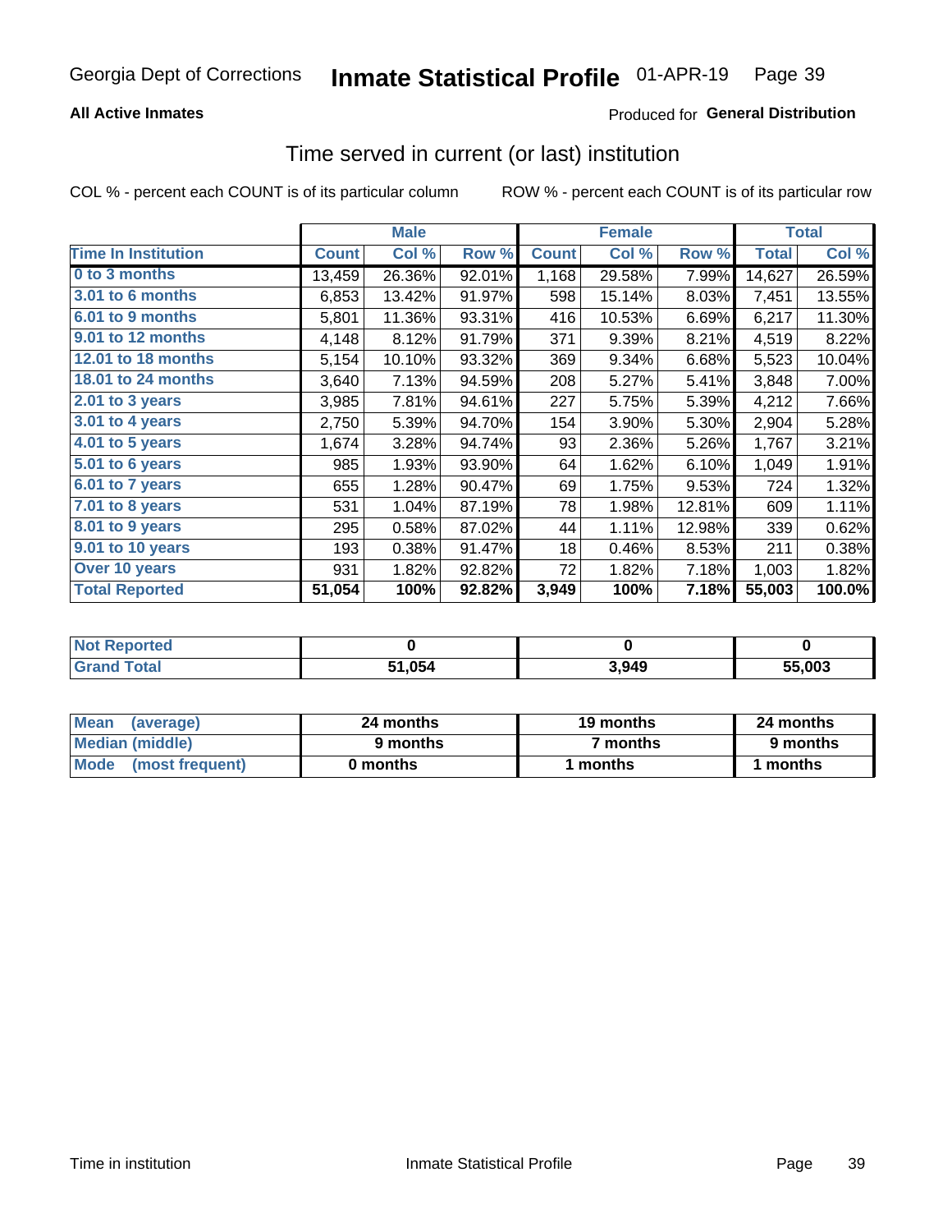Georgia Dept of Corrections **Inmate Statistical Profile** 01-APR-19

**All Active Inmates**

Produced for **General Distribution**

## Time served in current (or last) institution

COL % - percent each COUNT is of its particular column ROW % - percent each COUNT is of its particular row

| | Male | | | Female | | | Total | |
|---|---|---|---|---|---|---|---|---|
| **Time In Institution** | **Count** | **Col %** | **Row %** | **Count** | **Col %** | **Row %** | **Total** | **Col %** |
| **0 to 3 months** | 13,459 | 26.36% | 92.01% | 1,168 | 29.58% | 7.99% | 14,627 | 26.59% |
| **3.01 to 6 months** | 6,853 | 13.42% | 91.97% | 598 | 15.14% | 8.03% | 7,451 | 13.55% |
| **6.01 to 9 months** | 5,801 | 11.36% | 93.31% | 416 | 10.53% | 6.69% | 6,217 | 11.30% |
| **9.01 to 12 months** | 4,148 | 8.12% | 91.79% | 371 | 9.39% | 8.21% | 4,519 | 8.22% |
| **12.01 to 18 months** | 5,154 | 10.10% | 93.32% | 369 | 9.34% | 6.68% | 5,523 | 10.04% |
| **18.01 to 24 months** | 3,640 | 7.13% | 94.59% | 208 | 5.27% | 5.41% | 3,848 | 7.00% |
| **2.01 to 3 years** | 3,985 | 7.81% | 94.61% | 227 | 5.75% | 5.39% | 4,212 | 7.66% |
| **3.01 to 4 years** | 2,750 | 5.39% | 94.70% | 154 | 3.90% | 5.30% | 2,904 | 5.28% |
| **4.01 to 5 years** | 1,674 | 3.28% | 94.74% | 93 | 2.36% | 5.26% | 1,767 | 3.21% |
| **5.01 to 6 years** | 985 | 1.93% | 93.90% | 64 | 1.62% | 6.10% | 1,049 | 1.91% |
| **6.01 to 7 years** | 655 | 1.28% | 90.47% | 69 | 1.75% | 9.53% | 724 | 1.32% |
| **7.01 to 8 years** | 531 | 1.04% | 87.19% | 78 | 1.98% | 12.81% | 609 | 1.11% |
| **8.01 to 9 years** | 295 | 0.58% | 87.02% | 44 | 1.11% | 12.98% | 339 | 0.62% |
| **9.01 to 10 years** | 193 | 0.38% | 91.47% | 18 | 0.46% | 8.53% | 211 | 0.38% |
| **Over 10 years** | 931 | 1.82% | 92.82% | 72 | 1.82% | 7.18% | 1,003 | 1.82% |
| **Total Reported** | **51,054** | **100%** | **92.82%** | **3,949** | **100%** | **7.18%** | **55,003** | **100.0%** |

| | Male | Female | Total |
|---|---|---|---|
| **Not Reported** | **0** | **0** | **0** |
| **Grand Total** | **51,054** | **3,949** | **55,003** |

| | Male | Female | Total |
|---|---|---|---|
| **Mean (average)** | **24 months** | **19 months** | **24 months** |
| **Median (middle)** | **9 months** | **7 months** | **9 months** |
| **Mode (most frequent)** | **0 months** | **1 months** | **1 months** |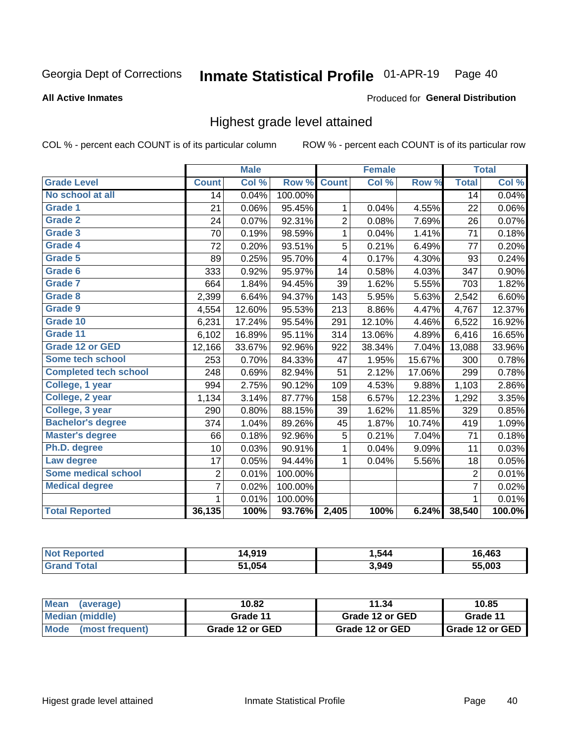Georgia Dept of Corrections **Inmate Statistical Profile** 01-APR-19 Page 40

**All Active Inmates**

Produced for **General Distribution**

## Highest grade level attained

COL % - percent each COUNT is of its particular column     ROW % - percent each COUNT is of its particular row

| | Male | | | Female | | | Total | |
|---|---|---|---|---|---|---|---|---|
| **Grade Level** | **Count** | **Col %** | **Row %** | **Count** | **Col %** | **Row %** | **Total** | **Col %** |
| No school at all | 14 | 0.04% | 100.00% | | | | 14 | 0.04% |
| Grade 1 | 21 | 0.06% | 95.45% | 1 | 0.04% | 4.55% | 22 | 0.06% |
| Grade 2 | 24 | 0.07% | 92.31% | 2 | 0.08% | 7.69% | 26 | 0.07% |
| Grade 3 | 70 | 0.19% | 98.59% | 1 | 0.04% | 1.41% | 71 | 0.18% |
| Grade 4 | 72 | 0.20% | 93.51% | 5 | 0.21% | 6.49% | 77 | 0.20% |
| Grade 5 | 89 | 0.25% | 95.70% | 4 | 0.17% | 4.30% | 93 | 0.24% |
| Grade 6 | 333 | 0.92% | 95.97% | 14 | 0.58% | 4.03% | 347 | 0.90% |
| Grade 7 | 664 | 1.84% | 94.45% | 39 | 1.62% | 5.55% | 703 | 1.82% |
| Grade 8 | 2,399 | 6.64% | 94.37% | 143 | 5.95% | 5.63% | 2,542 | 6.60% |
| Grade 9 | 4,554 | 12.60% | 95.53% | 213 | 8.86% | 4.47% | 4,767 | 12.37% |
| Grade 10 | 6,231 | 17.24% | 95.54% | 291 | 12.10% | 4.46% | 6,522 | 16.92% |
| Grade 11 | 6,102 | 16.89% | 95.11% | 314 | 13.06% | 4.89% | 6,416 | 16.65% |
| Grade 12 or GED | 12,166 | 33.67% | 92.96% | 922 | 38.34% | 7.04% | 13,088 | 33.96% |
| Some tech school | 253 | 0.70% | 84.33% | 47 | 1.95% | 15.67% | 300 | 0.78% |
| Completed tech school | 248 | 0.69% | 82.94% | 51 | 2.12% | 17.06% | 299 | 0.78% |
| College, 1 year | 994 | 2.75% | 90.12% | 109 | 4.53% | 9.88% | 1,103 | 2.86% |
| College, 2 year | 1,134 | 3.14% | 87.77% | 158 | 6.57% | 12.23% | 1,292 | 3.35% |
| College, 3 year | 290 | 0.80% | 88.15% | 39 | 1.62% | 11.85% | 329 | 0.85% |
| Bachelor's degree | 374 | 1.04% | 89.26% | 45 | 1.87% | 10.74% | 419 | 1.09% |
| Master's degree | 66 | 0.18% | 92.96% | 5 | 0.21% | 7.04% | 71 | 0.18% |
| Ph.D. degree | 10 | 0.03% | 90.91% | 1 | 0.04% | 9.09% | 11 | 0.03% |
| Law degree | 17 | 0.05% | 94.44% | 1 | 0.04% | 5.56% | 18 | 0.05% |
| Some medical school | 2 | 0.01% | 100.00% | | | | 2 | 0.01% |
| Medical degree | 7 | 0.02% | 100.00% | | | | 7 | 0.02% |
| | 1 | 0.01% | 100.00% | | | | 1 | 0.01% |
| **Total Reported** | **36,135** | **100%** | **93.76%** | **2,405** | **100%** | **6.24%** | **38,540** | **100.0%** |

| | Male | Female | Total |
|---|---|---|---|
| Not Reported | 14,919 | 1,544 | 16,463 |
| Grand Total | 51,054 | 3,949 | 55,003 |

| | Male | Female | Total |
|---|---|---|---|
| Mean (average) | 10.82 | 11.34 | 10.85 |
| Median (middle) | Grade 11 | Grade 12 or GED | Grade 11 |
| Mode (most frequent) | Grade 12 or GED | Grade 12 or GED | Grade 12 or GED |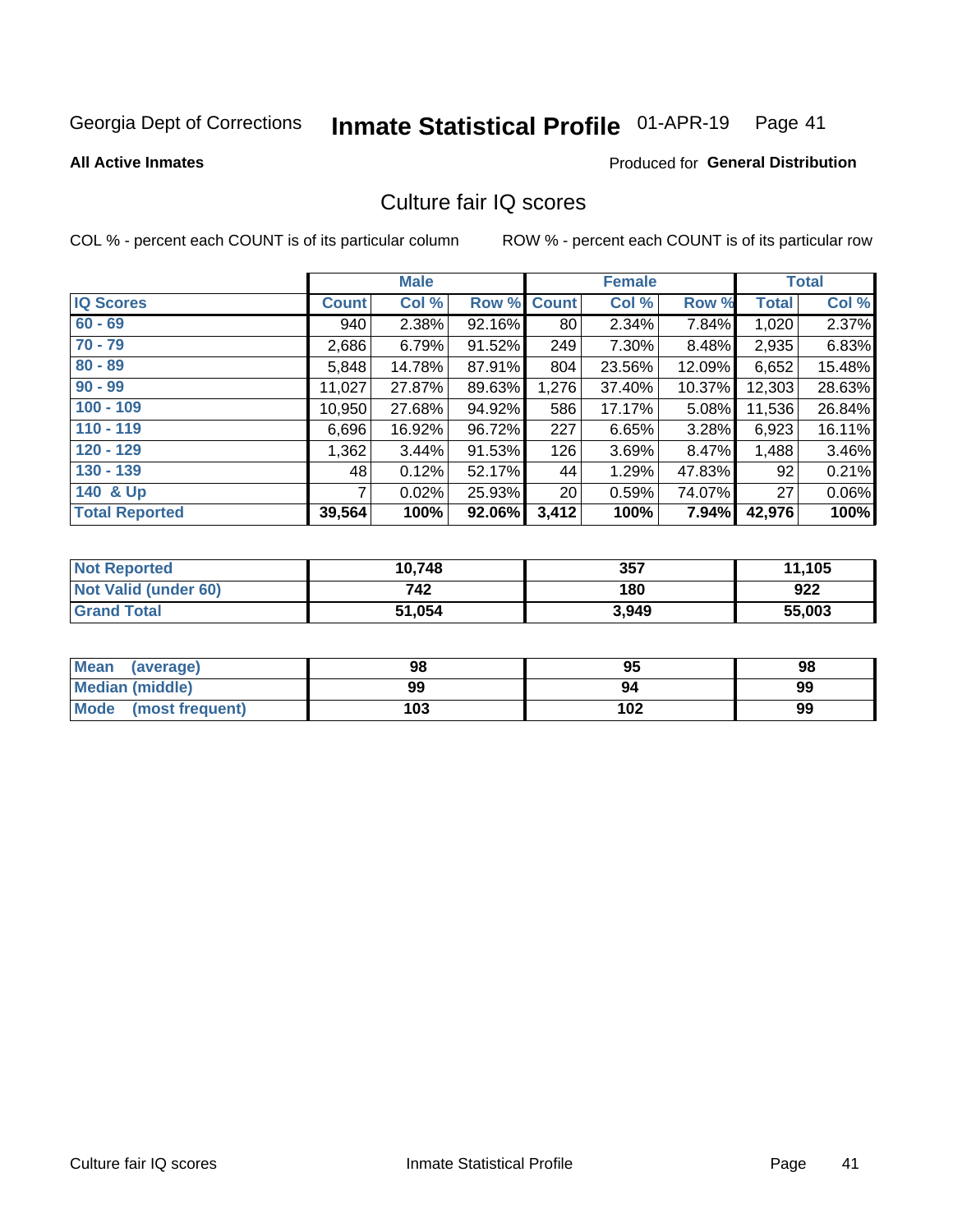Georgia Dept of Corrections **Inmate Statistical Profile** 01-APR-19

**All Active Inmates**

Produced for **General Distribution**

## Culture fair IQ scores

COL % - percent each COUNT is of its particular column

ROW % - percent each COUNT is of its particular row

| | Male | | | Female | | | Total | |
|---|---|---|---|---|---|---|---|---|
| **IQ Scores** | **Count** | **Col %** | **Row %** | **Count** | **Col %** | **Row %** | **Total** | **Col %** |
| 60 - 69 | 940 | 2.38% | 92.16% | 80 | 2.34% | 7.84% | 1,020 | 2.37% |
| 70 - 79 | 2,686 | 6.79% | 91.52% | 249 | 7.30% | 8.48% | 2,935 | 6.83% |
| 80 - 89 | 5,848 | 14.78% | 87.91% | 804 | 23.56% | 12.09% | 6,652 | 15.48% |
| 90 - 99 | 11,027 | 27.87% | 89.63% | 1,276 | 37.40% | 10.37% | 12,303 | 28.63% |
| 100 - 109 | 10,950 | 27.68% | 94.92% | 586 | 17.17% | 5.08% | 11,536 | 26.84% |
| 110 - 119 | 6,696 | 16.92% | 96.72% | 227 | 6.65% | 3.28% | 6,923 | 16.11% |
| 120 - 129 | 1,362 | 3.44% | 91.53% | 126 | 3.69% | 8.47% | 1,488 | 3.46% |
| 130 - 139 | 48 | 0.12% | 52.17% | 44 | 1.29% | 47.83% | 92 | 0.21% |
| 140 & Up | 7 | 0.02% | 25.93% | 20 | 0.59% | 74.07% | 27 | 0.06% |
| **Total Reported** | **39,564** | **100%** | **92.06%** | **3,412** | **100%** | **7.94%** | **42,976** | **100%** |

| | Male | Female | Total |
|---|---|---|---|
| Not Reported | 10,748 | 357 | 11,105 |
| Not Valid (under 60) | 742 | 180 | 922 |
| Grand Total | 51,054 | 3,949 | 55,003 |

| | Male | Female | Total |
|---|---|---|---|
| Mean (average) | 98 | 95 | 98 |
| Median (middle) | 99 | 94 | 99 |
| Mode (most frequent) | 103 | 102 | 99 |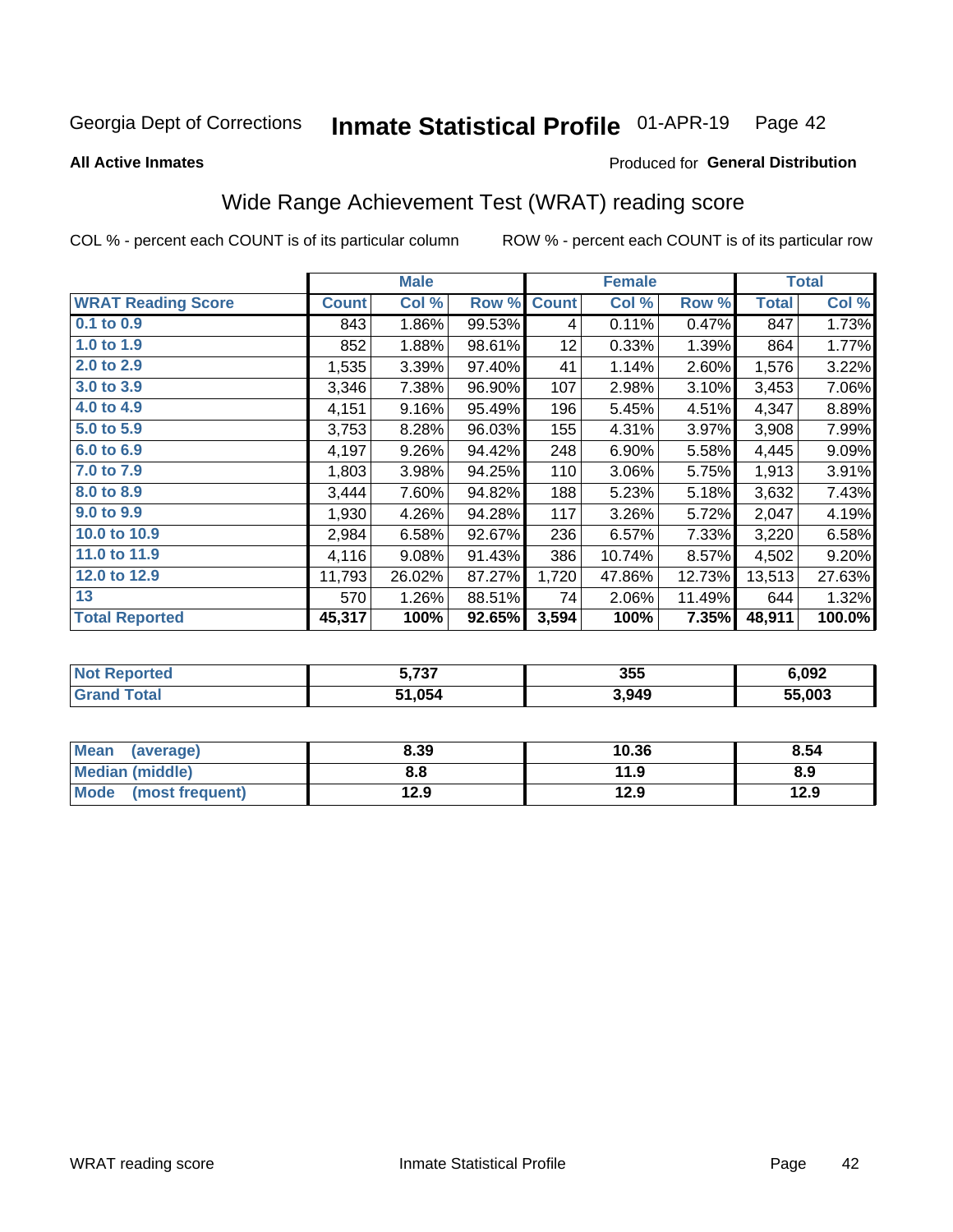Georgia Dept of Corrections **Inmate Statistical Profile** 01-APR-19

**All Active Inmates**

Produced for **General Distribution**

## Wide Range Achievement Test (WRAT) reading score

COL % - percent each COUNT is of its particular column ROW % - percent each COUNT is of its particular row

| | Male | | | Female | | | Total | |
|---|---|---|---|---|---|---|---|---|
| **WRAT Reading Score** | **Count** | **Col %** | **Row %** | **Count** | **Col %** | **Row %** | **Total** | **Col %** |
| 0.1 to 0.9 | 843 | 1.86% | 99.53% | 4 | 0.11% | 0.47% | 847 | 1.73% |
| 1.0 to 1.9 | 852 | 1.88% | 98.61% | 12 | 0.33% | 1.39% | 864 | 1.77% |
| 2.0 to 2.9 | 1,535 | 3.39% | 97.40% | 41 | 1.14% | 2.60% | 1,576 | 3.22% |
| 3.0 to 3.9 | 3,346 | 7.38% | 96.90% | 107 | 2.98% | 3.10% | 3,453 | 7.06% |
| 4.0 to 4.9 | 4,151 | 9.16% | 95.49% | 196 | 5.45% | 4.51% | 4,347 | 8.89% |
| 5.0 to 5.9 | 3,753 | 8.28% | 96.03% | 155 | 4.31% | 3.97% | 3,908 | 7.99% |
| 6.0 to 6.9 | 4,197 | 9.26% | 94.42% | 248 | 6.90% | 5.58% | 4,445 | 9.09% |
| 7.0 to 7.9 | 1,803 | 3.98% | 94.25% | 110 | 3.06% | 5.75% | 1,913 | 3.91% |
| 8.0 to 8.9 | 3,444 | 7.60% | 94.82% | 188 | 5.23% | 5.18% | 3,632 | 7.43% |
| 9.0 to 9.9 | 1,930 | 4.26% | 94.28% | 117 | 3.26% | 5.72% | 2,047 | 4.19% |
| 10.0 to 10.9 | 2,984 | 6.58% | 92.67% | 236 | 6.57% | 7.33% | 3,220 | 6.58% |
| 11.0 to 11.9 | 4,116 | 9.08% | 91.43% | 386 | 10.74% | 8.57% | 4,502 | 9.20% |
| 12.0 to 12.9 | 11,793 | 26.02% | 87.27% | 1,720 | 47.86% | 12.73% | 13,513 | 27.63% |
| 13 | 570 | 1.26% | 88.51% | 74 | 2.06% | 11.49% | 644 | 1.32% |
| **Total Reported** | **45,317** | **100%** | **92.65%** | **3,594** | **100%** | **7.35%** | **48,911** | **100.0%** |

| | Male | Female | Total |
|---|---|---|---|
| **Not Reported** | **5,737** | **355** | **6,092** |
| **Grand Total** | **51,054** | **3,949** | **55,003** |

| | Male | Female | Total |
|---|---|---|---|
| **Mean (average)** | **8.39** | **10.36** | **8.54** |
| **Median (middle)** | **8.8** | **11.9** | **8.9** |
| **Mode (most frequent)** | **12.9** | **12.9** | **12.9** |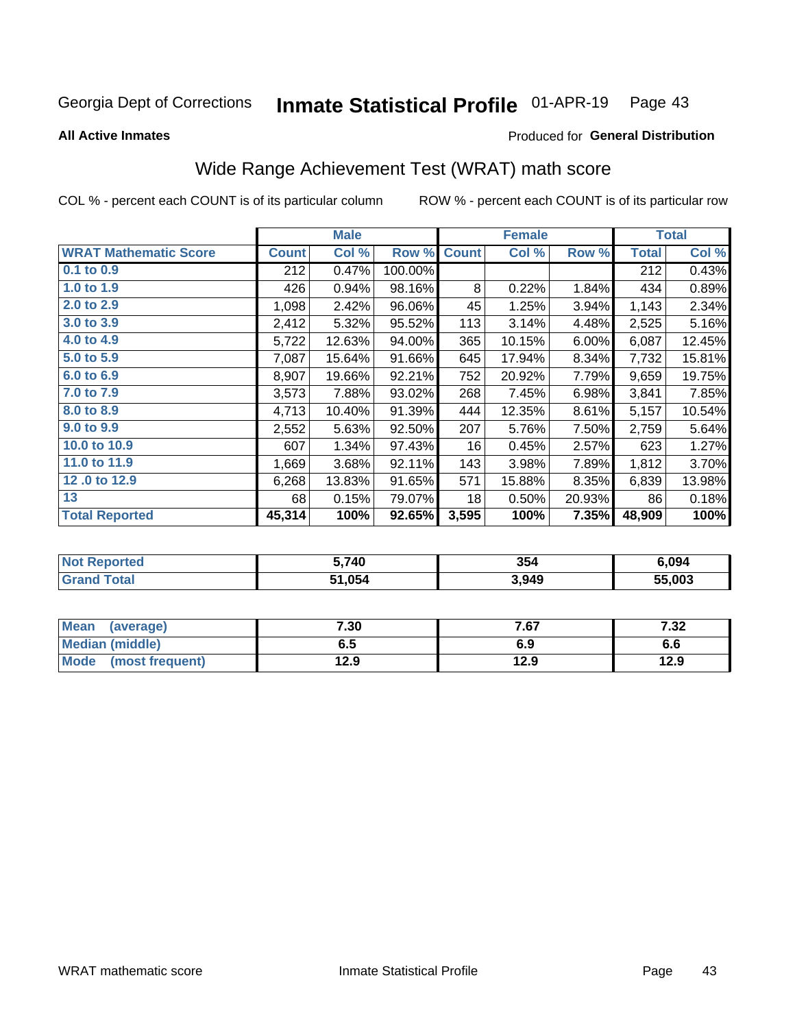Georgia Dept of Corrections **Inmate Statistical Profile** 01-APR-19

**All Active Inmates**

Produced for **General Distribution**

## Wide Range Achievement Test (WRAT) math score

COL % - percent each COUNT is of its particular column ROW % - percent each COUNT is of its particular row

| | Male | | | Female | | | Total | |
|---|---|---|---|---|---|---|---|---|
| **WRAT Mathematic Score** | **Count** | **Col %** | **Row %** | **Count** | **Col %** | **Row %** | **Total** | **Col %** |
| 0.1 to 0.9 | 212 | 0.47% | 100.00% | | | | 212 | 0.43% |
| 1.0 to 1.9 | 426 | 0.94% | 98.16% | 8 | 0.22% | 1.84% | 434 | 0.89% |
| 2.0 to 2.9 | 1,098 | 2.42% | 96.06% | 45 | 1.25% | 3.94% | 1,143 | 2.34% |
| 3.0 to 3.9 | 2,412 | 5.32% | 95.52% | 113 | 3.14% | 4.48% | 2,525 | 5.16% |
| 4.0 to 4.9 | 5,722 | 12.63% | 94.00% | 365 | 10.15% | 6.00% | 6,087 | 12.45% |
| 5.0 to 5.9 | 7,087 | 15.64% | 91.66% | 645 | 17.94% | 8.34% | 7,732 | 15.81% |
| 6.0 to 6.9 | 8,907 | 19.66% | 92.21% | 752 | 20.92% | 7.79% | 9,659 | 19.75% |
| 7.0 to 7.9 | 3,573 | 7.88% | 93.02% | 268 | 7.45% | 6.98% | 3,841 | 7.85% |
| 8.0 to 8.9 | 4,713 | 10.40% | 91.39% | 444 | 12.35% | 8.61% | 5,157 | 10.54% |
| 9.0 to 9.9 | 2,552 | 5.63% | 92.50% | 207 | 5.76% | 7.50% | 2,759 | 5.64% |
| 10.0 to 10.9 | 607 | 1.34% | 97.43% | 16 | 0.45% | 2.57% | 623 | 1.27% |
| 11.0 to 11.9 | 1,669 | 3.68% | 92.11% | 143 | 3.98% | 7.89% | 1,812 | 3.70% |
| 12 .0 to 12.9 | 6,268 | 13.83% | 91.65% | 571 | 15.88% | 8.35% | 6,839 | 13.98% |
| 13 | 68 | 0.15% | 79.07% | 18 | 0.50% | 20.93% | 86 | 0.18% |
| **Total Reported** | **45,314** | **100%** | **92.65%** | **3,595** | **100%** | **7.35%** | **48,909** | **100%** |

| | Male | Female | Total |
|---|---|---|---|
| Not Reported | 5,740 | 354 | 6,094 |
| Grand Total | 51,054 | 3,949 | 55,003 |

| | Male | Female | Total |
|---|---|---|---|
| Mean (average) | 7.30 | 7.67 | 7.32 |
| Median (middle) | 6.5 | 6.9 | 6.6 |
| Mode (most frequent) | 12.9 | 12.9 | 12.9 |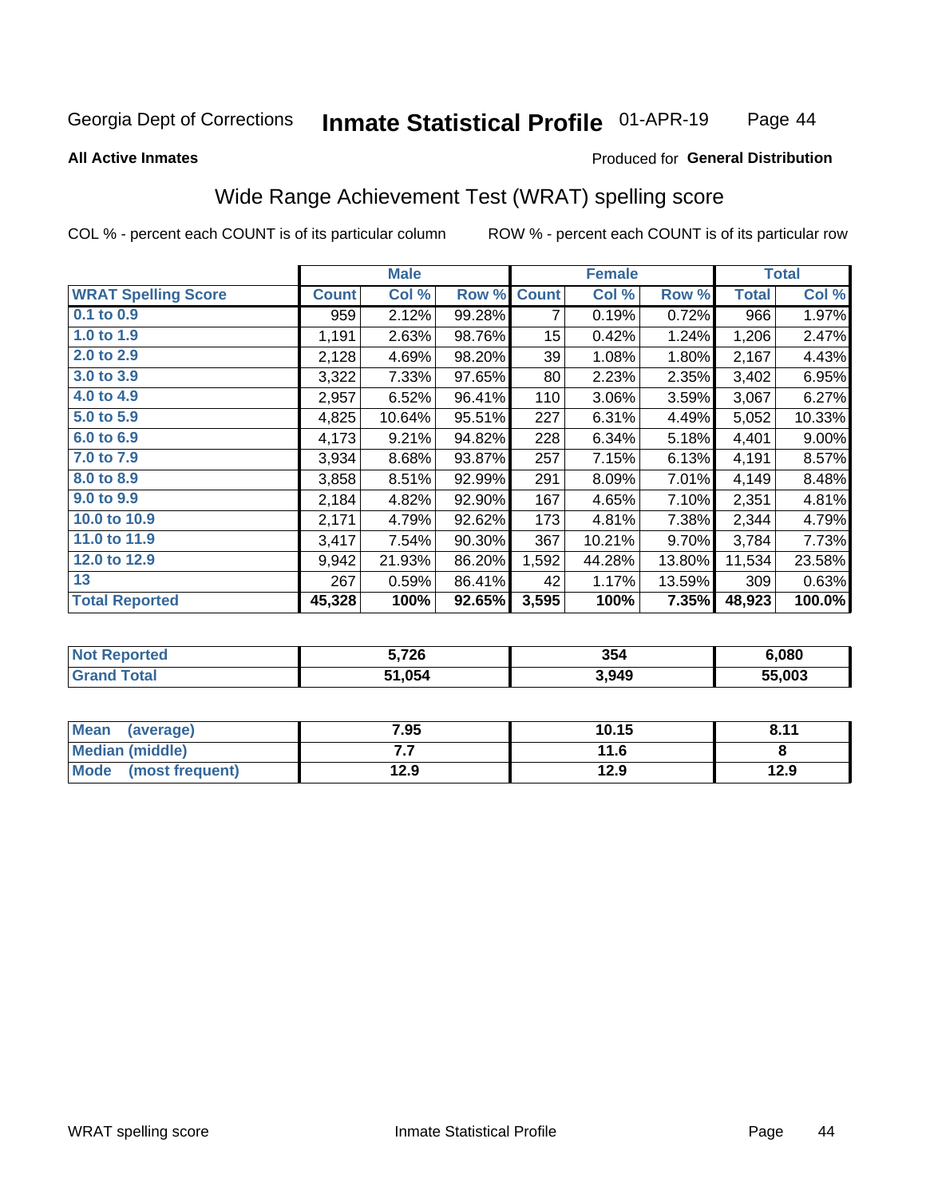Georgia Dept of Corrections **Inmate Statistical Profile** 01-APR-19

**All Active Inmates**

Produced for **General Distribution**

## Wide Range Achievement Test (WRAT) spelling score

COL % - percent each COUNT is of its particular column

ROW % - percent each COUNT is of its particular row

| | Male | | | Female | | | Total | |
|---|---|---|---|---|---|---|---|---|
| **WRAT Spelling Score** | **Count** | **Col %** | **Row %** | **Count** | **Col %** | **Row %** | **Total** | **Col %** |
| **0.1 to 0.9** | 959 | 2.12% | 99.28% | 7 | 0.19% | 0.72% | 966 | 1.97% |
| **1.0 to 1.9** | 1,191 | 2.63% | 98.76% | 15 | 0.42% | 1.24% | 1,206 | 2.47% |
| **2.0 to 2.9** | 2,128 | 4.69% | 98.20% | 39 | 1.08% | 1.80% | 2,167 | 4.43% |
| **3.0 to 3.9** | 3,322 | 7.33% | 97.65% | 80 | 2.23% | 2.35% | 3,402 | 6.95% |
| **4.0 to 4.9** | 2,957 | 6.52% | 96.41% | 110 | 3.06% | 3.59% | 3,067 | 6.27% |
| **5.0 to 5.9** | 4,825 | 10.64% | 95.51% | 227 | 6.31% | 4.49% | 5,052 | 10.33% |
| **6.0 to 6.9** | 4,173 | 9.21% | 94.82% | 228 | 6.34% | 5.18% | 4,401 | 9.00% |
| **7.0 to 7.9** | 3,934 | 8.68% | 93.87% | 257 | 7.15% | 6.13% | 4,191 | 8.57% |
| **8.0 to 8.9** | 3,858 | 8.51% | 92.99% | 291 | 8.09% | 7.01% | 4,149 | 8.48% |
| **9.0 to 9.9** | 2,184 | 4.82% | 92.90% | 167 | 4.65% | 7.10% | 2,351 | 4.81% |
| **10.0 to 10.9** | 2,171 | 4.79% | 92.62% | 173 | 4.81% | 7.38% | 2,344 | 4.79% |
| **11.0 to 11.9** | 3,417 | 7.54% | 90.30% | 367 | 10.21% | 9.70% | 3,784 | 7.73% |
| **12.0 to 12.9** | 9,942 | 21.93% | 86.20% | 1,592 | 44.28% | 13.80% | 11,534 | 23.58% |
| **13** | 267 | 0.59% | 86.41% | 42 | 1.17% | 13.59% | 309 | 0.63% |
| **Total Reported** | **45,328** | **100%** | **92.65%** | **3,595** | **100%** | **7.35%** | **48,923** | **100.0%** |

| | Male | Female | Total |
|---|---|---|---|
| **Not Reported** | **5,726** | **354** | **6,080** |
| **Grand Total** | **51,054** | **3,949** | **55,003** |

| | Male | Female | Total |
|---|---|---|---|
| **Mean (average)** | **7.95** | **10.15** | **8.11** |
| **Median (middle)** | **7.7** | **11.6** | **8** |
| **Mode (most frequent)** | **12.9** | **12.9** | **12.9** |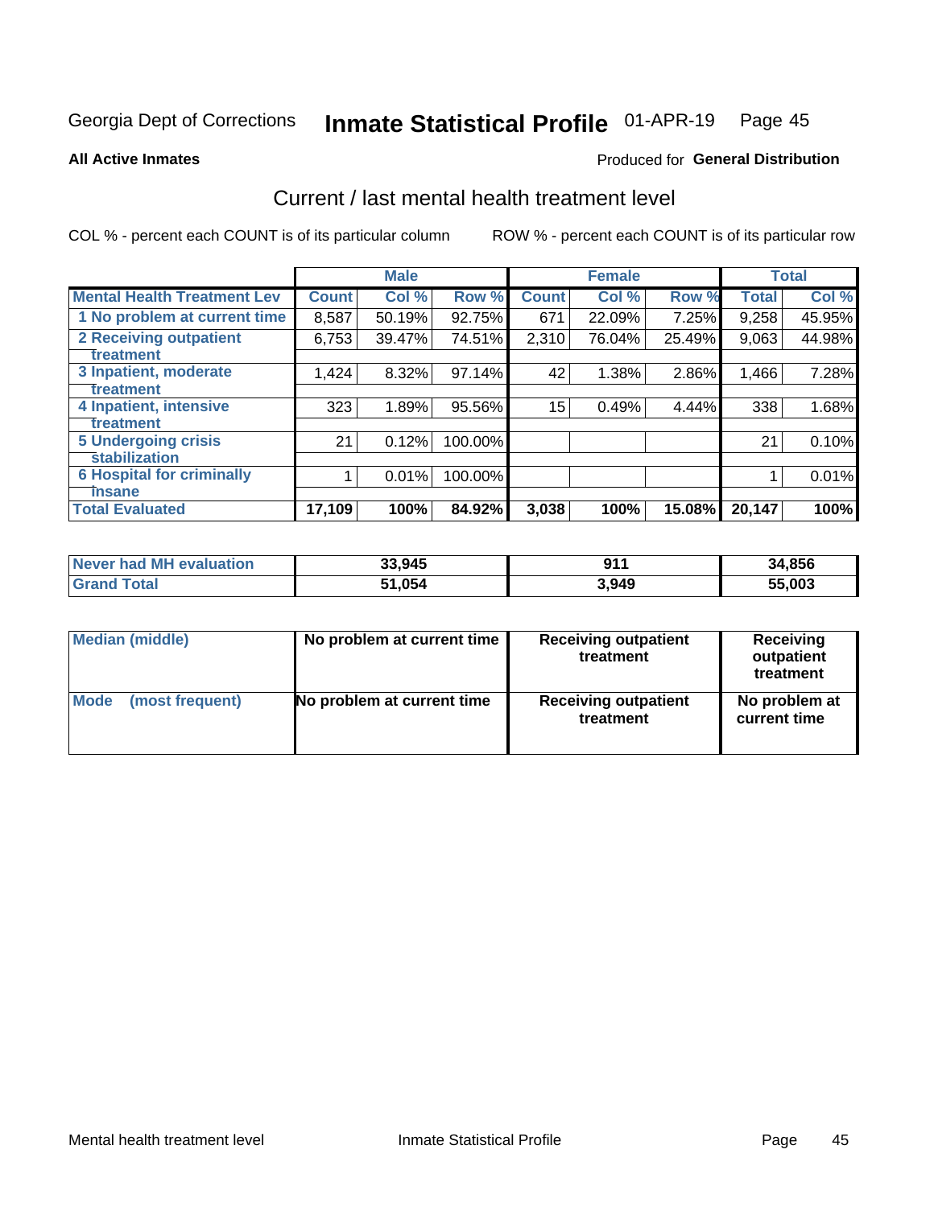Georgia Dept of Corrections **Inmate Statistical Profile** 01-APR-19

**All Active Inmates**

Produced for **General Distribution**

## Current / last mental health treatment level

COL % - percent each COUNT is of its particular column

ROW % - percent each COUNT is of its particular row

| | Male | | | Female | | | Total | |
|---|---|---|---|---|---|---|---|---|
| **Mental Health Treatment Lev** | **Count** | **Col %** | **Row %** | **Count** | **Col %** | **Row %** | **Total** | **Col %** |
| 1 No problem at current time | 8,587 | 50.19% | 92.75% | 671 | 22.09% | 7.25% | 9,258 | 45.95% |
| 2 Receiving outpatient treatment | 6,753 | 39.47% | 74.51% | 2,310 | 76.04% | 25.49% | 9,063 | 44.98% |
| 3 Inpatient, moderate treatment | 1,424 | 8.32% | 97.14% | 42 | 1.38% | 2.86% | 1,466 | 7.28% |
| 4 Inpatient, intensive treatment | 323 | 1.89% | 95.56% | 15 | 0.49% | 4.44% | 338 | 1.68% |
| 5 Undergoing crisis stabilization | 21 | 0.12% | 100.00% | | | | 21 | 0.10% |
| 6 Hospital for criminally insane | 1 | 0.01% | 100.00% | | | | 1 | 0.01% |
| **Total Evaluated** | **17,109** | **100%** | **84.92%** | **3,038** | **100%** | **15.08%** | **20,147** | **100%** |

| | Male | Female | Total |
|---|---|---|---|
| **Never had MH evaluation** | **33,945** | **911** | **34,856** |
| **Grand Total** | **51,054** | **3,949** | **55,003** |

| | Male | Female | Total |
|---|---|---|---|
| **Median (middle)** | **No problem at current time** | **Receiving outpatient treatment** | **Receiving outpatient treatment** |
| **Mode (most frequent)** | **No problem at current time** | **Receiving outpatient treatment** | **No problem at current time** |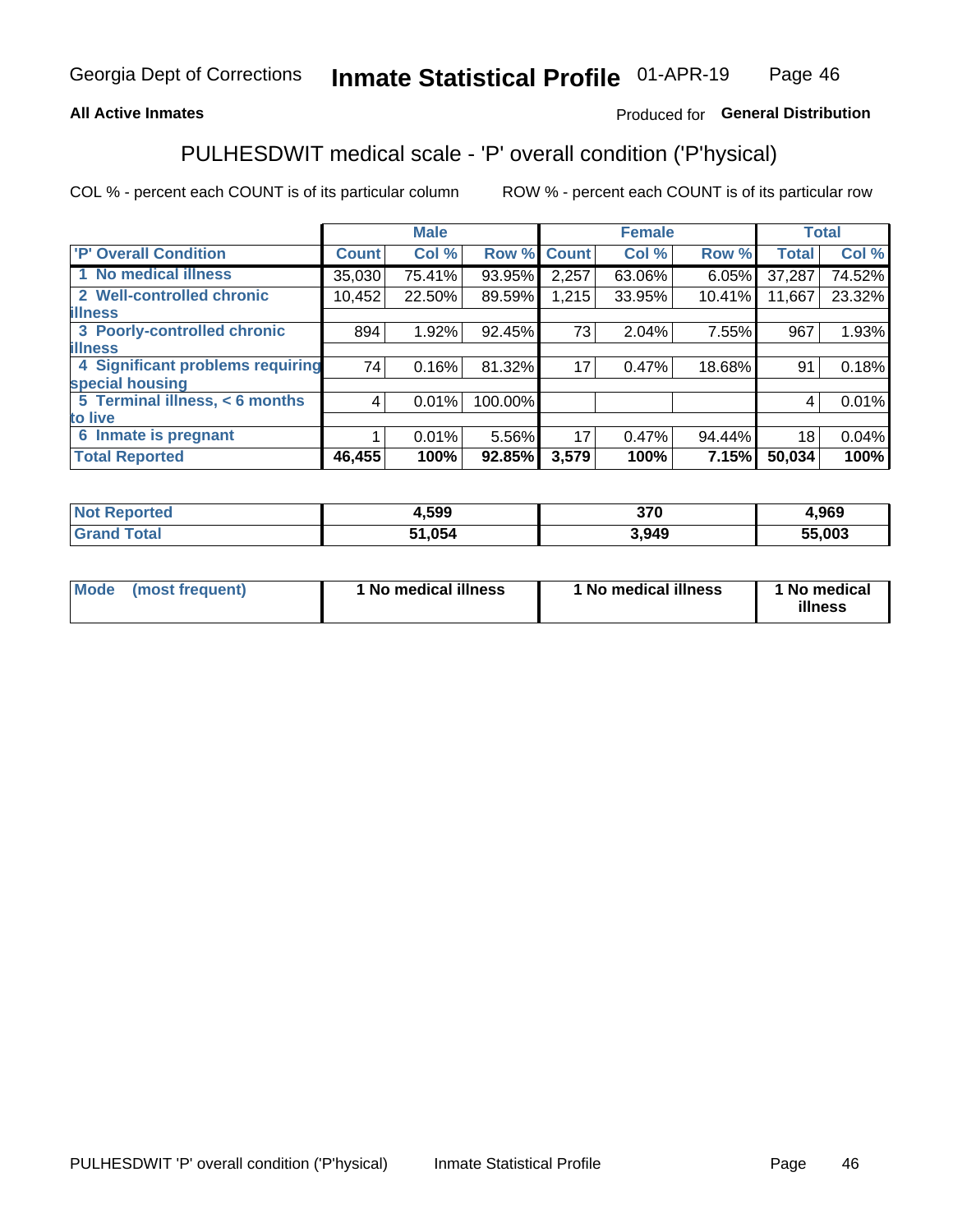Georgia Dept of Corrections **Inmate Statistical Profile** 01-APR-19

**All Active Inmates**

Produced for **General Distribution**

## PULHESDWIT medical scale - 'P' overall condition ('P'hysical)

COL % - percent each COUNT is of its particular column

ROW % - percent each COUNT is of its particular row

| | Male | | | Female | | | Total | |
|---|---|---|---|---|---|---|---|---|
| **'P' Overall Condition** | **Count** | **Col %** | **Row %** | **Count** | **Col %** | **Row %** | **Total** | **Col %** |
| **1 No medical illness** | 35,030 | 75.41% | 93.95% | 2,257 | 63.06% | 6.05% | 37,287 | 74.52% |
| **2 Well-controlled chronic illness** | 10,452 | 22.50% | 89.59% | 1,215 | 33.95% | 10.41% | 11,667 | 23.32% |
| **3 Poorly-controlled chronic illness** | 894 | 1.92% | 92.45% | 73 | 2.04% | 7.55% | 967 | 1.93% |
| **4 Significant problems requiring special housing** | 74 | 0.16% | 81.32% | 17 | 0.47% | 18.68% | 91 | 0.18% |
| **5 Terminal illness, < 6 months to live** | 4 | 0.01% | 100.00% | | | | 4 | 0.01% |
| **6 Inmate is pregnant** | 1 | 0.01% | 5.56% | 17 | 0.47% | 94.44% | 18 | 0.04% |
| **Total Reported** | **46,455** | **100%** | **92.85%** | **3,579** | **100%** | **7.15%** | **50,034** | **100%** |

| | Male | Female | Total |
|---|---|---|---|
| **Not Reported** | **4,599** | **370** | **4,969** |
| **Grand Total** | **51,054** | **3,949** | **55,003** |

| | Male | Female | Total |
|---|---|---|---|
| **Mode (most frequent)** | **1 No medical illness** | **1 No medical illness** | **1 No medical illness** |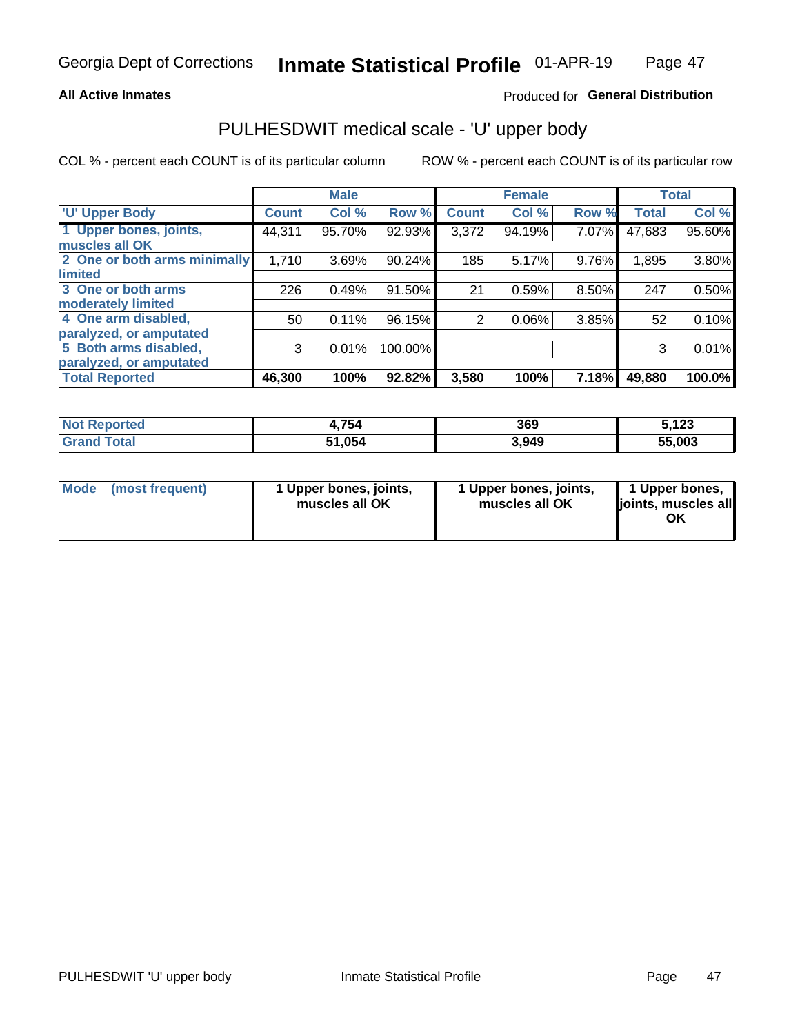**All Active Inmates**

Produced for **General Distribution**

## PULHESDWIT medical scale - 'U' upper body

COL % - percent each COUNT is of its particular column

ROW % - percent each COUNT is of its particular row

| | Male | | | Female | | | Total | |
|---|---|---|---|---|---|---|---|---|
| 'U' Upper Body | Count | Col % | Row % | Count | Col % | Row % | Total | Col % |
| 1 Upper bones, joints, muscles all OK | 44,311 | 95.70% | 92.93% | 3,372 | 94.19% | 7.07% | 47,683 | 95.60% |
| 2 One or both arms minimally limited | 1,710 | 3.69% | 90.24% | 185 | 5.17% | 9.76% | 1,895 | 3.80% |
| 3 One or both arms moderately limited | 226 | 0.49% | 91.50% | 21 | 0.59% | 8.50% | 247 | 0.50% |
| 4 One arm disabled, paralyzed, or amputated | 50 | 0.11% | 96.15% | 2 | 0.06% | 3.85% | 52 | 0.10% |
| 5 Both arms disabled, paralyzed, or amputated | 3 | 0.01% | 100.00% | | | | 3 | 0.01% |
| **Total Reported** | **46,300** | **100%** | **92.82%** | **3,580** | **100%** | **7.18%** | **49,880** | **100.0%** |

| | Male | Female | Total |
|---|---|---|---|
| Not Reported | 4,754 | 369 | 5,123 |
| Grand Total | 51,054 | 3,949 | 55,003 |

| | Male | Female | Total |
|---|---|---|---|
| Mode (most frequent) | 1 Upper bones, joints, muscles all OK | 1 Upper bones, joints, muscles all OK | 1 Upper bones, joints, muscles all OK |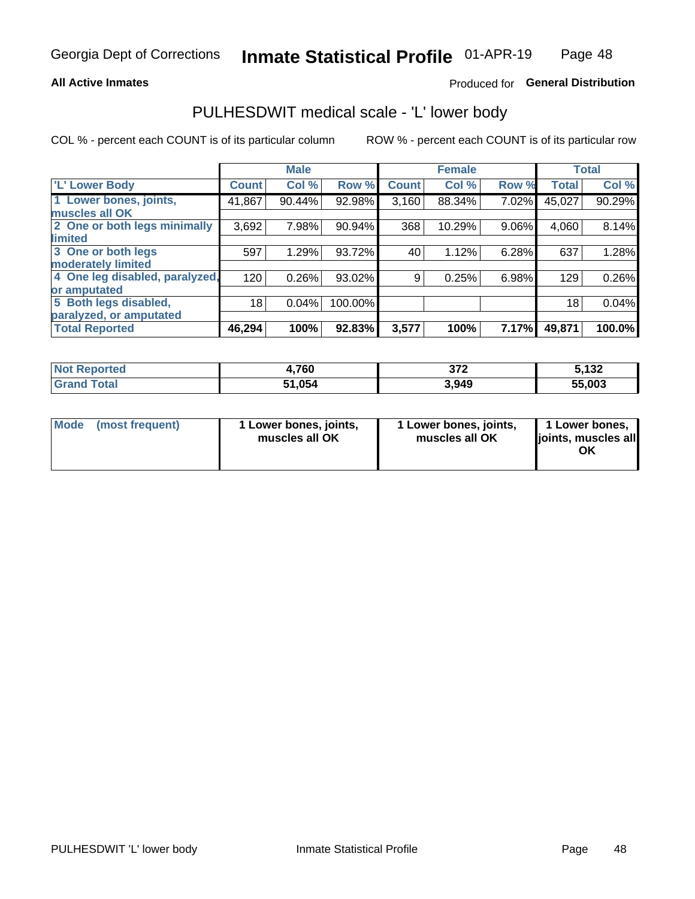Georgia Dept of Corrections **Inmate Statistical Profile** 01-APR-19

**All Active Inmates**

Produced for **General Distribution**

## PULHESDWIT medical scale - 'L' lower body

COL % - percent each COUNT is of its particular column

ROW % - percent each COUNT is of its particular row

| | Male | | | Female | | | Total | |
|---|---|---|---|---|---|---|---|---|
| 'L' Lower Body | Count | Col % | Row % | Count | Col % | Row % | Total | Col % |
| 1 Lower bones, joints, muscles all OK | 41,867 | 90.44% | 92.98% | 3,160 | 88.34% | 7.02% | 45,027 | 90.29% |
| 2 One or both legs minimally limited | 3,692 | 7.98% | 90.94% | 368 | 10.29% | 9.06% | 4,060 | 8.14% |
| 3 One or both legs moderately limited | 597 | 1.29% | 93.72% | 40 | 1.12% | 6.28% | 637 | 1.28% |
| 4 One leg disabled, paralyzed, or amputated | 120 | 0.26% | 93.02% | 9 | 0.25% | 6.98% | 129 | 0.26% |
| 5 Both legs disabled, paralyzed, or amputated | 18 | 0.04% | 100.00% | | | | 18 | 0.04% |
| **Total Reported** | **46,294** | **100%** | **92.83%** | **3,577** | **100%** | **7.17%** | **49,871** | **100.0%** |

| | Male | Female | Total |
|---|---|---|---|
| Not Reported | 4,760 | 372 | 5,132 |
| Grand Total | 51,054 | 3,949 | 55,003 |

| | Male | Female | Total |
|---|---|---|---|
| Mode (most frequent) | 1 Lower bones, joints, muscles all OK | 1 Lower bones, joints, muscles all OK | 1 Lower bones, joints, muscles all OK |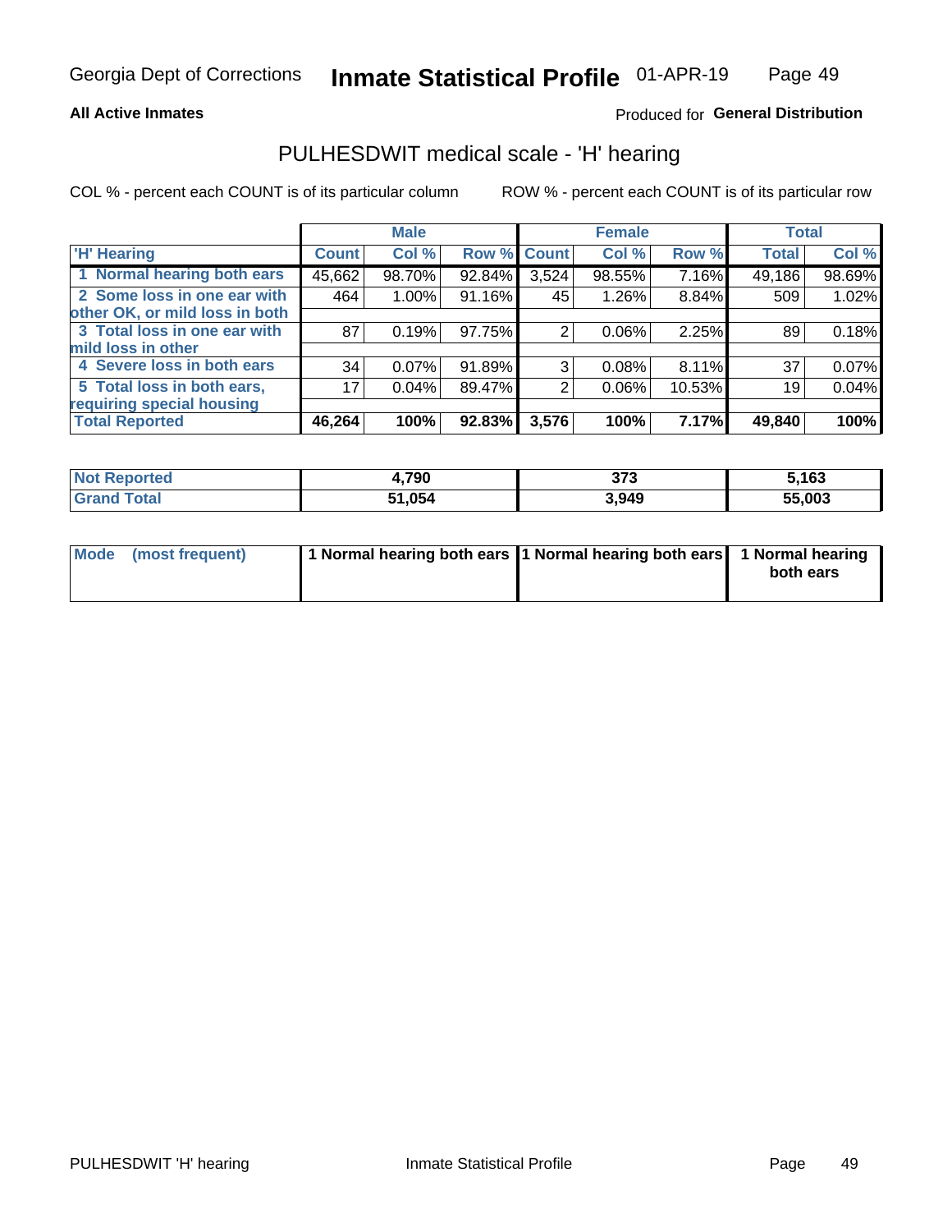**All Active Inmates**

Produced for **General Distribution**

## PULHESDWIT medical scale - 'H' hearing

COL % - percent each COUNT is of its particular column

ROW % - percent each COUNT is of its particular row

| 'H' Hearing | Male | | | Female | | | Total | |
|---|---|---|---|---|---|---|---|---|
| | Count | Col % | Row % | Count | Col % | Row % | Total | Col % |
| 1 Normal hearing both ears | 45,662 | 98.70% | 92.84% | 3,524 | 98.55% | 7.16% | 49,186 | 98.69% |
| 2 Some loss in one ear with other OK, or mild loss in both | 464 | 1.00% | 91.16% | 45 | 1.26% | 8.84% | 509 | 1.02% |
| 3 Total loss in one ear with mild loss in other | 87 | 0.19% | 97.75% | 2 | 0.06% | 2.25% | 89 | 0.18% |
| 4 Severe loss in both ears | 34 | 0.07% | 91.89% | 3 | 0.08% | 8.11% | 37 | 0.07% |
| 5 Total loss in both ears, requiring special housing | 17 | 0.04% | 89.47% | 2 | 0.06% | 10.53% | 19 | 0.04% |
| **Total Reported** | **46,264** | **100%** | **92.83%** | **3,576** | **100%** | **7.17%** | **49,840** | **100%** |

| | Male | Female | Total |
|---|---|---|---|
| Not Reported | 4,790 | 373 | 5,163 |
| Grand Total | 51,054 | 3,949 | 55,003 |

| | Male | Female | Total |
|---|---|---|---|
| Mode (most frequent) | 1 Normal hearing both ears | 1 Normal hearing both ears | 1 Normal hearing both ears |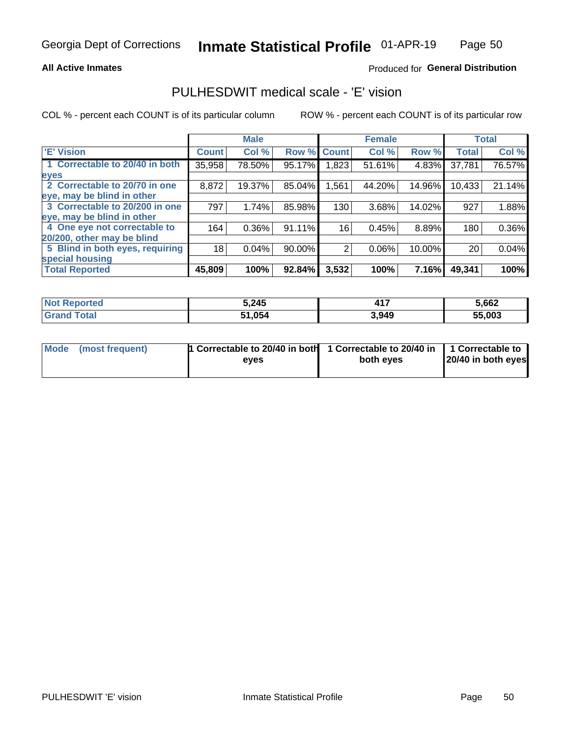Georgia Dept of Corrections **Inmate Statistical Profile** 01-APR-19

**All Active Inmates**

Produced for **General Distribution**

## PULHESDWIT medical scale - 'E' vision

COL % - percent each COUNT is of its particular column

ROW % - percent each COUNT is of its particular row

| | Male | | | Female | | | Total | |
|---|---|---|---|---|---|---|---|---|
| 'E' Vision | Count | Col % | Row % | Count | Col % | Row % | Total | Col % |
| 1 Correctable to 20/40 in both eyes | 35,958 | 78.50% | 95.17% | 1,823 | 51.61% | 4.83% | 37,781 | 76.57% |
| 2 Correctable to 20/70 in one eye, may be blind in other | 8,872 | 19.37% | 85.04% | 1,561 | 44.20% | 14.96% | 10,433 | 21.14% |
| 3 Correctable to 20/200 in one eye, may be blind in other | 797 | 1.74% | 85.98% | 130 | 3.68% | 14.02% | 927 | 1.88% |
| 4 One eye not correctable to 20/200, other may be blind | 164 | 0.36% | 91.11% | 16 | 0.45% | 8.89% | 180 | 0.36% |
| 5 Blind in both eyes, requiring special housing | 18 | 0.04% | 90.00% | 2 | 0.06% | 10.00% | 20 | 0.04% |
| **Total Reported** | **45,809** | **100%** | **92.84%** | **3,532** | **100%** | **7.16%** | **49,341** | **100%** |

| | Male | Female | Total |
|---|---|---|---|
| **Not Reported** | **5,245** | **417** | **5,662** |
| **Grand Total** | **51,054** | **3,949** | **55,003** |

| | Male | Female | Total |
|---|---|---|---|
| **Mode (most frequent)** | **1 Correctable to 20/40 in both eyes** | **1 Correctable to 20/40 in both eyes** | **1 Correctable to 20/40 in both eyes** |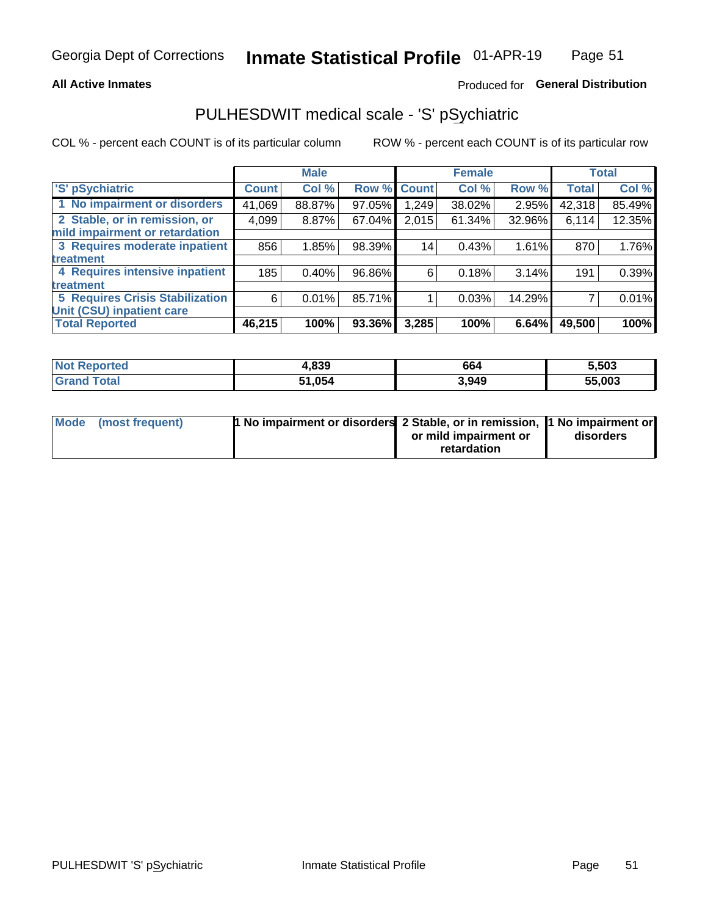Georgia Dept of Corrections **Inmate Statistical Profile** 01-APR-19

**All Active Inmates**

Produced for **General Distribution**

## PULHESDWIT medical scale - 'S' pSychiatric

COL % - percent each COUNT is of its particular column

ROW % - percent each COUNT is of its particular row

| | Male | | | Female | | | Total | |
|---|---|---|---|---|---|---|---|---|
| 'S' pSychiatric | Count | Col % | Row % | Count | Col % | Row % | Total | Col % |
| 1 No impairment or disorders | 41,069 | 88.87% | 97.05% | 1,249 | 38.02% | 2.95% | 42,318 | 85.49% |
| 2 Stable, or in remission, or mild impairment or retardation | 4,099 | 8.87% | 67.04% | 2,015 | 61.34% | 32.96% | 6,114 | 12.35% |
| 3 Requires moderate inpatient treatment | 856 | 1.85% | 98.39% | 14 | 0.43% | 1.61% | 870 | 1.76% |
| 4 Requires intensive inpatient treatment | 185 | 0.40% | 96.86% | 6 | 0.18% | 3.14% | 191 | 0.39% |
| 5 Requires Crisis Stabilization Unit (CSU) inpatient care | 6 | 0.01% | 85.71% | 1 | 0.03% | 14.29% | 7 | 0.01% |
| **Total Reported** | **46,215** | **100%** | **93.36%** | **3,285** | **100%** | **6.64%** | **49,500** | **100%** |

| | Male | Female | Total |
|---|---|---|---|
| Not Reported | 4,839 | 664 | 5,503 |
| Grand Total | 51,054 | 3,949 | 55,003 |

| | Male | Female | Total |
|---|---|---|---|
| Mode (most frequent) | 1 No impairment or disorders | 2 Stable, or in remission, or mild impairment or retardation | 1 No impairment or disorders |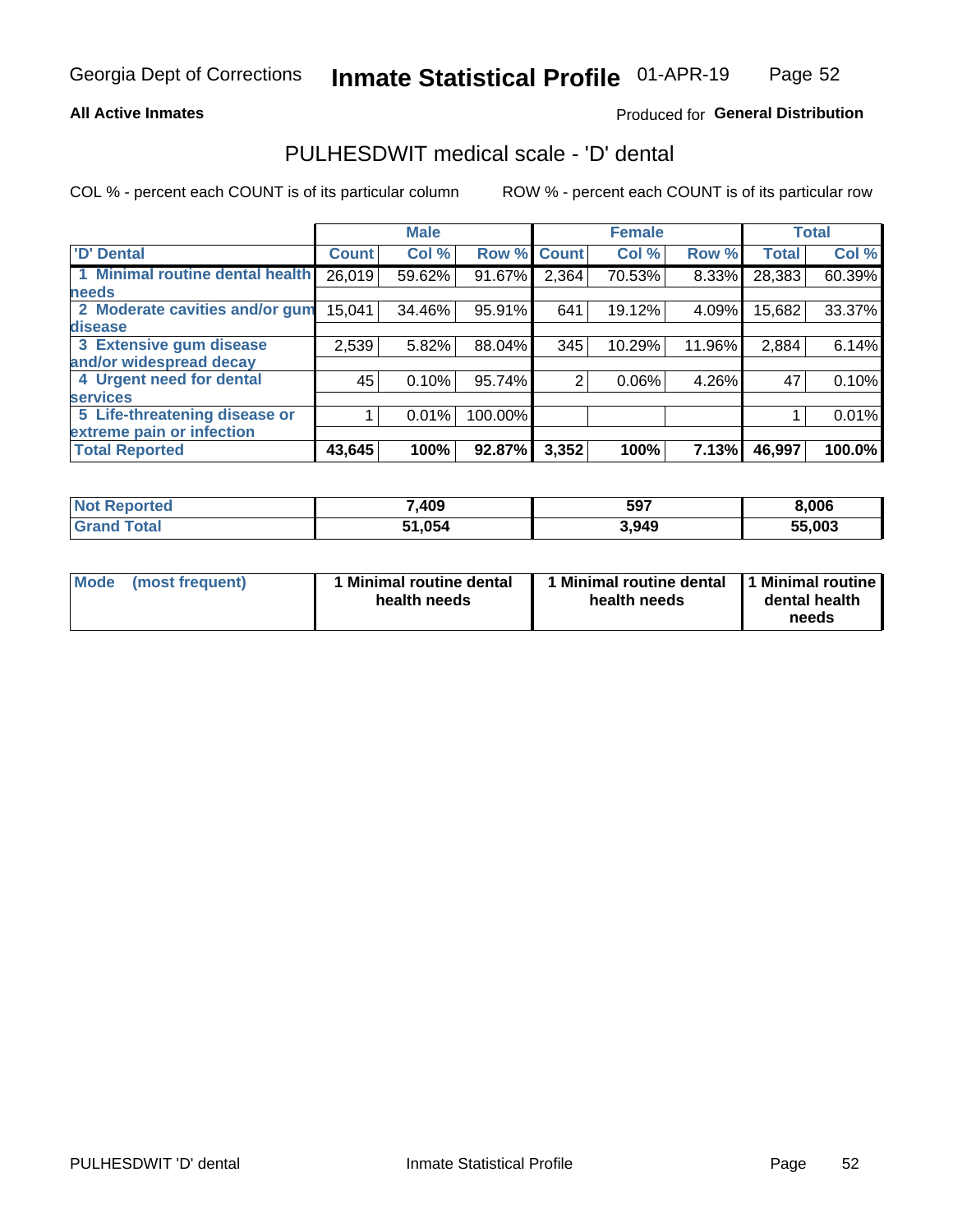## All Active Inmates

Produced for **General Distribution**

# PULHESDWIT medical scale - 'D' dental

COL % - percent each COUNT is of its particular column ROW % - percent each COUNT is of its particular row

| | Male | | | Female | | | Total | |
|---|---|---|---|---|---|---|---|---|
| 'D' Dental | Count | Col % | Row % | Count | Col % | Row % | Total | Col % |
| 1 Minimal routine dental health needs | 26,019 | 59.62% | 91.67% | 2,364 | 70.53% | 8.33% | 28,383 | 60.39% |
| 2 Moderate cavities and/or gum disease | 15,041 | 34.46% | 95.91% | 641 | 19.12% | 4.09% | 15,682 | 33.37% |
| 3 Extensive gum disease and/or widespread decay | 2,539 | 5.82% | 88.04% | 345 | 10.29% | 11.96% | 2,884 | 6.14% |
| 4 Urgent need for dental services | 45 | 0.10% | 95.74% | 2 | 0.06% | 4.26% | 47 | 0.10% |
| 5 Life-threatening disease or extreme pain or infection | 1 | 0.01% | 100.00% | | | | 1 | 0.01% |
| **Total Reported** | **43,645** | **100%** | **92.87%** | **3,352** | **100%** | **7.13%** | **46,997** | **100.0%** |

| | Male | Female | Total |
|---|---|---|---|
| Not Reported | 7,409 | 597 | 8,006 |
| Grand Total | 51,054 | 3,949 | 55,003 |

| Mode (most frequent) | 1 Minimal routine dental health needs | 1 Minimal routine dental health needs | 1 Minimal routine dental health needs |
|---|---|---|---|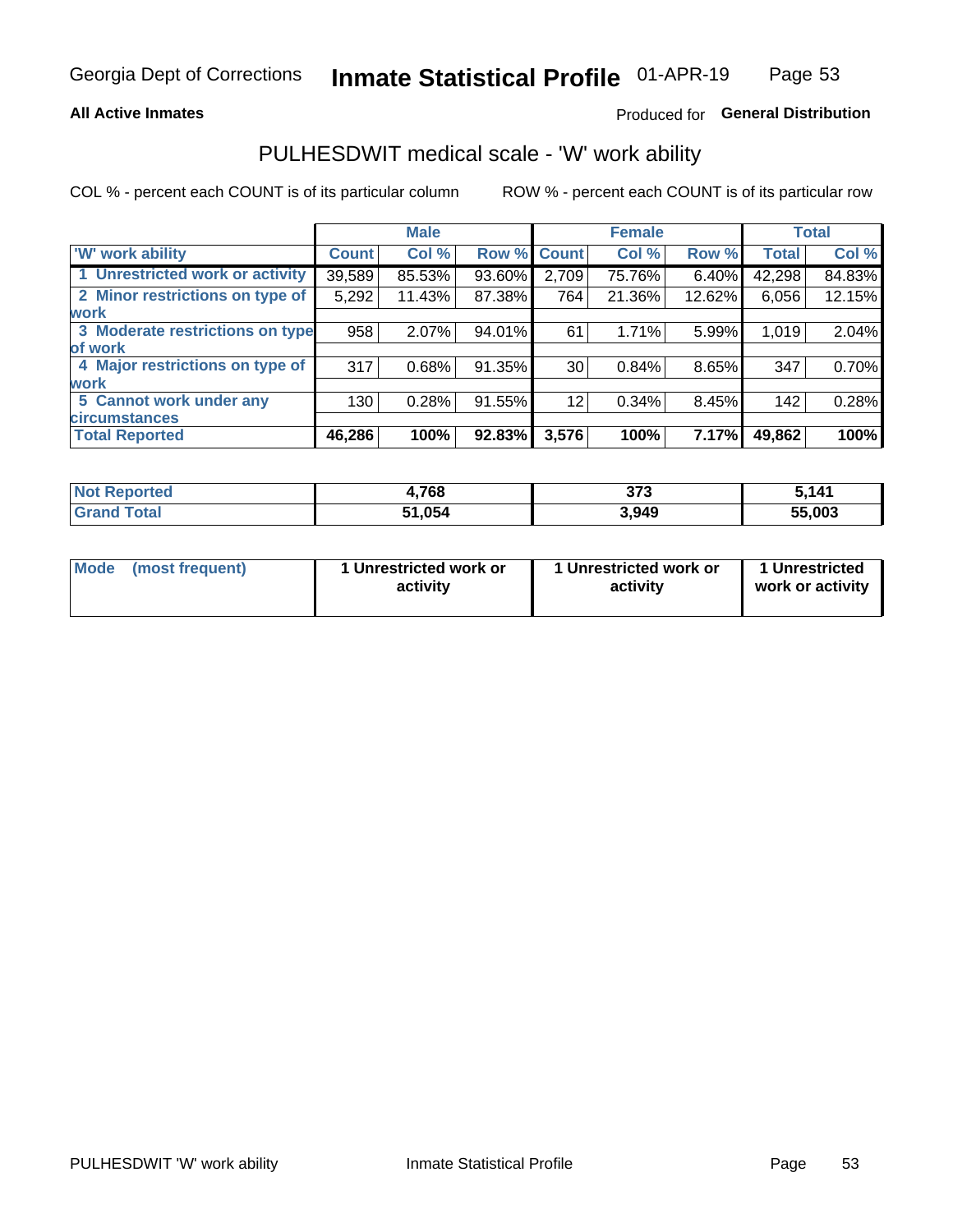Georgia Dept of Corrections **Inmate Statistical Profile** 01-APR-19

**All Active Inmates**

Produced for **General Distribution**

## PULHESDWIT medical scale - 'W' work ability

COL % - percent each COUNT is of its particular column ROW % - percent each COUNT is of its particular row

| | Male | | | Female | | | Total | |
|---|---|---|---|---|---|---|---|---|
| 'W' work ability | Count | Col % | Row % | Count | Col % | Row % | Total | Col % |
| 1 Unrestricted work or activity | 39,589 | 85.53% | 93.60% | 2,709 | 75.76% | 6.40% | 42,298 | 84.83% |
| 2 Minor restrictions on type of work | 5,292 | 11.43% | 87.38% | 764 | 21.36% | 12.62% | 6,056 | 12.15% |
| 3 Moderate restrictions on type of work | 958 | 2.07% | 94.01% | 61 | 1.71% | 5.99% | 1,019 | 2.04% |
| 4 Major restrictions on type of work | 317 | 0.68% | 91.35% | 30 | 0.84% | 8.65% | 347 | 0.70% |
| 5 Cannot work under any circumstances | 130 | 0.28% | 91.55% | 12 | 0.34% | 8.45% | 142 | 0.28% |
| **Total Reported** | **46,286** | **100%** | **92.83%** | **3,576** | **100%** | **7.17%** | **49,862** | **100%** |

| | Male | Female | Total |
|---|---|---|---|
| Not Reported | 4,768 | 373 | 5,141 |
| Grand Total | 51,054 | 3,949 | 55,003 |

| | Male | Female | Total |
|---|---|---|---|
| Mode (most frequent) | 1 Unrestricted work or activity | 1 Unrestricted work or activity | 1 Unrestricted work or activity |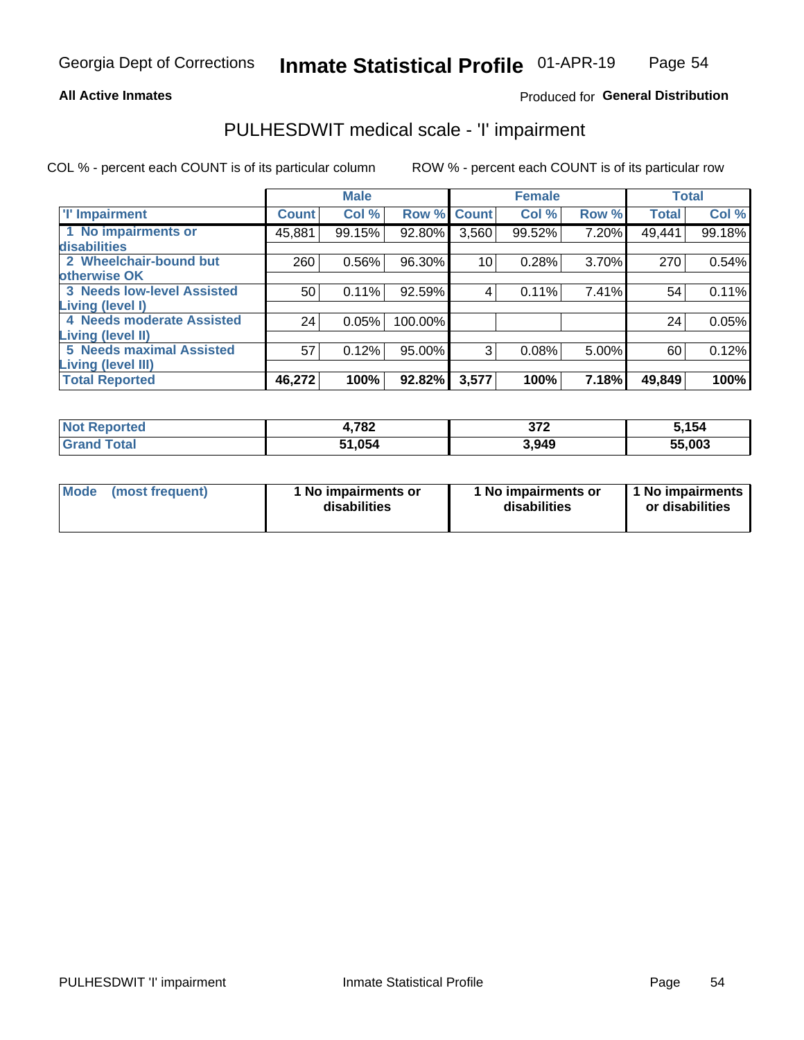**All Active Inmates**

Produced for **General Distribution**

## PULHESDWIT medical scale - 'I' impairment

COL % - percent each COUNT is of its particular column

ROW % - percent each COUNT is of its particular row

| | Male | | | Female | | | Total | |
|---|---|---|---|---|---|---|---|---|
| **'I' Impairment** | **Count** | **Col %** | **Row %** | **Count** | **Col %** | **Row %** | **Total** | **Col %** |
| **1 No impairments or disabilities** | 45,881 | 99.15% | 92.80% | 3,560 | 99.52% | 7.20% | 49,441 | 99.18% |
| **2 Wheelchair-bound but otherwise OK** | 260 | 0.56% | 96.30% | 10 | 0.28% | 3.70% | 270 | 0.54% |
| **3 Needs low-level Assisted Living (level I)** | 50 | 0.11% | 92.59% | 4 | 0.11% | 7.41% | 54 | 0.11% |
| **4 Needs moderate Assisted Living (level II)** | 24 | 0.05% | 100.00% | | | | 24 | 0.05% |
| **5 Needs maximal Assisted Living (level III)** | 57 | 0.12% | 95.00% | 3 | 0.08% | 5.00% | 60 | 0.12% |
| **Total Reported** | **46,272** | **100%** | **92.82%** | **3,577** | **100%** | **7.18%** | **49,849** | **100%** |

| | Male | Female | Total |
|---|---|---|---|
| **Not Reported** | **4,782** | **372** | **5,154** |
| **Grand Total** | **51,054** | **3,949** | **55,003** |

| | Male | Female | Total |
|---|---|---|---|
| **Mode (most frequent)** | **1 No impairments or disabilities** | **1 No impairments or disabilities** | **1 No impairments or disabilities** |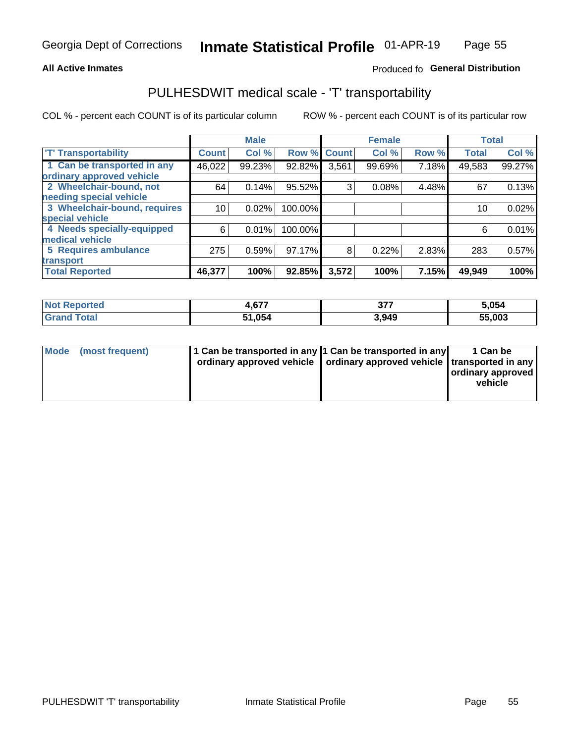Georgia Dept of Corrections **Inmate Statistical Profile** 01-APR-19

**All Active Inmates**

Produced fo **General Distribution**

## PULHESDWIT medical scale - 'T' transportability

COL % - percent each COUNT is of its particular column        ROW % - percent each COUNT is of its particular row

| | Male | | | Female | | | Total | |
|---|---|---|---|---|---|---|---|---|
| 'T' Transportability | Count | Col % | Row % | Count | Col % | Row % | Total | Col % |
| 1 Can be transported in any ordinary approved vehicle | 46,022 | 99.23% | 92.82% | 3,561 | 99.69% | 7.18% | 49,583 | 99.27% |
| 2 Wheelchair-bound, not needing special vehicle | 64 | 0.14% | 95.52% | 3 | 0.08% | 4.48% | 67 | 0.13% |
| 3 Wheelchair-bound, requires special vehicle | 10 | 0.02% | 100.00% | | | | 10 | 0.02% |
| 4 Needs specially-equipped medical vehicle | 6 | 0.01% | 100.00% | | | | 6 | 0.01% |
| 5 Requires ambulance transport | 275 | 0.59% | 97.17% | 8 | 0.22% | 2.83% | 283 | 0.57% |
| **Total Reported** | **46,377** | **100%** | **92.85%** | **3,572** | **100%** | **7.15%** | **49,949** | **100%** |

| | Male | Female | Total |
|---|---|---|---|
| **Not Reported** | **4,677** | **377** | **5,054** |
| **Grand Total** | **51,054** | **3,949** | **55,003** |

| | Male | Female | Total |
|---|---|---|---|
| **Mode (most frequent)** | **1 Can be transported in any ordinary approved vehicle** | **1 Can be transported in any ordinary approved vehicle** | **1 Can be transported in any ordinary approved vehicle** |

PULHESDWIT 'T' transportability        Inmate Statistical Profile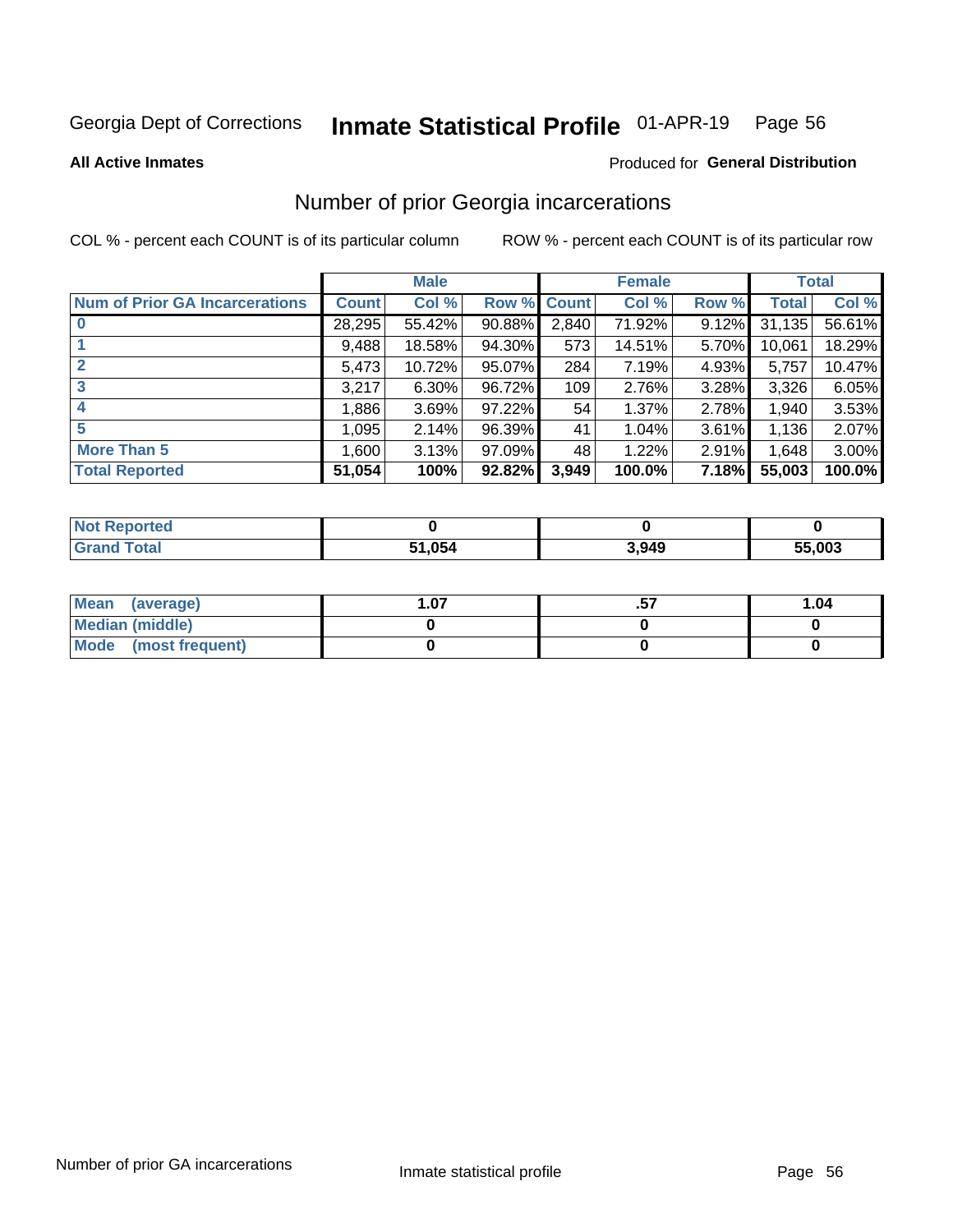Georgia Dept of Corrections **Inmate Statistical Profile** 01-APR-19

**All Active Inmates**

Produced for **General Distribution**

## Number of prior Georgia incarcerations

COL % - percent each COUNT is of its particular column ROW % - percent each COUNT is of its particular row

| | Male | | | Female | | | Total | |
|---|---|---|---|---|---|---|---|---|
| **Num of Prior GA Incarcerations** | **Count** | **Col %** | **Row %** | **Count** | **Col %** | **Row %** | **Total** | **Col %** |
| **0** | 28,295 | 55.42% | 90.88% | 2,840 | 71.92% | 9.12% | 31,135 | 56.61% |
| **1** | 9,488 | 18.58% | 94.30% | 573 | 14.51% | 5.70% | 10,061 | 18.29% |
| **2** | 5,473 | 10.72% | 95.07% | 284 | 7.19% | 4.93% | 5,757 | 10.47% |
| **3** | 3,217 | 6.30% | 96.72% | 109 | 2.76% | 3.28% | 3,326 | 6.05% |
| **4** | 1,886 | 3.69% | 97.22% | 54 | 1.37% | 2.78% | 1,940 | 3.53% |
| **5** | 1,095 | 2.14% | 96.39% | 41 | 1.04% | 3.61% | 1,136 | 2.07% |
| **More Than 5** | 1,600 | 3.13% | 97.09% | 48 | 1.22% | 2.91% | 1,648 | 3.00% |
| **Total Reported** | **51,054** | **100%** | **92.82%** | **3,949** | **100.0%** | **7.18%** | **55,003** | **100.0%** |

| | Male | Female | Total |
|---|---|---|---|
| **Not Reported** | **0** | **0** | **0** |
| **Grand Total** | **51,054** | **3,949** | **55,003** |

| | Male | Female | Total |
|---|---|---|---|
| **Mean (average)** | **1.07** | **.57** | **1.04** |
| **Median (middle)** | **0** | **0** | **0** |
| **Mode (most frequent)** | **0** | **0** | **0** |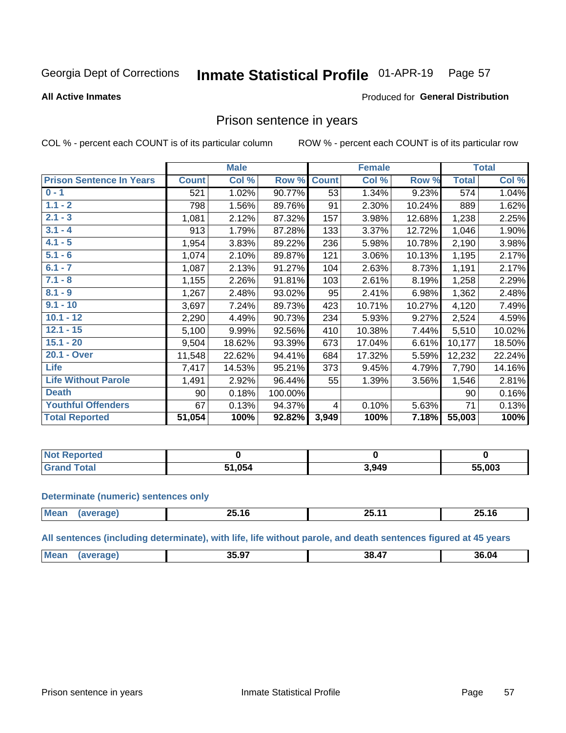Georgia Dept of Corrections **Inmate Statistical Profile** 01-APR-19

**All Active Inmates**

Produced for **General Distribution**

## Prison sentence in years

COL % - percent each COUNT is of its particular column ROW % - percent each COUNT is of its particular row

| | Male | | | Female | | | Total | |
|---|---|---|---|---|---|---|---|---|
| **Prison Sentence In Years** | **Count** | **Col %** | **Row %** | **Count** | **Col %** | **Row %** | **Total** | **Col %** |
| 0 - 1 | 521 | 1.02% | 90.77% | 53 | 1.34% | 9.23% | 574 | 1.04% |
| 1.1 - 2 | 798 | 1.56% | 89.76% | 91 | 2.30% | 10.24% | 889 | 1.62% |
| 2.1 - 3 | 1,081 | 2.12% | 87.32% | 157 | 3.98% | 12.68% | 1,238 | 2.25% |
| 3.1 - 4 | 913 | 1.79% | 87.28% | 133 | 3.37% | 12.72% | 1,046 | 1.90% |
| 4.1 - 5 | 1,954 | 3.83% | 89.22% | 236 | 5.98% | 10.78% | 2,190 | 3.98% |
| 5.1 - 6 | 1,074 | 2.10% | 89.87% | 121 | 3.06% | 10.13% | 1,195 | 2.17% |
| 6.1 - 7 | 1,087 | 2.13% | 91.27% | 104 | 2.63% | 8.73% | 1,191 | 2.17% |
| 7.1 - 8 | 1,155 | 2.26% | 91.81% | 103 | 2.61% | 8.19% | 1,258 | 2.29% |
| 8.1 - 9 | 1,267 | 2.48% | 93.02% | 95 | 2.41% | 6.98% | 1,362 | 2.48% |
| 9.1 - 10 | 3,697 | 7.24% | 89.73% | 423 | 10.71% | 10.27% | 4,120 | 7.49% |
| 10.1 - 12 | 2,290 | 4.49% | 90.73% | 234 | 5.93% | 9.27% | 2,524 | 4.59% |
| 12.1 - 15 | 5,100 | 9.99% | 92.56% | 410 | 10.38% | 7.44% | 5,510 | 10.02% |
| 15.1 - 20 | 9,504 | 18.62% | 93.39% | 673 | 17.04% | 6.61% | 10,177 | 18.50% |
| 20.1 - Over | 11,548 | 22.62% | 94.41% | 684 | 17.32% | 5.59% | 12,232 | 22.24% |
| Life | 7,417 | 14.53% | 95.21% | 373 | 9.45% | 4.79% | 7,790 | 14.16% |
| Life Without Parole | 1,491 | 2.92% | 96.44% | 55 | 1.39% | 3.56% | 1,546 | 2.81% |
| Death | 90 | 0.18% | 100.00% | | | | 90 | 0.16% |
| Youthful Offenders | 67 | 0.13% | 94.37% | 4 | 0.10% | 5.63% | 71 | 0.13% |
| **Total Reported** | **51,054** | **100%** | **92.82%** | **3,949** | **100%** | **7.18%** | **55,003** | **100%** |

| | Male | Female | Total |
|---|---|---|---|
| Not Reported | **0** | **0** | **0** |
| Grand Total | **51,054** | **3,949** | **55,003** |

**Determinate (numeric) sentences only**

| | Male | Female | Total |
|---|---|---|---|
| Mean (average) | **25.16** | **25.11** | **25.16** |

**All sentences (including determinate), with life, life without parole, and death sentences figured at 45 years**

| | Male | Female | Total |
|---|---|---|---|
| Mean (average) | **35.97** | **38.47** | **36.04** |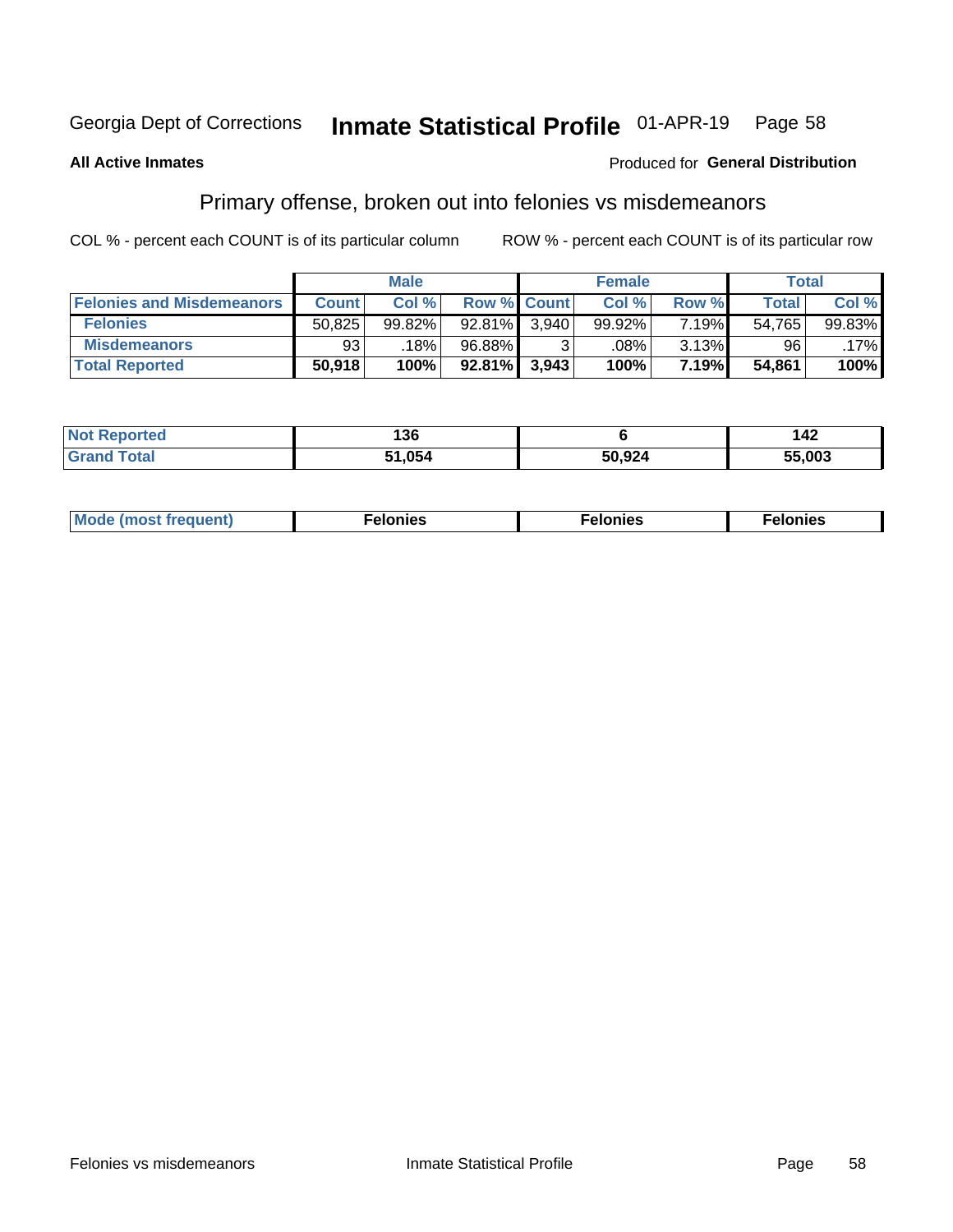Georgia Dept of Corrections **Inmate Statistical Profile** 01-APR-19

**All Active Inmates**

Produced for **General Distribution**

## Primary offense, broken out into felonies vs misdemeanors

COL % - percent each COUNT is of its particular column

ROW % - percent each COUNT is of its particular row

| | Male | | | Female | | | Total | |
|---|---|---|---|---|---|---|---|---|
| **Felonies and Misdemeanors** | **Count** | **Col %** | **Row %** | **Count** | **Col %** | **Row %** | **Total** | **Col %** |
| **Felonies** | 50,825 | 99.82% | 92.81% | 3,940 | 99.92% | 7.19% | 54,765 | 99.83% |
| **Misdemeanors** | 93 | .18% | 96.88% | 3 | .08% | 3.13% | 96 | .17% |
| **Total Reported** | **50,918** | **100%** | **92.81%** | **3,943** | **100%** | **7.19%** | **54,861** | **100%** |

| | Male | Female | Total |
|---|---|---|---|
| **Not Reported** | **136** | **6** | **142** |
| **Grand Total** | **51,054** | **50,924** | **55,003** |

| | Male | Female | Total |
|---|---|---|---|
| **Mode (most frequent)** | **Felonies** | **Felonies** | **Felonies** |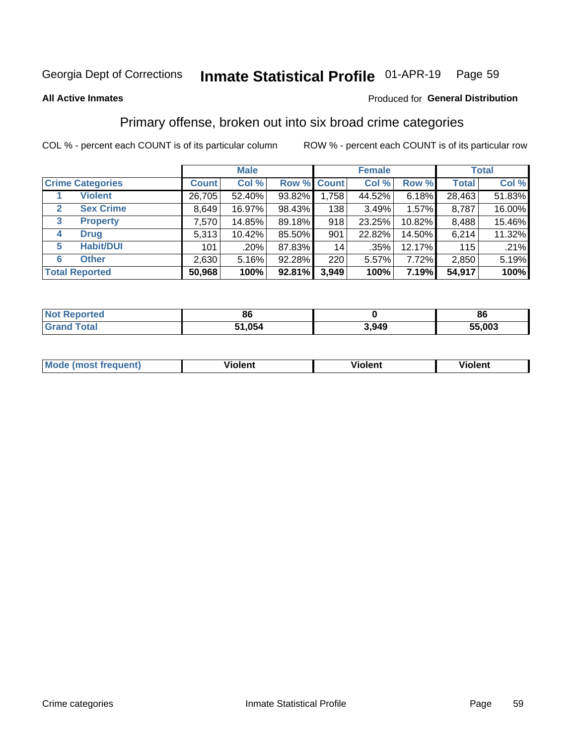Georgia Dept of Corrections **Inmate Statistical Profile** 01-APR-19

**All Active Inmates**

Produced for **General Distribution**

## Primary offense, broken out into six broad crime categories

COL % - percent each COUNT is of its particular column

ROW % - percent each COUNT is of its particular row

| | | Male | | | Female | | | Total | |
|---|---|---|---|---|---|---|---|---|---|
| **Crime Categories** | | **Count** | **Col %** | **Row %** | **Count** | **Col %** | **Row %** | **Total** | **Col %** |
| 1 | Violent | 26,705 | 52.40% | 93.82% | 1,758 | 44.52% | 6.18% | 28,463 | 51.83% |
| 2 | Sex Crime | 8,649 | 16.97% | 98.43% | 138 | 3.49% | 1.57% | 8,787 | 16.00% |
| 3 | Property | 7,570 | 14.85% | 89.18% | 918 | 23.25% | 10.82% | 8,488 | 15.46% |
| 4 | Drug | 5,313 | 10.42% | 85.50% | 901 | 22.82% | 14.50% | 6,214 | 11.32% |
| 5 | Habit/DUI | 101 | .20% | 87.83% | 14 | .35% | 12.17% | 115 | .21% |
| 6 | Other | 2,630 | 5.16% | 92.28% | 220 | 5.57% | 7.72% | 2,850 | 5.19% |
| **Total Reported** | | **50,968** | **100%** | **92.81%** | **3,949** | **100%** | **7.19%** | **54,917** | **100%** |

| | Male | Female | Total |
|---|---|---|---|
| Not Reported | 86 | 0 | 86 |
| Grand Total | 51,054 | 3,949 | 55,003 |

| | Male | Female | Total |
|---|---|---|---|
| Mode (most frequent) | Violent | Violent | Violent |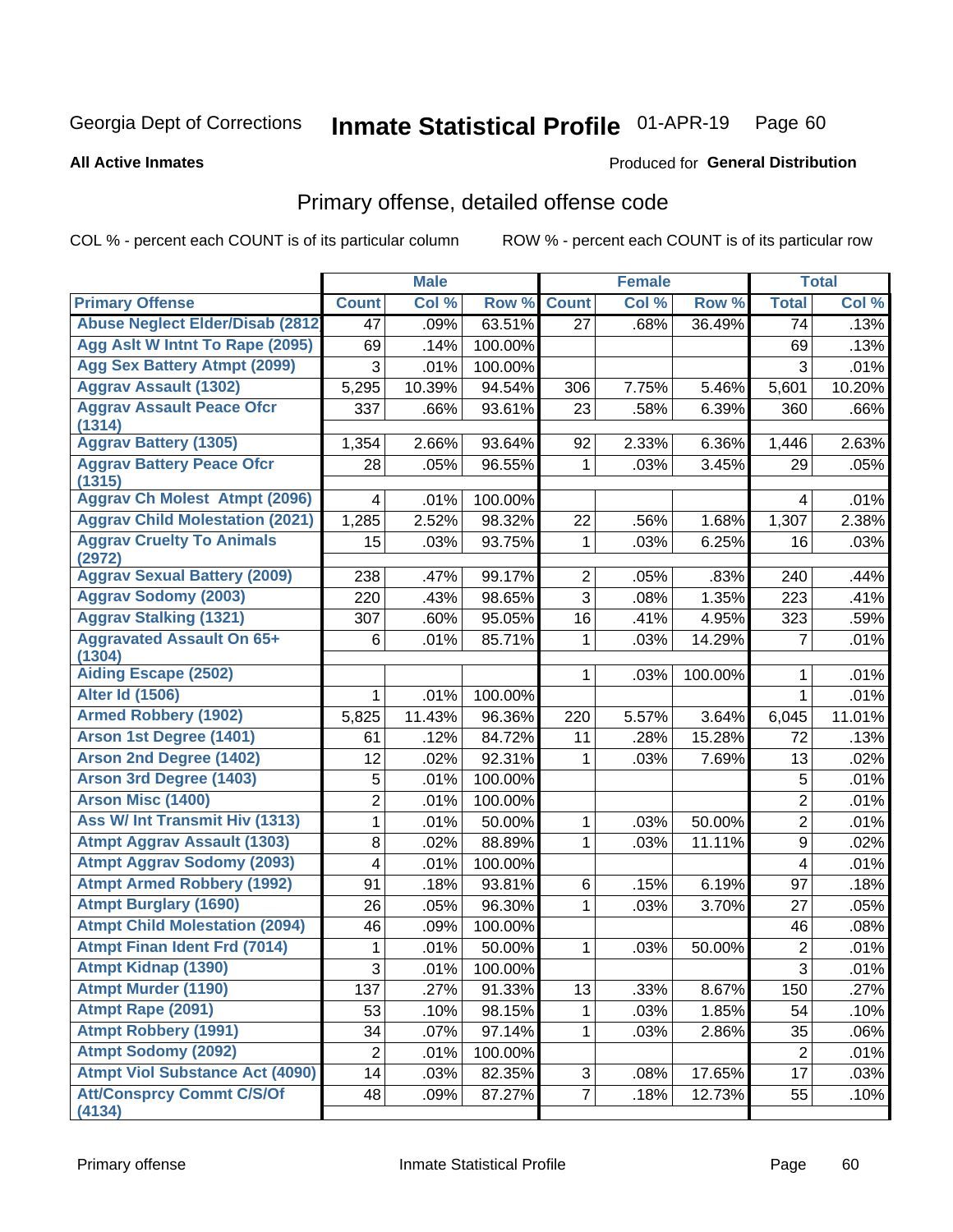Georgia Dept of Corrections **Inmate Statistical Profile** 01-APR-19

**All Active Inmates**

Produced for **General Distribution**

## Primary offense, detailed offense code

COL % - percent each COUNT is of its particular column ROW % - percent each COUNT is of its particular row

| | Male | | | Female | | | Total | |
|---|---|---|---|---|---|---|---|---|
| **Primary Offense** | **Count** | **Col %** | **Row %** | **Count** | **Col %** | **Row %** | **Total** | **Col %** |
| Abuse Neglect Elder/Disab (2812 | 47 | .09% | 63.51% | 27 | .68% | 36.49% | 74 | .13% |
| Agg Aslt W Intnt To Rape (2095) | 69 | .14% | 100.00% | | | | 69 | .13% |
| Agg Sex Battery Atmpt (2099) | 3 | .01% | 100.00% | | | | 3 | .01% |
| Aggrav Assault (1302) | 5,295 | 10.39% | 94.54% | 306 | 7.75% | 5.46% | 5,601 | 10.20% |
| Aggrav Assault Peace Ofcr (1314) | 337 | .66% | 93.61% | 23 | .58% | 6.39% | 360 | .66% |
| Aggrav Battery (1305) | 1,354 | 2.66% | 93.64% | 92 | 2.33% | 6.36% | 1,446 | 2.63% |
| Aggrav Battery Peace Ofcr (1315) | 28 | .05% | 96.55% | 1 | .03% | 3.45% | 29 | .05% |
| Aggrav Ch Molest Atmpt (2096) | 4 | .01% | 100.00% | | | | 4 | .01% |
| Aggrav Child Molestation (2021) | 1,285 | 2.52% | 98.32% | 22 | .56% | 1.68% | 1,307 | 2.38% |
| Aggrav Cruelty To Animals (2972) | 15 | .03% | 93.75% | 1 | .03% | 6.25% | 16 | .03% |
| Aggrav Sexual Battery (2009) | 238 | .47% | 99.17% | 2 | .05% | .83% | 240 | .44% |
| Aggrav Sodomy (2003) | 220 | .43% | 98.65% | 3 | .08% | 1.35% | 223 | .41% |
| Aggrav Stalking (1321) | 307 | .60% | 95.05% | 16 | .41% | 4.95% | 323 | .59% |
| Aggravated Assault On 65+ (1304) | 6 | .01% | 85.71% | 1 | .03% | 14.29% | 7 | .01% |
| Aiding Escape (2502) | | | | 1 | .03% | 100.00% | 1 | .01% |
| Alter Id (1506) | 1 | .01% | 100.00% | | | | 1 | .01% |
| Armed Robbery (1902) | 5,825 | 11.43% | 96.36% | 220 | 5.57% | 3.64% | 6,045 | 11.01% |
| Arson 1st Degree (1401) | 61 | .12% | 84.72% | 11 | .28% | 15.28% | 72 | .13% |
| Arson 2nd Degree (1402) | 12 | .02% | 92.31% | 1 | .03% | 7.69% | 13 | .02% |
| Arson 3rd Degree (1403) | 5 | .01% | 100.00% | | | | 5 | .01% |
| Arson Misc (1400) | 2 | .01% | 100.00% | | | | 2 | .01% |
| Ass W/ Int Transmit Hiv (1313) | 1 | .01% | 50.00% | 1 | .03% | 50.00% | 2 | .01% |
| Atmpt Aggrav Assault (1303) | 8 | .02% | 88.89% | 1 | .03% | 11.11% | 9 | .02% |
| Atmpt Aggrav Sodomy (2093) | 4 | .01% | 100.00% | | | | 4 | .01% |
| Atmpt Armed Robbery (1992) | 91 | .18% | 93.81% | 6 | .15% | 6.19% | 97 | .18% |
| Atmpt Burglary (1690) | 26 | .05% | 96.30% | 1 | .03% | 3.70% | 27 | .05% |
| Atmpt Child Molestation (2094) | 46 | .09% | 100.00% | | | | 46 | .08% |
| Atmpt Finan Ident Frd (7014) | 1 | .01% | 50.00% | 1 | .03% | 50.00% | 2 | .01% |
| Atmpt Kidnap (1390) | 3 | .01% | 100.00% | | | | 3 | .01% |
| Atmpt Murder (1190) | 137 | .27% | 91.33% | 13 | .33% | 8.67% | 150 | .27% |
| Atmpt Rape (2091) | 53 | .10% | 98.15% | 1 | .03% | 1.85% | 54 | .10% |
| Atmpt Robbery (1991) | 34 | .07% | 97.14% | 1 | .03% | 2.86% | 35 | .06% |
| Atmpt Sodomy (2092) | 2 | .01% | 100.00% | | | | 2 | .01% |
| Atmpt Viol Substance Act (4090) | 14 | .03% | 82.35% | 3 | .08% | 17.65% | 17 | .03% |
| Att/Consprcy Commt C/S/Of (4134) | 48 | .09% | 87.27% | 7 | .18% | 12.73% | 55 | .10% |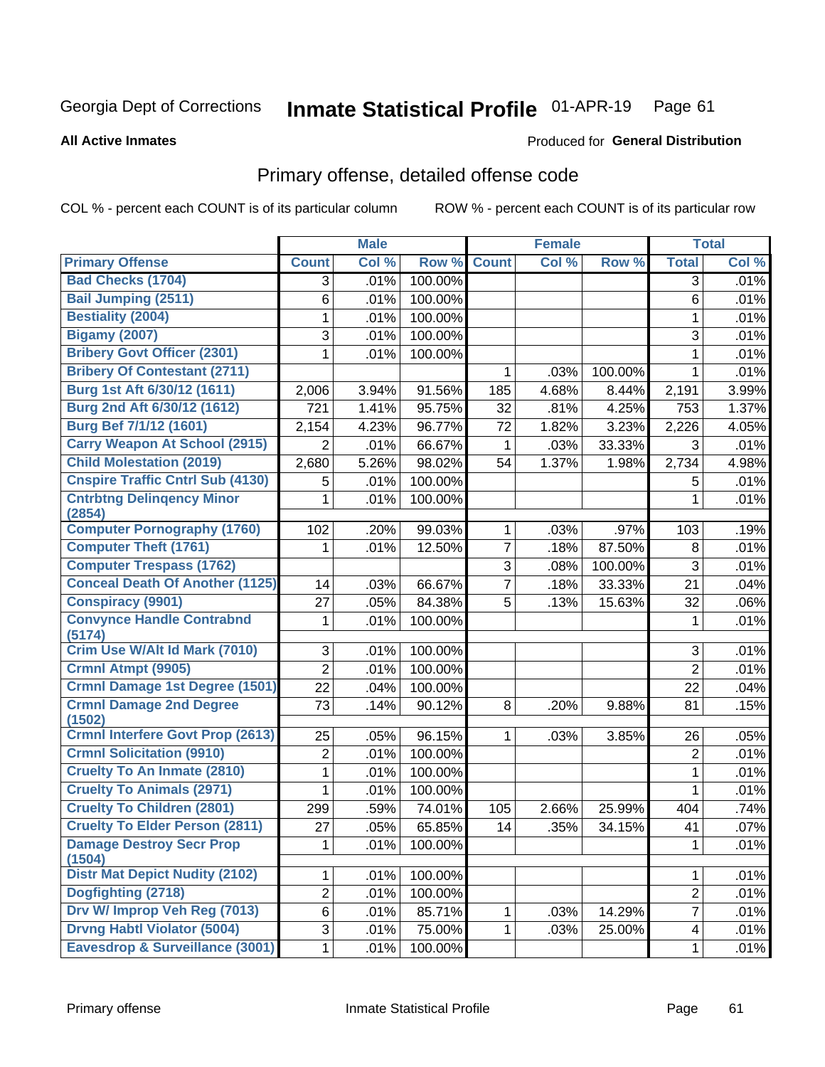Georgia Dept of Corrections **Inmate Statistical Profile** 01-APR-19 Page 61

**All Active Inmates** Produced for **General Distribution**

## Primary offense, detailed offense code

COL % - percent each COUNT is of its particular column ROW % - percent each COUNT is of its particular row

| | Male | | | Female | | | Total | |
|---|---|---|---|---|---|---|---|---|
| **Primary Offense** | **Count** | **Col %** | **Row %** | **Count** | **Col %** | **Row %** | **Total** | **Col %** |
| **Bad Checks (1704)** | 3 | .01% | 100.00% | | | | 3 | .01% |
| **Bail Jumping (2511)** | 6 | .01% | 100.00% | | | | 6 | .01% |
| **Bestiality (2004)** | 1 | .01% | 100.00% | | | | 1 | .01% |
| **Bigamy (2007)** | 3 | .01% | 100.00% | | | | 3 | .01% |
| **Bribery Govt Officer (2301)** | 1 | .01% | 100.00% | | | | 1 | .01% |
| **Bribery Of Contestant (2711)** | | | | 1 | .03% | 100.00% | 1 | .01% |
| **Burg 1st Aft 6/30/12 (1611)** | 2,006 | 3.94% | 91.56% | 185 | 4.68% | 8.44% | 2,191 | 3.99% |
| **Burg 2nd Aft 6/30/12 (1612)** | 721 | 1.41% | 95.75% | 32 | .81% | 4.25% | 753 | 1.37% |
| **Burg Bef 7/1/12 (1601)** | 2,154 | 4.23% | 96.77% | 72 | 1.82% | 3.23% | 2,226 | 4.05% |
| **Carry Weapon At School (2915)** | 2 | .01% | 66.67% | 1 | .03% | 33.33% | 3 | .01% |
| **Child Molestation (2019)** | 2,680 | 5.26% | 98.02% | 54 | 1.37% | 1.98% | 2,734 | 4.98% |
| **Cnspire Traffic Cntrl Sub (4130)** | 5 | .01% | 100.00% | | | | 5 | .01% |
| **Cntrbtng Delinqency Minor (2854)** | 1 | .01% | 100.00% | | | | 1 | .01% |
| **Computer Pornography (1760)** | 102 | .20% | 99.03% | 1 | .03% | .97% | 103 | .19% |
| **Computer Theft (1761)** | 1 | .01% | 12.50% | 7 | .18% | 87.50% | 8 | .01% |
| **Computer Trespass (1762)** | | | | 3 | .08% | 100.00% | 3 | .01% |
| **Conceal Death Of Another (1125)** | 14 | .03% | 66.67% | 7 | .18% | 33.33% | 21 | .04% |
| **Conspiracy (9901)** | 27 | .05% | 84.38% | 5 | .13% | 15.63% | 32 | .06% |
| **Convynce Handle Contrabnd (5174)** | 1 | .01% | 100.00% | | | | 1 | .01% |
| **Crim Use W/Alt Id Mark (7010)** | 3 | .01% | 100.00% | | | | 3 | .01% |
| **Crmnl Atmpt (9905)** | 2 | .01% | 100.00% | | | | 2 | .01% |
| **Crmnl Damage 1st Degree (1501)** | 22 | .04% | 100.00% | | | | 22 | .04% |
| **Crmnl Damage 2nd Degree (1502)** | 73 | .14% | 90.12% | 8 | .20% | 9.88% | 81 | .15% |
| **Crmnl Interfere Govt Prop (2613)** | 25 | .05% | 96.15% | 1 | .03% | 3.85% | 26 | .05% |
| **Crmnl Solicitation (9910)** | 2 | .01% | 100.00% | | | | 2 | .01% |
| **Cruelty To An Inmate (2810)** | 1 | .01% | 100.00% | | | | 1 | .01% |
| **Cruelty To Animals (2971)** | 1 | .01% | 100.00% | | | | 1 | .01% |
| **Cruelty To Children (2801)** | 299 | .59% | 74.01% | 105 | 2.66% | 25.99% | 404 | .74% |
| **Cruelty To Elder Person (2811)** | 27 | .05% | 65.85% | 14 | .35% | 34.15% | 41 | .07% |
| **Damage Destroy Secr Prop (1504)** | 1 | .01% | 100.00% | | | | 1 | .01% |
| **Distr Mat Depict Nudity (2102)** | 1 | .01% | 100.00% | | | | 1 | .01% |
| **Dogfighting (2718)** | 2 | .01% | 100.00% | | | | 2 | .01% |
| **Drv W/ Improp Veh Reg (7013)** | 6 | .01% | 85.71% | 1 | .03% | 14.29% | 7 | .01% |
| **Drvng Habtl Violator (5004)** | 3 | .01% | 75.00% | 1 | .03% | 25.00% | 4 | .01% |
| **Eavesdrop & Surveillance (3001)** | 1 | .01% | 100.00% | | | | 1 | .01% |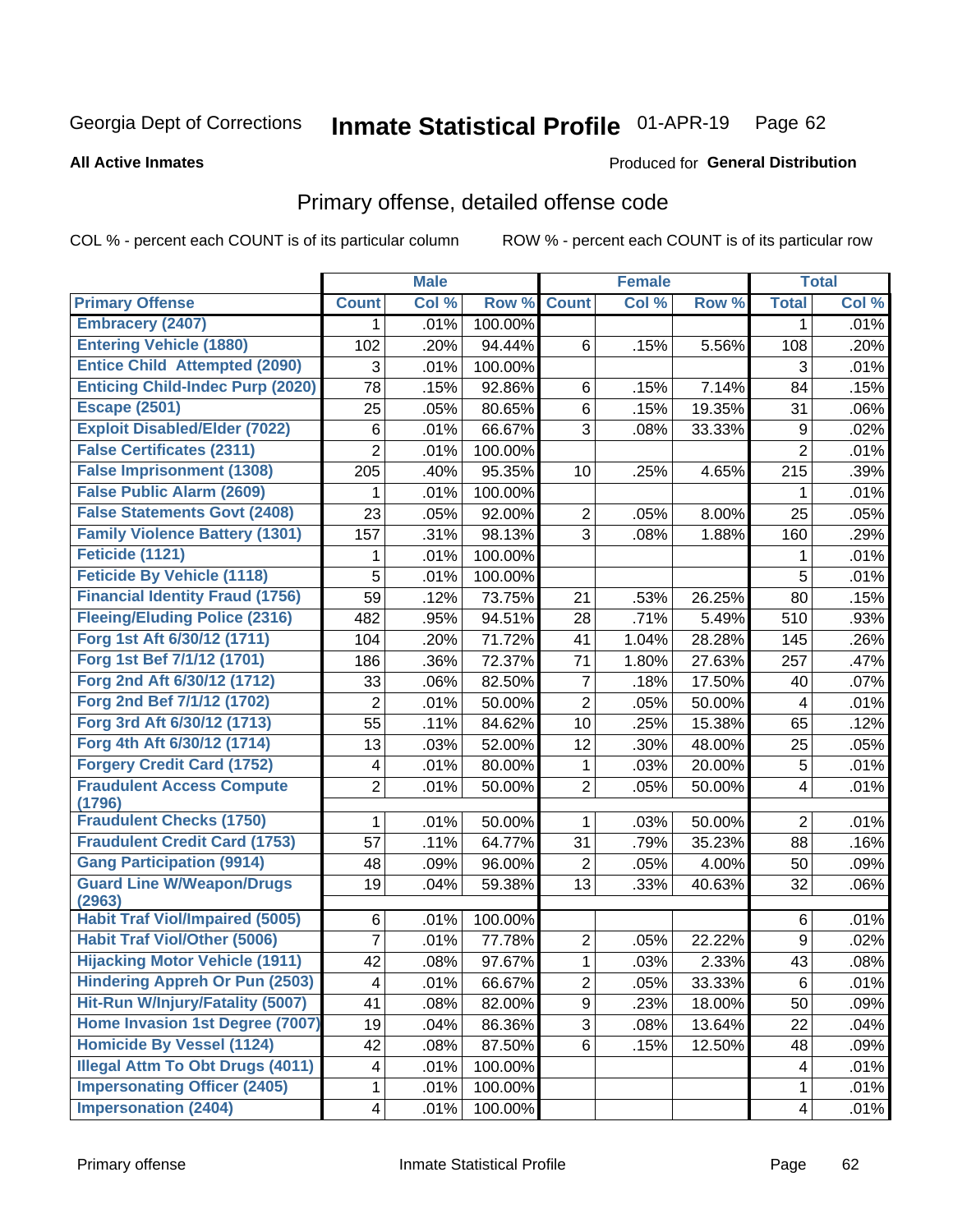Georgia Dept of Corrections **Inmate Statistical Profile** 01-APR-19

**All Active Inmates**

Produced for **General Distribution**

## Primary offense, detailed offense code

COL % - percent each COUNT is of its particular column ROW % - percent each COUNT is of its particular row

| | Male | | | Female | | | Total | |
|---|---|---|---|---|---|---|---|---|
| Primary Offense | Count | Col % | Row % | Count | Col % | Row % | Total | Col % |
| Embracery (2407) | 1 | .01% | 100.00% | | | | 1 | .01% |
| Entering Vehicle (1880) | 102 | .20% | 94.44% | 6 | .15% | 5.56% | 108 | .20% |
| Entice Child Attempted (2090) | 3 | .01% | 100.00% | | | | 3 | .01% |
| Enticing Child-Indec Purp (2020) | 78 | .15% | 92.86% | 6 | .15% | 7.14% | 84 | .15% |
| Escape (2501) | 25 | .05% | 80.65% | 6 | .15% | 19.35% | 31 | .06% |
| Exploit Disabled/Elder (7022) | 6 | .01% | 66.67% | 3 | .08% | 33.33% | 9 | .02% |
| False Certificates (2311) | 2 | .01% | 100.00% | | | | 2 | .01% |
| False Imprisonment (1308) | 205 | .40% | 95.35% | 10 | .25% | 4.65% | 215 | .39% |
| False Public Alarm (2609) | 1 | .01% | 100.00% | | | | 1 | .01% |
| False Statements Govt (2408) | 23 | .05% | 92.00% | 2 | .05% | 8.00% | 25 | .05% |
| Family Violence Battery (1301) | 157 | .31% | 98.13% | 3 | .08% | 1.88% | 160 | .29% |
| Feticide (1121) | 1 | .01% | 100.00% | | | | 1 | .01% |
| Feticide By Vehicle (1118) | 5 | .01% | 100.00% | | | | 5 | .01% |
| Financial Identity Fraud (1756) | 59 | .12% | 73.75% | 21 | .53% | 26.25% | 80 | .15% |
| Fleeing/Eluding Police (2316) | 482 | .95% | 94.51% | 28 | .71% | 5.49% | 510 | .93% |
| Forg 1st Aft 6/30/12 (1711) | 104 | .20% | 71.72% | 41 | 1.04% | 28.28% | 145 | .26% |
| Forg 1st Bef 7/1/12 (1701) | 186 | .36% | 72.37% | 71 | 1.80% | 27.63% | 257 | .47% |
| Forg 2nd Aft 6/30/12 (1712) | 33 | .06% | 82.50% | 7 | .18% | 17.50% | 40 | .07% |
| Forg 2nd Bef 7/1/12 (1702) | 2 | .01% | 50.00% | 2 | .05% | 50.00% | 4 | .01% |
| Forg 3rd Aft 6/30/12 (1713) | 55 | .11% | 84.62% | 10 | .25% | 15.38% | 65 | .12% |
| Forg 4th Aft 6/30/12 (1714) | 13 | .03% | 52.00% | 12 | .30% | 48.00% | 25 | .05% |
| Forgery Credit Card (1752) | 4 | .01% | 80.00% | 1 | .03% | 20.00% | 5 | .01% |
| Fraudulent Access Compute (1796) | 2 | .01% | 50.00% | 2 | .05% | 50.00% | 4 | .01% |
| Fraudulent Checks (1750) | 1 | .01% | 50.00% | 1 | .03% | 50.00% | 2 | .01% |
| Fraudulent Credit Card (1753) | 57 | .11% | 64.77% | 31 | .79% | 35.23% | 88 | .16% |
| Gang Participation (9914) | 48 | .09% | 96.00% | 2 | .05% | 4.00% | 50 | .09% |
| Guard Line W/Weapon/Drugs (2963) | 19 | .04% | 59.38% | 13 | .33% | 40.63% | 32 | .06% |
| Habit Traf Viol/Impaired (5005) | 6 | .01% | 100.00% | | | | 6 | .01% |
| Habit Traf Viol/Other (5006) | 7 | .01% | 77.78% | 2 | .05% | 22.22% | 9 | .02% |
| Hijacking Motor Vehicle (1911) | 42 | .08% | 97.67% | 1 | .03% | 2.33% | 43 | .08% |
| Hindering Appreh Or Pun (2503) | 4 | .01% | 66.67% | 2 | .05% | 33.33% | 6 | .01% |
| Hit-Run W/Injury/Fatality (5007) | 41 | .08% | 82.00% | 9 | .23% | 18.00% | 50 | .09% |
| Home Invasion 1st Degree (7007) | 19 | .04% | 86.36% | 3 | .08% | 13.64% | 22 | .04% |
| Homicide By Vessel (1124) | 42 | .08% | 87.50% | 6 | .15% | 12.50% | 48 | .09% |
| Illegal Attm To Obt Drugs (4011) | 4 | .01% | 100.00% | | | | 4 | .01% |
| Impersonating Officer (2405) | 1 | .01% | 100.00% | | | | 1 | .01% |
| Impersonation (2404) | 4 | .01% | 100.00% | | | | 4 | .01% |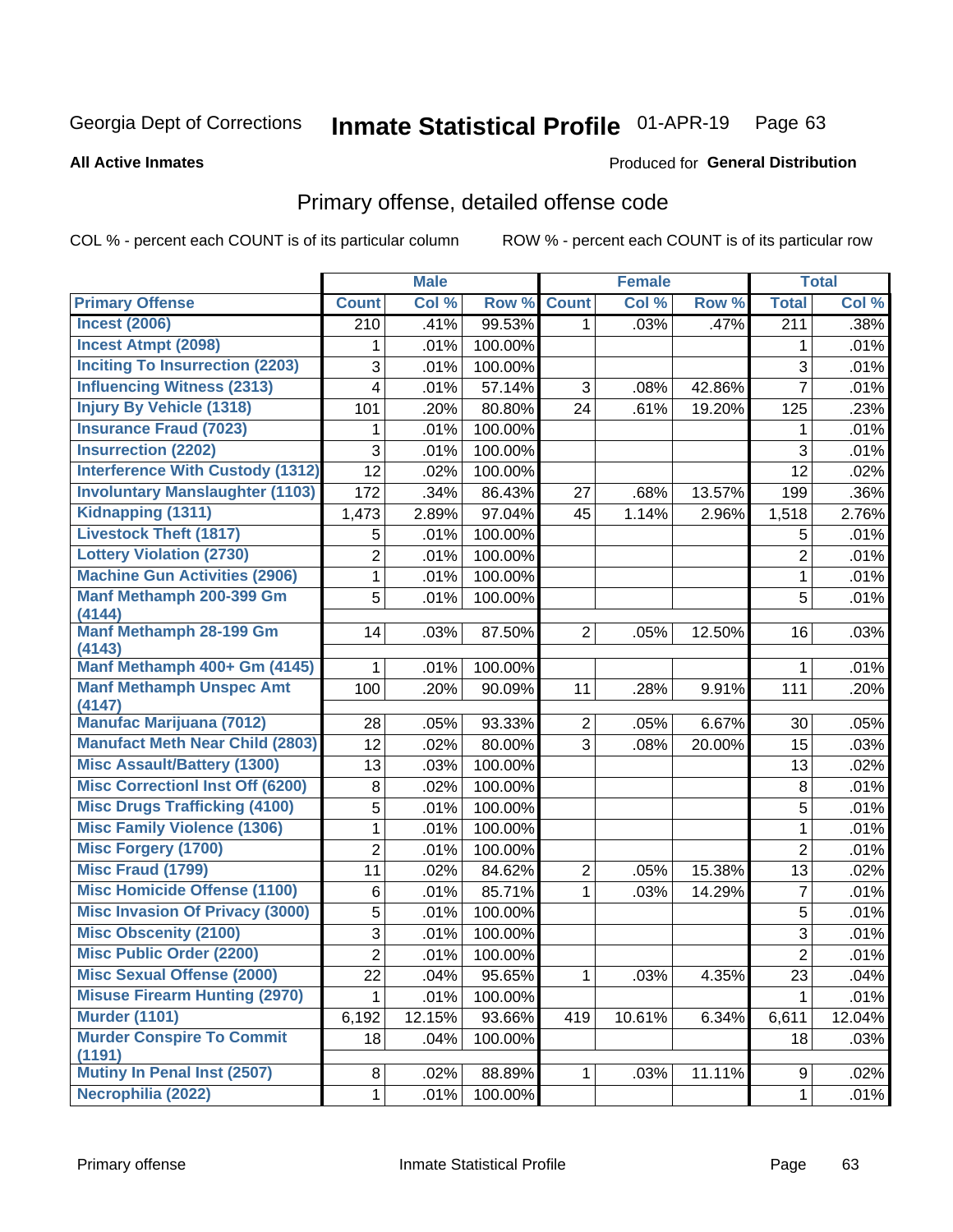Georgia Dept of Corrections **Inmate Statistical Profile** 01-APR-19 Page 63

**All Active Inmates**

Produced for **General Distribution**

## Primary offense, detailed offense code

COL % - percent each COUNT is of its particular column ROW % - percent each COUNT is of its particular row

| | Male | | | Female | | | Total | |
|---|---|---|---|---|---|---|---|---|
| **Primary Offense** | **Count** | **Col %** | **Row %** | **Count** | **Col %** | **Row %** | **Total** | **Col %** |
| Incest (2006) | 210 | .41% | 99.53% | 1 | .03% | .47% | 211 | .38% |
| Incest Atmpt (2098) | 1 | .01% | 100.00% | | | | 1 | .01% |
| Inciting To Insurrection (2203) | 3 | .01% | 100.00% | | | | 3 | .01% |
| Influencing Witness (2313) | 4 | .01% | 57.14% | 3 | .08% | 42.86% | 7 | .01% |
| Injury By Vehicle (1318) | 101 | .20% | 80.80% | 24 | .61% | 19.20% | 125 | .23% |
| Insurance Fraud (7023) | 1 | .01% | 100.00% | | | | 1 | .01% |
| Insurrection (2202) | 3 | .01% | 100.00% | | | | 3 | .01% |
| Interference With Custody (1312) | 12 | .02% | 100.00% | | | | 12 | .02% |
| Involuntary Manslaughter (1103) | 172 | .34% | 86.43% | 27 | .68% | 13.57% | 199 | .36% |
| Kidnapping (1311) | 1,473 | 2.89% | 97.04% | 45 | 1.14% | 2.96% | 1,518 | 2.76% |
| Livestock Theft (1817) | 5 | .01% | 100.00% | | | | 5 | .01% |
| Lottery Violation (2730) | 2 | .01% | 100.00% | | | | 2 | .01% |
| Machine Gun Activities (2906) | 1 | .01% | 100.00% | | | | 1 | .01% |
| Manf Methamph 200-399 Gm (4144) | 5 | .01% | 100.00% | | | | 5 | .01% |
| Manf Methamph 28-199 Gm (4143) | 14 | .03% | 87.50% | 2 | .05% | 12.50% | 16 | .03% |
| Manf Methamph 400+ Gm (4145) | 1 | .01% | 100.00% | | | | 1 | .01% |
| Manf Methamph Unspec Amt (4147) | 100 | .20% | 90.09% | 11 | .28% | 9.91% | 111 | .20% |
| Manufac Marijuana (7012) | 28 | .05% | 93.33% | 2 | .05% | 6.67% | 30 | .05% |
| Manufact Meth Near Child (2803) | 12 | .02% | 80.00% | 3 | .08% | 20.00% | 15 | .03% |
| Misc Assault/Battery (1300) | 13 | .03% | 100.00% | | | | 13 | .02% |
| Misc Correctionl Inst Off (6200) | 8 | .02% | 100.00% | | | | 8 | .01% |
| Misc Drugs Trafficking (4100) | 5 | .01% | 100.00% | | | | 5 | .01% |
| Misc Family Violence (1306) | 1 | .01% | 100.00% | | | | 1 | .01% |
| Misc Forgery (1700) | 2 | .01% | 100.00% | | | | 2 | .01% |
| Misc Fraud (1799) | 11 | .02% | 84.62% | 2 | .05% | 15.38% | 13 | .02% |
| Misc Homicide Offense (1100) | 6 | .01% | 85.71% | 1 | .03% | 14.29% | 7 | .01% |
| Misc Invasion Of Privacy (3000) | 5 | .01% | 100.00% | | | | 5 | .01% |
| Misc Obscenity (2100) | 3 | .01% | 100.00% | | | | 3 | .01% |
| Misc Public Order (2200) | 2 | .01% | 100.00% | | | | 2 | .01% |
| Misc Sexual Offense (2000) | 22 | .04% | 95.65% | 1 | .03% | 4.35% | 23 | .04% |
| Misuse Firearm Hunting (2970) | 1 | .01% | 100.00% | | | | 1 | .01% |
| Murder (1101) | 6,192 | 12.15% | 93.66% | 419 | 10.61% | 6.34% | 6,611 | 12.04% |
| Murder Conspire To Commit (1191) | 18 | .04% | 100.00% | | | | 18 | .03% |
| Mutiny In Penal Inst (2507) | 8 | .02% | 88.89% | 1 | .03% | 11.11% | 9 | .02% |
| Necrophilia (2022) | 1 | .01% | 100.00% | | | | 1 | .01% |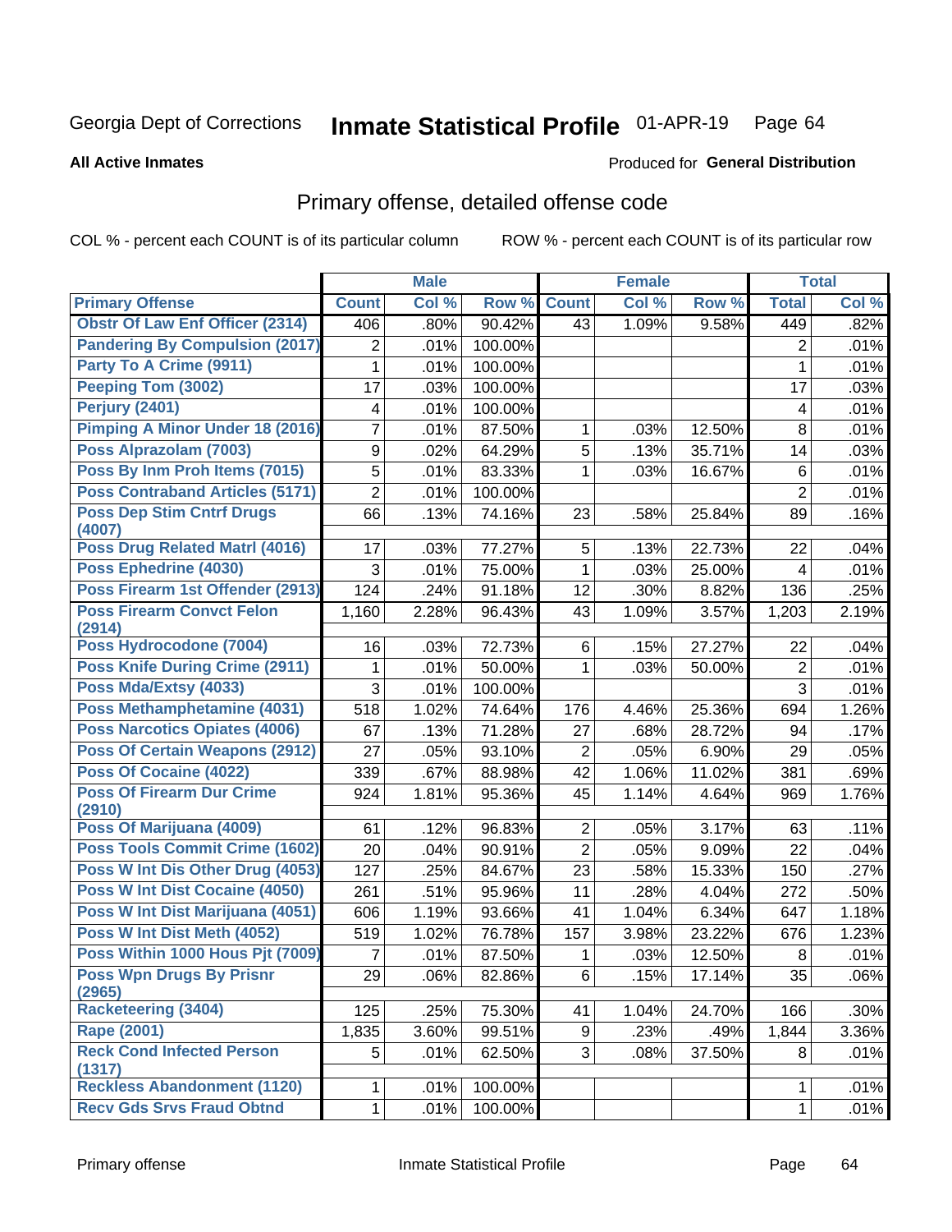Georgia Dept of Corrections **Inmate Statistical Profile** 01-APR-19 Page 64

**All Active Inmates**

Produced for **General Distribution**

## Primary offense, detailed offense code

COL % - percent each COUNT is of its particular column ROW % - percent each COUNT is of its particular row

| | Male | | | Female | | | Total | |
|---|---|---|---|---|---|---|---|---|
| Primary Offense | Count | Col % | Row % | Count | Col % | Row % | Total | Col % |
| Obstr Of Law Enf Officer (2314) | 406 | .80% | 90.42% | 43 | 1.09% | 9.58% | 449 | .82% |
| Pandering By Compulsion (2017) | 2 | .01% | 100.00% | | | | 2 | .01% |
| Party To A Crime (9911) | 1 | .01% | 100.00% | | | | 1 | .01% |
| Peeping Tom (3002) | 17 | .03% | 100.00% | | | | 17 | .03% |
| Perjury (2401) | 4 | .01% | 100.00% | | | | 4 | .01% |
| Pimping A Minor Under 18 (2016) | 7 | .01% | 87.50% | 1 | .03% | 12.50% | 8 | .01% |
| Poss Alprazolam (7003) | 9 | .02% | 64.29% | 5 | .13% | 35.71% | 14 | .03% |
| Poss By Inm Proh Items (7015) | 5 | .01% | 83.33% | 1 | .03% | 16.67% | 6 | .01% |
| Poss Contraband Articles (5171) | 2 | .01% | 100.00% | | | | 2 | .01% |
| Poss Dep Stim Cntrf Drugs (4007) | 66 | .13% | 74.16% | 23 | .58% | 25.84% | 89 | .16% |
| Poss Drug Related Matrl (4016) | 17 | .03% | 77.27% | 5 | .13% | 22.73% | 22 | .04% |
| Poss Ephedrine (4030) | 3 | .01% | 75.00% | 1 | .03% | 25.00% | 4 | .01% |
| Poss Firearm 1st Offender (2913) | 124 | .24% | 91.18% | 12 | .30% | 8.82% | 136 | .25% |
| Poss Firearm Convct Felon (2914) | 1,160 | 2.28% | 96.43% | 43 | 1.09% | 3.57% | 1,203 | 2.19% |
| Poss Hydrocodone (7004) | 16 | .03% | 72.73% | 6 | .15% | 27.27% | 22 | .04% |
| Poss Knife During Crime (2911) | 1 | .01% | 50.00% | 1 | .03% | 50.00% | 2 | .01% |
| Poss Mda/Extsy (4033) | 3 | .01% | 100.00% | | | | 3 | .01% |
| Poss Methamphetamine (4031) | 518 | 1.02% | 74.64% | 176 | 4.46% | 25.36% | 694 | 1.26% |
| Poss Narcotics Opiates (4006) | 67 | .13% | 71.28% | 27 | .68% | 28.72% | 94 | .17% |
| Poss Of Certain Weapons (2912) | 27 | .05% | 93.10% | 2 | .05% | 6.90% | 29 | .05% |
| Poss Of Cocaine (4022) | 339 | .67% | 88.98% | 42 | 1.06% | 11.02% | 381 | .69% |
| Poss Of Firearm Dur Crime (2910) | 924 | 1.81% | 95.36% | 45 | 1.14% | 4.64% | 969 | 1.76% |
| Poss Of Marijuana (4009) | 61 | .12% | 96.83% | 2 | .05% | 3.17% | 63 | .11% |
| Poss Tools Commit Crime (1602) | 20 | .04% | 90.91% | 2 | .05% | 9.09% | 22 | .04% |
| Poss W Int Dis Other Drug (4053) | 127 | .25% | 84.67% | 23 | .58% | 15.33% | 150 | .27% |
| Poss W Int Dist Cocaine (4050) | 261 | .51% | 95.96% | 11 | .28% | 4.04% | 272 | .50% |
| Poss W Int Dist Marijuana (4051) | 606 | 1.19% | 93.66% | 41 | 1.04% | 6.34% | 647 | 1.18% |
| Poss W Int Dist Meth (4052) | 519 | 1.02% | 76.78% | 157 | 3.98% | 23.22% | 676 | 1.23% |
| Poss Within 1000 Hous Pjt (7009) | 7 | .01% | 87.50% | 1 | .03% | 12.50% | 8 | .01% |
| Poss Wpn Drugs By Prisnr (2965) | 29 | .06% | 82.86% | 6 | .15% | 17.14% | 35 | .06% |
| Racketeering (3404) | 125 | .25% | 75.30% | 41 | 1.04% | 24.70% | 166 | .30% |
| Rape (2001) | 1,835 | 3.60% | 99.51% | 9 | .23% | .49% | 1,844 | 3.36% |
| Reck Cond Infected Person (1317) | 5 | .01% | 62.50% | 3 | .08% | 37.50% | 8 | .01% |
| Reckless Abandonment (1120) | 1 | .01% | 100.00% | | | | 1 | .01% |
| Recv Gds Srvs Fraud Obtnd | 1 | .01% | 100.00% | | | | 1 | .01% |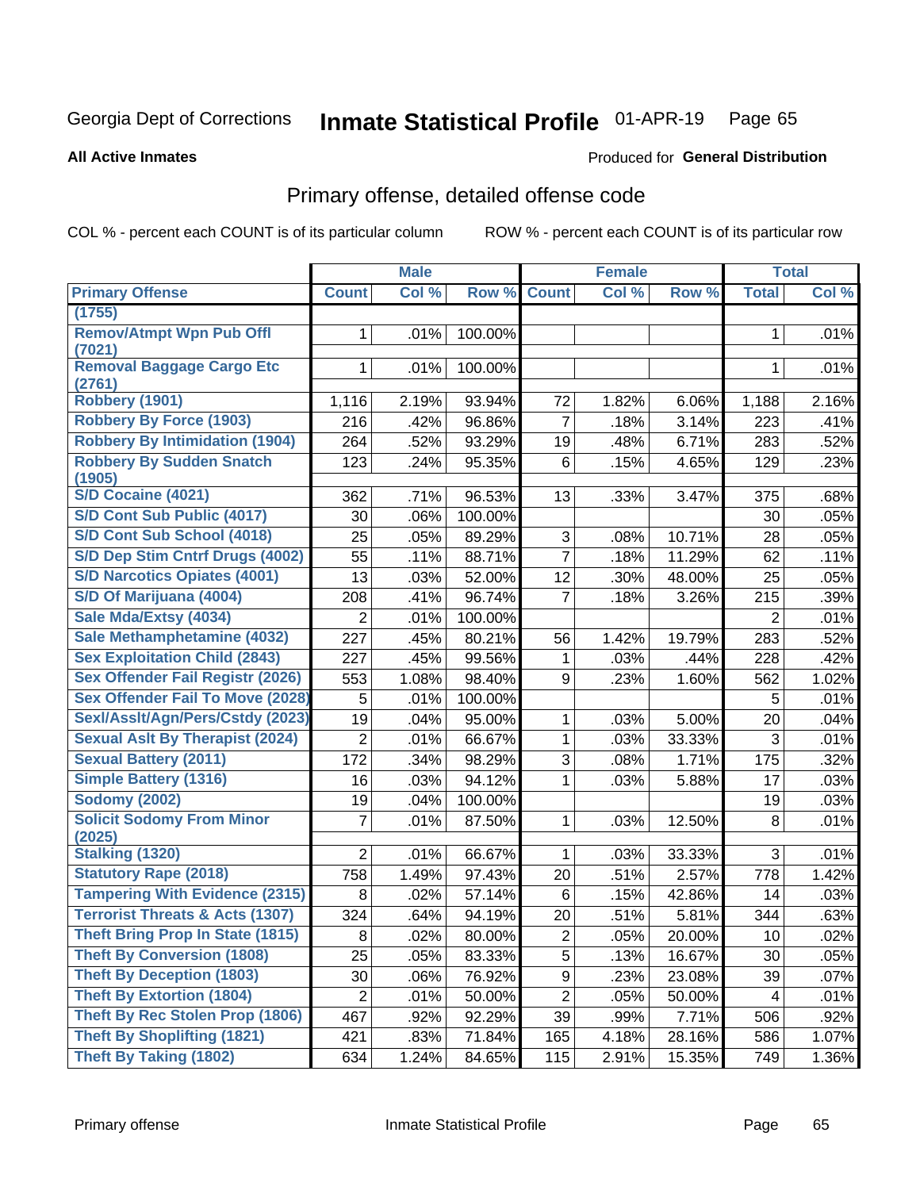Georgia Dept of Corrections **Inmate Statistical Profile** 01-APR-19

**All Active Inmates** Produced for **General Distribution**

## Primary offense, detailed offense code

COL % - percent each COUNT is of its particular column ROW % - percent each COUNT is of its particular row

| | Male | | | Female | | | Total | |
|---|---|---|---|---|---|---|---|---|
| **Primary Offense** | **Count** | **Col %** | **Row %** | **Count** | **Col %** | **Row %** | **Total** | **Col %** |
| (1755) | | | | | | | | |
| Remov/Atmpt Wpn Pub Offl (7021) | 1 | .01% | 100.00% | | | | 1 | .01% |
| Removal Baggage Cargo Etc (2761) | 1 | .01% | 100.00% | | | | 1 | .01% |
| Robbery (1901) | 1,116 | 2.19% | 93.94% | 72 | 1.82% | 6.06% | 1,188 | 2.16% |
| Robbery By Force (1903) | 216 | .42% | 96.86% | 7 | .18% | 3.14% | 223 | .41% |
| Robbery By Intimidation (1904) | 264 | .52% | 93.29% | 19 | .48% | 6.71% | 283 | .52% |
| Robbery By Sudden Snatch (1905) | 123 | .24% | 95.35% | 6 | .15% | 4.65% | 129 | .23% |
| S/D Cocaine (4021) | 362 | .71% | 96.53% | 13 | .33% | 3.47% | 375 | .68% |
| S/D Cont Sub Public (4017) | 30 | .06% | 100.00% | | | | 30 | .05% |
| S/D Cont Sub School (4018) | 25 | .05% | 89.29% | 3 | .08% | 10.71% | 28 | .05% |
| S/D Dep Stim Cntrf Drugs (4002) | 55 | .11% | 88.71% | 7 | .18% | 11.29% | 62 | .11% |
| S/D Narcotics Opiates (4001) | 13 | .03% | 52.00% | 12 | .30% | 48.00% | 25 | .05% |
| S/D Of Marijuana (4004) | 208 | .41% | 96.74% | 7 | .18% | 3.26% | 215 | .39% |
| Sale Mda/Extsy (4034) | 2 | .01% | 100.00% | | | | 2 | .01% |
| Sale Methamphetamine (4032) | 227 | .45% | 80.21% | 56 | 1.42% | 19.79% | 283 | .52% |
| Sex Exploitation Child (2843) | 227 | .45% | 99.56% | 1 | .03% | .44% | 228 | .42% |
| Sex Offender Fail Registr (2026) | 553 | 1.08% | 98.40% | 9 | .23% | 1.60% | 562 | 1.02% |
| Sex Offender Fail To Move (2028) | 5 | .01% | 100.00% | | | | 5 | .01% |
| Sexl/Asslt/Agn/Pers/Cstdy (2023) | 19 | .04% | 95.00% | 1 | .03% | 5.00% | 20 | .04% |
| Sexual Aslt By Therapist (2024) | 2 | .01% | 66.67% | 1 | .03% | 33.33% | 3 | .01% |
| Sexual Battery (2011) | 172 | .34% | 98.29% | 3 | .08% | 1.71% | 175 | .32% |
| Simple Battery (1316) | 16 | .03% | 94.12% | 1 | .03% | 5.88% | 17 | .03% |
| Sodomy (2002) | 19 | .04% | 100.00% | | | | 19 | .03% |
| Solicit Sodomy From Minor (2025) | 7 | .01% | 87.50% | 1 | .03% | 12.50% | 8 | .01% |
| Stalking (1320) | 2 | .01% | 66.67% | 1 | .03% | 33.33% | 3 | .01% |
| Statutory Rape (2018) | 758 | 1.49% | 97.43% | 20 | .51% | 2.57% | 778 | 1.42% |
| Tampering With Evidence (2315) | 8 | .02% | 57.14% | 6 | .15% | 42.86% | 14 | .03% |
| Terrorist Threats & Acts (1307) | 324 | .64% | 94.19% | 20 | .51% | 5.81% | 344 | .63% |
| Theft Bring Prop In State (1815) | 8 | .02% | 80.00% | 2 | .05% | 20.00% | 10 | .02% |
| Theft By Conversion (1808) | 25 | .05% | 83.33% | 5 | .13% | 16.67% | 30 | .05% |
| Theft By Deception (1803) | 30 | .06% | 76.92% | 9 | .23% | 23.08% | 39 | .07% |
| Theft By Extortion (1804) | 2 | .01% | 50.00% | 2 | .05% | 50.00% | 4 | .01% |
| Theft By Rec Stolen Prop (1806) | 467 | .92% | 92.29% | 39 | .99% | 7.71% | 506 | .92% |
| Theft By Shoplifting (1821) | 421 | .83% | 71.84% | 165 | 4.18% | 28.16% | 586 | 1.07% |
| Theft By Taking (1802) | 634 | 1.24% | 84.65% | 115 | 2.91% | 15.35% | 749 | 1.36% |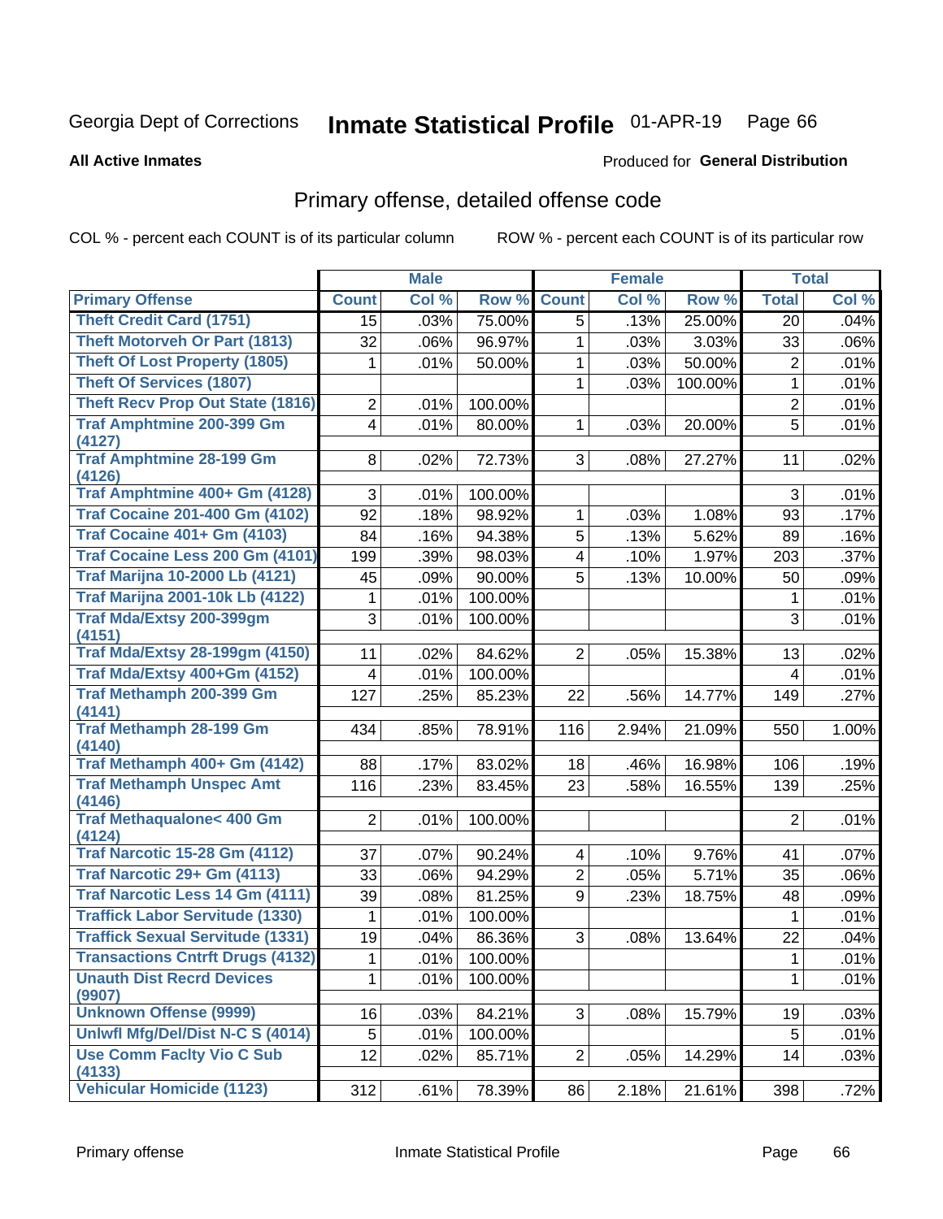Georgia Dept of Corrections **Inmate Statistical Profile** 01-APR-19

**All Active Inmates**

Produced for **General Distribution**

## Primary offense, detailed offense code

COL % - percent each COUNT is of its particular column ROW % - percent each COUNT is of its particular row

| | Male | | | Female | | | Total | |
|---|---|---|---|---|---|---|---|---|
| **Primary Offense** | **Count** | **Col %** | **Row %** | **Count** | **Col %** | **Row %** | **Total** | **Col %** |
| Theft Credit Card (1751) | 15 | .03% | 75.00% | 5 | .13% | 25.00% | 20 | .04% |
| Theft Motorveh Or Part (1813) | 32 | .06% | 96.97% | 1 | .03% | 3.03% | 33 | .06% |
| Theft Of Lost Property (1805) | 1 | .01% | 50.00% | 1 | .03% | 50.00% | 2 | .01% |
| Theft Of Services (1807) | | | | 1 | .03% | 100.00% | 1 | .01% |
| Theft Recv Prop Out State (1816) | 2 | .01% | 100.00% | | | | 2 | .01% |
| Traf Amphtmine 200-399 Gm (4127) | 4 | .01% | 80.00% | 1 | .03% | 20.00% | 5 | .01% |
| Traf Amphtmine 28-199 Gm (4126) | 8 | .02% | 72.73% | 3 | .08% | 27.27% | 11 | .02% |
| Traf Amphtmine 400+ Gm (4128) | 3 | .01% | 100.00% | | | | 3 | .01% |
| Traf Cocaine 201-400 Gm (4102) | 92 | .18% | 98.92% | 1 | .03% | 1.08% | 93 | .17% |
| Traf Cocaine 401+ Gm (4103) | 84 | .16% | 94.38% | 5 | .13% | 5.62% | 89 | .16% |
| Traf Cocaine Less 200 Gm (4101) | 199 | .39% | 98.03% | 4 | .10% | 1.97% | 203 | .37% |
| Traf Marijna 10-2000 Lb (4121) | 45 | .09% | 90.00% | 5 | .13% | 10.00% | 50 | .09% |
| Traf Marijna 2001-10k Lb (4122) | 1 | .01% | 100.00% | | | | 1 | .01% |
| Traf Mda/Extsy 200-399gm (4151) | 3 | .01% | 100.00% | | | | 3 | .01% |
| Traf Mda/Extsy 28-199gm (4150) | 11 | .02% | 84.62% | 2 | .05% | 15.38% | 13 | .02% |
| Traf Mda/Extsy 400+Gm (4152) | 4 | .01% | 100.00% | | | | 4 | .01% |
| Traf Methamph 200-399 Gm (4141) | 127 | .25% | 85.23% | 22 | .56% | 14.77% | 149 | .27% |
| Traf Methamph 28-199 Gm (4140) | 434 | .85% | 78.91% | 116 | 2.94% | 21.09% | 550 | 1.00% |
| Traf Methamph 400+ Gm (4142) | 88 | .17% | 83.02% | 18 | .46% | 16.98% | 106 | .19% |
| Traf Methamph Unspec Amt (4146) | 116 | .23% | 83.45% | 23 | .58% | 16.55% | 139 | .25% |
| Traf Methaqualone< 400 Gm (4124) | 2 | .01% | 100.00% | | | | 2 | .01% |
| Traf Narcotic 15-28 Gm (4112) | 37 | .07% | 90.24% | 4 | .10% | 9.76% | 41 | .07% |
| Traf Narcotic 29+ Gm (4113) | 33 | .06% | 94.29% | 2 | .05% | 5.71% | 35 | .06% |
| Traf Narcotic Less 14 Gm (4111) | 39 | .08% | 81.25% | 9 | .23% | 18.75% | 48 | .09% |
| Traffick Labor Servitude (1330) | 1 | .01% | 100.00% | | | | 1 | .01% |
| Traffick Sexual Servitude (1331) | 19 | .04% | 86.36% | 3 | .08% | 13.64% | 22 | .04% |
| Transactions Cntrft Drugs (4132) | 1 | .01% | 100.00% | | | | 1 | .01% |
| Unauth Dist Recrd Devices (9907) | 1 | .01% | 100.00% | | | | 1 | .01% |
| Unknown Offense (9999) | 16 | .03% | 84.21% | 3 | .08% | 15.79% | 19 | .03% |
| Unlwfl Mfg/Del/Dist N-C S (4014) | 5 | .01% | 100.00% | | | | 5 | .01% |
| Use Comm Faclty Vio C Sub (4133) | 12 | .02% | 85.71% | 2 | .05% | 14.29% | 14 | .03% |
| Vehicular Homicide (1123) | 312 | .61% | 78.39% | 86 | 2.18% | 21.61% | 398 | .72% |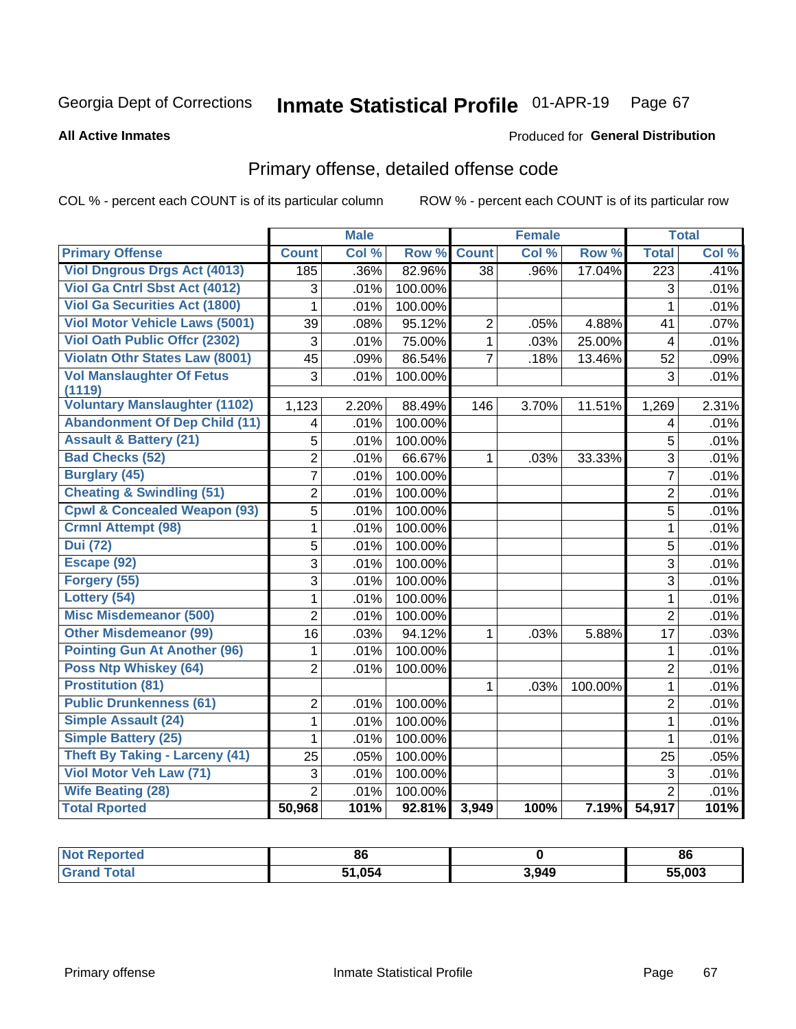Georgia Dept of Corrections **Inmate Statistical Profile** 01-APR-19

**All Active Inmates**

Produced for **General Distribution**

## Primary offense, detailed offense code

COL % - percent each COUNT is of its particular column

ROW % - percent each COUNT is of its particular row

| | Male | | | Female | | | Total | |
|---|---|---|---|---|---|---|---|---|
| **Primary Offense** | **Count** | **Col %** | **Row %** | **Count** | **Col %** | **Row %** | **Total** | **Col %** |
| Viol Dngrous Drgs Act (4013) | 185 | .36% | 82.96% | 38 | .96% | 17.04% | 223 | .41% |
| Viol Ga Cntrl Sbst Act (4012) | 3 | .01% | 100.00% | | | | 3 | .01% |
| Viol Ga Securities Act (1800) | 1 | .01% | 100.00% | | | | 1 | .01% |
| Viol Motor Vehicle Laws (5001) | 39 | .08% | 95.12% | 2 | .05% | 4.88% | 41 | .07% |
| Viol Oath Public Offcr (2302) | 3 | .01% | 75.00% | 1 | .03% | 25.00% | 4 | .01% |
| Violatn Othr States Law (8001) | 45 | .09% | 86.54% | 7 | .18% | 13.46% | 52 | .09% |
| Vol Manslaughter Of Fetus (1119) | 3 | .01% | 100.00% | | | | 3 | .01% |
| Voluntary Manslaughter (1102) | 1,123 | 2.20% | 88.49% | 146 | 3.70% | 11.51% | 1,269 | 2.31% |
| Abandonment Of Dep Child (11) | 4 | .01% | 100.00% | | | | 4 | .01% |
| Assault & Battery (21) | 5 | .01% | 100.00% | | | | 5 | .01% |
| Bad Checks (52) | 2 | .01% | 66.67% | 1 | .03% | 33.33% | 3 | .01% |
| Burglary (45) | 7 | .01% | 100.00% | | | | 7 | .01% |
| Cheating & Swindling (51) | 2 | .01% | 100.00% | | | | 2 | .01% |
| Cpwl & Concealed Weapon (93) | 5 | .01% | 100.00% | | | | 5 | .01% |
| Crmnl Attempt (98) | 1 | .01% | 100.00% | | | | 1 | .01% |
| Dui (72) | 5 | .01% | 100.00% | | | | 5 | .01% |
| Escape (92) | 3 | .01% | 100.00% | | | | 3 | .01% |
| Forgery (55) | 3 | .01% | 100.00% | | | | 3 | .01% |
| Lottery (54) | 1 | .01% | 100.00% | | | | 1 | .01% |
| Misc Misdemeanor (500) | 2 | .01% | 100.00% | | | | 2 | .01% |
| Other Misdemeanor (99) | 16 | .03% | 94.12% | 1 | .03% | 5.88% | 17 | .03% |
| Pointing Gun At Another (96) | 1 | .01% | 100.00% | | | | 1 | .01% |
| Poss Ntp Whiskey (64) | 2 | .01% | 100.00% | | | | 2 | .01% |
| Prostitution (81) | | | | 1 | .03% | 100.00% | 1 | .01% |
| Public Drunkenness (61) | 2 | .01% | 100.00% | | | | 2 | .01% |
| Simple Assault (24) | 1 | .01% | 100.00% | | | | 1 | .01% |
| Simple Battery (25) | 1 | .01% | 100.00% | | | | 1 | .01% |
| Theft By Taking - Larceny (41) | 25 | .05% | 100.00% | | | | 25 | .05% |
| Viol Motor Veh Law (71) | 3 | .01% | 100.00% | | | | 3 | .01% |
| Wife Beating (28) | 2 | .01% | 100.00% | | | | 2 | .01% |
| **Total Rported** | **50,968** | **101%** | **92.81%** | **3,949** | **100%** | **7.19%** | **54,917** | **101%** |

| | Male | Female | Total |
|---|---|---|---|
| **Not Reported** | **86** | **0** | **86** |
| **Grand Total** | **51,054** | **3,949** | **55,003** |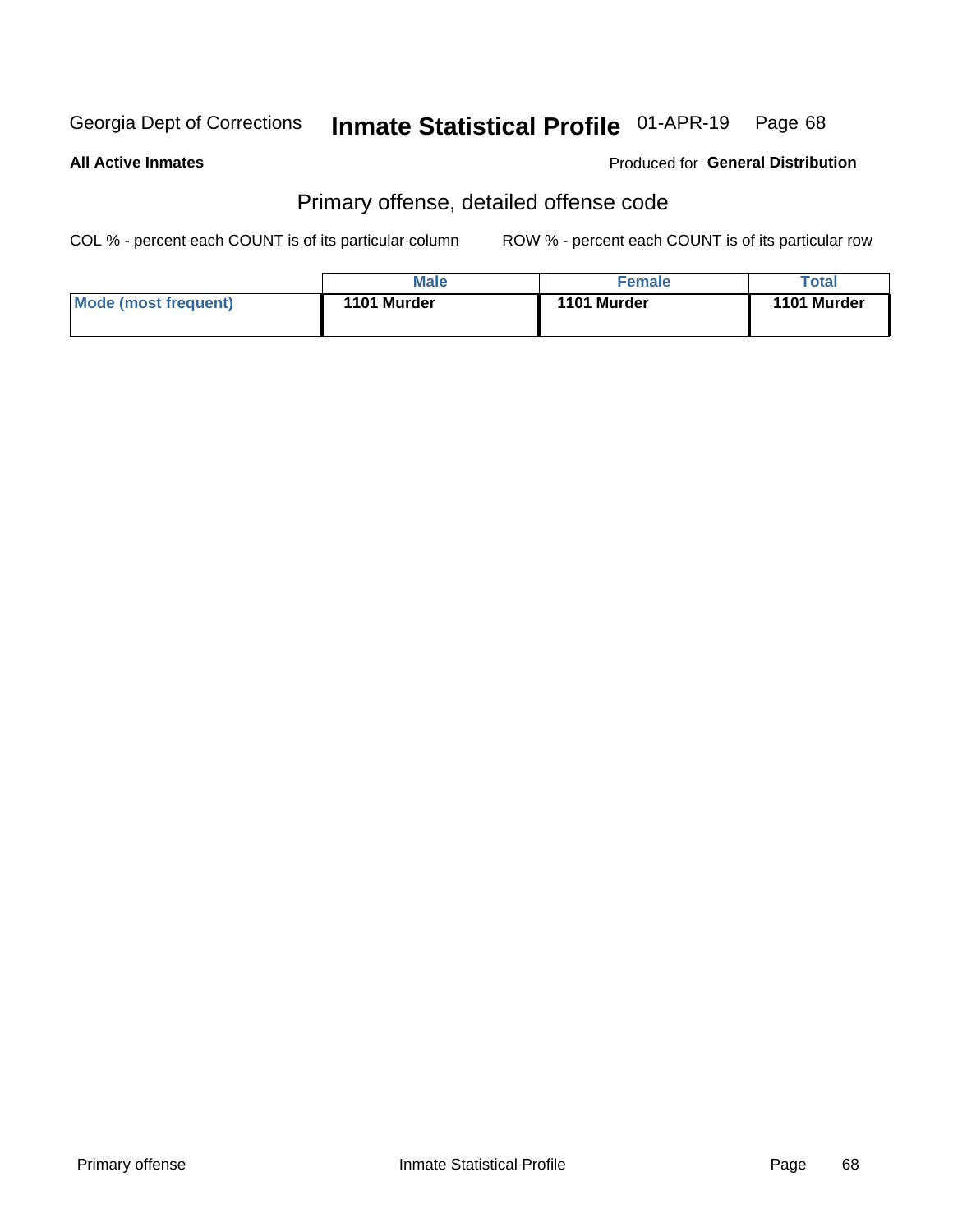Georgia Dept of Corrections **Inmate Statistical Profile** 01-APR-19

**All Active Inmates**

Produced for **General Distribution**

## Primary offense, detailed offense code

COL % - percent each COUNT is of its particular column

ROW % - percent each COUNT is of its particular row

| | Male | Female | Total |
|---|---|---|---|
| **Mode (most frequent)** | **1101 Murder** | **1101 Murder** | **1101 Murder** |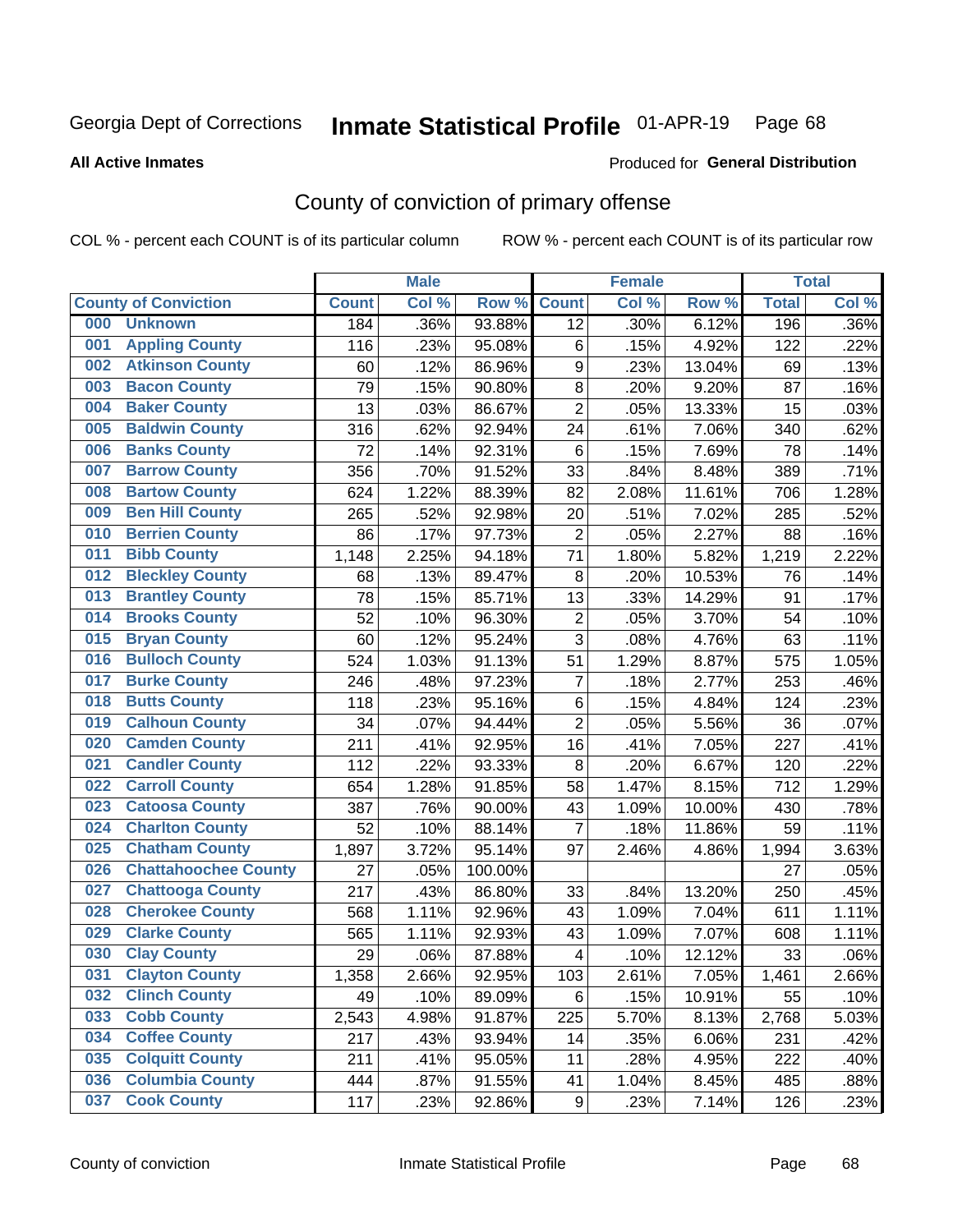# Georgia Dept of Corrections — Inmate Statistical Profile — 01-APR-19

**All Active Inmates** — Produced for **General Distribution**

## County of conviction of primary offense

COL % - percent each COUNT is of its particular column    ROW % - percent each COUNT is of its particular row

| County of Conviction | Male | | | Female | | | Total | |
|---|---|---|---|---|---|---|---|---|
| | Count | Col % | Row % | Count | Col % | Row % | Total | Col % |
| 000 Unknown | 184 | .36% | 93.88% | 12 | .30% | 6.12% | 196 | .36% |
| 001 Appling County | 116 | .23% | 95.08% | 6 | .15% | 4.92% | 122 | .22% |
| 002 Atkinson County | 60 | .12% | 86.96% | 9 | .23% | 13.04% | 69 | .13% |
| 003 Bacon County | 79 | .15% | 90.80% | 8 | .20% | 9.20% | 87 | .16% |
| 004 Baker County | 13 | .03% | 86.67% | 2 | .05% | 13.33% | 15 | .03% |
| 005 Baldwin County | 316 | .62% | 92.94% | 24 | .61% | 7.06% | 340 | .62% |
| 006 Banks County | 72 | .14% | 92.31% | 6 | .15% | 7.69% | 78 | .14% |
| 007 Barrow County | 356 | .70% | 91.52% | 33 | .84% | 8.48% | 389 | .71% |
| 008 Bartow County | 624 | 1.22% | 88.39% | 82 | 2.08% | 11.61% | 706 | 1.28% |
| 009 Ben Hill County | 265 | .52% | 92.98% | 20 | .51% | 7.02% | 285 | .52% |
| 010 Berrien County | 86 | .17% | 97.73% | 2 | .05% | 2.27% | 88 | .16% |
| 011 Bibb County | 1,148 | 2.25% | 94.18% | 71 | 1.80% | 5.82% | 1,219 | 2.22% |
| 012 Bleckley County | 68 | .13% | 89.47% | 8 | .20% | 10.53% | 76 | .14% |
| 013 Brantley County | 78 | .15% | 85.71% | 13 | .33% | 14.29% | 91 | .17% |
| 014 Brooks County | 52 | .10% | 96.30% | 2 | .05% | 3.70% | 54 | .10% |
| 015 Bryan County | 60 | .12% | 95.24% | 3 | .08% | 4.76% | 63 | .11% |
| 016 Bulloch County | 524 | 1.03% | 91.13% | 51 | 1.29% | 8.87% | 575 | 1.05% |
| 017 Burke County | 246 | .48% | 97.23% | 7 | .18% | 2.77% | 253 | .46% |
| 018 Butts County | 118 | .23% | 95.16% | 6 | .15% | 4.84% | 124 | .23% |
| 019 Calhoun County | 34 | .07% | 94.44% | 2 | .05% | 5.56% | 36 | .07% |
| 020 Camden County | 211 | .41% | 92.95% | 16 | .41% | 7.05% | 227 | .41% |
| 021 Candler County | 112 | .22% | 93.33% | 8 | .20% | 6.67% | 120 | .22% |
| 022 Carroll County | 654 | 1.28% | 91.85% | 58 | 1.47% | 8.15% | 712 | 1.29% |
| 023 Catoosa County | 387 | .76% | 90.00% | 43 | 1.09% | 10.00% | 430 | .78% |
| 024 Charlton County | 52 | .10% | 88.14% | 7 | .18% | 11.86% | 59 | .11% |
| 025 Chatham County | 1,897 | 3.72% | 95.14% | 97 | 2.46% | 4.86% | 1,994 | 3.63% |
| 026 Chattahoochee County | 27 | .05% | 100.00% | | | | 27 | .05% |
| 027 Chattooga County | 217 | .43% | 86.80% | 33 | .84% | 13.20% | 250 | .45% |
| 028 Cherokee County | 568 | 1.11% | 92.96% | 43 | 1.09% | 7.04% | 611 | 1.11% |
| 029 Clarke County | 565 | 1.11% | 92.93% | 43 | 1.09% | 7.07% | 608 | 1.11% |
| 030 Clay County | 29 | .06% | 87.88% | 4 | .10% | 12.12% | 33 | .06% |
| 031 Clayton County | 1,358 | 2.66% | 92.95% | 103 | 2.61% | 7.05% | 1,461 | 2.66% |
| 032 Clinch County | 49 | .10% | 89.09% | 6 | .15% | 10.91% | 55 | .10% |
| 033 Cobb County | 2,543 | 4.98% | 91.87% | 225 | 5.70% | 8.13% | 2,768 | 5.03% |
| 034 Coffee County | 217 | .43% | 93.94% | 14 | .35% | 6.06% | 231 | .42% |
| 035 Colquitt County | 211 | .41% | 95.05% | 11 | .28% | 4.95% | 222 | .40% |
| 036 Columbia County | 444 | .87% | 91.55% | 41 | 1.04% | 8.45% | 485 | .88% |
| 037 Cook County | 117 | .23% | 92.86% | 9 | .23% | 7.14% | 126 | .23% |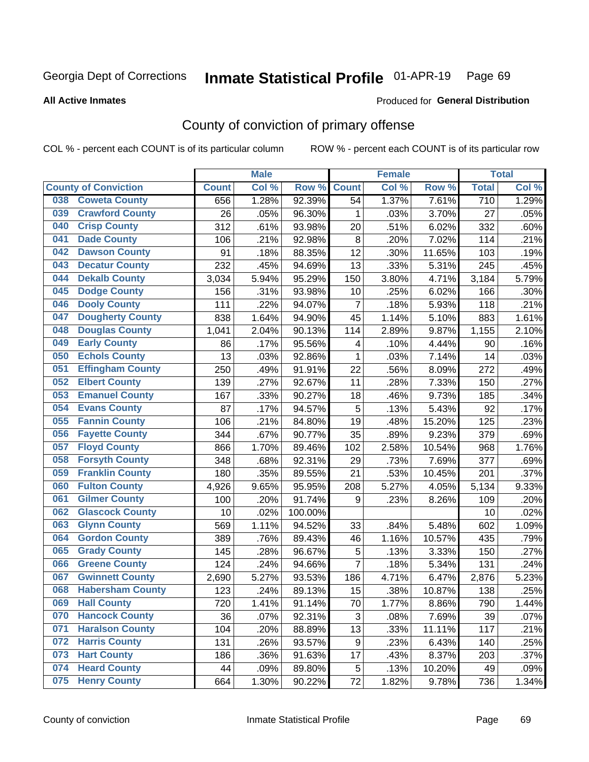Georgia Dept of Corrections **Inmate Statistical Profile** 01-APR-19

**All Active Inmates**

Produced for **General Distribution**

## County of conviction of primary offense

COL % - percent each COUNT is of its particular column ROW % - percent each COUNT is of its particular row

| County of Conviction | Male | | | Female | | | Total | |
|---|---|---|---|---|---|---|---|---|
| | Count | Col % | Row % | Count | Col % | Row % | Total | Col % |
| 038 Coweta County | 656 | 1.28% | 92.39% | 54 | 1.37% | 7.61% | 710 | 1.29% |
| 039 Crawford County | 26 | .05% | 96.30% | 1 | .03% | 3.70% | 27 | .05% |
| 040 Crisp County | 312 | .61% | 93.98% | 20 | .51% | 6.02% | 332 | .60% |
| 041 Dade County | 106 | .21% | 92.98% | 8 | .20% | 7.02% | 114 | .21% |
| 042 Dawson County | 91 | .18% | 88.35% | 12 | .30% | 11.65% | 103 | .19% |
| 043 Decatur County | 232 | .45% | 94.69% | 13 | .33% | 5.31% | 245 | .45% |
| 044 Dekalb County | 3,034 | 5.94% | 95.29% | 150 | 3.80% | 4.71% | 3,184 | 5.79% |
| 045 Dodge County | 156 | .31% | 93.98% | 10 | .25% | 6.02% | 166 | .30% |
| 046 Dooly County | 111 | .22% | 94.07% | 7 | .18% | 5.93% | 118 | .21% |
| 047 Dougherty County | 838 | 1.64% | 94.90% | 45 | 1.14% | 5.10% | 883 | 1.61% |
| 048 Douglas County | 1,041 | 2.04% | 90.13% | 114 | 2.89% | 9.87% | 1,155 | 2.10% |
| 049 Early County | 86 | .17% | 95.56% | 4 | .10% | 4.44% | 90 | .16% |
| 050 Echols County | 13 | .03% | 92.86% | 1 | .03% | 7.14% | 14 | .03% |
| 051 Effingham County | 250 | .49% | 91.91% | 22 | .56% | 8.09% | 272 | .49% |
| 052 Elbert County | 139 | .27% | 92.67% | 11 | .28% | 7.33% | 150 | .27% |
| 053 Emanuel County | 167 | .33% | 90.27% | 18 | .46% | 9.73% | 185 | .34% |
| 054 Evans County | 87 | .17% | 94.57% | 5 | .13% | 5.43% | 92 | .17% |
| 055 Fannin County | 106 | .21% | 84.80% | 19 | .48% | 15.20% | 125 | .23% |
| 056 Fayette County | 344 | .67% | 90.77% | 35 | .89% | 9.23% | 379 | .69% |
| 057 Floyd County | 866 | 1.70% | 89.46% | 102 | 2.58% | 10.54% | 968 | 1.76% |
| 058 Forsyth County | 348 | .68% | 92.31% | 29 | .73% | 7.69% | 377 | .69% |
| 059 Franklin County | 180 | .35% | 89.55% | 21 | .53% | 10.45% | 201 | .37% |
| 060 Fulton County | 4,926 | 9.65% | 95.95% | 208 | 5.27% | 4.05% | 5,134 | 9.33% |
| 061 Gilmer County | 100 | .20% | 91.74% | 9 | .23% | 8.26% | 109 | .20% |
| 062 Glascock County | 10 | .02% | 100.00% | | | | 10 | .02% |
| 063 Glynn County | 569 | 1.11% | 94.52% | 33 | .84% | 5.48% | 602 | 1.09% |
| 064 Gordon County | 389 | .76% | 89.43% | 46 | 1.16% | 10.57% | 435 | .79% |
| 065 Grady County | 145 | .28% | 96.67% | 5 | .13% | 3.33% | 150 | .27% |
| 066 Greene County | 124 | .24% | 94.66% | 7 | .18% | 5.34% | 131 | .24% |
| 067 Gwinnett County | 2,690 | 5.27% | 93.53% | 186 | 4.71% | 6.47% | 2,876 | 5.23% |
| 068 Habersham County | 123 | .24% | 89.13% | 15 | .38% | 10.87% | 138 | .25% |
| 069 Hall County | 720 | 1.41% | 91.14% | 70 | 1.77% | 8.86% | 790 | 1.44% |
| 070 Hancock County | 36 | .07% | 92.31% | 3 | .08% | 7.69% | 39 | .07% |
| 071 Haralson County | 104 | .20% | 88.89% | 13 | .33% | 11.11% | 117 | .21% |
| 072 Harris County | 131 | .26% | 93.57% | 9 | .23% | 6.43% | 140 | .25% |
| 073 Hart County | 186 | .36% | 91.63% | 17 | .43% | 8.37% | 203 | .37% |
| 074 Heard County | 44 | .09% | 89.80% | 5 | .13% | 10.20% | 49 | .09% |
| 075 Henry County | 664 | 1.30% | 90.22% | 72 | 1.82% | 9.78% | 736 | 1.34% |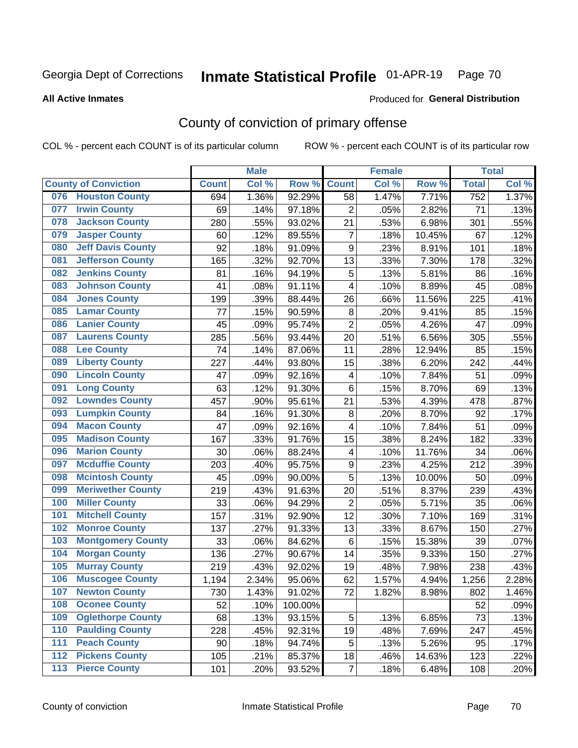Georgia Dept of Corrections **Inmate Statistical Profile** 01-APR-19 Page 70

**All Active Inmates**

Produced for **General Distribution**

## County of conviction of primary offense

COL % - percent each COUNT is of its particular column ROW % - percent each COUNT is of its particular row

| County of Conviction | Male | | | Female | | | Total | |
|---|---|---|---|---|---|---|---|---|
| | Count | Col % | Row % | Count | Col % | Row % | Total | Col % |
| 076 Houston County | 694 | 1.36% | 92.29% | 58 | 1.47% | 7.71% | 752 | 1.37% |
| 077 Irwin County | 69 | .14% | 97.18% | 2 | .05% | 2.82% | 71 | .13% |
| 078 Jackson County | 280 | .55% | 93.02% | 21 | .53% | 6.98% | 301 | .55% |
| 079 Jasper County | 60 | .12% | 89.55% | 7 | .18% | 10.45% | 67 | .12% |
| 080 Jeff Davis County | 92 | .18% | 91.09% | 9 | .23% | 8.91% | 101 | .18% |
| 081 Jefferson County | 165 | .32% | 92.70% | 13 | .33% | 7.30% | 178 | .32% |
| 082 Jenkins County | 81 | .16% | 94.19% | 5 | .13% | 5.81% | 86 | .16% |
| 083 Johnson County | 41 | .08% | 91.11% | 4 | .10% | 8.89% | 45 | .08% |
| 084 Jones County | 199 | .39% | 88.44% | 26 | .66% | 11.56% | 225 | .41% |
| 085 Lamar County | 77 | .15% | 90.59% | 8 | .20% | 9.41% | 85 | .15% |
| 086 Lanier County | 45 | .09% | 95.74% | 2 | .05% | 4.26% | 47 | .09% |
| 087 Laurens County | 285 | .56% | 93.44% | 20 | .51% | 6.56% | 305 | .55% |
| 088 Lee County | 74 | .14% | 87.06% | 11 | .28% | 12.94% | 85 | .15% |
| 089 Liberty County | 227 | .44% | 93.80% | 15 | .38% | 6.20% | 242 | .44% |
| 090 Lincoln County | 47 | .09% | 92.16% | 4 | .10% | 7.84% | 51 | .09% |
| 091 Long County | 63 | .12% | 91.30% | 6 | .15% | 8.70% | 69 | .13% |
| 092 Lowndes County | 457 | .90% | 95.61% | 21 | .53% | 4.39% | 478 | .87% |
| 093 Lumpkin County | 84 | .16% | 91.30% | 8 | .20% | 8.70% | 92 | .17% |
| 094 Macon County | 47 | .09% | 92.16% | 4 | .10% | 7.84% | 51 | .09% |
| 095 Madison County | 167 | .33% | 91.76% | 15 | .38% | 8.24% | 182 | .33% |
| 096 Marion County | 30 | .06% | 88.24% | 4 | .10% | 11.76% | 34 | .06% |
| 097 Mcduffie County | 203 | .40% | 95.75% | 9 | .23% | 4.25% | 212 | .39% |
| 098 Mcintosh County | 45 | .09% | 90.00% | 5 | .13% | 10.00% | 50 | .09% |
| 099 Meriwether County | 219 | .43% | 91.63% | 20 | .51% | 8.37% | 239 | .43% |
| 100 Miller County | 33 | .06% | 94.29% | 2 | .05% | 5.71% | 35 | .06% |
| 101 Mitchell County | 157 | .31% | 92.90% | 12 | .30% | 7.10% | 169 | .31% |
| 102 Monroe County | 137 | .27% | 91.33% | 13 | .33% | 8.67% | 150 | .27% |
| 103 Montgomery County | 33 | .06% | 84.62% | 6 | .15% | 15.38% | 39 | .07% |
| 104 Morgan County | 136 | .27% | 90.67% | 14 | .35% | 9.33% | 150 | .27% |
| 105 Murray County | 219 | .43% | 92.02% | 19 | .48% | 7.98% | 238 | .43% |
| 106 Muscogee County | 1,194 | 2.34% | 95.06% | 62 | 1.57% | 4.94% | 1,256 | 2.28% |
| 107 Newton County | 730 | 1.43% | 91.02% | 72 | 1.82% | 8.98% | 802 | 1.46% |
| 108 Oconee County | 52 | .10% | 100.00% | | | | 52 | .09% |
| 109 Oglethorpe County | 68 | .13% | 93.15% | 5 | .13% | 6.85% | 73 | .13% |
| 110 Paulding County | 228 | .45% | 92.31% | 19 | .48% | 7.69% | 247 | .45% |
| 111 Peach County | 90 | .18% | 94.74% | 5 | .13% | 5.26% | 95 | .17% |
| 112 Pickens County | 105 | .21% | 85.37% | 18 | .46% | 14.63% | 123 | .22% |
| 113 Pierce County | 101 | .20% | 93.52% | 7 | .18% | 6.48% | 108 | .20% |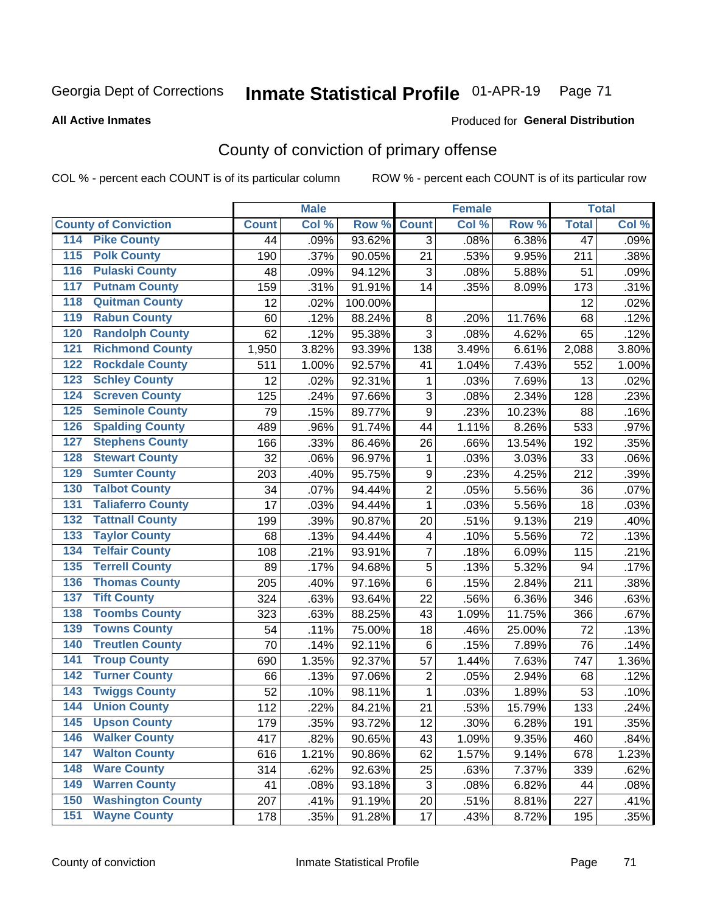Georgia Dept of Corrections **Inmate Statistical Profile** 01-APR-19

**All Active Inmates**

Produced for **General Distribution**

## County of conviction of primary offense

COL % - percent each COUNT is of its particular column ROW % - percent each COUNT is of its particular row

| County of Conviction | Male | | | Female | | | Total | |
|---|---|---|---|---|---|---|---|---|
| | Count | Col % | Row % | Count | Col % | Row % | Total | Col % |
| 114 Pike County | 44 | .09% | 93.62% | 3 | .08% | 6.38% | 47 | .09% |
| 115 Polk County | 190 | .37% | 90.05% | 21 | .53% | 9.95% | 211 | .38% |
| 116 Pulaski County | 48 | .09% | 94.12% | 3 | .08% | 5.88% | 51 | .09% |
| 117 Putnam County | 159 | .31% | 91.91% | 14 | .35% | 8.09% | 173 | .31% |
| 118 Quitman County | 12 | .02% | 100.00% | | | | 12 | .02% |
| 119 Rabun County | 60 | .12% | 88.24% | 8 | .20% | 11.76% | 68 | .12% |
| 120 Randolph County | 62 | .12% | 95.38% | 3 | .08% | 4.62% | 65 | .12% |
| 121 Richmond County | 1,950 | 3.82% | 93.39% | 138 | 3.49% | 6.61% | 2,088 | 3.80% |
| 122 Rockdale County | 511 | 1.00% | 92.57% | 41 | 1.04% | 7.43% | 552 | 1.00% |
| 123 Schley County | 12 | .02% | 92.31% | 1 | .03% | 7.69% | 13 | .02% |
| 124 Screven County | 125 | .24% | 97.66% | 3 | .08% | 2.34% | 128 | .23% |
| 125 Seminole County | 79 | .15% | 89.77% | 9 | .23% | 10.23% | 88 | .16% |
| 126 Spalding County | 489 | .96% | 91.74% | 44 | 1.11% | 8.26% | 533 | .97% |
| 127 Stephens County | 166 | .33% | 86.46% | 26 | .66% | 13.54% | 192 | .35% |
| 128 Stewart County | 32 | .06% | 96.97% | 1 | .03% | 3.03% | 33 | .06% |
| 129 Sumter County | 203 | .40% | 95.75% | 9 | .23% | 4.25% | 212 | .39% |
| 130 Talbot County | 34 | .07% | 94.44% | 2 | .05% | 5.56% | 36 | .07% |
| 131 Taliaferro County | 17 | .03% | 94.44% | 1 | .03% | 5.56% | 18 | .03% |
| 132 Tattnall County | 199 | .39% | 90.87% | 20 | .51% | 9.13% | 219 | .40% |
| 133 Taylor County | 68 | .13% | 94.44% | 4 | .10% | 5.56% | 72 | .13% |
| 134 Telfair County | 108 | .21% | 93.91% | 7 | .18% | 6.09% | 115 | .21% |
| 135 Terrell County | 89 | .17% | 94.68% | 5 | .13% | 5.32% | 94 | .17% |
| 136 Thomas County | 205 | .40% | 97.16% | 6 | .15% | 2.84% | 211 | .38% |
| 137 Tift County | 324 | .63% | 93.64% | 22 | .56% | 6.36% | 346 | .63% |
| 138 Toombs County | 323 | .63% | 88.25% | 43 | 1.09% | 11.75% | 366 | .67% |
| 139 Towns County | 54 | .11% | 75.00% | 18 | .46% | 25.00% | 72 | .13% |
| 140 Treutlen County | 70 | .14% | 92.11% | 6 | .15% | 7.89% | 76 | .14% |
| 141 Troup County | 690 | 1.35% | 92.37% | 57 | 1.44% | 7.63% | 747 | 1.36% |
| 142 Turner County | 66 | .13% | 97.06% | 2 | .05% | 2.94% | 68 | .12% |
| 143 Twiggs County | 52 | .10% | 98.11% | 1 | .03% | 1.89% | 53 | .10% |
| 144 Union County | 112 | .22% | 84.21% | 21 | .53% | 15.79% | 133 | .24% |
| 145 Upson County | 179 | .35% | 93.72% | 12 | .30% | 6.28% | 191 | .35% |
| 146 Walker County | 417 | .82% | 90.65% | 43 | 1.09% | 9.35% | 460 | .84% |
| 147 Walton County | 616 | 1.21% | 90.86% | 62 | 1.57% | 9.14% | 678 | 1.23% |
| 148 Ware County | 314 | .62% | 92.63% | 25 | .63% | 7.37% | 339 | .62% |
| 149 Warren County | 41 | .08% | 93.18% | 3 | .08% | 6.82% | 44 | .08% |
| 150 Washington County | 207 | .41% | 91.19% | 20 | .51% | 8.81% | 227 | .41% |
| 151 Wayne County | 178 | .35% | 91.28% | 17 | .43% | 8.72% | 195 | .35% |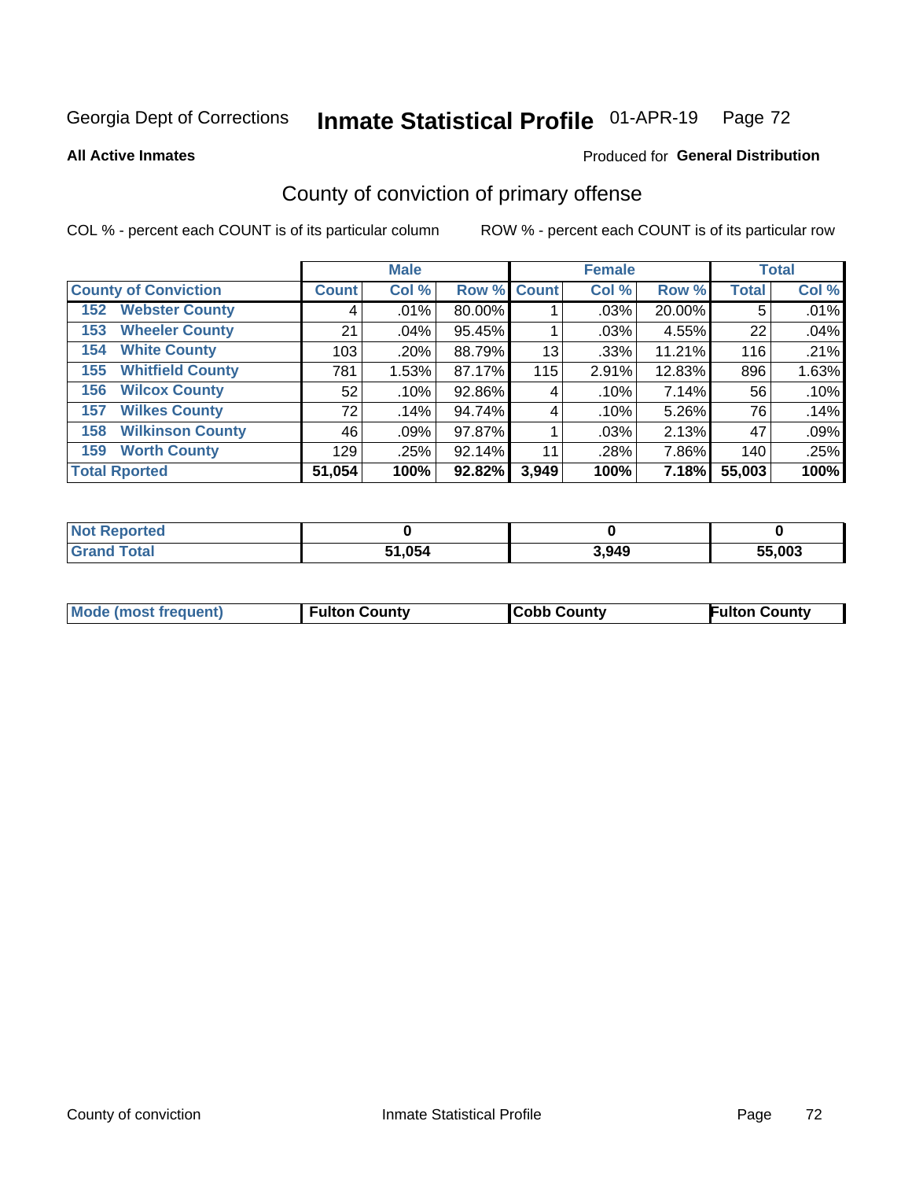Georgia Dept of Corrections **Inmate Statistical Profile** 01-APR-19

**All Active Inmates**

Produced for **General Distribution**

## County of conviction of primary offense

COL % - percent each COUNT is of its particular column

ROW % - percent each COUNT is of its particular row

| County of Conviction | Male | | | Female | | | Total | |
|---|---|---|---|---|---|---|---|---|
| | Count | Col % | Row % | Count | Col % | Row % | Total | Col % |
| 152 Webster County | 4 | .01% | 80.00% | 1 | .03% | 20.00% | 5 | .01% |
| 153 Wheeler County | 21 | .04% | 95.45% | 1 | .03% | 4.55% | 22 | .04% |
| 154 White County | 103 | .20% | 88.79% | 13 | .33% | 11.21% | 116 | .21% |
| 155 Whitfield County | 781 | 1.53% | 87.17% | 115 | 2.91% | 12.83% | 896 | 1.63% |
| 156 Wilcox County | 52 | .10% | 92.86% | 4 | .10% | 7.14% | 56 | .10% |
| 157 Wilkes County | 72 | .14% | 94.74% | 4 | .10% | 5.26% | 76 | .14% |
| 158 Wilkinson County | 46 | .09% | 97.87% | 1 | .03% | 2.13% | 47 | .09% |
| 159 Worth County | 129 | .25% | 92.14% | 11 | .28% | 7.86% | 140 | .25% |
| **Total Rported** | **51,054** | **100%** | **92.82%** | **3,949** | **100%** | **7.18%** | **55,003** | **100%** |

| | Male | Female | Total |
|---|---|---|---|
| Not Reported | 0 | 0 | 0 |
| Grand Total | 51,054 | 3,949 | 55,003 |

| | Male | Female | Total |
|---|---|---|---|
| Mode (most frequent) | Fulton County | Cobb County | Fulton County |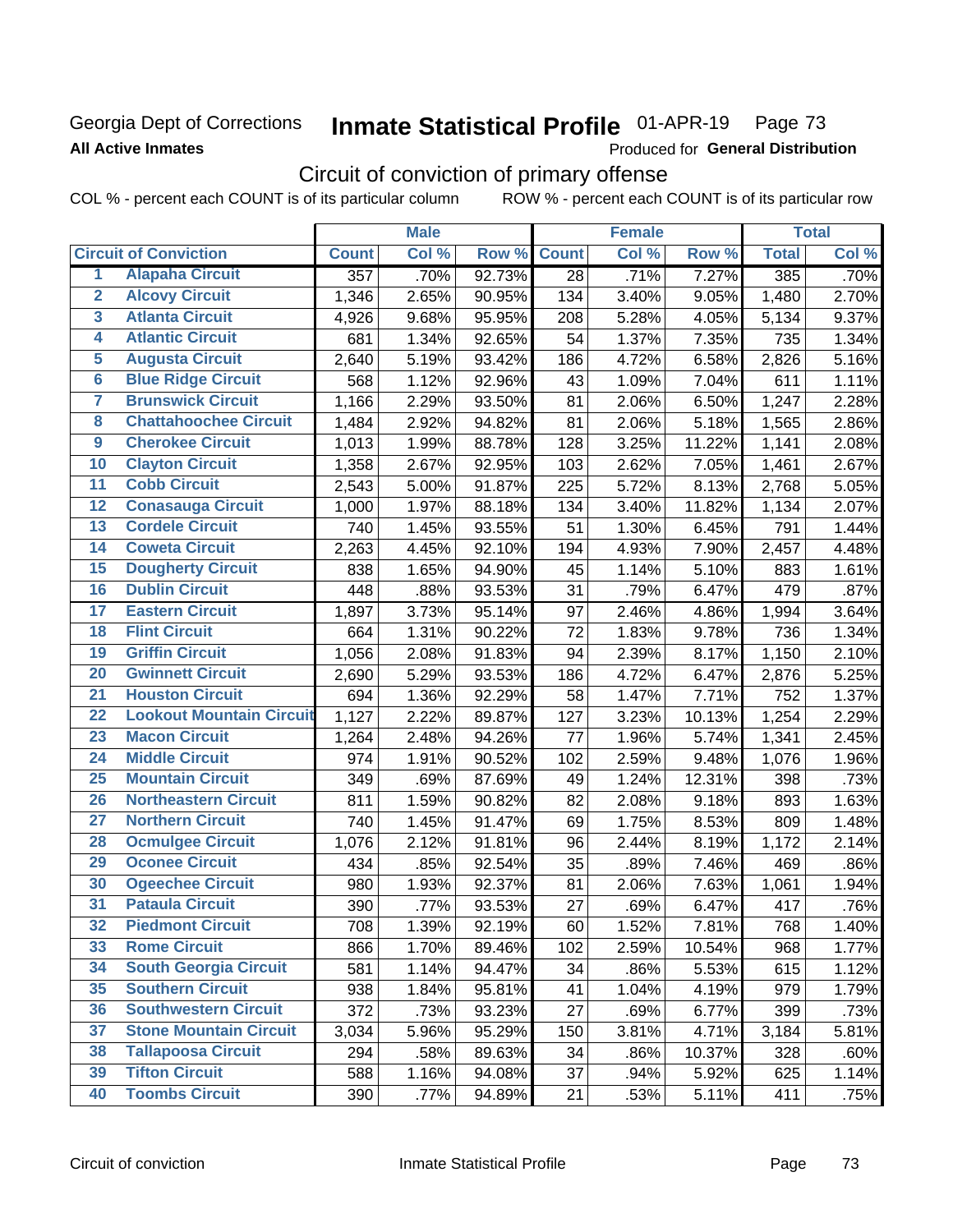Georgia Dept of Corrections

**All Active Inmates**

# Inmate Statistical Profile 01-APR-19 Page 73

Produced for **General Distribution**

## Circuit of conviction of primary offense

COL % - percent each COUNT is of its particular column ROW % - percent each COUNT is of its particular row

| | | Male | | | Female | | | Total | |
|---|---|---|---|---|---|---|---|---|---|
| **Circuit of Conviction** | | **Count** | **Col %** | **Row %** | **Count** | **Col %** | **Row %** | **Total** | **Col %** |
| 1 | Alapaha Circuit | 357 | .70% | 92.73% | 28 | .71% | 7.27% | 385 | .70% |
| 2 | Alcovy Circuit | 1,346 | 2.65% | 90.95% | 134 | 3.40% | 9.05% | 1,480 | 2.70% |
| 3 | Atlanta Circuit | 4,926 | 9.68% | 95.95% | 208 | 5.28% | 4.05% | 5,134 | 9.37% |
| 4 | Atlantic Circuit | 681 | 1.34% | 92.65% | 54 | 1.37% | 7.35% | 735 | 1.34% |
| 5 | Augusta Circuit | 2,640 | 5.19% | 93.42% | 186 | 4.72% | 6.58% | 2,826 | 5.16% |
| 6 | Blue Ridge Circuit | 568 | 1.12% | 92.96% | 43 | 1.09% | 7.04% | 611 | 1.11% |
| 7 | Brunswick Circuit | 1,166 | 2.29% | 93.50% | 81 | 2.06% | 6.50% | 1,247 | 2.28% |
| 8 | Chattahoochee Circuit | 1,484 | 2.92% | 94.82% | 81 | 2.06% | 5.18% | 1,565 | 2.86% |
| 9 | Cherokee Circuit | 1,013 | 1.99% | 88.78% | 128 | 3.25% | 11.22% | 1,141 | 2.08% |
| 10 | Clayton Circuit | 1,358 | 2.67% | 92.95% | 103 | 2.62% | 7.05% | 1,461 | 2.67% |
| 11 | Cobb Circuit | 2,543 | 5.00% | 91.87% | 225 | 5.72% | 8.13% | 2,768 | 5.05% |
| 12 | Conasauga Circuit | 1,000 | 1.97% | 88.18% | 134 | 3.40% | 11.82% | 1,134 | 2.07% |
| 13 | Cordele Circuit | 740 | 1.45% | 93.55% | 51 | 1.30% | 6.45% | 791 | 1.44% |
| 14 | Coweta Circuit | 2,263 | 4.45% | 92.10% | 194 | 4.93% | 7.90% | 2,457 | 4.48% |
| 15 | Dougherty Circuit | 838 | 1.65% | 94.90% | 45 | 1.14% | 5.10% | 883 | 1.61% |
| 16 | Dublin Circuit | 448 | .88% | 93.53% | 31 | .79% | 6.47% | 479 | .87% |
| 17 | Eastern Circuit | 1,897 | 3.73% | 95.14% | 97 | 2.46% | 4.86% | 1,994 | 3.64% |
| 18 | Flint Circuit | 664 | 1.31% | 90.22% | 72 | 1.83% | 9.78% | 736 | 1.34% |
| 19 | Griffin Circuit | 1,056 | 2.08% | 91.83% | 94 | 2.39% | 8.17% | 1,150 | 2.10% |
| 20 | Gwinnett Circuit | 2,690 | 5.29% | 93.53% | 186 | 4.72% | 6.47% | 2,876 | 5.25% |
| 21 | Houston Circuit | 694 | 1.36% | 92.29% | 58 | 1.47% | 7.71% | 752 | 1.37% |
| 22 | Lookout Mountain Circuit | 1,127 | 2.22% | 89.87% | 127 | 3.23% | 10.13% | 1,254 | 2.29% |
| 23 | Macon Circuit | 1,264 | 2.48% | 94.26% | 77 | 1.96% | 5.74% | 1,341 | 2.45% |
| 24 | Middle Circuit | 974 | 1.91% | 90.52% | 102 | 2.59% | 9.48% | 1,076 | 1.96% |
| 25 | Mountain Circuit | 349 | .69% | 87.69% | 49 | 1.24% | 12.31% | 398 | .73% |
| 26 | Northeastern Circuit | 811 | 1.59% | 90.82% | 82 | 2.08% | 9.18% | 893 | 1.63% |
| 27 | Northern Circuit | 740 | 1.45% | 91.47% | 69 | 1.75% | 8.53% | 809 | 1.48% |
| 28 | Ocmulgee Circuit | 1,076 | 2.12% | 91.81% | 96 | 2.44% | 8.19% | 1,172 | 2.14% |
| 29 | Oconee Circuit | 434 | .85% | 92.54% | 35 | .89% | 7.46% | 469 | .86% |
| 30 | Ogeechee Circuit | 980 | 1.93% | 92.37% | 81 | 2.06% | 7.63% | 1,061 | 1.94% |
| 31 | Pataula Circuit | 390 | .77% | 93.53% | 27 | .69% | 6.47% | 417 | .76% |
| 32 | Piedmont Circuit | 708 | 1.39% | 92.19% | 60 | 1.52% | 7.81% | 768 | 1.40% |
| 33 | Rome Circuit | 866 | 1.70% | 89.46% | 102 | 2.59% | 10.54% | 968 | 1.77% |
| 34 | South Georgia Circuit | 581 | 1.14% | 94.47% | 34 | .86% | 5.53% | 615 | 1.12% |
| 35 | Southern Circuit | 938 | 1.84% | 95.81% | 41 | 1.04% | 4.19% | 979 | 1.79% |
| 36 | Southwestern Circuit | 372 | .73% | 93.23% | 27 | .69% | 6.77% | 399 | .73% |
| 37 | Stone Mountain Circuit | 3,034 | 5.96% | 95.29% | 150 | 3.81% | 4.71% | 3,184 | 5.81% |
| 38 | Tallapoosa Circuit | 294 | .58% | 89.63% | 34 | .86% | 10.37% | 328 | .60% |
| 39 | Tifton Circuit | 588 | 1.16% | 94.08% | 37 | .94% | 5.92% | 625 | 1.14% |
| 40 | Toombs Circuit | 390 | .77% | 94.89% | 21 | .53% | 5.11% | 411 | .75% |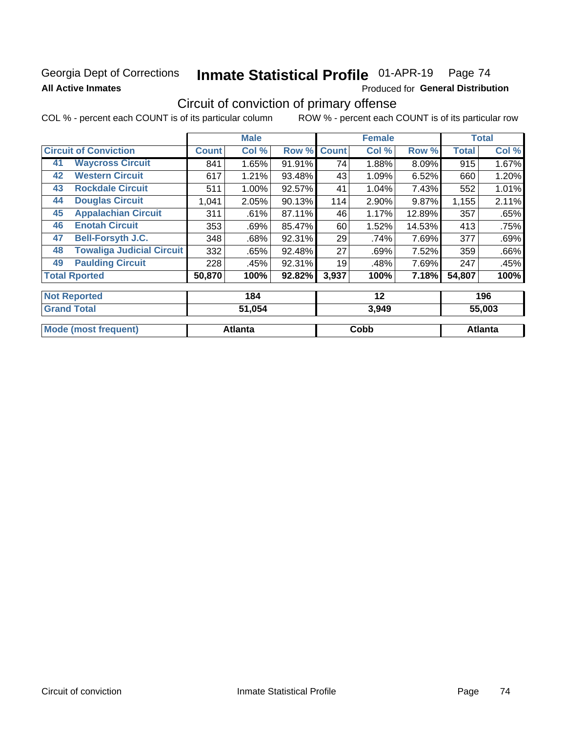Georgia Dept of Corrections **Inmate Statistical Profile** 01-APR-19 Page 74

**All Active Inmates**

Produced for **General Distribution**

## Circuit of conviction of primary offense

COL % - percent each COUNT is of its particular column ROW % - percent each COUNT is of its particular row

| Circuit of Conviction | | Male | | | Female | | | Total | |
|---|---|---|---|---|---|---|---|---|---|
| | | Count | Col % | Row % | Count | Col % | Row % | Total | Col % |
| 41 | Waycross Circuit | 841 | 1.65% | 91.91% | 74 | 1.88% | 8.09% | 915 | 1.67% |
| 42 | Western Circuit | 617 | 1.21% | 93.48% | 43 | 1.09% | 6.52% | 660 | 1.20% |
| 43 | Rockdale Circuit | 511 | 1.00% | 92.57% | 41 | 1.04% | 7.43% | 552 | 1.01% |
| 44 | Douglas Circuit | 1,041 | 2.05% | 90.13% | 114 | 2.90% | 9.87% | 1,155 | 2.11% |
| 45 | Appalachian Circuit | 311 | .61% | 87.11% | 46 | 1.17% | 12.89% | 357 | .65% |
| 46 | Enotah Circuit | 353 | .69% | 85.47% | 60 | 1.52% | 14.53% | 413 | .75% |
| 47 | Bell-Forsyth J.C. | 348 | .68% | 92.31% | 29 | .74% | 7.69% | 377 | .69% |
| 48 | Towaliga Judicial Circuit | 332 | .65% | 92.48% | 27 | .69% | 7.52% | 359 | .66% |
| 49 | Paulding Circuit | 228 | .45% | 92.31% | 19 | .48% | 7.69% | 247 | .45% |
| Total Rported | | 50,870 | 100% | 92.82% | 3,937 | 100% | 7.18% | 54,807 | 100% |
| Not Reported | | 184 | | | 12 | | | 196 | |
| Grand Total | | 51,054 | | | 3,949 | | | 55,003 | |
| Mode (most frequent) | | Atlanta | | | Cobb | | | Atlanta | |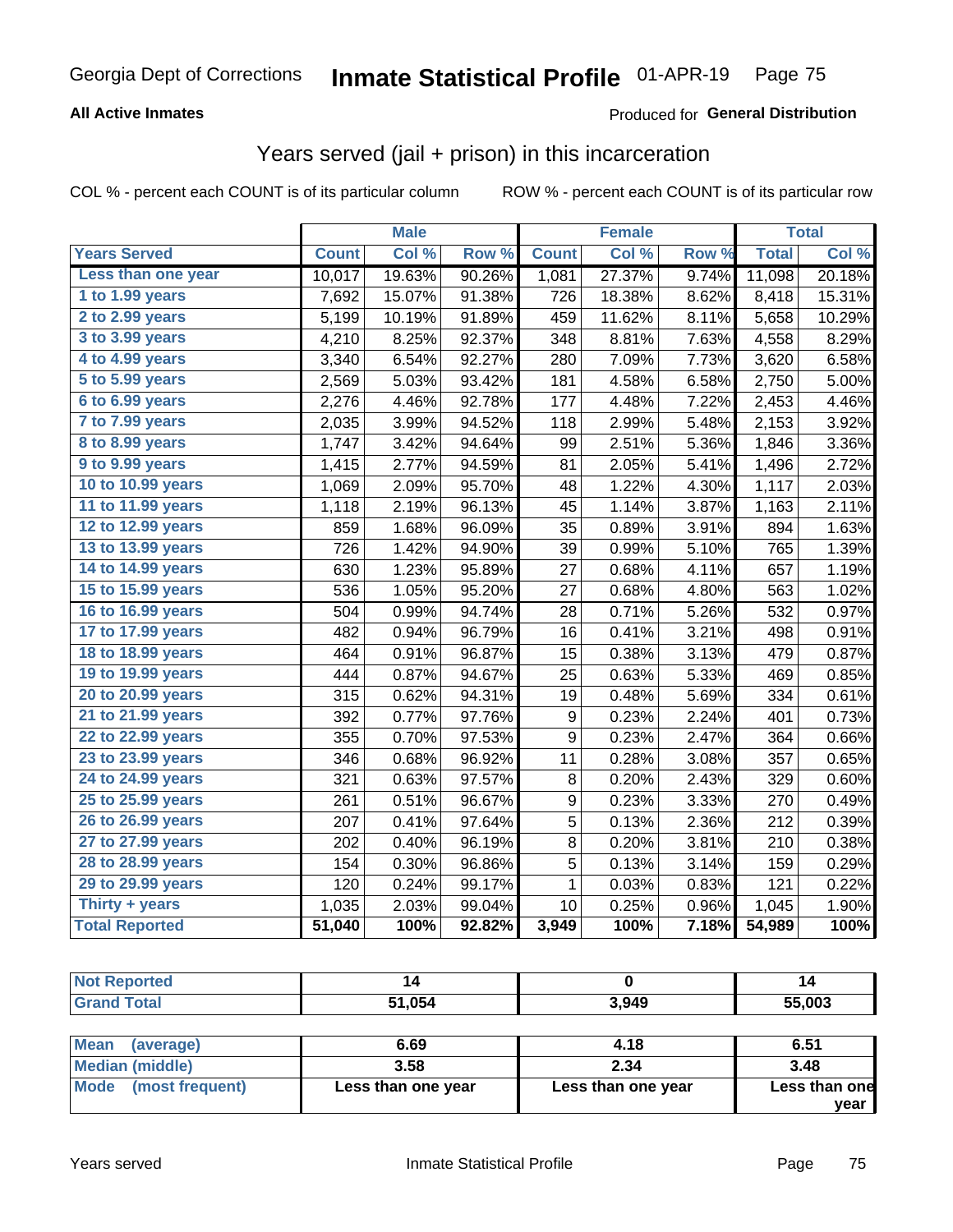# Inmate Statistical Profile

Georgia Dept of Corrections — 01-APR-19

**All Active Inmates** — Produced for **General Distribution**

## Years served (jail + prison) in this incarceration

COL % - percent each COUNT is of its particular column — ROW % - percent each COUNT is of its particular row

| | Male | | | Female | | | Total | |
|---|---|---|---|---|---|---|---|---|
| **Years Served** | **Count** | **Col %** | **Row %** | **Count** | **Col %** | **Row %** | **Total** | **Col %** |
| Less than one year | 10,017 | 19.63% | 90.26% | 1,081 | 27.37% | 9.74% | 11,098 | 20.18% |
| 1 to 1.99 years | 7,692 | 15.07% | 91.38% | 726 | 18.38% | 8.62% | 8,418 | 15.31% |
| 2 to 2.99 years | 5,199 | 10.19% | 91.89% | 459 | 11.62% | 8.11% | 5,658 | 10.29% |
| 3 to 3.99 years | 4,210 | 8.25% | 92.37% | 348 | 8.81% | 7.63% | 4,558 | 8.29% |
| 4 to 4.99 years | 3,340 | 6.54% | 92.27% | 280 | 7.09% | 7.73% | 3,620 | 6.58% |
| 5 to 5.99 years | 2,569 | 5.03% | 93.42% | 181 | 4.58% | 6.58% | 2,750 | 5.00% |
| 6 to 6.99 years | 2,276 | 4.46% | 92.78% | 177 | 4.48% | 7.22% | 2,453 | 4.46% |
| 7 to 7.99 years | 2,035 | 3.99% | 94.52% | 118 | 2.99% | 5.48% | 2,153 | 3.92% |
| 8 to 8.99 years | 1,747 | 3.42% | 94.64% | 99 | 2.51% | 5.36% | 1,846 | 3.36% |
| 9 to 9.99 years | 1,415 | 2.77% | 94.59% | 81 | 2.05% | 5.41% | 1,496 | 2.72% |
| 10 to 10.99 years | 1,069 | 2.09% | 95.70% | 48 | 1.22% | 4.30% | 1,117 | 2.03% |
| 11 to 11.99 years | 1,118 | 2.19% | 96.13% | 45 | 1.14% | 3.87% | 1,163 | 2.11% |
| 12 to 12.99 years | 859 | 1.68% | 96.09% | 35 | 0.89% | 3.91% | 894 | 1.63% |
| 13 to 13.99 years | 726 | 1.42% | 94.90% | 39 | 0.99% | 5.10% | 765 | 1.39% |
| 14 to 14.99 years | 630 | 1.23% | 95.89% | 27 | 0.68% | 4.11% | 657 | 1.19% |
| 15 to 15.99 years | 536 | 1.05% | 95.20% | 27 | 0.68% | 4.80% | 563 | 1.02% |
| 16 to 16.99 years | 504 | 0.99% | 94.74% | 28 | 0.71% | 5.26% | 532 | 0.97% |
| 17 to 17.99 years | 482 | 0.94% | 96.79% | 16 | 0.41% | 3.21% | 498 | 0.91% |
| 18 to 18.99 years | 464 | 0.91% | 96.87% | 15 | 0.38% | 3.13% | 479 | 0.87% |
| 19 to 19.99 years | 444 | 0.87% | 94.67% | 25 | 0.63% | 5.33% | 469 | 0.85% |
| 20 to 20.99 years | 315 | 0.62% | 94.31% | 19 | 0.48% | 5.69% | 334 | 0.61% |
| 21 to 21.99 years | 392 | 0.77% | 97.76% | 9 | 0.23% | 2.24% | 401 | 0.73% |
| 22 to 22.99 years | 355 | 0.70% | 97.53% | 9 | 0.23% | 2.47% | 364 | 0.66% |
| 23 to 23.99 years | 346 | 0.68% | 96.92% | 11 | 0.28% | 3.08% | 357 | 0.65% |
| 24 to 24.99 years | 321 | 0.63% | 97.57% | 8 | 0.20% | 2.43% | 329 | 0.60% |
| 25 to 25.99 years | 261 | 0.51% | 96.67% | 9 | 0.23% | 3.33% | 270 | 0.49% |
| 26 to 26.99 years | 207 | 0.41% | 97.64% | 5 | 0.13% | 2.36% | 212 | 0.39% |
| 27 to 27.99 years | 202 | 0.40% | 96.19% | 8 | 0.20% | 3.81% | 210 | 0.38% |
| 28 to 28.99 years | 154 | 0.30% | 96.86% | 5 | 0.13% | 3.14% | 159 | 0.29% |
| 29 to 29.99 years | 120 | 0.24% | 99.17% | 1 | 0.03% | 0.83% | 121 | 0.22% |
| Thirty + years | 1,035 | 2.03% | 99.04% | 10 | 0.25% | 0.96% | 1,045 | 1.90% |
| **Total Reported** | **51,040** | **100%** | **92.82%** | **3,949** | **100%** | **7.18%** | **54,989** | **100%** |

| | Male | Female | Total |
|---|---|---|---|
| Not Reported | 14 | 0 | 14 |
| Grand Total | 51,054 | 3,949 | 55,003 |

| | Male | Female | Total |
|---|---|---|---|
| Mean (average) | 6.69 | 4.18 | 6.51 |
| Median (middle) | 3.58 | 2.34 | 3.48 |
| Mode (most frequent) | Less than one year | Less than one year | Less than one year |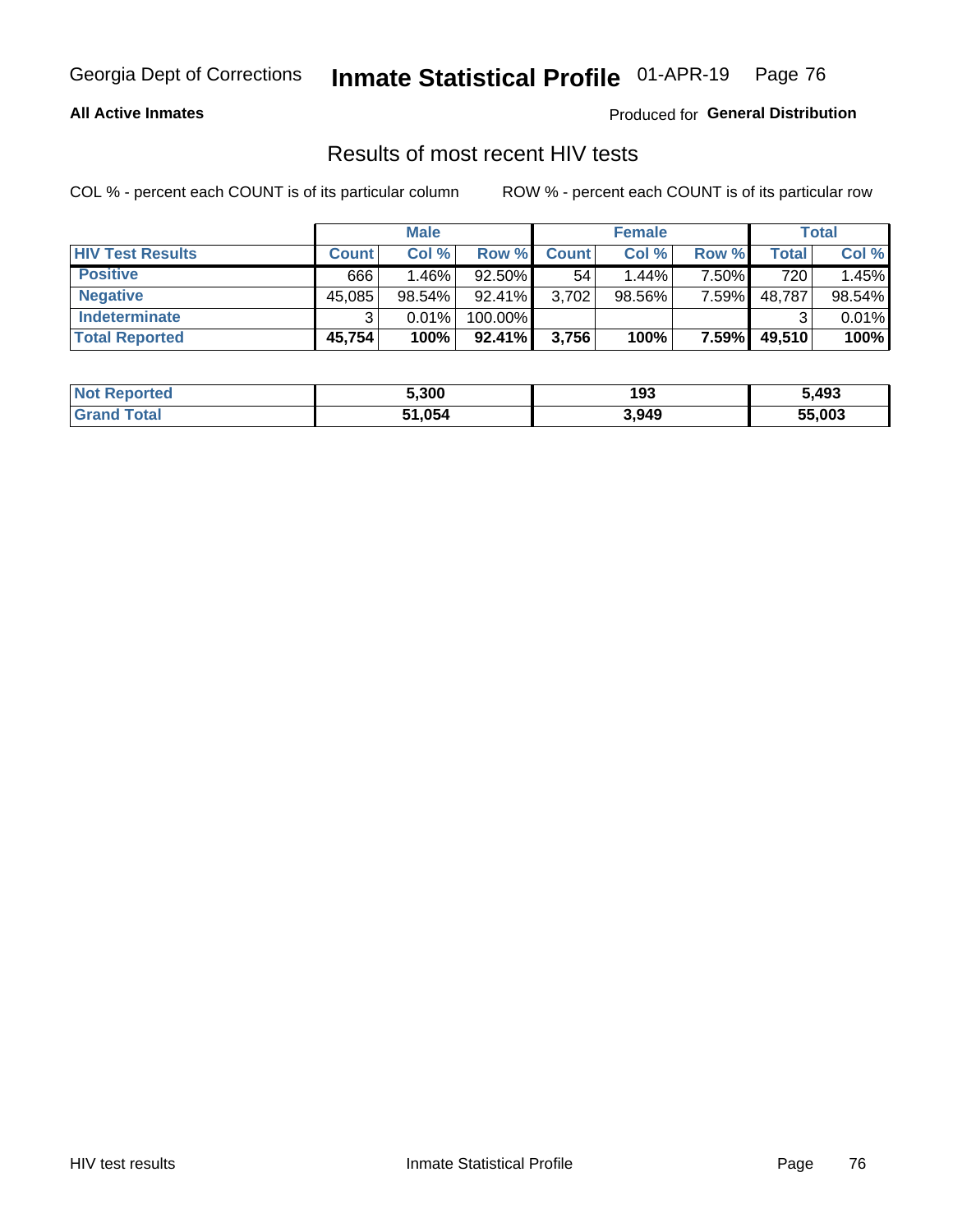Georgia Dept of Corrections **Inmate Statistical Profile** 01-APR-19

**All Active Inmates**

Produced for **General Distribution**

## Results of most recent HIV tests

COL % - percent each COUNT is of its particular column

ROW % - percent each COUNT is of its particular row

| | Male | | | Female | | | Total | |
|---|---|---|---|---|---|---|---|---|
| **HIV Test Results** | **Count** | **Col %** | **Row %** | **Count** | **Col %** | **Row %** | **Total** | **Col %** |
| **Positive** | 666 | 1.46% | 92.50% | 54 | 1.44% | 7.50% | 720 | 1.45% |
| **Negative** | 45,085 | 98.54% | 92.41% | 3,702 | 98.56% | 7.59% | 48,787 | 98.54% |
| **Indeterminate** | 3 | 0.01% | 100.00% | | | | 3 | 0.01% |
| **Total Reported** | **45,754** | **100%** | **92.41%** | **3,756** | **100%** | **7.59%** | **49,510** | **100%** |

| | Male | Female | Total |
|---|---|---|---|
| **Not Reported** | **5,300** | **193** | **5,493** |
| **Grand Total** | **51,054** | **3,949** | **55,003** |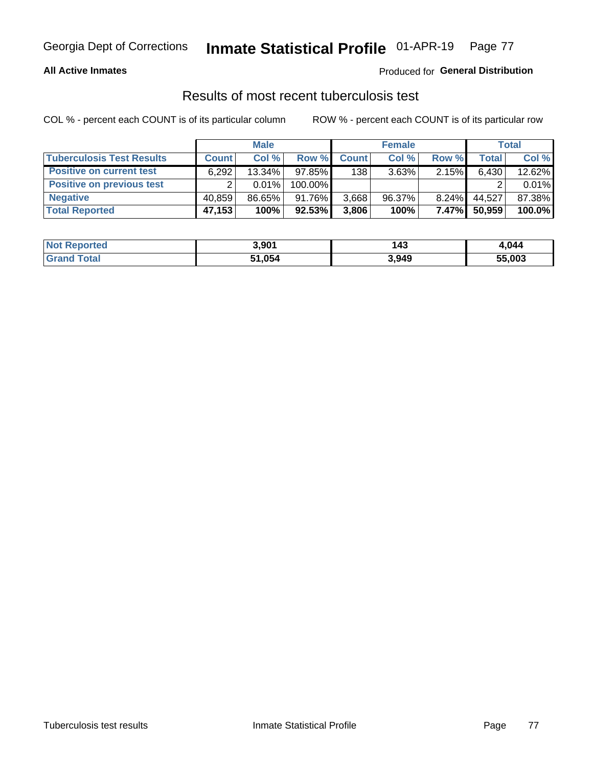Georgia Dept of Corrections **Inmate Statistical Profile** 01-APR-19

**All Active Inmates**

Produced for **General Distribution**

## Results of most recent tuberculosis test

COL % - percent each COUNT is of its particular column

ROW % - percent each COUNT is of its particular row

| | Male | | | Female | | | Total | |
|---|---|---|---|---|---|---|---|---|
| **Tuberculosis Test Results** | **Count** | **Col %** | **Row %** | **Count** | **Col %** | **Row %** | **Total** | **Col %** |
| **Positive on current test** | 6,292 | 13.34% | 97.85% | 138 | 3.63% | 2.15% | 6,430 | 12.62% |
| **Positive on previous test** | 2 | 0.01% | 100.00% | | | | 2 | 0.01% |
| **Negative** | 40,859 | 86.65% | 91.76% | 3,668 | 96.37% | 8.24% | 44,527 | 87.38% |
| **Total Reported** | **47,153** | **100%** | **92.53%** | **3,806** | **100%** | **7.47%** | **50,959** | **100.0%** |

| | Male | Female | Total |
|---|---|---|---|
| **Not Reported** | **3,901** | **143** | **4,044** |
| **Grand Total** | **51,054** | **3,949** | **55,003** |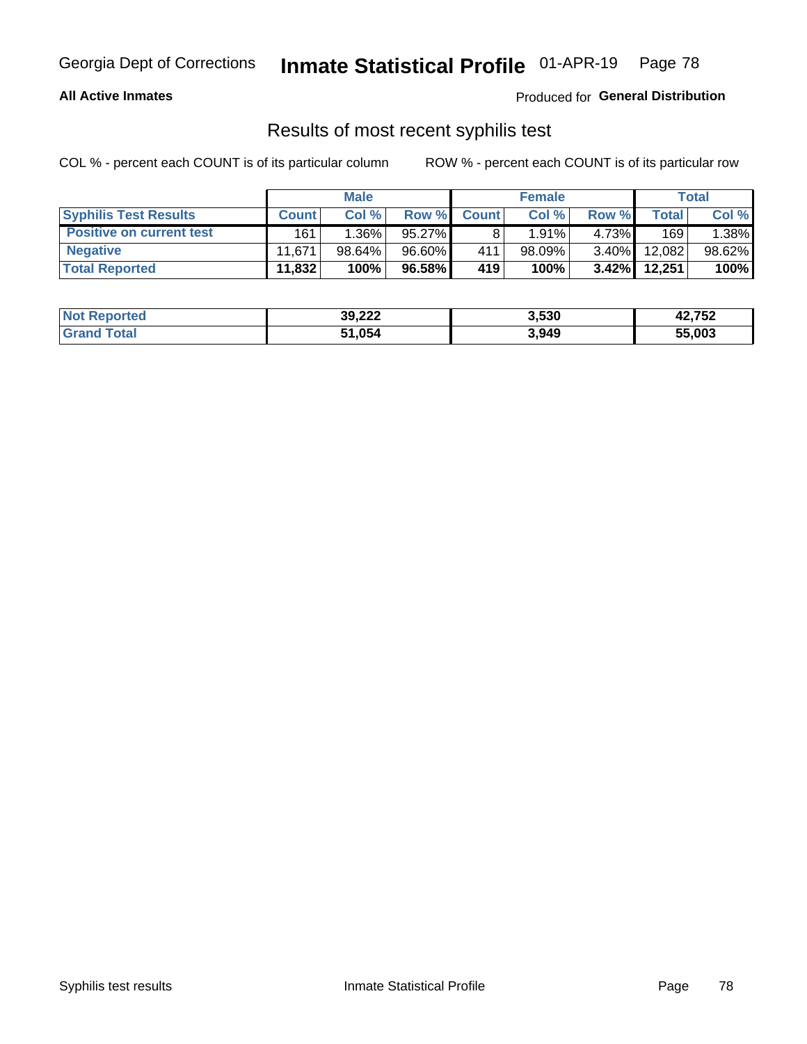Georgia Dept of Corrections **Inmate Statistical Profile** 01-APR-19

**All Active Inmates**

Produced for **General Distribution**

## Results of most recent syphilis test

COL % - percent each COUNT is of its particular column ROW % - percent each COUNT is of its particular row

| | Male | | | Female | | | Total | |
|---|---|---|---|---|---|---|---|---|
| **Syphilis Test Results** | **Count** | **Col %** | **Row %** | **Count** | **Col %** | **Row %** | **Total** | **Col %** |
| **Positive on current test** | 161 | 1.36% | 95.27% | 8 | 1.91% | 4.73% | 169 | 1.38% |
| **Negative** | 11,671 | 98.64% | 96.60% | 411 | 98.09% | 3.40% | 12,082 | 98.62% |
| **Total Reported** | **11,832** | **100%** | **96.58%** | **419** | **100%** | **3.42%** | **12,251** | **100%** |

| | Male | Female | Total |
|---|---|---|---|
| **Not Reported** | **39,222** | **3,530** | **42,752** |
| **Grand Total** | **51,054** | **3,949** | **55,003** |

Syphilis test results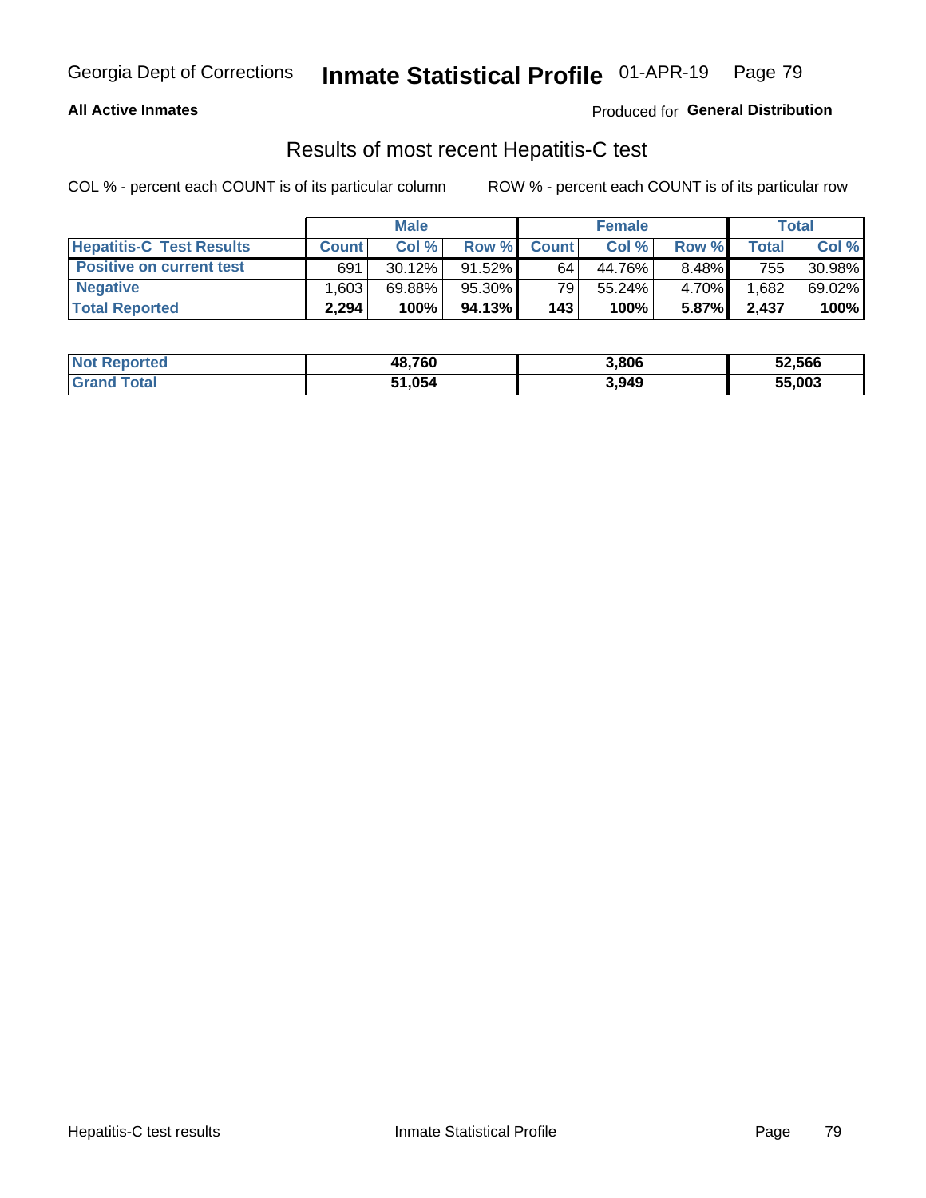Georgia Dept of Corrections **Inmate Statistical Profile** 01-APR-19 Page 79

**All Active Inmates**

Produced for **General Distribution**

## Results of most recent Hepatitis-C test

COL % - percent each COUNT is of its particular column

ROW % - percent each COUNT is of its particular row

| | Male | | | Female | | | Total | |
|---|---|---|---|---|---|---|---|---|
| **Hepatitis-C Test Results** | **Count** | **Col %** | **Row %** | **Count** | **Col %** | **Row %** | **Total** | **Col %** |
| **Positive on current test** | 691 | 30.12% | 91.52% | 64 | 44.76% | 8.48% | 755 | 30.98% |
| **Negative** | 1,603 | 69.88% | 95.30% | 79 | 55.24% | 4.70% | 1,682 | 69.02% |
| **Total Reported** | **2,294** | **100%** | **94.13%** | **143** | **100%** | **5.87%** | **2,437** | **100%** |

| | Male | Female | Total |
|---|---|---|---|
| **Not Reported** | **48,760** | **3,806** | **52,566** |
| **Grand Total** | **51,054** | **3,949** | **55,003** |

Hepatitis-C test results Inmate Statistical Profile